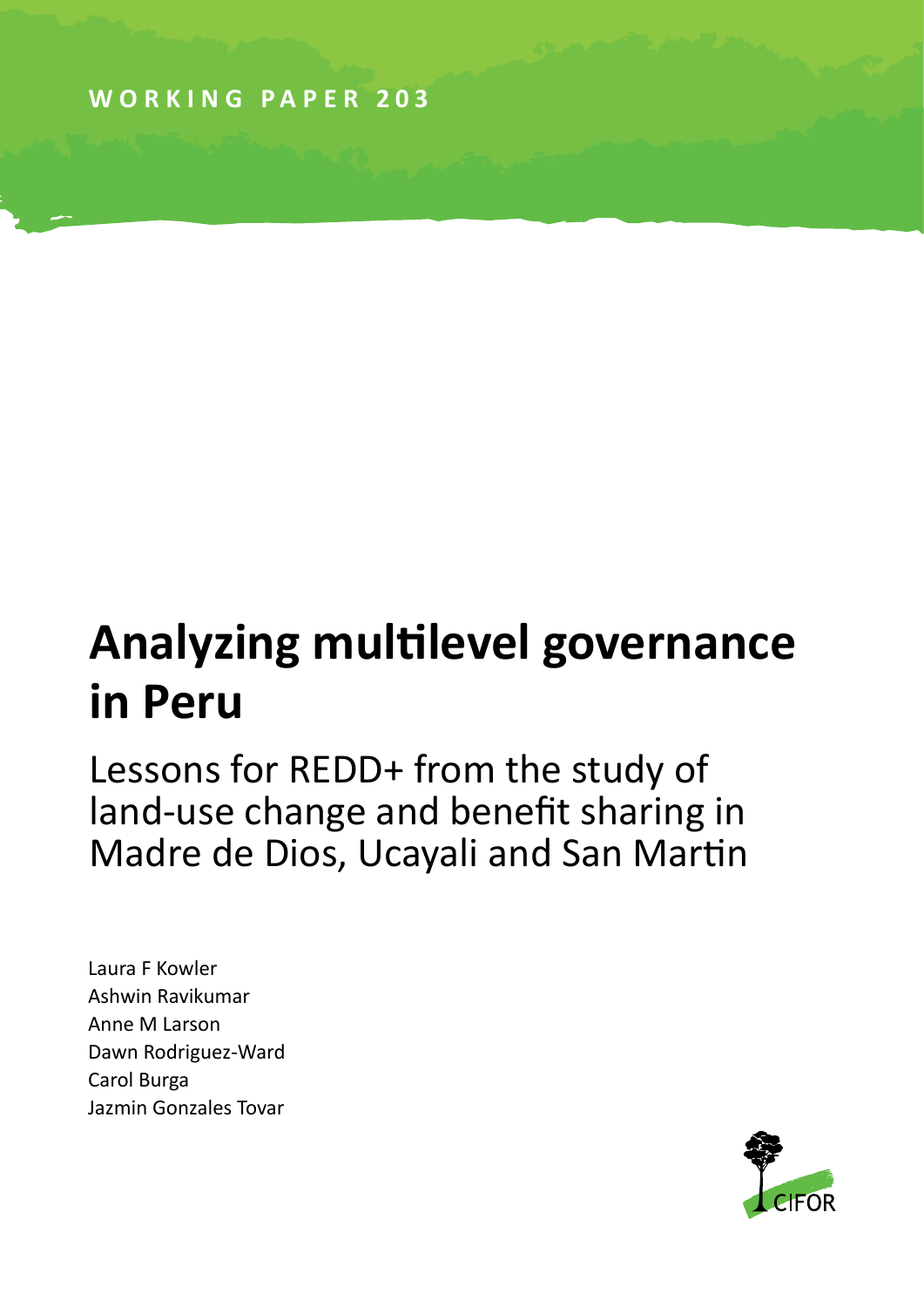WORKING PAPER 203

# Analyzing multilevel governance in Peru

## Lessons for REDD+ from the study of land-use change and benefit sharing in Madre de Dios, Ucayali and San Martin

Laura F Kowler
Ashwin Ravikumar
Anne M Larson
Dawn Rodriguez-Ward
Carol Burga
Jazmin Gonzales Tovar

CIFOR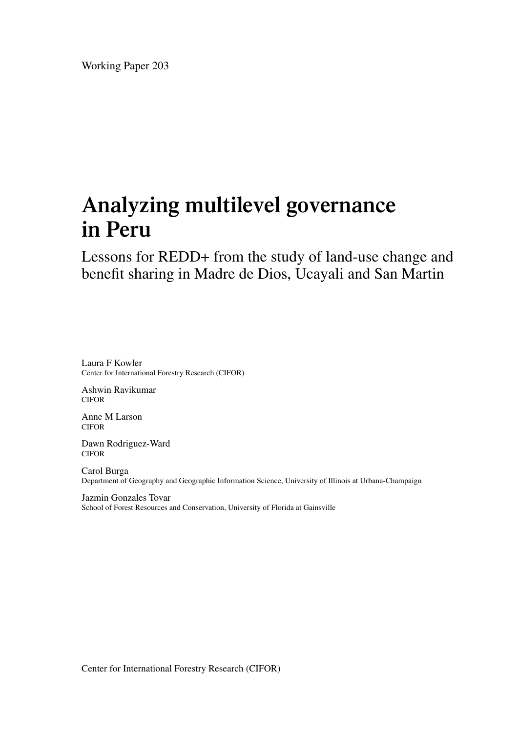Working Paper 203

# Analyzing multilevel governance in Peru

## Lessons for REDD+ from the study of land-use change and benefit sharing in Madre de Dios, Ucayali and San Martin

Laura F Kowler
Center for International Forestry Research (CIFOR)

Ashwin Ravikumar
CIFOR

Anne M Larson
CIFOR

Dawn Rodriguez-Ward
CIFOR

Carol Burga
Department of Geography and Geographic Information Science, University of Illinois at Urbana-Champaign

Jazmin Gonzales Tovar
School of Forest Resources and Conservation, University of Florida at Gainsville

Center for International Forestry Research (CIFOR)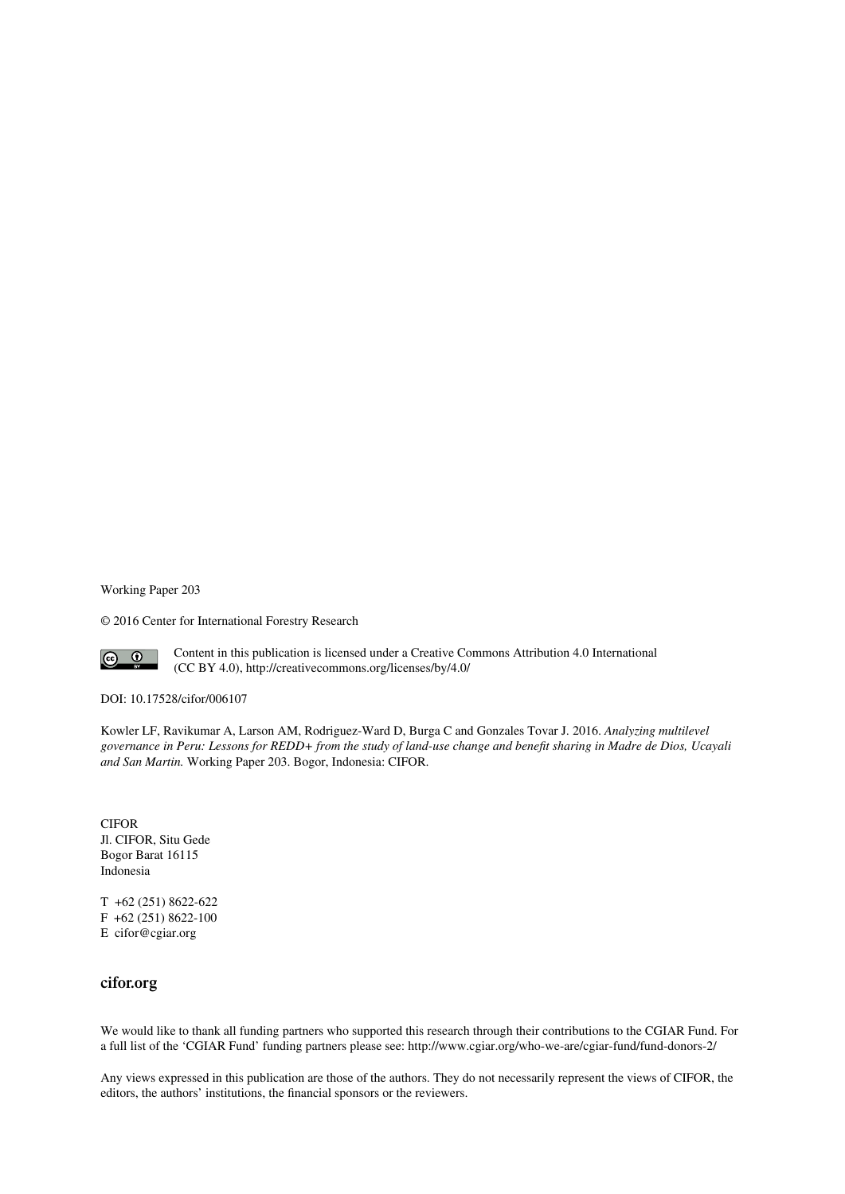Working Paper 203

© 2016 Center for International Forestry Research

Content in this publication is licensed under a Creative Commons Attribution 4.0 International (CC BY 4.0), http://creativecommons.org/licenses/by/4.0/

DOI: 10.17528/cifor/006107

Kowler LF, Ravikumar A, Larson AM, Rodriguez-Ward D, Burga C and Gonzales Tovar J. 2016. *Analyzing multilevel governance in Peru: Lessons for REDD+ from the study of land-use change and benefit sharing in Madre de Dios, Ucayali and San Martin.* Working Paper 203. Bogor, Indonesia: CIFOR.

CIFOR
Jl. CIFOR, Situ Gede
Bogor Barat 16115
Indonesia

T +62 (251) 8622-622
F +62 (251) 8622-100
E cifor@cgiar.org

**cifor.org**

We would like to thank all funding partners who supported this research through their contributions to the CGIAR Fund. For a full list of the 'CGIAR Fund' funding partners please see: http://www.cgiar.org/who-we-are/cgiar-fund/fund-donors-2/

Any views expressed in this publication are those of the authors. They do not necessarily represent the views of CIFOR, the editors, the authors' institutions, the financial sponsors or the reviewers.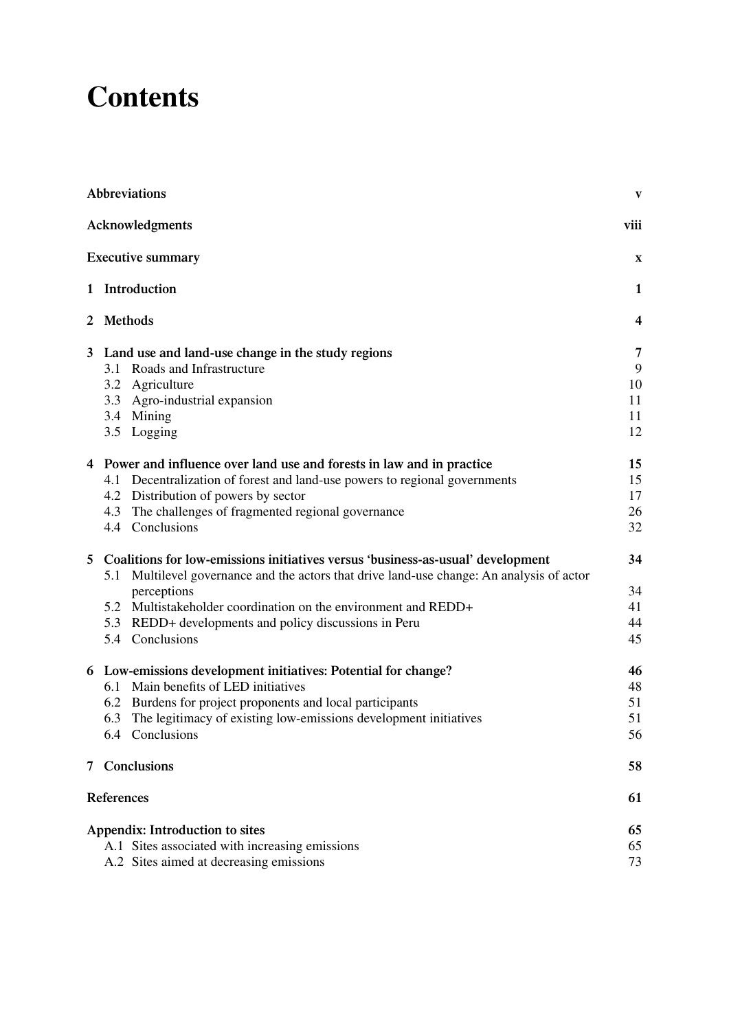# Contents

| | |
|---|---|
| **Abbreviations** | **v** |
| **Acknowledgments** | **viii** |
| **Executive summary** | **x** |
| **1 Introduction** | **1** |
| **2 Methods** | **4** |
| **3 Land use and land-use change in the study regions** | **7** |
| 3.1 Roads and Infrastructure | 9 |
| 3.2 Agriculture | 10 |
| 3.3 Agro-industrial expansion | 11 |
| 3.4 Mining | 11 |
| 3.5 Logging | 12 |
| **4 Power and influence over land use and forests in law and in practice** | **15** |
| 4.1 Decentralization of forest and land-use powers to regional governments | 15 |
| 4.2 Distribution of powers by sector | 17 |
| 4.3 The challenges of fragmented regional governance | 26 |
| 4.4 Conclusions | 32 |
| **5 Coalitions for low-emissions initiatives versus 'business-as-usual' development** | **34** |
| 5.1 Multilevel governance and the actors that drive land-use change: An analysis of actor perceptions | 34 |
| 5.2 Multistakeholder coordination on the environment and REDD+ | 41 |
| 5.3 REDD+ developments and policy discussions in Peru | 44 |
| 5.4 Conclusions | 45 |
| **6 Low-emissions development initiatives: Potential for change?** | **46** |
| 6.1 Main benefits of LED initiatives | 48 |
| 6.2 Burdens for project proponents and local participants | 51 |
| 6.3 The legitimacy of existing low-emissions development initiatives | 51 |
| 6.4 Conclusions | 56 |
| **7 Conclusions** | **58** |
| **References** | **61** |
| **Appendix: Introduction to sites** | **65** |
| A.1 Sites associated with increasing emissions | 65 |
| A.2 Sites aimed at decreasing emissions | 73 |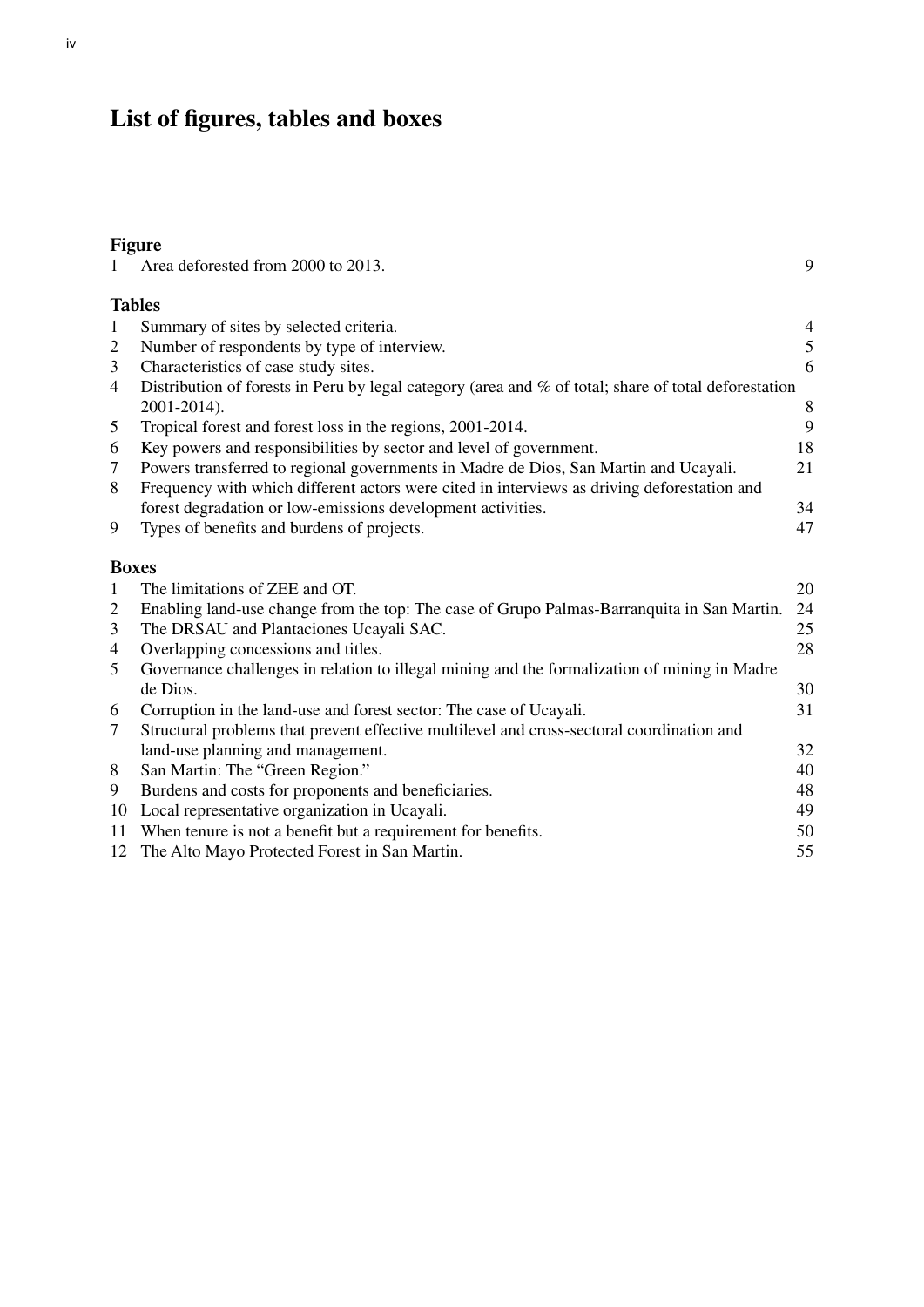# List of figures, tables and boxes

## Figure

| | | |
|---|---|---|
| 1 | Area deforested from 2000 to 2013. | 9 |

## Tables

| | | |
|---|---|---|
| 1 | Summary of sites by selected criteria. | 4 |
| 2 | Number of respondents by type of interview. | 5 |
| 3 | Characteristics of case study sites. | 6 |
| 4 | Distribution of forests in Peru by legal category (area and % of total; share of total deforestation 2001-2014). | 8 |
| 5 | Tropical forest and forest loss in the regions, 2001-2014. | 9 |
| 6 | Key powers and responsibilities by sector and level of government. | 18 |
| 7 | Powers transferred to regional governments in Madre de Dios, San Martin and Ucayali. | 21 |
| 8 | Frequency with which different actors were cited in interviews as driving deforestation and forest degradation or low-emissions development activities. | 34 |
| 9 | Types of benefits and burdens of projects. | 47 |

## Boxes

| | | |
|---|---|---|
| 1 | The limitations of ZEE and OT. | 20 |
| 2 | Enabling land-use change from the top: The case of Grupo Palmas-Barranquita in San Martin. | 24 |
| 3 | The DRSAU and Plantaciones Ucayali SAC. | 25 |
| 4 | Overlapping concessions and titles. | 28 |
| 5 | Governance challenges in relation to illegal mining and the formalization of mining in Madre de Dios. | 30 |
| 6 | Corruption in the land-use and forest sector: The case of Ucayali. | 31 |
| 7 | Structural problems that prevent effective multilevel and cross-sectoral coordination and land-use planning and management. | 32 |
| 8 | San Martin: The "Green Region." | 40 |
| 9 | Burdens and costs for proponents and beneficiaries. | 48 |
| 10 | Local representative organization in Ucayali. | 49 |
| 11 | When tenure is not a benefit but a requirement for benefits. | 50 |
| 12 | The Alto Mayo Protected Forest in San Martin. | 55 |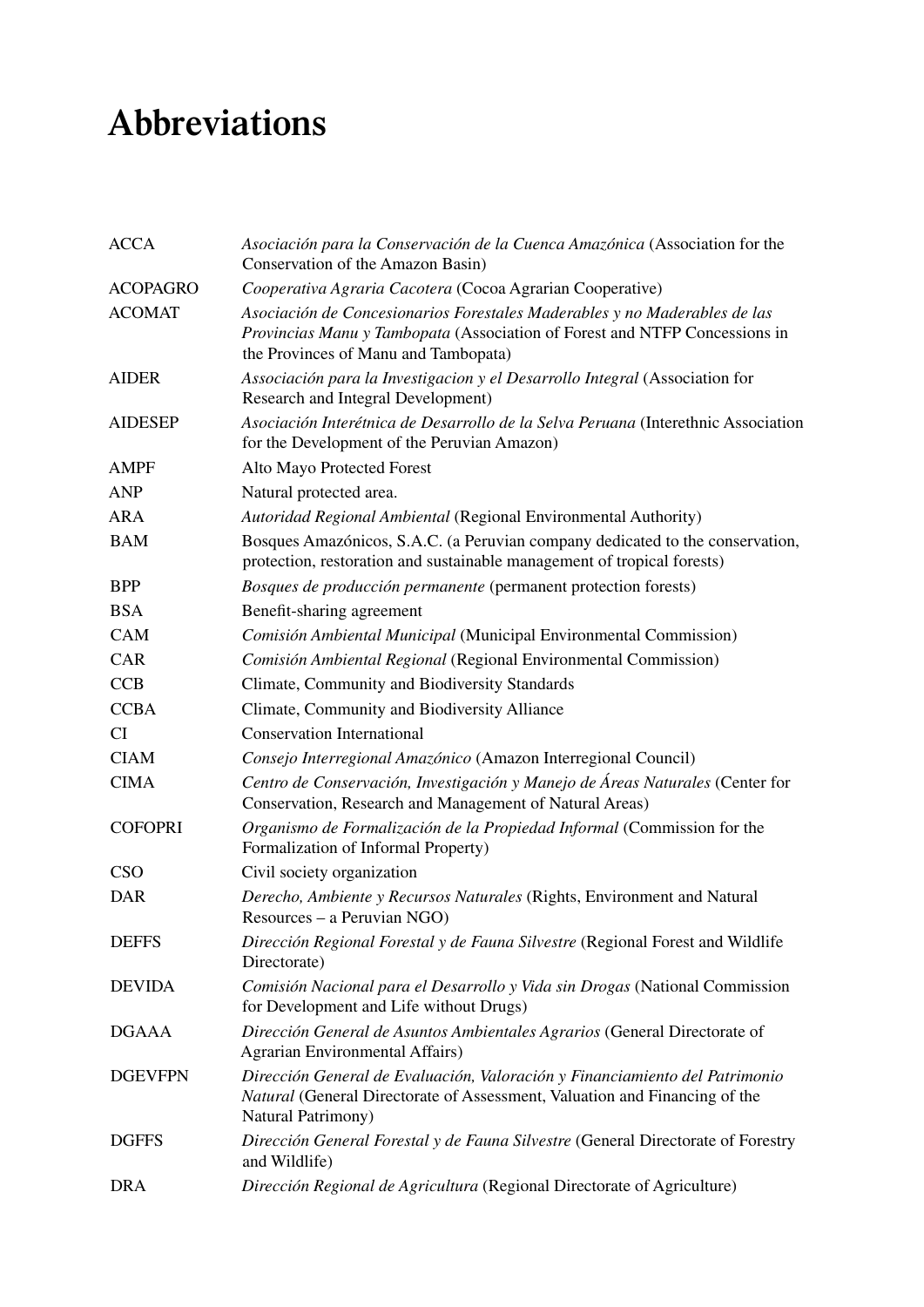# Abbreviations

| | |
|---|---|
| ACCA | *Asociación para la Conservación de la Cuenca Amazónica* (Association for the Conservation of the Amazon Basin) |
| ACOPAGRO | *Cooperativa Agraria Cacotera* (Cocoa Agrarian Cooperative) |
| ACOMAT | *Asociación de Concesionarios Forestales Maderables y no Maderables de las Provincias Manu y Tambopata* (Association of Forest and NTFP Concessions in the Provinces of Manu and Tambopata) |
| AIDER | *Assocíación para la Investigacion y el Desarrollo Integral* (Association for Research and Integral Development) |
| AIDESEP | *Asociación Interétnica de Desarrollo de la Selva Peruana* (Interethnic Association for the Development of the Peruvian Amazon) |
| AMPF | Alto Mayo Protected Forest |
| ANP | Natural protected area. |
| ARA | *Autoridad Regional Ambiental* (Regional Environmental Authority) |
| BAM | Bosques Amazónicos, S.A.C. (a Peruvian company dedicated to the conservation, protection, restoration and sustainable management of tropical forests) |
| BPP | *Bosques de producción permanente* (permanent protection forests) |
| BSA | Benefit-sharing agreement |
| CAM | *Comisión Ambiental Municipal* (Municipal Environmental Commission) |
| CAR | *Comisión Ambiental Regional* (Regional Environmental Commission) |
| CCB | Climate, Community and Biodiversity Standards |
| CCBA | Climate, Community and Biodiversity Alliance |
| CI | Conservation International |
| CIAM | *Consejo Interregional Amazónico* (Amazon Interregional Council) |
| CIMA | *Centro de Conservación, Investigación y Manejo de Áreas Naturales* (Center for Conservation, Research and Management of Natural Areas) |
| COFOPRI | *Organismo de Formalización de la Propiedad Informal* (Commission for the Formalization of Informal Property) |
| CSO | Civil society organization |
| DAR | *Derecho, Ambiente y Recursos Naturales* (Rights, Environment and Natural Resources – a Peruvian NGO) |
| DEFFS | *Dirección Regional Forestal y de Fauna Silvestre* (Regional Forest and Wildlife Directorate) |
| DEVIDA | *Comisión Nacional para el Desarrollo y Vida sin Drogas* (National Commission for Development and Life without Drugs) |
| DGAAA | *Dirección General de Asuntos Ambientales Agrarios* (General Directorate of Agrarian Environmental Affairs) |
| DGEVFPN | *Dirección General de Evaluación, Valoración y Financiamiento del Patrimonio Natural* (General Directorate of Assessment, Valuation and Financing of the Natural Patrimony) |
| DGFFS | *Dirección General Forestal y de Fauna Silvestre* (General Directorate of Forestry and Wildlife) |
| DRA | *Dirección Regional de Agricultura* (Regional Directorate of Agriculture) |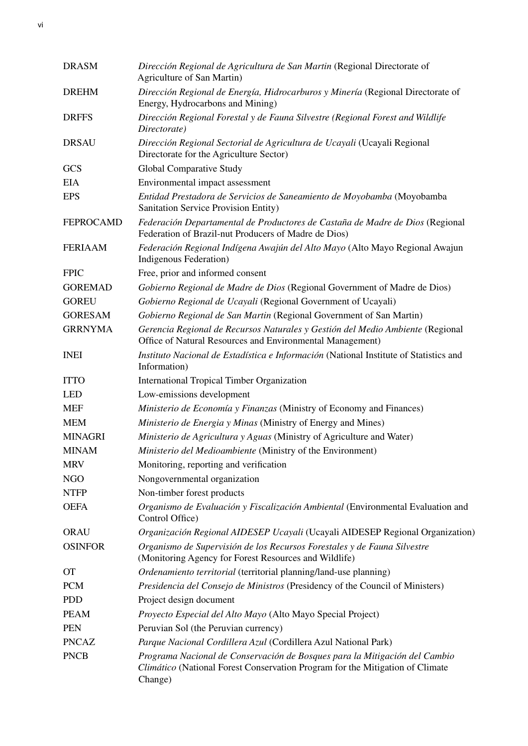| | |
|---|---|
| DRASM | *Dirección Regional de Agricultura de San Martin* (Regional Directorate of Agriculture of San Martin) |
| DREHM | *Dirección Regional de Energía, Hidrocarburos y Minería* (Regional Directorate of Energy, Hydrocarbons and Mining) |
| DRFFS | *Dirección Regional Forestal y de Fauna Silvestre (Regional Forest and Wildlife Directorate)* |
| DRSAU | *Dirección Regional Sectorial de Agricultura de Ucayali* (Ucayali Regional Directorate for the Agriculture Sector) |
| GCS | Global Comparative Study |
| EIA | Environmental impact assessment |
| EPS | *Entidad Prestadora de Servicios de Saneamiento de Moyobamba* (Moyobamba Sanitation Service Provision Entity) |
| FEPROCAMD | *Federación Departamental de Productores de Castaña de Madre de Dios* (Regional Federation of Brazil-nut Producers of Madre de Dios) |
| FERIAAM | *Federación Regional Indígena Awajún del Alto Mayo* (Alto Mayo Regional Awajun Indigenous Federation) |
| FPIC | Free, prior and informed consent |
| GOREMAD | *Gobierno Regional de Madre de Dios* (Regional Government of Madre de Dios) |
| GOREU | *Gobierno Regional de Ucayali* (Regional Government of Ucayali) |
| GORESAM | *Gobierno Regional de San Martin* (Regional Government of San Martin) |
| GRRNYMA | *Gerencia Regional de Recursos Naturales y Gestión del Medio Ambiente* (Regional Office of Natural Resources and Environmental Management) |
| INEI | *Instituto Nacional de Estadística e Información* (National Institute of Statistics and Information) |
| ITTO | International Tropical Timber Organization |
| LED | Low-emissions development |
| MEF | *Ministerio de Economía y Finanzas* (Ministry of Economy and Finances) |
| MEM | *Ministerio de Energia y Minas* (Ministry of Energy and Mines) |
| MINAGRI | *Ministerio de Agricultura y Aguas* (Ministry of Agriculture and Water) |
| MINAM | *Ministerio del Medioambiente* (Ministry of the Environment) |
| MRV | Monitoring, reporting and verification |
| NGO | Nongovernmental organization |
| NTFP | Non-timber forest products |
| OEFA | *Organismo de Evaluación y Fiscalización Ambiental* (Environmental Evaluation and Control Office) |
| ORAU | *Organización Regional AIDESEP Ucayali* (Ucayali AIDESEP Regional Organization) |
| OSINFOR | *Organismo de Supervisión de los Recursos Forestales y de Fauna Silvestre* (Monitoring Agency for Forest Resources and Wildlife) |
| OT | *Ordenamiento territorial* (territorial planning/land-use planning) |
| PCM | *Presidencia del Consejo de Ministros* (Presidency of the Council of Ministers) |
| PDD | Project design document |
| PEAM | *Proyecto Especial del Alto Mayo* (Alto Mayo Special Project) |
| PEN | Peruvian Sol (the Peruvian currency) |
| PNCAZ | *Parque Nacional Cordillera Azul* (Cordillera Azul National Park) |
| PNCB | *Programa Nacional de Conservación de Bosques para la Mitigación del Cambio Climático* (National Forest Conservation Program for the Mitigation of Climate Change) |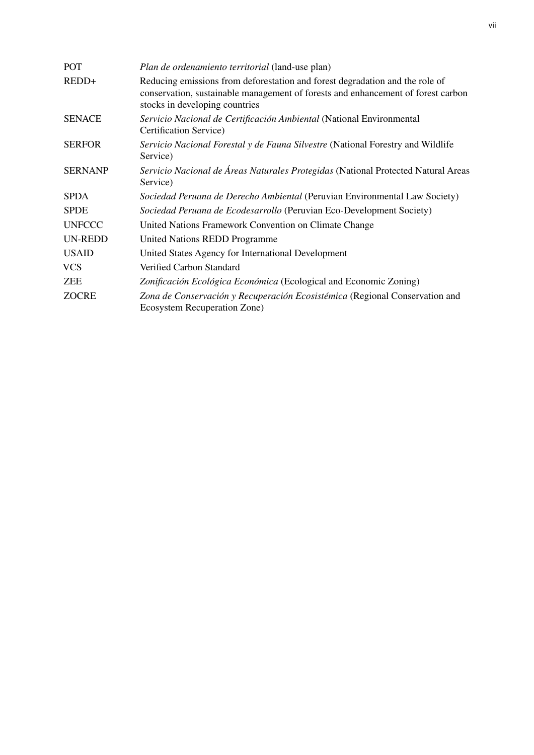| | |
|---|---|
| POT | *Plan de ordenamiento territorial* (land-use plan) |
| REDD+ | Reducing emissions from deforestation and forest degradation and the role of conservation, sustainable management of forests and enhancement of forest carbon stocks in developing countries |
| SENACE | *Servicio Nacional de Certificación Ambiental* (National Environmental Certification Service) |
| SERFOR | *Servicio Nacional Forestal y de Fauna Silvestre* (National Forestry and Wildlife Service) |
| SERNANP | *Servicio Nacional de Áreas Naturales Protegidas* (National Protected Natural Areas Service) |
| SPDA | *Sociedad Peruana de Derecho Ambiental* (Peruvian Environmental Law Society) |
| SPDE | *Sociedad Peruana de Ecodesarrollo* (Peruvian Eco-Development Society) |
| UNFCCC | United Nations Framework Convention on Climate Change |
| UN-REDD | United Nations REDD Programme |
| USAID | United States Agency for International Development |
| VCS | Verified Carbon Standard |
| ZEE | *Zonificación Ecológica Económica* (Ecological and Economic Zoning) |
| ZOCRE | *Zona de Conservación y Recuperación Ecosistémica* (Regional Conservation and Ecosystem Recuperation Zone) |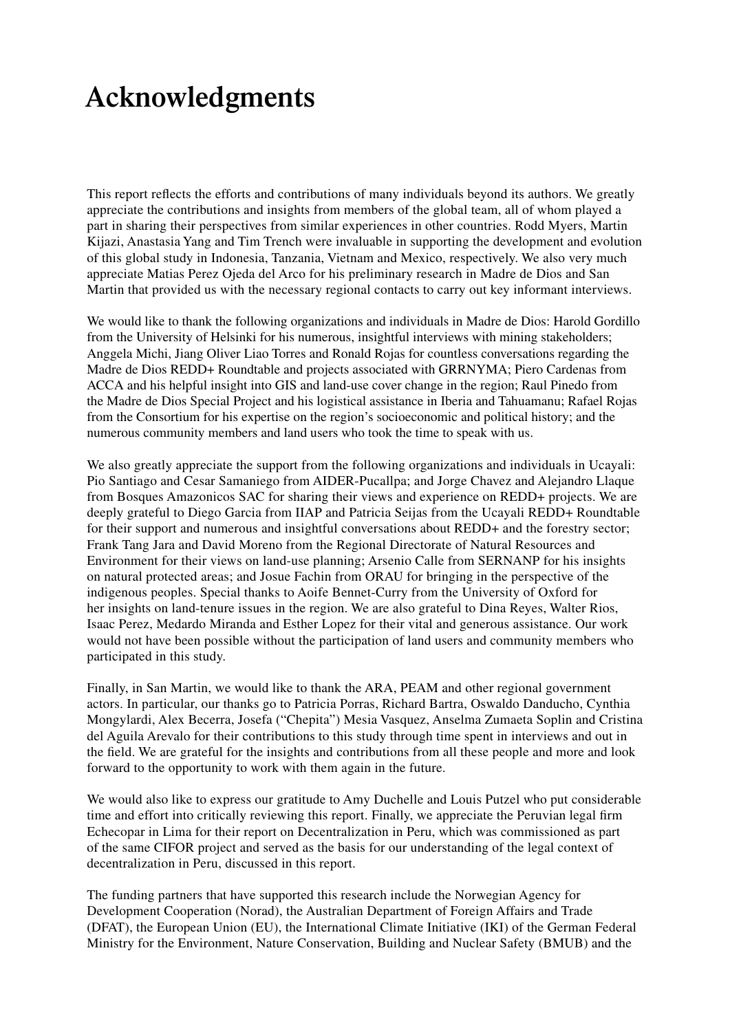# Acknowledgments

This report reflects the efforts and contributions of many individuals beyond its authors. We greatly appreciate the contributions and insights from members of the global team, all of whom played a part in sharing their perspectives from similar experiences in other countries. Rodd Myers, Martin Kijazi, Anastasia Yang and Tim Trench were invaluable in supporting the development and evolution of this global study in Indonesia, Tanzania, Vietnam and Mexico, respectively. We also very much appreciate Matias Perez Ojeda del Arco for his preliminary research in Madre de Dios and San Martin that provided us with the necessary regional contacts to carry out key informant interviews.

We would like to thank the following organizations and individuals in Madre de Dios: Harold Gordillo from the University of Helsinki for his numerous, insightful interviews with mining stakeholders; Anggela Michi, Jiang Oliver Liao Torres and Ronald Rojas for countless conversations regarding the Madre de Dios REDD+ Roundtable and projects associated with GRRNYMA; Piero Cardenas from ACCA and his helpful insight into GIS and land-use cover change in the region; Raul Pinedo from the Madre de Dios Special Project and his logistical assistance in Iberia and Tahuamanu; Rafael Rojas from the Consortium for his expertise on the region's socioeconomic and political history; and the numerous community members and land users who took the time to speak with us.

We also greatly appreciate the support from the following organizations and individuals in Ucayali: Pio Santiago and Cesar Samaniego from AIDER-Pucallpa; and Jorge Chavez and Alejandro Llaque from Bosques Amazonicos SAC for sharing their views and experience on REDD+ projects. We are deeply grateful to Diego Garcia from IIAP and Patricia Seijas from the Ucayali REDD+ Roundtable for their support and numerous and insightful conversations about REDD+ and the forestry sector; Frank Tang Jara and David Moreno from the Regional Directorate of Natural Resources and Environment for their views on land-use planning; Arsenio Calle from SERNANP for his insights on natural protected areas; and Josue Fachin from ORAU for bringing in the perspective of the indigenous peoples. Special thanks to Aoife Bennet-Curry from the University of Oxford for her insights on land-tenure issues in the region. We are also grateful to Dina Reyes, Walter Rios, Isaac Perez, Medardo Miranda and Esther Lopez for their vital and generous assistance. Our work would not have been possible without the participation of land users and community members who participated in this study.

Finally, in San Martin, we would like to thank the ARA, PEAM and other regional government actors. In particular, our thanks go to Patricia Porras, Richard Bartra, Oswaldo Danducho, Cynthia Mongylardi, Alex Becerra, Josefa ("Chepita") Mesia Vasquez, Anselma Zumaeta Soplin and Cristina del Aguila Arevalo for their contributions to this study through time spent in interviews and out in the field. We are grateful for the insights and contributions from all these people and more and look forward to the opportunity to work with them again in the future.

We would also like to express our gratitude to Amy Duchelle and Louis Putzel who put considerable time and effort into critically reviewing this report. Finally, we appreciate the Peruvian legal firm Echecopar in Lima for their report on Decentralization in Peru, which was commissioned as part of the same CIFOR project and served as the basis for our understanding of the legal context of decentralization in Peru, discussed in this report.

The funding partners that have supported this research include the Norwegian Agency for Development Cooperation (Norad), the Australian Department of Foreign Affairs and Trade (DFAT), the European Union (EU), the International Climate Initiative (IKI) of the German Federal Ministry for the Environment, Nature Conservation, Building and Nuclear Safety (BMUB) and the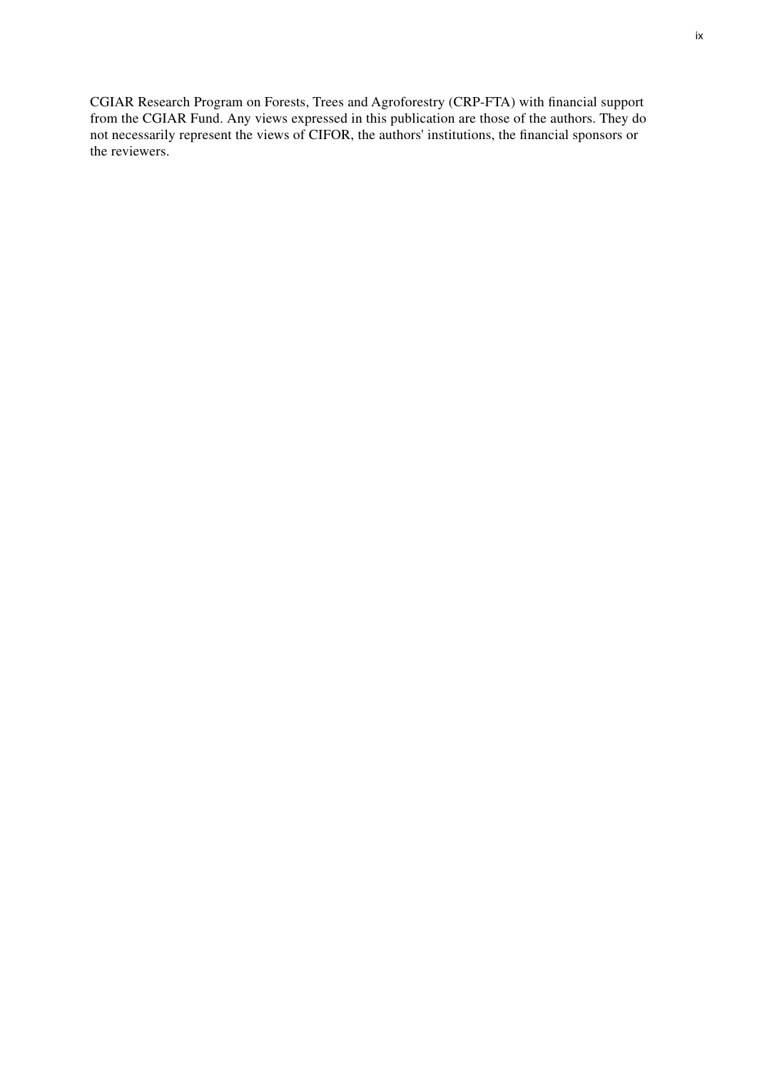CGIAR Research Program on Forests, Trees and Agroforestry (CRP-FTA) with financial support from the CGIAR Fund. Any views expressed in this publication are those of the authors. They do not necessarily represent the views of CIFOR, the authors' institutions, the financial sponsors or the reviewers.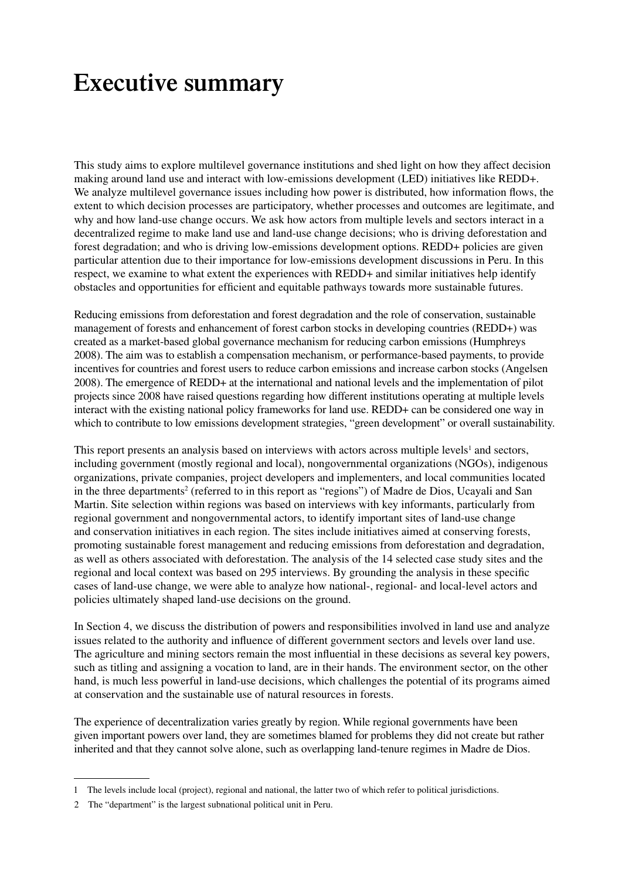# Executive summary

This study aims to explore multilevel governance institutions and shed light on how they affect decision making around land use and interact with low-emissions development (LED) initiatives like REDD+. We analyze multilevel governance issues including how power is distributed, how information flows, the extent to which decision processes are participatory, whether processes and outcomes are legitimate, and why and how land-use change occurs. We ask how actors from multiple levels and sectors interact in a decentralized regime to make land use and land-use change decisions; who is driving deforestation and forest degradation; and who is driving low-emissions development options. REDD+ policies are given particular attention due to their importance for low-emissions development discussions in Peru. In this respect, we examine to what extent the experiences with REDD+ and similar initiatives help identify obstacles and opportunities for efficient and equitable pathways towards more sustainable futures.

Reducing emissions from deforestation and forest degradation and the role of conservation, sustainable management of forests and enhancement of forest carbon stocks in developing countries (REDD+) was created as a market-based global governance mechanism for reducing carbon emissions (Humphreys 2008). The aim was to establish a compensation mechanism, or performance-based payments, to provide incentives for countries and forest users to reduce carbon emissions and increase carbon stocks (Angelsen 2008). The emergence of REDD+ at the international and national levels and the implementation of pilot projects since 2008 have raised questions regarding how different institutions operating at multiple levels interact with the existing national policy frameworks for land use. REDD+ can be considered one way in which to contribute to low emissions development strategies, "green development" or overall sustainability.

This report presents an analysis based on interviews with actors across multiple levels[1] and sectors, including government (mostly regional and local), nongovernmental organizations (NGOs), indigenous organizations, private companies, project developers and implementers, and local communities located in the three departments[2] (referred to in this report as "regions") of Madre de Dios, Ucayali and San Martin. Site selection within regions was based on interviews with key informants, particularly from regional government and nongovernmental actors, to identify important sites of land-use change and conservation initiatives in each region. The sites include initiatives aimed at conserving forests, promoting sustainable forest management and reducing emissions from deforestation and degradation, as well as others associated with deforestation. The analysis of the 14 selected case study sites and the regional and local context was based on 295 interviews. By grounding the analysis in these specific cases of land-use change, we were able to analyze how national-, regional- and local-level actors and policies ultimately shaped land-use decisions on the ground.

In Section 4, we discuss the distribution of powers and responsibilities involved in land use and analyze issues related to the authority and influence of different government sectors and levels over land use. The agriculture and mining sectors remain the most influential in these decisions as several key powers, such as titling and assigning a vocation to land, are in their hands. The environment sector, on the other hand, is much less powerful in land-use decisions, which challenges the potential of its programs aimed at conservation and the sustainable use of natural resources in forests.

The experience of decentralization varies greatly by region. While regional governments have been given important powers over land, they are sometimes blamed for problems they did not create but rather inherited and that they cannot solve alone, such as overlapping land-tenure regimes in Madre de Dios.

---

1 The levels include local (project), regional and national, the latter two of which refer to political jurisdictions.

2 The "department" is the largest subnational political unit in Peru.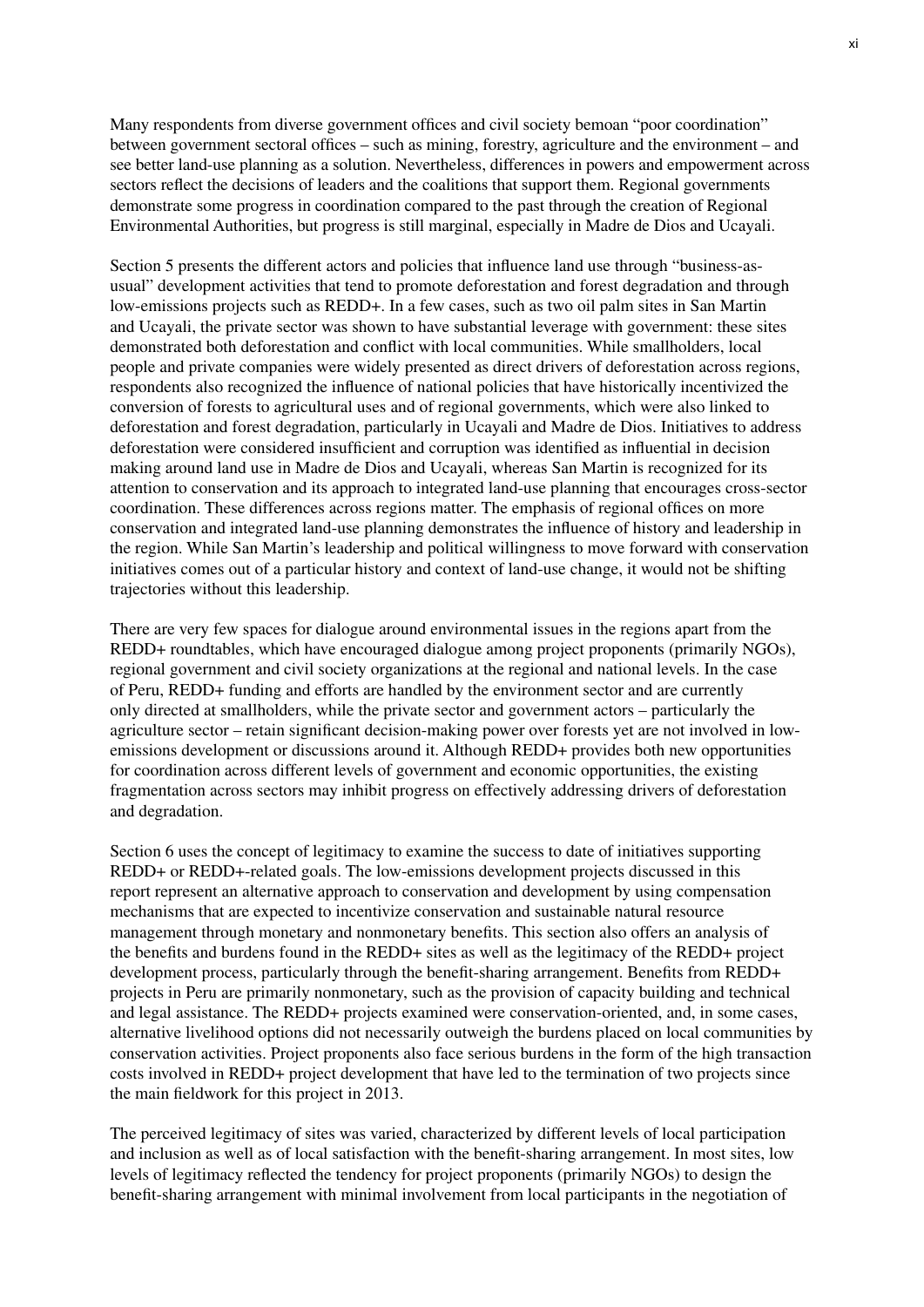Many respondents from diverse government offices and civil society bemoan "poor coordination" between government sectoral offices – such as mining, forestry, agriculture and the environment – and see better land-use planning as a solution. Nevertheless, differences in powers and empowerment across sectors reflect the decisions of leaders and the coalitions that support them. Regional governments demonstrate some progress in coordination compared to the past through the creation of Regional Environmental Authorities, but progress is still marginal, especially in Madre de Dios and Ucayali.

Section 5 presents the different actors and policies that influence land use through "business-as-usual" development activities that tend to promote deforestation and forest degradation and through low-emissions projects such as REDD+. In a few cases, such as two oil palm sites in San Martin and Ucayali, the private sector was shown to have substantial leverage with government: these sites demonstrated both deforestation and conflict with local communities. While smallholders, local people and private companies were widely presented as direct drivers of deforestation across regions, respondents also recognized the influence of national policies that have historically incentivized the conversion of forests to agricultural uses and of regional governments, which were also linked to deforestation and forest degradation, particularly in Ucayali and Madre de Dios. Initiatives to address deforestation were considered insufficient and corruption was identified as influential in decision making around land use in Madre de Dios and Ucayali, whereas San Martin is recognized for its attention to conservation and its approach to integrated land-use planning that encourages cross-sector coordination. These differences across regions matter. The emphasis of regional offices on more conservation and integrated land-use planning demonstrates the influence of history and leadership in the region. While San Martin's leadership and political willingness to move forward with conservation initiatives comes out of a particular history and context of land-use change, it would not be shifting trajectories without this leadership.

There are very few spaces for dialogue around environmental issues in the regions apart from the REDD+ roundtables, which have encouraged dialogue among project proponents (primarily NGOs), regional government and civil society organizations at the regional and national levels. In the case of Peru, REDD+ funding and efforts are handled by the environment sector and are currently only directed at smallholders, while the private sector and government actors – particularly the agriculture sector – retain significant decision-making power over forests yet are not involved in low-emissions development or discussions around it. Although REDD+ provides both new opportunities for coordination across different levels of government and economic opportunities, the existing fragmentation across sectors may inhibit progress on effectively addressing drivers of deforestation and degradation.

Section 6 uses the concept of legitimacy to examine the success to date of initiatives supporting REDD+ or REDD+-related goals. The low-emissions development projects discussed in this report represent an alternative approach to conservation and development by using compensation mechanisms that are expected to incentivize conservation and sustainable natural resource management through monetary and nonmonetary benefits. This section also offers an analysis of the benefits and burdens found in the REDD+ sites as well as the legitimacy of the REDD+ project development process, particularly through the benefit-sharing arrangement. Benefits from REDD+ projects in Peru are primarily nonmonetary, such as the provision of capacity building and technical and legal assistance. The REDD+ projects examined were conservation-oriented, and, in some cases, alternative livelihood options did not necessarily outweigh the burdens placed on local communities by conservation activities. Project proponents also face serious burdens in the form of the high transaction costs involved in REDD+ project development that have led to the termination of two projects since the main fieldwork for this project in 2013.

The perceived legitimacy of sites was varied, characterized by different levels of local participation and inclusion as well as of local satisfaction with the benefit-sharing arrangement. In most sites, low levels of legitimacy reflected the tendency for project proponents (primarily NGOs) to design the benefit-sharing arrangement with minimal involvement from local participants in the negotiation of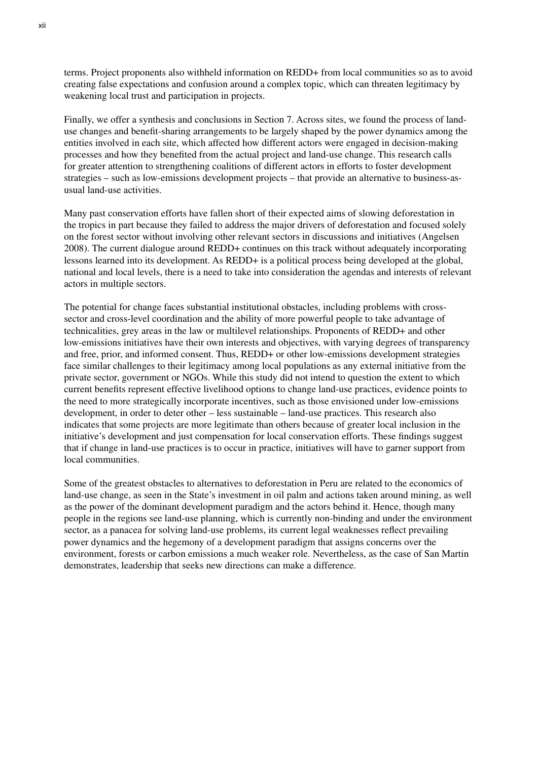terms. Project proponents also withheld information on REDD+ from local communities so as to avoid creating false expectations and confusion around a complex topic, which can threaten legitimacy by weakening local trust and participation in projects.

Finally, we offer a synthesis and conclusions in Section 7. Across sites, we found the process of land-use changes and benefit-sharing arrangements to be largely shaped by the power dynamics among the entities involved in each site, which affected how different actors were engaged in decision-making processes and how they benefited from the actual project and land-use change. This research calls for greater attention to strengthening coalitions of different actors in efforts to foster development strategies – such as low-emissions development projects – that provide an alternative to business-as-usual land-use activities.

Many past conservation efforts have fallen short of their expected aims of slowing deforestation in the tropics in part because they failed to address the major drivers of deforestation and focused solely on the forest sector without involving other relevant sectors in discussions and initiatives (Angelsen 2008). The current dialogue around REDD+ continues on this track without adequately incorporating lessons learned into its development. As REDD+ is a political process being developed at the global, national and local levels, there is a need to take into consideration the agendas and interests of relevant actors in multiple sectors.

The potential for change faces substantial institutional obstacles, including problems with cross-sector and cross-level coordination and the ability of more powerful people to take advantage of technicalities, grey areas in the law or multilevel relationships. Proponents of REDD+ and other low-emissions initiatives have their own interests and objectives, with varying degrees of transparency and free, prior, and informed consent. Thus, REDD+ or other low-emissions development strategies face similar challenges to their legitimacy among local populations as any external initiative from the private sector, government or NGOs. While this study did not intend to question the extent to which current benefits represent effective livelihood options to change land-use practices, evidence points to the need to more strategically incorporate incentives, such as those envisioned under low-emissions development, in order to deter other – less sustainable – land-use practices. This research also indicates that some projects are more legitimate than others because of greater local inclusion in the initiative's development and just compensation for local conservation efforts. These findings suggest that if change in land-use practices is to occur in practice, initiatives will have to garner support from local communities.

Some of the greatest obstacles to alternatives to deforestation in Peru are related to the economics of land-use change, as seen in the State's investment in oil palm and actions taken around mining, as well as the power of the dominant development paradigm and the actors behind it. Hence, though many people in the regions see land-use planning, which is currently non-binding and under the environment sector, as a panacea for solving land-use problems, its current legal weaknesses reflect prevailing power dynamics and the hegemony of a development paradigm that assigns concerns over the environment, forests or carbon emissions a much weaker role. Nevertheless, as the case of San Martin demonstrates, leadership that seeks new directions can make a difference.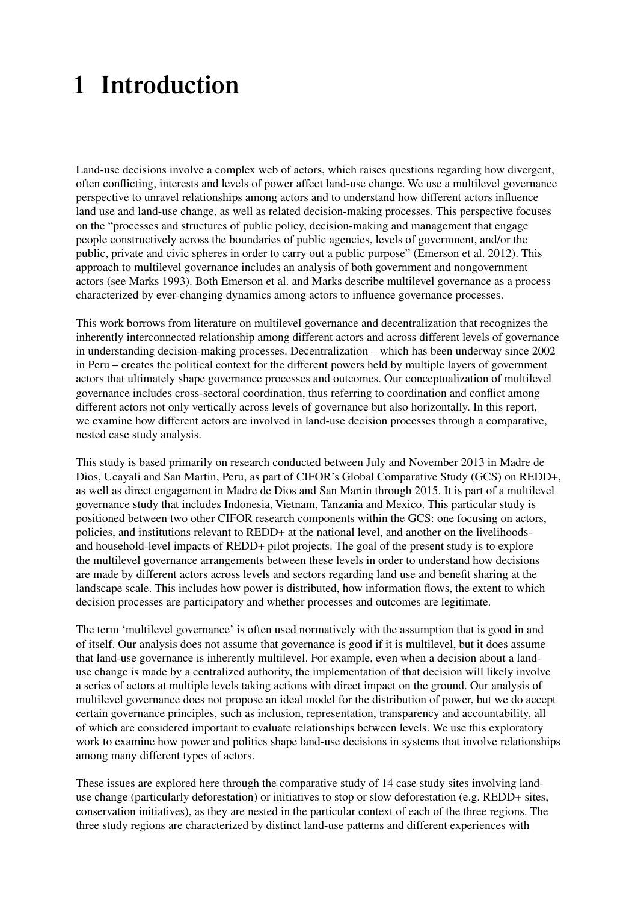# 1 Introduction

Land-use decisions involve a complex web of actors, which raises questions regarding how divergent, often conflicting, interests and levels of power affect land-use change. We use a multilevel governance perspective to unravel relationships among actors and to understand how different actors influence land use and land-use change, as well as related decision-making processes. This perspective focuses on the "processes and structures of public policy, decision-making and management that engage people constructively across the boundaries of public agencies, levels of government, and/or the public, private and civic spheres in order to carry out a public purpose" (Emerson et al. 2012). This approach to multilevel governance includes an analysis of both government and nongovernment actors (see Marks 1993). Both Emerson et al. and Marks describe multilevel governance as a process characterized by ever-changing dynamics among actors to influence governance processes.

This work borrows from literature on multilevel governance and decentralization that recognizes the inherently interconnected relationship among different actors and across different levels of governance in understanding decision-making processes. Decentralization – which has been underway since 2002 in Peru – creates the political context for the different powers held by multiple layers of government actors that ultimately shape governance processes and outcomes. Our conceptualization of multilevel governance includes cross-sectoral coordination, thus referring to coordination and conflict among different actors not only vertically across levels of governance but also horizontally. In this report, we examine how different actors are involved in land-use decision processes through a comparative, nested case study analysis.

This study is based primarily on research conducted between July and November 2013 in Madre de Dios, Ucayali and San Martin, Peru, as part of CIFOR's Global Comparative Study (GCS) on REDD+, as well as direct engagement in Madre de Dios and San Martin through 2015. It is part of a multilevel governance study that includes Indonesia, Vietnam, Tanzania and Mexico. This particular study is positioned between two other CIFOR research components within the GCS: one focusing on actors, policies, and institutions relevant to REDD+ at the national level, and another on the livelihoods- and household-level impacts of REDD+ pilot projects. The goal of the present study is to explore the multilevel governance arrangements between these levels in order to understand how decisions are made by different actors across levels and sectors regarding land use and benefit sharing at the landscape scale. This includes how power is distributed, how information flows, the extent to which decision processes are participatory and whether processes and outcomes are legitimate.

The term 'multilevel governance' is often used normatively with the assumption that is good in and of itself. Our analysis does not assume that governance is good if it is multilevel, but it does assume that land-use governance is inherently multilevel. For example, even when a decision about a land-use change is made by a centralized authority, the implementation of that decision will likely involve a series of actors at multiple levels taking actions with direct impact on the ground. Our analysis of multilevel governance does not propose an ideal model for the distribution of power, but we do accept certain governance principles, such as inclusion, representation, transparency and accountability, all of which are considered important to evaluate relationships between levels. We use this exploratory work to examine how power and politics shape land-use decisions in systems that involve relationships among many different types of actors.

These issues are explored here through the comparative study of 14 case study sites involving land-use change (particularly deforestation) or initiatives to stop or slow deforestation (e.g. REDD+ sites, conservation initiatives), as they are nested in the particular context of each of the three regions. The three study regions are characterized by distinct land-use patterns and different experiences with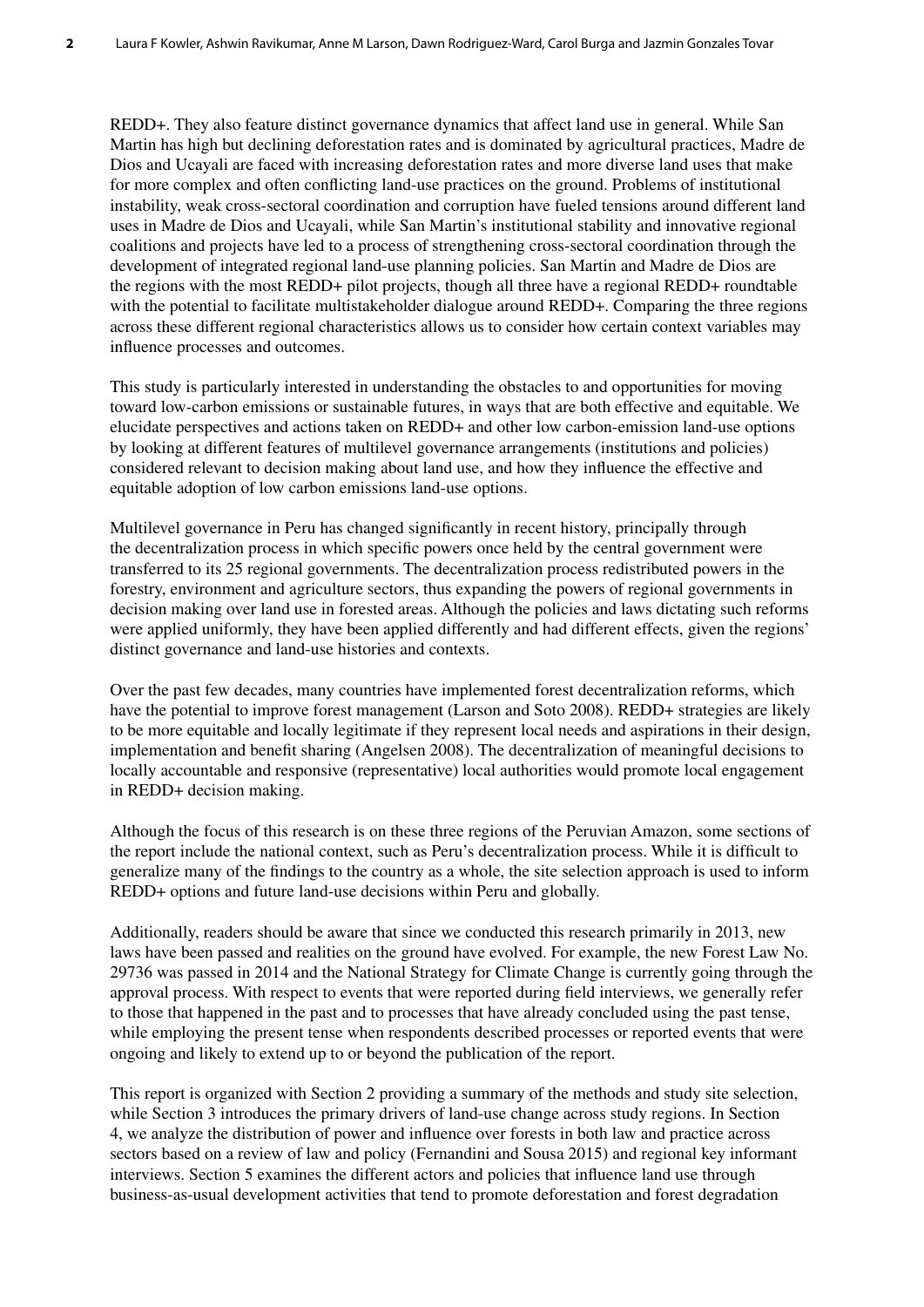REDD+. They also feature distinct governance dynamics that affect land use in general. While San Martin has high but declining deforestation rates and is dominated by agricultural practices, Madre de Dios and Ucayali are faced with increasing deforestation rates and more diverse land uses that make for more complex and often conflicting land-use practices on the ground. Problems of institutional instability, weak cross-sectoral coordination and corruption have fueled tensions around different land uses in Madre de Dios and Ucayali, while San Martin's institutional stability and innovative regional coalitions and projects have led to a process of strengthening cross-sectoral coordination through the development of integrated regional land-use planning policies. San Martin and Madre de Dios are the regions with the most REDD+ pilot projects, though all three have a regional REDD+ roundtable with the potential to facilitate multistakeholder dialogue around REDD+. Comparing the three regions across these different regional characteristics allows us to consider how certain context variables may influence processes and outcomes.

This study is particularly interested in understanding the obstacles to and opportunities for moving toward low-carbon emissions or sustainable futures, in ways that are both effective and equitable. We elucidate perspectives and actions taken on REDD+ and other low carbon-emission land-use options by looking at different features of multilevel governance arrangements (institutions and policies) considered relevant to decision making about land use, and how they influence the effective and equitable adoption of low carbon emissions land-use options.

Multilevel governance in Peru has changed significantly in recent history, principally through the decentralization process in which specific powers once held by the central government were transferred to its 25 regional governments. The decentralization process redistributed powers in the forestry, environment and agriculture sectors, thus expanding the powers of regional governments in decision making over land use in forested areas. Although the policies and laws dictating such reforms were applied uniformly, they have been applied differently and had different effects, given the regions' distinct governance and land-use histories and contexts.

Over the past few decades, many countries have implemented forest decentralization reforms, which have the potential to improve forest management (Larson and Soto 2008). REDD+ strategies are likely to be more equitable and locally legitimate if they represent local needs and aspirations in their design, implementation and benefit sharing (Angelsen 2008). The decentralization of meaningful decisions to locally accountable and responsive (representative) local authorities would promote local engagement in REDD+ decision making.

Although the focus of this research is on these three regions of the Peruvian Amazon, some sections of the report include the national context, such as Peru's decentralization process. While it is difficult to generalize many of the findings to the country as a whole, the site selection approach is used to inform REDD+ options and future land-use decisions within Peru and globally.

Additionally, readers should be aware that since we conducted this research primarily in 2013, new laws have been passed and realities on the ground have evolved. For example, the new Forest Law No. 29736 was passed in 2014 and the National Strategy for Climate Change is currently going through the approval process. With respect to events that were reported during field interviews, we generally refer to those that happened in the past and to processes that have already concluded using the past tense, while employing the present tense when respondents described processes or reported events that were ongoing and likely to extend up to or beyond the publication of the report.

This report is organized with Section 2 providing a summary of the methods and study site selection, while Section 3 introduces the primary drivers of land-use change across study regions. In Section 4, we analyze the distribution of power and influence over forests in both law and practice across sectors based on a review of law and policy (Fernandini and Sousa 2015) and regional key informant interviews. Section 5 examines the different actors and policies that influence land use through business-as-usual development activities that tend to promote deforestation and forest degradation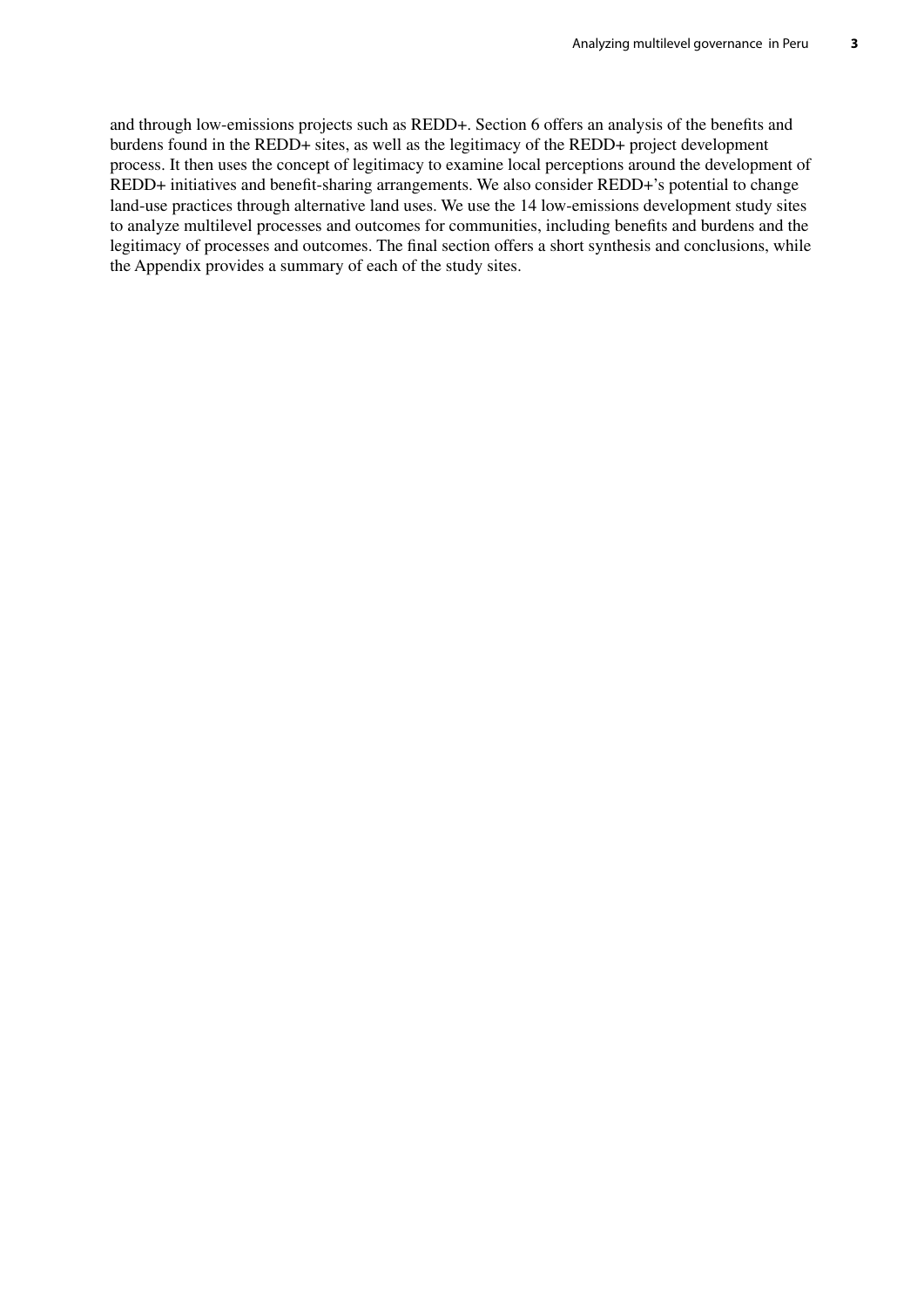and through low-emissions projects such as REDD+. Section 6 offers an analysis of the benefits and burdens found in the REDD+ sites, as well as the legitimacy of the REDD+ project development process. It then uses the concept of legitimacy to examine local perceptions around the development of REDD+ initiatives and benefit-sharing arrangements. We also consider REDD+'s potential to change land-use practices through alternative land uses. We use the 14 low-emissions development study sites to analyze multilevel processes and outcomes for communities, including benefits and burdens and the legitimacy of processes and outcomes. The final section offers a short synthesis and conclusions, while the Appendix provides a summary of each of the study sites.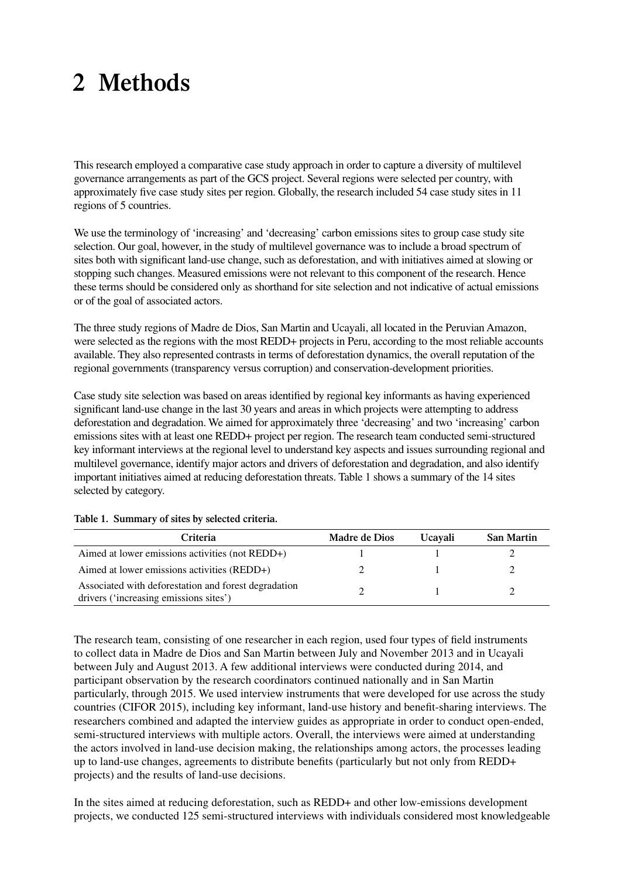# 2 Methods

This research employed a comparative case study approach in order to capture a diversity of multilevel governance arrangements as part of the GCS project. Several regions were selected per country, with approximately five case study sites per region. Globally, the research included 54 case study sites in 11 regions of 5 countries.

We use the terminology of 'increasing' and 'decreasing' carbon emissions sites to group case study site selection. Our goal, however, in the study of multilevel governance was to include a broad spectrum of sites both with significant land-use change, such as deforestation, and with initiatives aimed at slowing or stopping such changes. Measured emissions were not relevant to this component of the research. Hence these terms should be considered only as shorthand for site selection and not indicative of actual emissions or of the goal of associated actors.

The three study regions of Madre de Dios, San Martin and Ucayali, all located in the Peruvian Amazon, were selected as the regions with the most REDD+ projects in Peru, according to the most reliable accounts available. They also represented contrasts in terms of deforestation dynamics, the overall reputation of the regional governments (transparency versus corruption) and conservation-development priorities.

Case study site selection was based on areas identified by regional key informants as having experienced significant land-use change in the last 30 years and areas in which projects were attempting to address deforestation and degradation. We aimed for approximately three 'decreasing' and two 'increasing' carbon emissions sites with at least one REDD+ project per region. The research team conducted semi-structured key informant interviews at the regional level to understand key aspects and issues surrounding regional and multilevel governance, identify major actors and drivers of deforestation and degradation, and also identify important initiatives aimed at reducing deforestation threats. Table 1 shows a summary of the 14 sites selected by category.

**Table 1. Summary of sites by selected criteria.**

| Criteria | Madre de Dios | Ucayali | San Martin |
|---|---|---|---|
| Aimed at lower emissions activities (not REDD+) | 1 | 1 | 2 |
| Aimed at lower emissions activities (REDD+) | 2 | 1 | 2 |
| Associated with deforestation and forest degradation drivers ('increasing emissions sites') | 2 | 1 | 2 |

The research team, consisting of one researcher in each region, used four types of field instruments to collect data in Madre de Dios and San Martin between July and November 2013 and in Ucayali between July and August 2013. A few additional interviews were conducted during 2014, and participant observation by the research coordinators continued nationally and in San Martin particularly, through 2015. We used interview instruments that were developed for use across the study countries (CIFOR 2015), including key informant, land-use history and benefit-sharing interviews. The researchers combined and adapted the interview guides as appropriate in order to conduct open-ended, semi-structured interviews with multiple actors. Overall, the interviews were aimed at understanding the actors involved in land-use decision making, the relationships among actors, the processes leading up to land-use changes, agreements to distribute benefits (particularly but not only from REDD+ projects) and the results of land-use decisions.

In the sites aimed at reducing deforestation, such as REDD+ and other low-emissions development projects, we conducted 125 semi-structured interviews with individuals considered most knowledgeable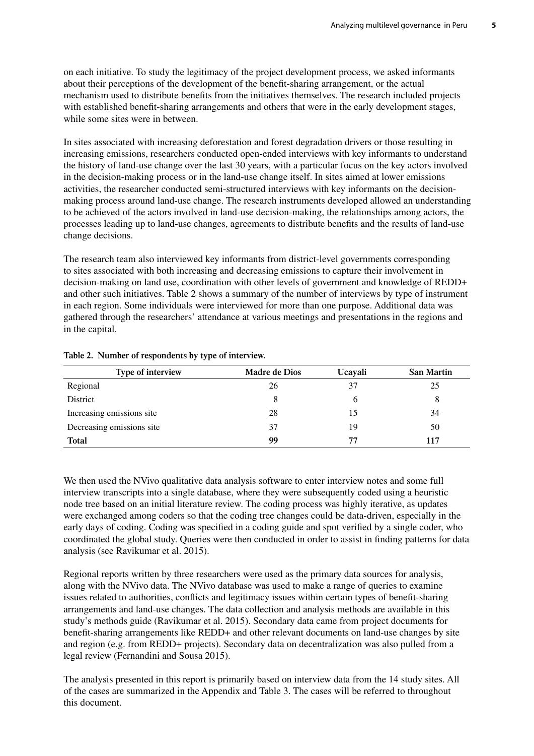on each initiative. To study the legitimacy of the project development process, we asked informants about their perceptions of the development of the benefit-sharing arrangement, or the actual mechanism used to distribute benefits from the initiatives themselves. The research included projects with established benefit-sharing arrangements and others that were in the early development stages, while some sites were in between.

In sites associated with increasing deforestation and forest degradation drivers or those resulting in increasing emissions, researchers conducted open-ended interviews with key informants to understand the history of land-use change over the last 30 years, with a particular focus on the key actors involved in the decision-making process or in the land-use change itself. In sites aimed at lower emissions activities, the researcher conducted semi-structured interviews with key informants on the decision-making process around land-use change. The research instruments developed allowed an understanding to be achieved of the actors involved in land-use decision-making, the relationships among actors, the processes leading up to land-use changes, agreements to distribute benefits and the results of land-use change decisions.

The research team also interviewed key informants from district-level governments corresponding to sites associated with both increasing and decreasing emissions to capture their involvement in decision-making on land use, coordination with other levels of government and knowledge of REDD+ and other such initiatives. Table 2 shows a summary of the number of interviews by type of instrument in each region. Some individuals were interviewed for more than one purpose. Additional data was gathered through the researchers' attendance at various meetings and presentations in the regions and in the capital.

**Table 2. Number of respondents by type of interview.**

| Type of interview | Madre de Dios | Ucayali | San Martin |
|---|---|---|---|
| Regional | 26 | 37 | 25 |
| District | 8 | 6 | 8 |
| Increasing emissions site | 28 | 15 | 34 |
| Decreasing emissions site | 37 | 19 | 50 |
| **Total** | **99** | **77** | **117** |

We then used the NVivo qualitative data analysis software to enter interview notes and some full interview transcripts into a single database, where they were subsequently coded using a heuristic node tree based on an initial literature review. The coding process was highly iterative, as updates were exchanged among coders so that the coding tree changes could be data-driven, especially in the early days of coding. Coding was specified in a coding guide and spot verified by a single coder, who coordinated the global study. Queries were then conducted in order to assist in finding patterns for data analysis (see Ravikumar et al. 2015).

Regional reports written by three researchers were used as the primary data sources for analysis, along with the NVivo data. The NVivo database was used to make a range of queries to examine issues related to authorities, conflicts and legitimacy issues within certain types of benefit-sharing arrangements and land-use changes. The data collection and analysis methods are available in this study's methods guide (Ravikumar et al. 2015). Secondary data came from project documents for benefit-sharing arrangements like REDD+ and other relevant documents on land-use changes by site and region (e.g. from REDD+ projects). Secondary data on decentralization was also pulled from a legal review (Fernandini and Sousa 2015).

The analysis presented in this report is primarily based on interview data from the 14 study sites. All of the cases are summarized in the Appendix and Table 3. The cases will be referred to throughout this document.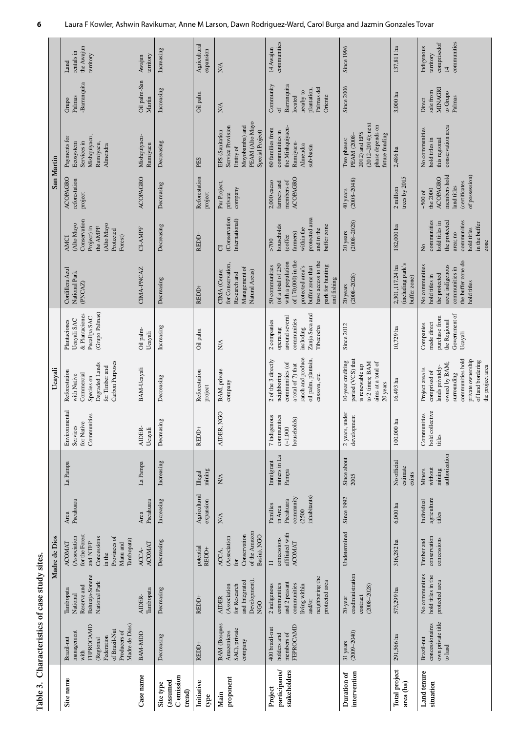**Table 3. Characteristics of case study sites.**

| | Madre de Dios | | | | Ucayali | | | San Martin | | | | |
|---|---|---|---|---|---|---|---|---|---|---|---|---|
| **Site name** | Brazil-nut management with FEPROCAMD (Regional Federation of Brazil-Nut Producers of Madre de Dios) | Tambopata National Reserve and Bahuaja-Sonene National Park | ACOMAT (Association for the Forest and NTFP Concessions in the Provinces of Manu and Tambopata) | Area Pacahuara | La Pampa | Environmental Services for Native Communities | Reforestation with Native Commercial Species on Degraded Lands for Timber and Carbon Purposes | Plantaciones Ucayali SAC & Plantaciones Pucallpa SAC (Grupo Palmas) | Cordillera Azul National Park (PNCAZ) | AMCI (Alto Mayo Conservation Project) in the AMPF (Alto Mayo Protected Forest) | ACOPAGRO reforestation project | Payments for Ecosystem Services in Mishquiyacu, Rumiyacu, Almendra | Grupo Palmas -Barranquita | Land rentals in the Awajun territory |
| **Case name** | BAM-MDD | AIDER-Tambopata | ACCA-ACOMAT | Area Pacahuara | La Pampa | AIDER-Ucayali | BAM-Ucayali | Oil palm-Ucayali | CIMA-PNCAZ | CI-AMPF | ACOPAGRO | Mishquiyacu-Rumiyacu | Oil palm-San Martin | Awajun territory |
| **Site type (assumed C emission trend)** | Decreasing | Decreasing | Decreasing | Increasing | Increasing | Decreasing | Decreasing | Increasing | Decreasing | Decreasing | Decreasing | Decreasing | Increasing | Increasing |
| **Initiative type** | REDD+ | REDD+ | potential REDD+ | Agricultural expansion | Illegal mining | REDD+ | Reforestation project | Oil palm | REDD+ | REDD+ | Reforestation project | PES | Oil palm | Agricultural expansion |
| **Main proponent** | BAM (Bosques Amazonicos SAC), private company | AIDER (Association for Research and Integrated Development), NGO | ACCA, (Association for Conservation of the Amazon Basin), NGO | N/A | N/A | AIDER, NGO | BAM, private company | N/A | CIMA (Center for Conservation, Research and Management of Natural Areas) | CI (Conservation International) | Pur Project, private company | EPS (Sanitation Service Provision Entity of Moyobamba) and PEAM (Alto Mayo Special Project) | N/A | N/A |
| **Project participants/ stakeholders** | 400 brazil-nut holders and members of FEPROCAMD | 2 indigenous communities and 2 peasant communities living within and/or neighboring the protected area | 11 concessions affiliated with ACOMAT | Families in Area Pacahuara community (2500 inhabitants) | Immigrant miners in La Pampa | 7 indigenous communities (~1,000 households) | 2 of the 3 directly neighboring communities (of a total of 7) that ranch and produce oil palm, plantain, cassava, etc. | 2 companies operating around several communities including Zanja Seca and Tibecocha | 50 communities (of a total of 250 with a population of 170,000) in the protected area's buffer zone that have access to the park for hunting and fishing | >700 households (coffee farmers) within the protected area and in the buffer zone | 2,000 cacao farmers and members of ACOPAGRO | 60 families from communities in the Mishquiyacu-Rumiyacu-Almendra sub-basin | Community of Barranquita located nearby to plantation, Palmas del Oriente | 14 Awajun communities |
| **Duration of intervention** | 31 years (2009–2040) | 20-year coadministration contract (2008–2028) | Undetermined | Since 1992 | Since about 2005 | 2 years, under development | 10-year crediting period (VCS) that is renewable up to 2 times; BAM aims at a total of 20 years | Since 2012 | 20 years (2008–2028) | 20 years (2008–2028) | 40 years (2008–2048) | Two phases: PEAM (2008–2012) and EPS (2012–2014); next phase depends on future funding | Since 2006 | Since 1996 |
| **Total project area (ha)** | 291,566 ha | 573,299 ha | 316,282 ha | 6,000 ha | No official estimate exists | 100,000 ha | 16,493 ha | 10,729 ha | 2,301,117.24 ha (including park's buffer zone) | 182,000 ha | 2 million trees by 2015 | 2,486 ha | 3,000 ha | 137,811 ha |
| **Land tenure situation** | Brazil-nut concessionaires own private title to land | No communities hold titles in the protected area | Timber and conservation concessions | Individual agriculture titles | Miners without mining authorization | Communities hold collective titles | Project area is comprised of lands privately-owned by BAM; surrounding communities hold private ownership of land bordering the project area | Companies made direct purchase from the Regional Government of Ucayali | No communities hold titles in the protected area; indigenous communities in the buffer zone do hold titles | No communities hold titles in the protected area; no communities hold titles in the buffer zone | ~500 of the 2000 ACOPAGRO members hold land titles (certificates of possession) | No communities hold titles in this regional conservation area | Direct sale from MINAGRI to Grupo Palmas | Indigenous territory comprised of 14 communities |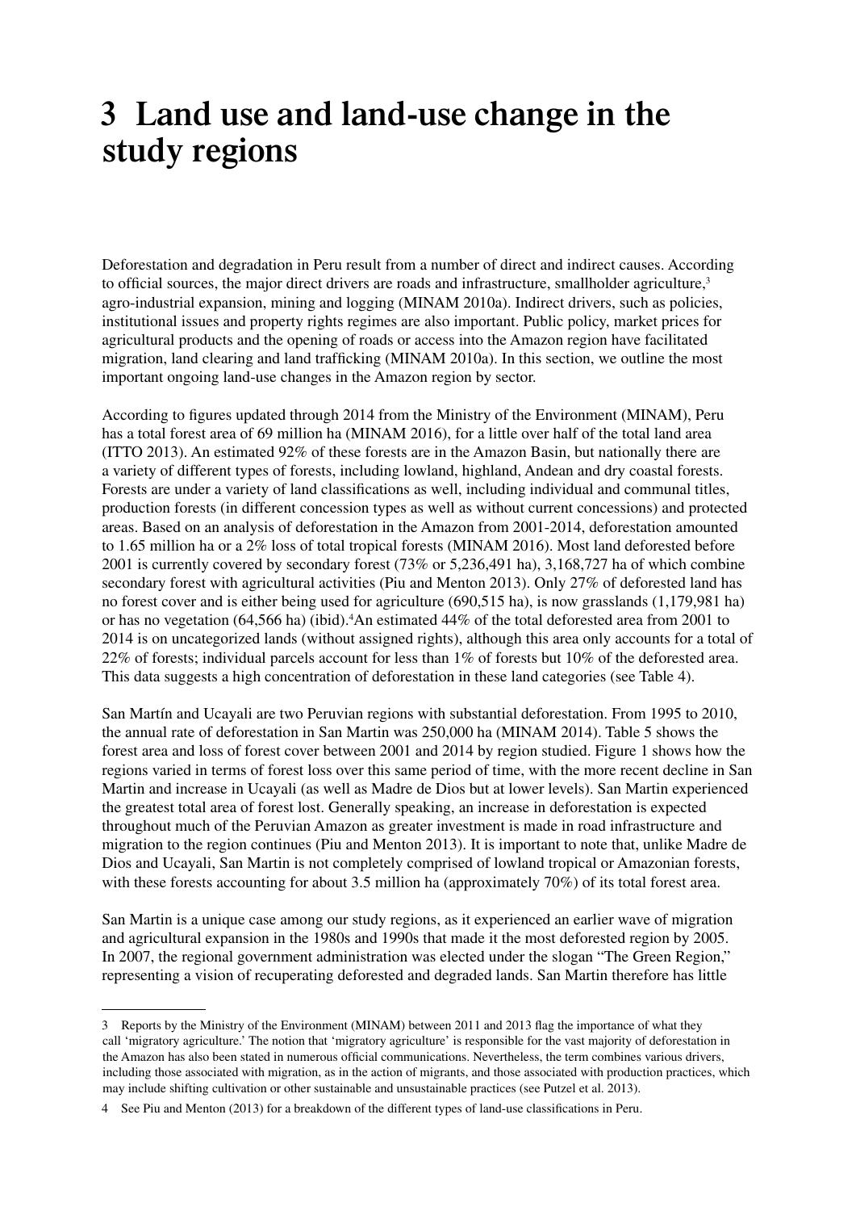# 3 Land use and land-use change in the study regions

Deforestation and degradation in Peru result from a number of direct and indirect causes. According to official sources, the major direct drivers are roads and infrastructure, smallholder agriculture,[3] agro-industrial expansion, mining and logging (MINAM 2010a). Indirect drivers, such as policies, institutional issues and property rights regimes are also important. Public policy, market prices for agricultural products and the opening of roads or access into the Amazon region have facilitated migration, land clearing and land trafficking (MINAM 2010a). In this section, we outline the most important ongoing land-use changes in the Amazon region by sector.

According to figures updated through 2014 from the Ministry of the Environment (MINAM), Peru has a total forest area of 69 million ha (MINAM 2016), for a little over half of the total land area (ITTO 2013). An estimated 92% of these forests are in the Amazon Basin, but nationally there are a variety of different types of forests, including lowland, highland, Andean and dry coastal forests. Forests are under a variety of land classifications as well, including individual and communal titles, production forests (in different concession types as well as without current concessions) and protected areas. Based on an analysis of deforestation in the Amazon from 2001-2014, deforestation amounted to 1.65 million ha or a 2% loss of total tropical forests (MINAM 2016). Most land deforested before 2001 is currently covered by secondary forest (73% or 5,236,491 ha), 3,168,727 ha of which combine secondary forest with agricultural activities (Piu and Menton 2013). Only 27% of deforested land has no forest cover and is either being used for agriculture (690,515 ha), is now grasslands (1,179,981 ha) or has no vegetation (64,566 ha) (ibid).[4]An estimated 44% of the total deforested area from 2001 to 2014 is on uncategorized lands (without assigned rights), although this area only accounts for a total of 22% of forests; individual parcels account for less than 1% of forests but 10% of the deforested area. This data suggests a high concentration of deforestation in these land categories (see Table 4).

San Martín and Ucayali are two Peruvian regions with substantial deforestation. From 1995 to 2010, the annual rate of deforestation in San Martin was 250,000 ha (MINAM 2014). Table 5 shows the forest area and loss of forest cover between 2001 and 2014 by region studied. Figure 1 shows how the regions varied in terms of forest loss over this same period of time, with the more recent decline in San Martin and increase in Ucayali (as well as Madre de Dios but at lower levels). San Martin experienced the greatest total area of forest lost. Generally speaking, an increase in deforestation is expected throughout much of the Peruvian Amazon as greater investment is made in road infrastructure and migration to the region continues (Piu and Menton 2013). It is important to note that, unlike Madre de Dios and Ucayali, San Martin is not completely comprised of lowland tropical or Amazonian forests, with these forests accounting for about 3.5 million ha (approximately 70%) of its total forest area.

San Martin is a unique case among our study regions, as it experienced an earlier wave of migration and agricultural expansion in the 1980s and 1990s that made it the most deforested region by 2005. In 2007, the regional government administration was elected under the slogan "The Green Region," representing a vision of recuperating deforested and degraded lands. San Martin therefore has little

---

3 Reports by the Ministry of the Environment (MINAM) between 2011 and 2013 flag the importance of what they call 'migratory agriculture.' The notion that 'migratory agriculture' is responsible for the vast majority of deforestation in the Amazon has also been stated in numerous official communications. Nevertheless, the term combines various drivers, including those associated with migration, as in the action of migrants, and those associated with production practices, which may include shifting cultivation or other sustainable and unsustainable practices (see Putzel et al. 2013).

4 See Piu and Menton (2013) for a breakdown of the different types of land-use classifications in Peru.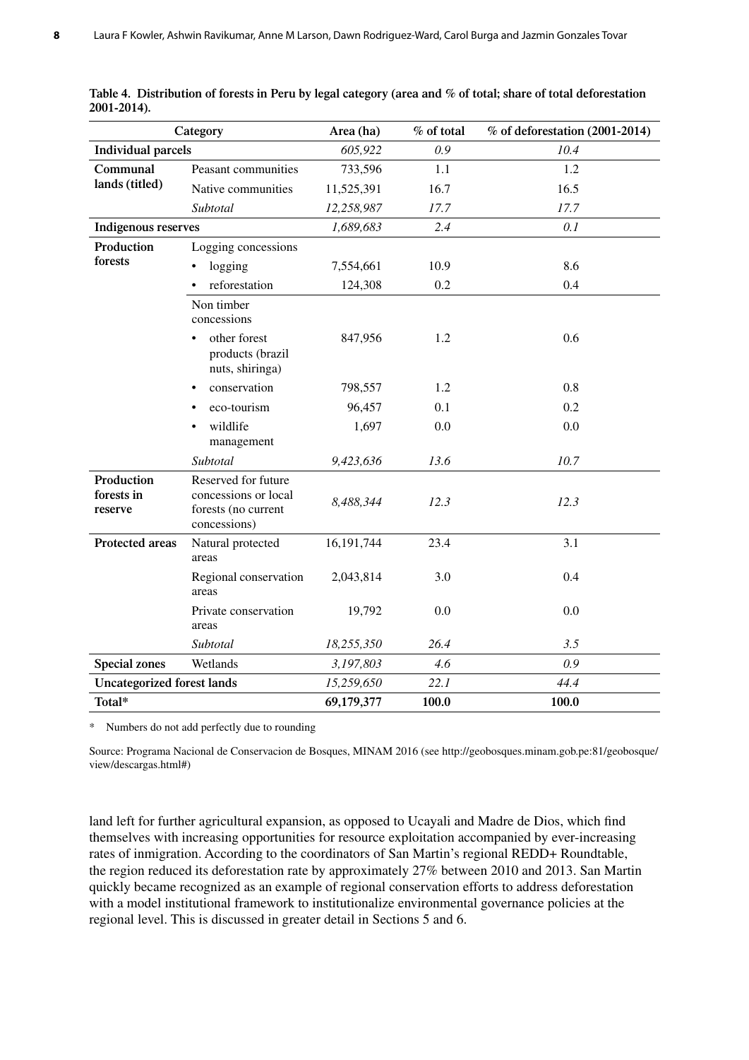**Table 4. Distribution of forests in Peru by legal category (area and % of total; share of total deforestation 2001-2014).**

| Category | | Area (ha) | % of total | % of deforestation (2001-2014) |
|---|---|---|---|---|
| **Individual parcels** | | *605,922* | *0.9* | *10.4* |
| **Communal lands (titled)** | Peasant communities | 733,596 | 1.1 | 1.2 |
| | Native communities | 11,525,391 | 16.7 | 16.5 |
| | *Subtotal* | *12,258,987* | *17.7* | *17.7* |
| **Indigenous reserves** | | *1,689,683* | *2.4* | *0.1* |
| **Production forests** | Logging concessions | | | |
| | • logging | 7,554,661 | 10.9 | 8.6 |
| | • reforestation | 124,308 | 0.2 | 0.4 |
| | Non timber concessions | | | |
| | • other forest products (brazil nuts, shiringa) | 847,956 | 1.2 | 0.6 |
| | • conservation | 798,557 | 1.2 | 0.8 |
| | • eco-tourism | 96,457 | 0.1 | 0.2 |
| | • wildlife management | 1,697 | 0.0 | 0.0 |
| | *Subtotal* | *9,423,636* | *13.6* | *10.7* |
| **Production forests in reserve** | Reserved for future concessions or local forests (no current concessions) | *8,488,344* | *12.3* | *12.3* |
| **Protected areas** | Natural protected areas | 16,191,744 | 23.4 | 3.1 |
| | Regional conservation areas | 2,043,814 | 3.0 | 0.4 |
| | Private conservation areas | 19,792 | 0.0 | 0.0 |
| | *Subtotal* | *18,255,350* | *26.4* | *3.5* |
| **Special zones** | Wetlands | *3,197,803* | *4.6* | *0.9* |
| **Uncategorized forest lands** | | *15,259,650* | *22.1* | *44.4* |
| **Total*** | | **69,179,377** | **100.0** | **100.0** |

\* Numbers do not add perfectly due to rounding

Source: Programa Nacional de Conservacion de Bosques, MINAM 2016 (see http://geobosques.minam.gob.pe:81/geobosque/view/descargas.html#)

land left for further agricultural expansion, as opposed to Ucayali and Madre de Dios, which find themselves with increasing opportunities for resource exploitation accompanied by ever-increasing rates of inmigration. According to the coordinators of San Martin's regional REDD+ Roundtable, the region reduced its deforestation rate by approximately 27% between 2010 and 2013. San Martin quickly became recognized as an example of regional conservation efforts to address deforestation with a model institutional framework to institutionalize environmental governance policies at the regional level. This is discussed in greater detail in Sections 5 and 6.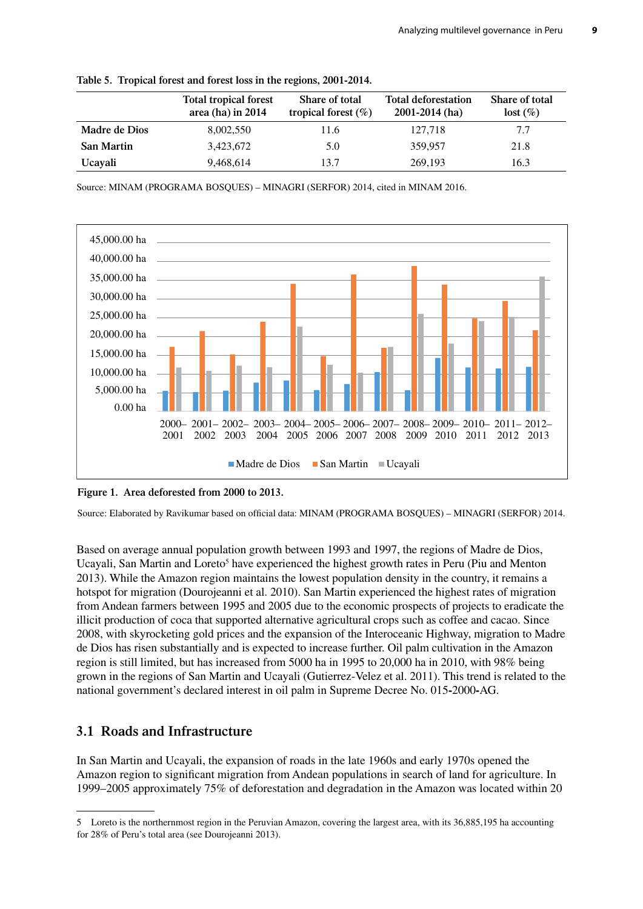**Table 5. Tropical forest and forest loss in the regions, 2001-2014.**

| | Total tropical forest area (ha) in 2014 | Share of total tropical forest (%) | Total deforestation 2001-2014 (ha) | Share of total lost (%) |
|---|---|---|---|---|
| **Madre de Dios** | 8,002,550 | 11.6 | 127,718 | 7.7 |
| **San Martin** | 3,423,672 | 5.0 | 359,957 | 21.8 |
| **Ucayali** | 9,468,614 | 13.7 | 269,193 | 16.3 |

Source: MINAM (PROGRAMA BOSQUES) – MINAGRI (SERFOR) 2014, cited in MINAM 2016.

**Figure 1. Area deforested from 2000 to 2013.**

Source: Elaborated by Ravikumar based on official data: MINAM (PROGRAMA BOSQUES) – MINAGRI (SERFOR) 2014.

Based on average annual population growth between 1993 and 1997, the regions of Madre de Dios, Ucayali, San Martin and Loreto[5] have experienced the highest growth rates in Peru (Piu and Menton 2013). While the Amazon region maintains the lowest population density in the country, it remains a hotspot for migration (Dourojeanni et al. 2010). San Martin experienced the highest rates of migration from Andean farmers between 1995 and 2005 due to the economic prospects of projects to eradicate the illicit production of coca that supported alternative agricultural crops such as coffee and cacao. Since 2008, with skyrocketing gold prices and the expansion of the Interoceanic Highway, migration to Madre de Dios has risen substantially and is expected to increase further. Oil palm cultivation in the Amazon region is still limited, but has increased from 5000 ha in 1995 to 20,000 ha in 2010, with 98% being grown in the regions of San Martin and Ucayali (Gutierrez-Velez et al. 2011). This trend is related to the national government's declared interest in oil palm in Supreme Decree No. 015-2000-AG.

## 3.1 Roads and Infrastructure

In San Martin and Ucayali, the expansion of roads in the late 1960s and early 1970s opened the Amazon region to significant migration from Andean populations in search of land for agriculture. In 1999–2005 approximately 75% of deforestation and degradation in the Amazon was located within 20

5 Loreto is the northernmost region in the Peruvian Amazon, covering the largest area, with its 36,885,195 ha accounting for 28% of Peru's total area (see Dourojeanni 2013).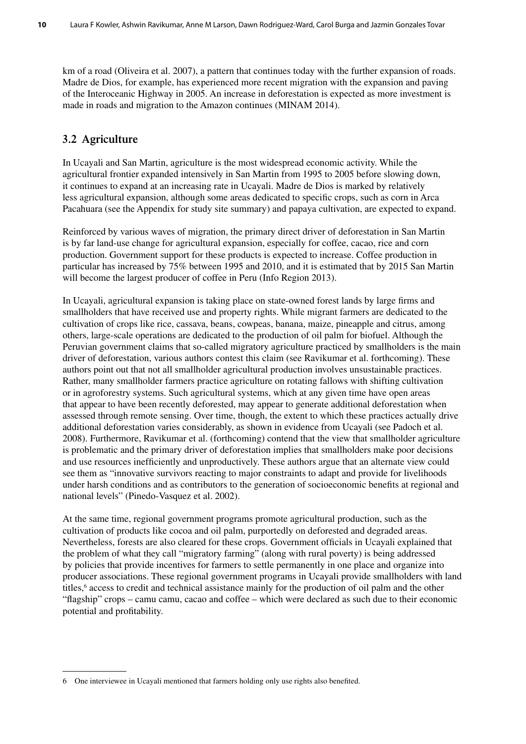km of a road (Oliveira et al. 2007), a pattern that continues today with the further expansion of roads. Madre de Dios, for example, has experienced more recent migration with the expansion and paving of the Interoceanic Highway in 2005. An increase in deforestation is expected as more investment is made in roads and migration to the Amazon continues (MINAM 2014).

## 3.2 Agriculture

In Ucayali and San Martin, agriculture is the most widespread economic activity. While the agricultural frontier expanded intensively in San Martin from 1995 to 2005 before slowing down, it continues to expand at an increasing rate in Ucayali. Madre de Dios is marked by relatively less agricultural expansion, although some areas dedicated to specific crops, such as corn in Arca Pacahuara (see the Appendix for study site summary) and papaya cultivation, are expected to expand.

Reinforced by various waves of migration, the primary direct driver of deforestation in San Martin is by far land-use change for agricultural expansion, especially for coffee, cacao, rice and corn production. Government support for these products is expected to increase. Coffee production in particular has increased by 75% between 1995 and 2010, and it is estimated that by 2015 San Martin will become the largest producer of coffee in Peru (Info Region 2013).

In Ucayali, agricultural expansion is taking place on state-owned forest lands by large firms and smallholders that have received use and property rights. While migrant farmers are dedicated to the cultivation of crops like rice, cassava, beans, cowpeas, banana, maize, pineapple and citrus, among others, large-scale operations are dedicated to the production of oil palm for biofuel. Although the Peruvian government claims that so-called migratory agriculture practiced by smallholders is the main driver of deforestation, various authors contest this claim (see Ravikumar et al. forthcoming). These authors point out that not all smallholder agricultural production involves unsustainable practices. Rather, many smallholder farmers practice agriculture on rotating fallows with shifting cultivation or in agroforestry systems. Such agricultural systems, which at any given time have open areas that appear to have been recently deforested, may appear to generate additional deforestation when assessed through remote sensing. Over time, though, the extent to which these practices actually drive additional deforestation varies considerably, as shown in evidence from Ucayali (see Padoch et al. 2008). Furthermore, Ravikumar et al. (forthcoming) contend that the view that smallholder agriculture is problematic and the primary driver of deforestation implies that smallholders make poor decisions and use resources inefficiently and unproductively. These authors argue that an alternate view could see them as "innovative survivors reacting to major constraints to adapt and provide for livelihoods under harsh conditions and as contributors to the generation of socioeconomic benefits at regional and national levels" (Pinedo-Vasquez et al. 2002).

At the same time, regional government programs promote agricultural production, such as the cultivation of products like cocoa and oil palm, purportedly on deforested and degraded areas. Nevertheless, forests are also cleared for these crops. Government officials in Ucayali explained that the problem of what they call "migratory farming" (along with rural poverty) is being addressed by policies that provide incentives for farmers to settle permanently in one place and organize into producer associations. These regional government programs in Ucayali provide smallholders with land titles,[6] access to credit and technical assistance mainly for the production of oil palm and the other "flagship" crops – camu camu, cacao and coffee – which were declared as such due to their economic potential and profitability.

---

6 One interviewee in Ucayali mentioned that farmers holding only use rights also benefited.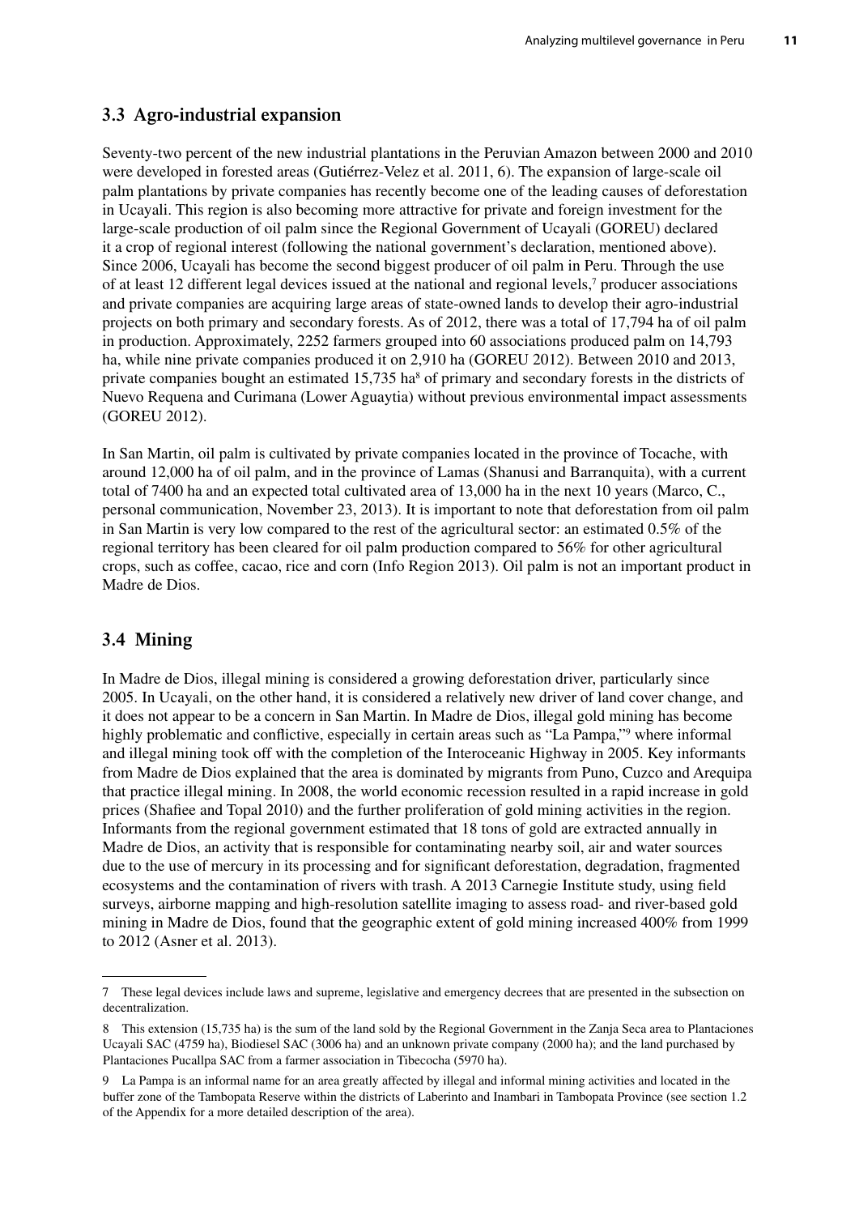### 3.3 Agro-industrial expansion

Seventy-two percent of the new industrial plantations in the Peruvian Amazon between 2000 and 2010 were developed in forested areas (Gutiérrez-Velez et al. 2011, 6). The expansion of large-scale oil palm plantations by private companies has recently become one of the leading causes of deforestation in Ucayali. This region is also becoming more attractive for private and foreign investment for the large-scale production of oil palm since the Regional Government of Ucayali (GOREU) declared it a crop of regional interest (following the national government's declaration, mentioned above). Since 2006, Ucayali has become the second biggest producer of oil palm in Peru. Through the use of at least 12 different legal devices issued at the national and regional levels,[7] producer associations and private companies are acquiring large areas of state-owned lands to develop their agro-industrial projects on both primary and secondary forests. As of 2012, there was a total of 17,794 ha of oil palm in production. Approximately, 2252 farmers grouped into 60 associations produced palm on 14,793 ha, while nine private companies produced it on 2,910 ha (GOREU 2012). Between 2010 and 2013, private companies bought an estimated 15,735 ha[8] of primary and secondary forests in the districts of Nuevo Requena and Curimana (Lower Aguaytia) without previous environmental impact assessments (GOREU 2012).

In San Martin, oil palm is cultivated by private companies located in the province of Tocache, with around 12,000 ha of oil palm, and in the province of Lamas (Shanusi and Barranquita), with a current total of 7400 ha and an expected total cultivated area of 13,000 ha in the next 10 years (Marco, C., personal communication, November 23, 2013). It is important to note that deforestation from oil palm in San Martin is very low compared to the rest of the agricultural sector: an estimated 0.5% of the regional territory has been cleared for oil palm production compared to 56% for other agricultural crops, such as coffee, cacao, rice and corn (Info Region 2013). Oil palm is not an important product in Madre de Dios.

### 3.4 Mining

In Madre de Dios, illegal mining is considered a growing deforestation driver, particularly since 2005. In Ucayali, on the other hand, it is considered a relatively new driver of land cover change, and it does not appear to be a concern in San Martin. In Madre de Dios, illegal gold mining has become highly problematic and conflictive, especially in certain areas such as "La Pampa,"[9] where informal and illegal mining took off with the completion of the Interoceanic Highway in 2005. Key informants from Madre de Dios explained that the area is dominated by migrants from Puno, Cuzco and Arequipa that practice illegal mining. In 2008, the world economic recession resulted in a rapid increase in gold prices (Shafiee and Topal 2010) and the further proliferation of gold mining activities in the region. Informants from the regional government estimated that 18 tons of gold are extracted annually in Madre de Dios, an activity that is responsible for contaminating nearby soil, air and water sources due to the use of mercury in its processing and for significant deforestation, degradation, fragmented ecosystems and the contamination of rivers with trash. A 2013 Carnegie Institute study, using field surveys, airborne mapping and high-resolution satellite imaging to assess road- and river-based gold mining in Madre de Dios, found that the geographic extent of gold mining increased 400% from 1999 to 2012 (Asner et al. 2013).

---

7 These legal devices include laws and supreme, legislative and emergency decrees that are presented in the subsection on decentralization.

8 This extension (15,735 ha) is the sum of the land sold by the Regional Government in the Zanja Seca area to Plantaciones Ucayali SAC (4759 ha), Biodiesel SAC (3006 ha) and an unknown private company (2000 ha); and the land purchased by Plantaciones Pucallpa SAC from a farmer association in Tibecocha (5970 ha).

9 La Pampa is an informal name for an area greatly affected by illegal and informal mining activities and located in the buffer zone of the Tambopata Reserve within the districts of Laberinto and Inambari in Tambopata Province (see section 1.2 of the Appendix for a more detailed description of the area).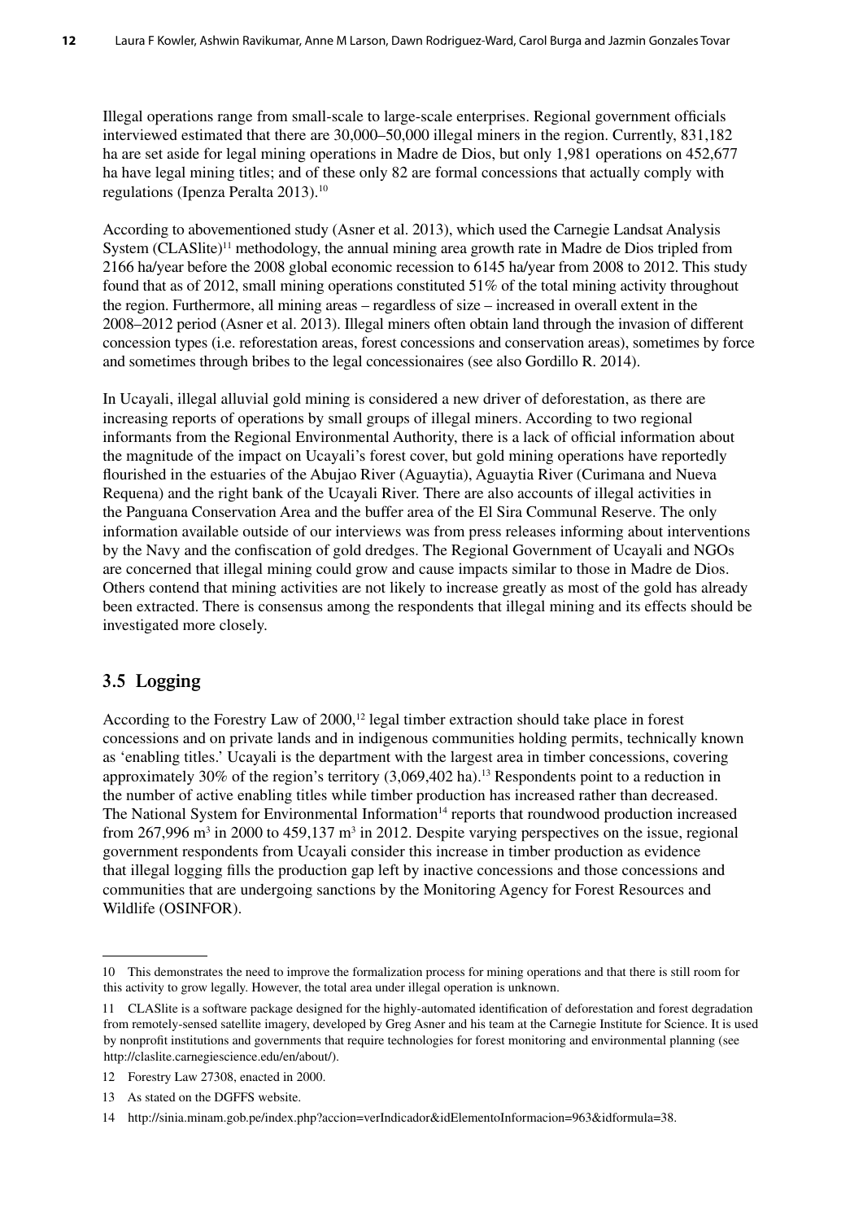Illegal operations range from small-scale to large-scale enterprises. Regional government officials interviewed estimated that there are 30,000–50,000 illegal miners in the region. Currently, 831,182 ha are set aside for legal mining operations in Madre de Dios, but only 1,981 operations on 452,677 ha have legal mining titles; and of these only 82 are formal concessions that actually comply with regulations (Ipenza Peralta 2013).[10]

According to abovementioned study (Asner et al. 2013), which used the Carnegie Landsat Analysis System (CLASlite)[11] methodology, the annual mining area growth rate in Madre de Dios tripled from 2166 ha/year before the 2008 global economic recession to 6145 ha/year from 2008 to 2012. This study found that as of 2012, small mining operations constituted 51% of the total mining activity throughout the region. Furthermore, all mining areas – regardless of size – increased in overall extent in the 2008–2012 period (Asner et al. 2013). Illegal miners often obtain land through the invasion of different concession types (i.e. reforestation areas, forest concessions and conservation areas), sometimes by force and sometimes through bribes to the legal concessionaires (see also Gordillo R. 2014).

In Ucayali, illegal alluvial gold mining is considered a new driver of deforestation, as there are increasing reports of operations by small groups of illegal miners. According to two regional informants from the Regional Environmental Authority, there is a lack of official information about the magnitude of the impact on Ucayali's forest cover, but gold mining operations have reportedly flourished in the estuaries of the Abujao River (Aguaytia), Aguaytia River (Curimana and Nueva Requena) and the right bank of the Ucayali River. There are also accounts of illegal activities in the Panguana Conservation Area and the buffer area of the El Sira Communal Reserve. The only information available outside of our interviews was from press releases informing about interventions by the Navy and the confiscation of gold dredges. The Regional Government of Ucayali and NGOs are concerned that illegal mining could grow and cause impacts similar to those in Madre de Dios. Others contend that mining activities are not likely to increase greatly as most of the gold has already been extracted. There is consensus among the respondents that illegal mining and its effects should be investigated more closely.

## 3.5 Logging

According to the Forestry Law of 2000,[12] legal timber extraction should take place in forest concessions and on private lands and in indigenous communities holding permits, technically known as 'enabling titles.' Ucayali is the department with the largest area in timber concessions, covering approximately 30% of the region's territory (3,069,402 ha).[13] Respondents point to a reduction in the number of active enabling titles while timber production has increased rather than decreased. The National System for Environmental Information[14] reports that roundwood production increased from 267,996 $m^3$ in 2000 to 459,137 $m^3$ in 2012. Despite varying perspectives on the issue, regional government respondents from Ucayali consider this increase in timber production as evidence that illegal logging fills the production gap left by inactive concessions and those concessions and communities that are undergoing sanctions by the Monitoring Agency for Forest Resources and Wildlife (OSINFOR).

---

10 This demonstrates the need to improve the formalization process for mining operations and that there is still room for this activity to grow legally. However, the total area under illegal operation is unknown.

11 CLASlite is a software package designed for the highly-automated identification of deforestation and forest degradation from remotely-sensed satellite imagery, developed by Greg Asner and his team at the Carnegie Institute for Science. It is used by nonprofit institutions and governments that require technologies for forest monitoring and environmental planning (see http://claslite.carnegiescience.edu/en/about/).

12 Forestry Law 27308, enacted in 2000.

13 As stated on the DGFFS website.

14 http://sinia.minam.gob.pe/index.php?accion=verIndicador&idElementoInformacion=963&idformula=38.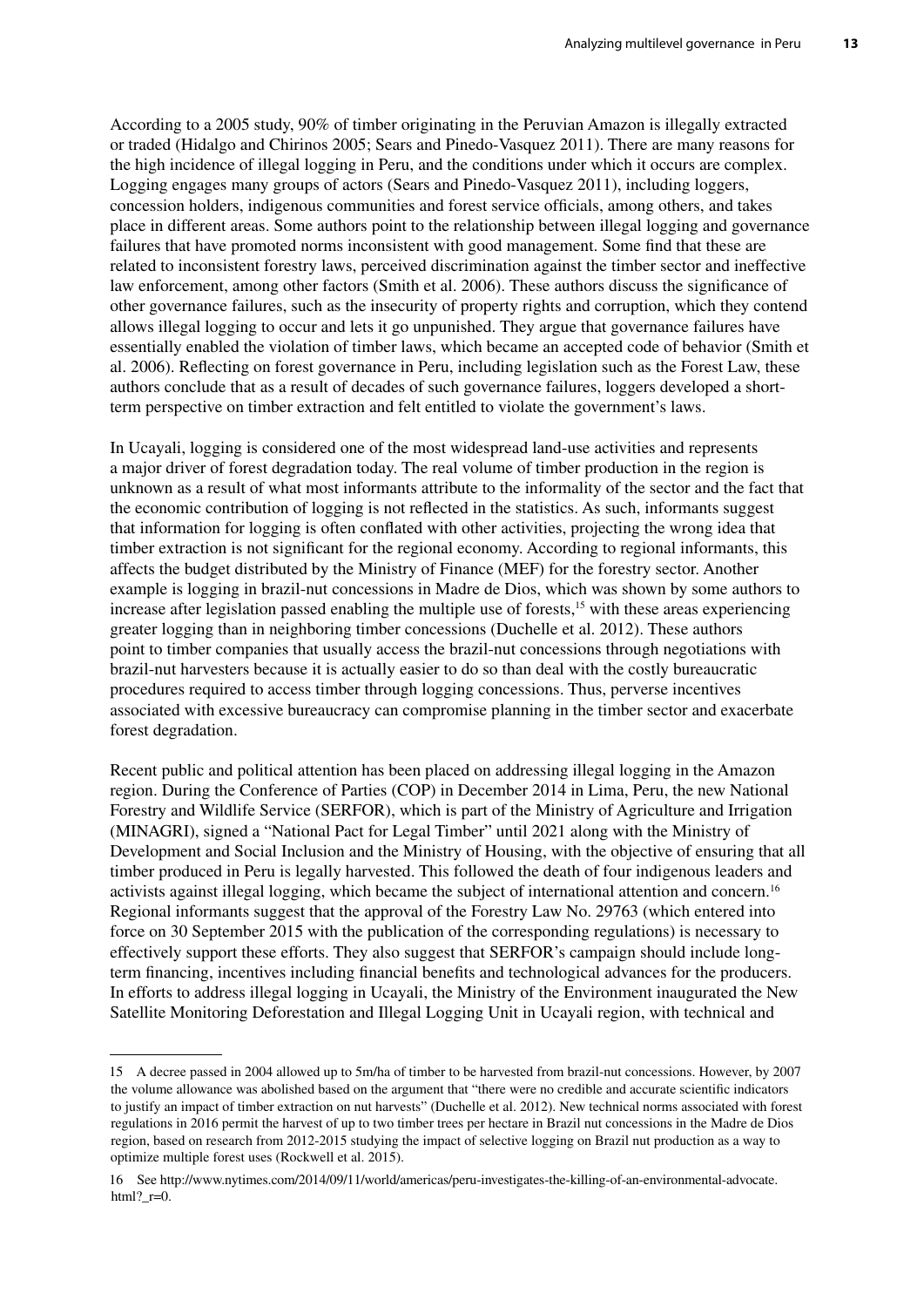According to a 2005 study, 90% of timber originating in the Peruvian Amazon is illegally extracted or traded (Hidalgo and Chirinos 2005; Sears and Pinedo-Vasquez 2011). There are many reasons for the high incidence of illegal logging in Peru, and the conditions under which it occurs are complex. Logging engages many groups of actors (Sears and Pinedo-Vasquez 2011), including loggers, concession holders, indigenous communities and forest service officials, among others, and takes place in different areas. Some authors point to the relationship between illegal logging and governance failures that have promoted norms inconsistent with good management. Some find that these are related to inconsistent forestry laws, perceived discrimination against the timber sector and ineffective law enforcement, among other factors (Smith et al. 2006). These authors discuss the significance of other governance failures, such as the insecurity of property rights and corruption, which they contend allows illegal logging to occur and lets it go unpunished. They argue that governance failures have essentially enabled the violation of timber laws, which became an accepted code of behavior (Smith et al. 2006). Reflecting on forest governance in Peru, including legislation such as the Forest Law, these authors conclude that as a result of decades of such governance failures, loggers developed a short-term perspective on timber extraction and felt entitled to violate the government's laws.

In Ucayali, logging is considered one of the most widespread land-use activities and represents a major driver of forest degradation today. The real volume of timber production in the region is unknown as a result of what most informants attribute to the informality of the sector and the fact that the economic contribution of logging is not reflected in the statistics. As such, informants suggest that information for logging is often conflated with other activities, projecting the wrong idea that timber extraction is not significant for the regional economy. According to regional informants, this affects the budget distributed by the Ministry of Finance (MEF) for the forestry sector. Another example is logging in brazil-nut concessions in Madre de Dios, which was shown by some authors to increase after legislation passed enabling the multiple use of forests,[15] with these areas experiencing greater logging than in neighboring timber concessions (Duchelle et al. 2012). These authors point to timber companies that usually access the brazil-nut concessions through negotiations with brazil-nut harvesters because it is actually easier to do so than deal with the costly bureaucratic procedures required to access timber through logging concessions. Thus, perverse incentives associated with excessive bureaucracy can compromise planning in the timber sector and exacerbate forest degradation.

Recent public and political attention has been placed on addressing illegal logging in the Amazon region. During the Conference of Parties (COP) in December 2014 in Lima, Peru, the new National Forestry and Wildlife Service (SERFOR), which is part of the Ministry of Agriculture and Irrigation (MINAGRI), signed a "National Pact for Legal Timber" until 2021 along with the Ministry of Development and Social Inclusion and the Ministry of Housing, with the objective of ensuring that all timber produced in Peru is legally harvested. This followed the death of four indigenous leaders and activists against illegal logging, which became the subject of international attention and concern.[16] Regional informants suggest that the approval of the Forestry Law No. 29763 (which entered into force on 30 September 2015 with the publication of the corresponding regulations) is necessary to effectively support these efforts. They also suggest that SERFOR's campaign should include long-term financing, incentives including financial benefits and technological advances for the producers. In efforts to address illegal logging in Ucayali, the Ministry of the Environment inaugurated the New Satellite Monitoring Deforestation and Illegal Logging Unit in Ucayali region, with technical and

---

15 A decree passed in 2004 allowed up to 5m/ha of timber to be harvested from brazil-nut concessions. However, by 2007 the volume allowance was abolished based on the argument that "there were no credible and accurate scientific indicators to justify an impact of timber extraction on nut harvests" (Duchelle et al. 2012). New technical norms associated with forest regulations in 2016 permit the harvest of up to two timber trees per hectare in Brazil nut concessions in the Madre de Dios region, based on research from 2012-2015 studying the impact of selective logging on Brazil nut production as a way to optimize multiple forest uses (Rockwell et al. 2015).

16 See http://www.nytimes.com/2014/09/11/world/americas/peru-investigates-the-killing-of-an-environmental-advocate.html?_r=0.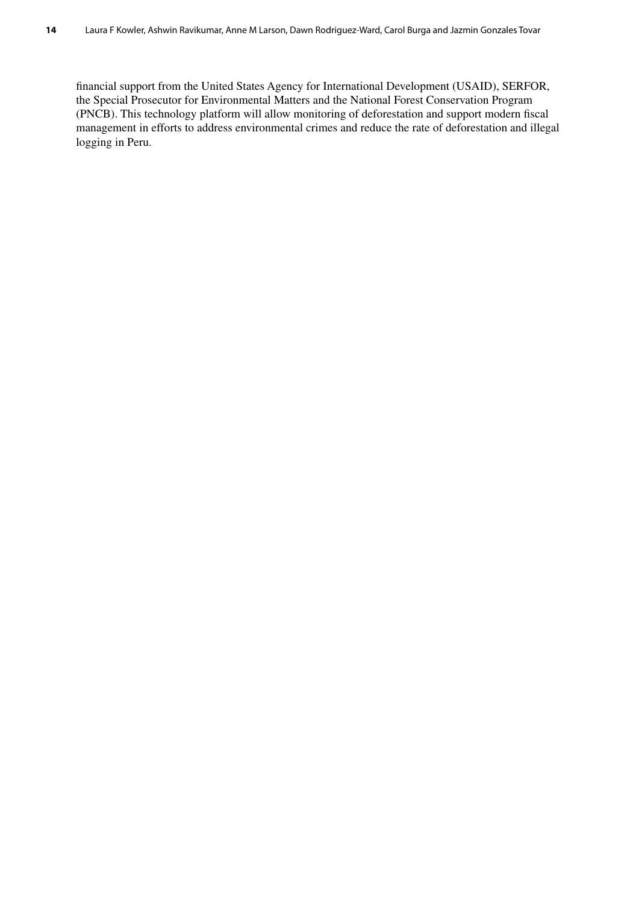financial support from the United States Agency for International Development (USAID), SERFOR, the Special Prosecutor for Environmental Matters and the National Forest Conservation Program (PNCB). This technology platform will allow monitoring of deforestation and support modern fiscal management in efforts to address environmental crimes and reduce the rate of deforestation and illegal logging in Peru.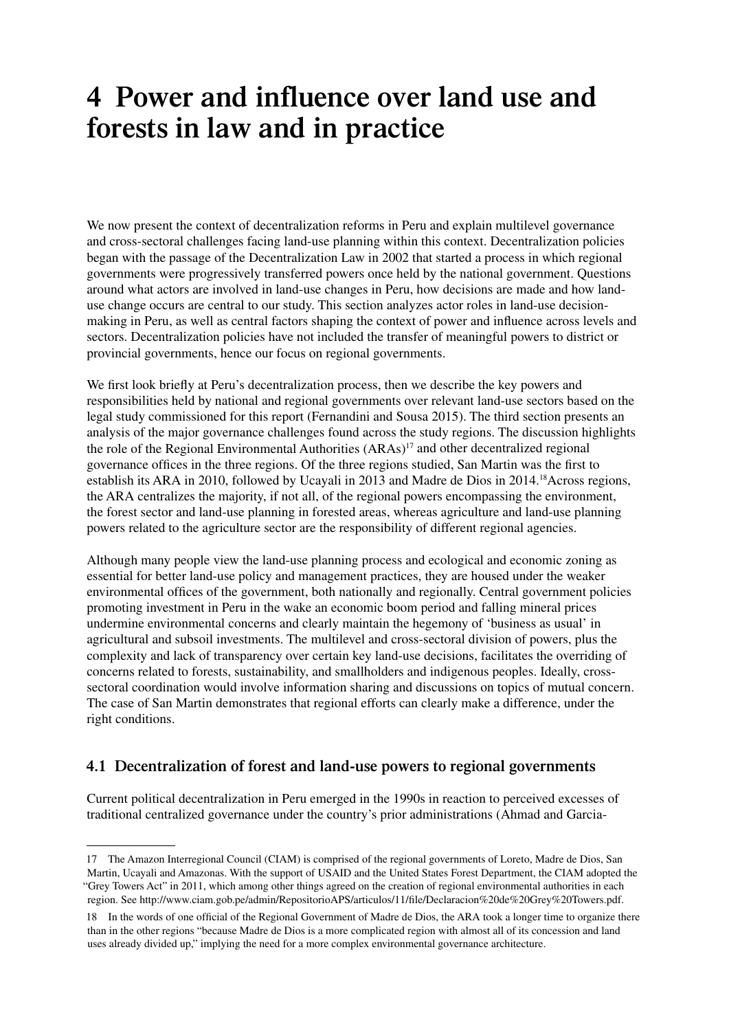# 4 Power and influence over land use and forests in law and in practice

We now present the context of decentralization reforms in Peru and explain multilevel governance and cross-sectoral challenges facing land-use planning within this context. Decentralization policies began with the passage of the Decentralization Law in 2002 that started a process in which regional governments were progressively transferred powers once held by the national government. Questions around what actors are involved in land-use changes in Peru, how decisions are made and how land-use change occurs are central to our study. This section analyzes actor roles in land-use decision-making in Peru, as well as central factors shaping the context of power and influence across levels and sectors. Decentralization policies have not included the transfer of meaningful powers to district or provincial governments, hence our focus on regional governments.

We first look briefly at Peru's decentralization process, then we describe the key powers and responsibilities held by national and regional governments over relevant land-use sectors based on the legal study commissioned for this report (Fernandini and Sousa 2015). The third section presents an analysis of the major governance challenges found across the study regions. The discussion highlights the role of the Regional Environmental Authorities (ARAs)[17] and other decentralized regional governance offices in the three regions. Of the three regions studied, San Martin was the first to establish its ARA in 2010, followed by Ucayali in 2013 and Madre de Dios in 2014.[18] Across regions, the ARA centralizes the majority, if not all, of the regional powers encompassing the environment, the forest sector and land-use planning in forested areas, whereas agriculture and land-use planning powers related to the agriculture sector are the responsibility of different regional agencies.

Although many people view the land-use planning process and ecological and economic zoning as essential for better land-use policy and management practices, they are housed under the weaker environmental offices of the government, both nationally and regionally. Central government policies promoting investment in Peru in the wake an economic boom period and falling mineral prices undermine environmental concerns and clearly maintain the hegemony of 'business as usual' in agricultural and subsoil investments. The multilevel and cross-sectoral division of powers, plus the complexity and lack of transparency over certain key land-use decisions, facilitates the overriding of concerns related to forests, sustainability, and smallholders and indigenous peoples. Ideally, cross-sectoral coordination would involve information sharing and discussions on topics of mutual concern. The case of San Martin demonstrates that regional efforts can clearly make a difference, under the right conditions.

## 4.1 Decentralization of forest and land-use powers to regional governments

Current political decentralization in Peru emerged in the 1990s in reaction to perceived excesses of traditional centralized governance under the country's prior administrations (Ahmad and Garcia-

---

17 The Amazon Interregional Council (CIAM) is comprised of the regional governments of Loreto, Madre de Dios, San Martin, Ucayali and Amazonas. With the support of USAID and the United States Forest Department, the CIAM adopted the "Grey Towers Act" in 2011, which among other things agreed on the creation of regional environmental authorities in each region. See http://www.ciam.gob.pe/admin/RepositorioAPS/articulos/11/file/Declaracion%20de%20Grey%20Towers.pdf.

18 In the words of one official of the Regional Government of Madre de Dios, the ARA took a longer time to organize there than in the other regions "because Madre de Dios is a more complicated region with almost all of its concession and land uses already divided up," implying the need for a more complex environmental governance architecture.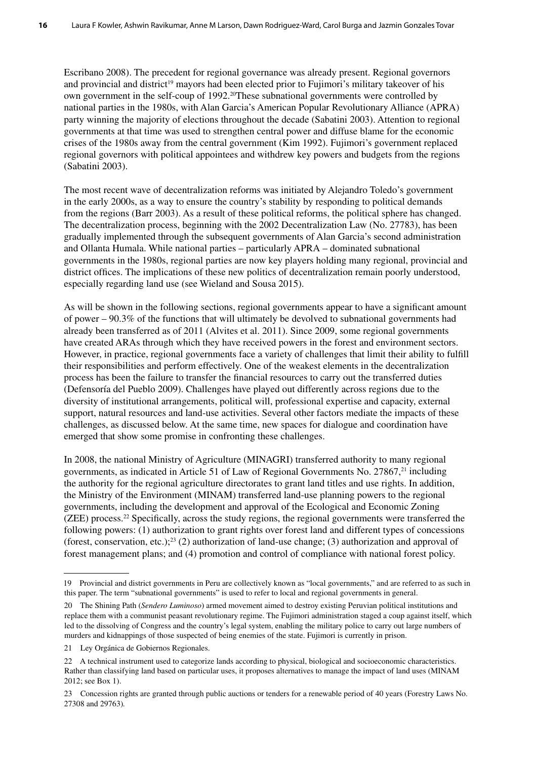Escribano 2008). The precedent for regional governance was already present. Regional governors and provincial and district[19] mayors had been elected prior to Fujimori's military takeover of his own government in the self-coup of 1992.[20] These subnational governments were controlled by national parties in the 1980s, with Alan Garcia's American Popular Revolutionary Alliance (APRA) party winning the majority of elections throughout the decade (Sabatini 2003). Attention to regional governments at that time was used to strengthen central power and diffuse blame for the economic crises of the 1980s away from the central government (Kim 1992). Fujimori's government replaced regional governors with political appointees and withdrew key powers and budgets from the regions (Sabatini 2003).

The most recent wave of decentralization reforms was initiated by Alejandro Toledo's government in the early 2000s, as a way to ensure the country's stability by responding to political demands from the regions (Barr 2003). As a result of these political reforms, the political sphere has changed. The decentralization process, beginning with the 2002 Decentralization Law (No. 27783), has been gradually implemented through the subsequent governments of Alan Garcia's second administration and Ollanta Humala. While national parties – particularly APRA – dominated subnational governments in the 1980s, regional parties are now key players holding many regional, provincial and district offices. The implications of these new politics of decentralization remain poorly understood, especially regarding land use (see Wieland and Sousa 2015).

As will be shown in the following sections, regional governments appear to have a significant amount of power – 90.3% of the functions that will ultimately be devolved to subnational governments had already been transferred as of 2011 (Alvites et al. 2011). Since 2009, some regional governments have created ARAs through which they have received powers in the forest and environment sectors. However, in practice, regional governments face a variety of challenges that limit their ability to fulfill their responsibilities and perform effectively. One of the weakest elements in the decentralization process has been the failure to transfer the financial resources to carry out the transferred duties (Defensoría del Pueblo 2009). Challenges have played out differently across regions due to the diversity of institutional arrangements, political will, professional expertise and capacity, external support, natural resources and land-use activities. Several other factors mediate the impacts of these challenges, as discussed below. At the same time, new spaces for dialogue and coordination have emerged that show some promise in confronting these challenges.

In 2008, the national Ministry of Agriculture (MINAGRI) transferred authority to many regional governments, as indicated in Article 51 of Law of Regional Governments No. 27867,[21] including the authority for the regional agriculture directorates to grant land titles and use rights. In addition, the Ministry of the Environment (MINAM) transferred land-use planning powers to the regional governments, including the development and approval of the Ecological and Economic Zoning (ZEE) process.[22] Specifically, across the study regions, the regional governments were transferred the following powers: (1) authorization to grant rights over forest land and different types of concessions (forest, conservation, etc.);[23] (2) authorization of land-use change; (3) authorization and approval of forest management plans; and (4) promotion and control of compliance with national forest policy.

---

19 Provincial and district governments in Peru are collectively known as "local governments," and are referred to as such in this paper. The term "subnational governments" is used to refer to local and regional governments in general.

20 The Shining Path (*Sendero Luminoso*) armed movement aimed to destroy existing Peruvian political institutions and replace them with a communist peasant revolutionary regime. The Fujimori administration staged a coup against itself, which led to the dissolving of Congress and the country's legal system, enabling the military police to carry out large numbers of murders and kidnappings of those suspected of being enemies of the state. Fujimori is currently in prison.

21 Ley Orgánica de Gobiernos Regionales.

22 A technical instrument used to categorize lands according to physical, biological and socioeconomic characteristics. Rather than classifying land based on particular uses, it proposes alternatives to manage the impact of land uses (MINAM 2012; see Box 1).

23 Concession rights are granted through public auctions or tenders for a renewable period of 40 years (Forestry Laws No. 27308 and 29763).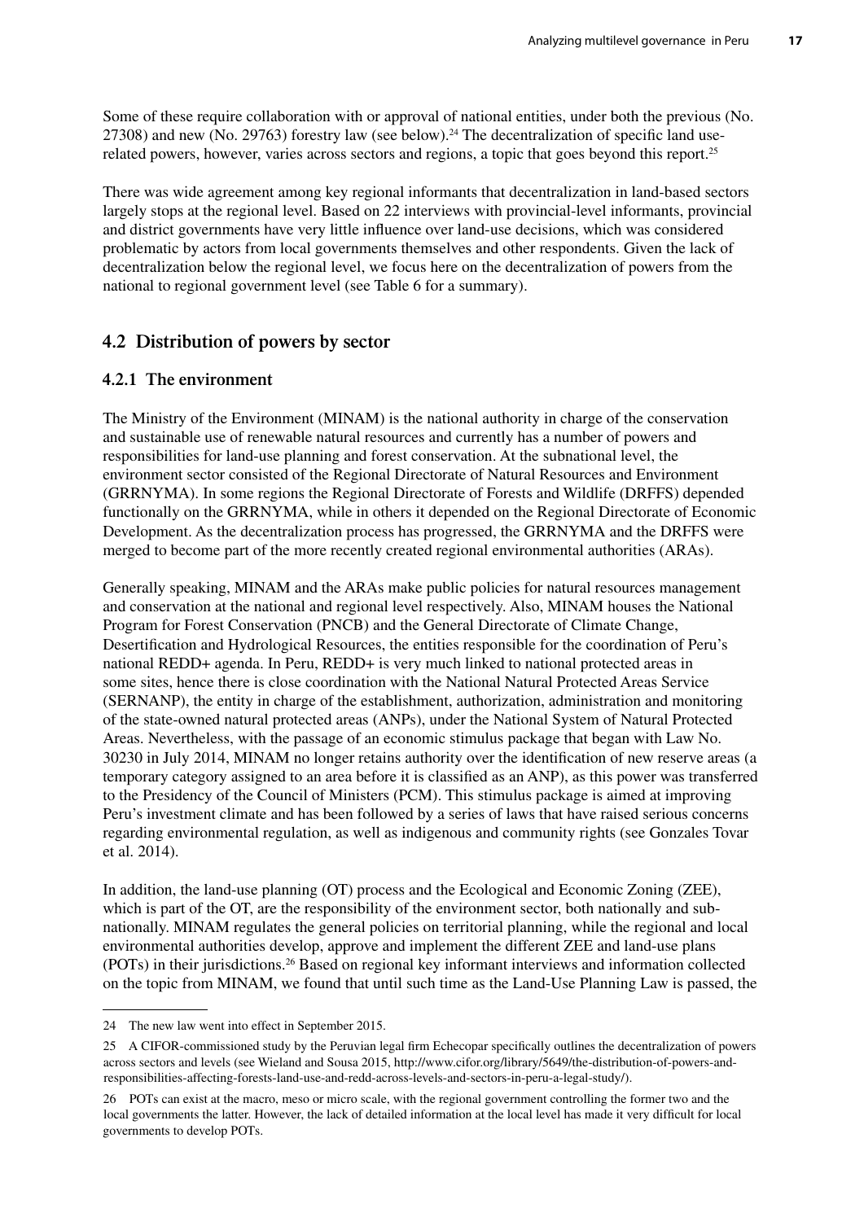Some of these require collaboration with or approval of national entities, under both the previous (No. 27308) and new (No. 29763) forestry law (see below).[24] The decentralization of specific land use-related powers, however, varies across sectors and regions, a topic that goes beyond this report.[25]

There was wide agreement among key regional informants that decentralization in land-based sectors largely stops at the regional level. Based on 22 interviews with provincial-level informants, provincial and district governments have very little influence over land-use decisions, which was considered problematic by actors from local governments themselves and other respondents. Given the lack of decentralization below the regional level, we focus here on the decentralization of powers from the national to regional government level (see Table 6 for a summary).

## 4.2 Distribution of powers by sector

### 4.2.1 The environment

The Ministry of the Environment (MINAM) is the national authority in charge of the conservation and sustainable use of renewable natural resources and currently has a number of powers and responsibilities for land-use planning and forest conservation. At the subnational level, the environment sector consisted of the Regional Directorate of Natural Resources and Environment (GRRNYMA). In some regions the Regional Directorate of Forests and Wildlife (DRFFS) depended functionally on the GRRNYMA, while in others it depended on the Regional Directorate of Economic Development. As the decentralization process has progressed, the GRRNYMA and the DRFFS were merged to become part of the more recently created regional environmental authorities (ARAs).

Generally speaking, MINAM and the ARAs make public policies for natural resources management and conservation at the national and regional level respectively. Also, MINAM houses the National Program for Forest Conservation (PNCB) and the General Directorate of Climate Change, Desertification and Hydrological Resources, the entities responsible for the coordination of Peru's national REDD+ agenda. In Peru, REDD+ is very much linked to national protected areas in some sites, hence there is close coordination with the National Natural Protected Areas Service (SERNANP), the entity in charge of the establishment, authorization, administration and monitoring of the state-owned natural protected areas (ANPs), under the National System of Natural Protected Areas. Nevertheless, with the passage of an economic stimulus package that began with Law No. 30230 in July 2014, MINAM no longer retains authority over the identification of new reserve areas (a temporary category assigned to an area before it is classified as an ANP), as this power was transferred to the Presidency of the Council of Ministers (PCM). This stimulus package is aimed at improving Peru's investment climate and has been followed by a series of laws that have raised serious concerns regarding environmental regulation, as well as indigenous and community rights (see Gonzales Tovar et al. 2014).

In addition, the land-use planning (OT) process and the Ecological and Economic Zoning (ZEE), which is part of the OT, are the responsibility of the environment sector, both nationally and sub-nationally. MINAM regulates the general policies on territorial planning, while the regional and local environmental authorities develop, approve and implement the different ZEE and land-use plans (POTs) in their jurisdictions.[26] Based on regional key informant interviews and information collected on the topic from MINAM, we found that until such time as the Land-Use Planning Law is passed, the

---

24 The new law went into effect in September 2015.

25 A CIFOR-commissioned study by the Peruvian legal firm Echecopar specifically outlines the decentralization of powers across sectors and levels (see Wieland and Sousa 2015, http://www.cifor.org/library/5649/the-distribution-of-powers-and-responsibilities-affecting-forests-land-use-and-redd-across-levels-and-sectors-in-peru-a-legal-study/).

26 POTs can exist at the macro, meso or micro scale, with the regional government controlling the former two and the local governments the latter. However, the lack of detailed information at the local level has made it very difficult for local governments to develop POTs.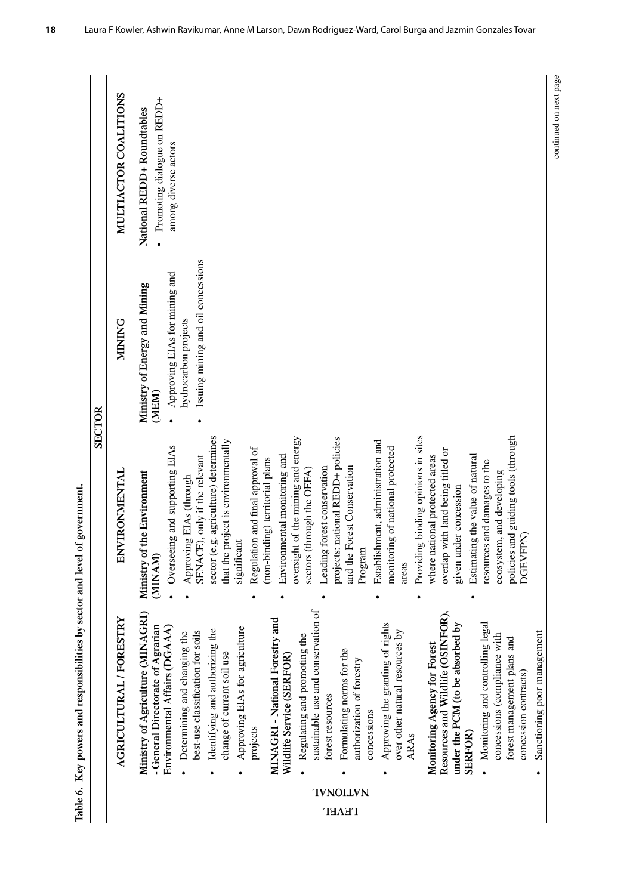**Table 6. Key powers and responsibilities by sector and level of government.**

| LEVEL | SECTOR | | | |
|---|---|---|---|---|
| | AGRICULTURAL / FORESTRY | ENVIRONMENTAL | MINING | MULTIACTOR COALITIONS |
| NATIONAL | **Ministry of Agriculture (MINAGRI) - General Directorate of Agrarian Environmental Affairs (DGAAA)**<br>• Determining and changing the best-use classification for soils<br>• Identifying and authorizing the change of current soil use<br>• Approving EIAs for agriculture projects<br>**MINAGRI - National Forestry and Wildlife Service (SERFOR)**<br>• Regulating and promoting the sustainable use and conservation of forest resources<br>• Formulating norms for the authorization of forestry concessions<br>• Approving the granting of rights over other natural resources by ARAs<br>**Monitoring Agency for Forest Resources and Wildlife (OSINFOR), under the PCM (to be absorbed by SERFOR)**<br>• Monitoring and controlling legal concessions (compliance with forest management plans and concession contracts)<br>• Sanctioning poor management | **Ministry of the Environment (MINAM)**<br>• Overseeing and supporting EIAs<br>• Approving EIAs (through SENACE), only if the relevant sector (e.g. agriculture) determines that the project is environmentally significant<br>• Regulation and final approval of (non-binding) territorial plans<br>• Environmental monitoring and oversight of the mining and energy sectors (through the OEFA)<br>• Leading forest conservation projects: national REDD+ policies and the Forest Conservation Program<br>• Establishment, administration and monitoring of national protected areas<br>• Providing binding opinions in sites where national protected areas overlap with land being titled or given under concession<br>• Estimating the value of natural resources and damages to the ecosystem, and developing policies and guiding tools (through DGEVFPN) | **Ministry of Energy and Mining (MEM)**<br>• Approving EIAs for mining and hydrocarbon projects<br>• Issuing mining and oil concessions | **National REDD+ Roundtables**<br>• Promoting dialogue on REDD+ among diverse actors |

continued on next page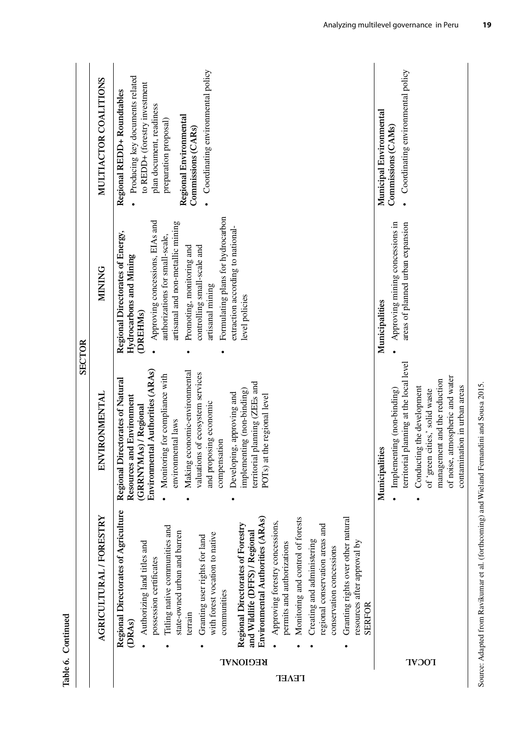**Table 6. Continued**

| LEVEL | SECTOR: AGRICULTURAL / FORESTRY | ENVIRONMENTAL | MINING | MULTIACTOR COALITIONS |
|---|---|---|---|---|
| REGIONAL | **Regional Directorates of Agriculture (DRAs)**<br>• Authorizing land titles and possession certificates<br>• Titling native communities and state-owned urban and barren terrain<br>• Granting user rights for land with forest vocation to native communities<br>**Regional Directorates of Forestry and Wildlife (DFFS) / Regional Environmental Authorities (ARAs)**<br>• Approving forestry concessions, permits and authorizations<br>• Monitoring and control of forests<br>• Creating and administering regional conservation areas and conservation concessions<br>• Granting rights over other natural resources after approval by SERFOR | **Regional Directorates of Natural Resources and Environment (GRRNYMAs) / Regional Environmental Authorities (ARAs)**<br>• Monitoring for compliance with environmental laws<br>• Making economic-environmental valuations of ecosystem services and proposing economic compensation<br>• Developing, approving and implementing (non-binding) territorial planning (ZEEs and POTs) at the regional level | **Regional Directorates of Energy, Hydrocarbons and Mining (DREHMs)**<br>• Approving concessions, EIAs and authorizations for small-scale, artisanal and non-metallic mining<br>• Promoting, monitoring and controlling small-scale and artisanal mining<br>• Formulating plans for hydrocarbon extraction according to national-level policies | **Regional REDD+ Roundtables**<br>• Producing key documents related to REDD+ (forestry investment plan document, readiness preparation proposal)<br>**Regional Environmental Commissions (CARs)**<br>• Coordinating environmental policy |
| LOCAL | | **Municipalities**<br>• Implementing (non-binding) territorial planning at the local level<br>• Conducting the development of 'green cities,' solid waste management and the reduction of noise, atmospheric and water contamination in urban areas | **Municipalities**<br>• Approving mining concessions in areas of planned urban expansion | **Municipal Environmental Commissions (CAMs)**<br>• Coordinating environmental policy |

Source: Adapted from Ravikumar et al. (forthcoming) and Wieland Fernandini and Sousa 2015.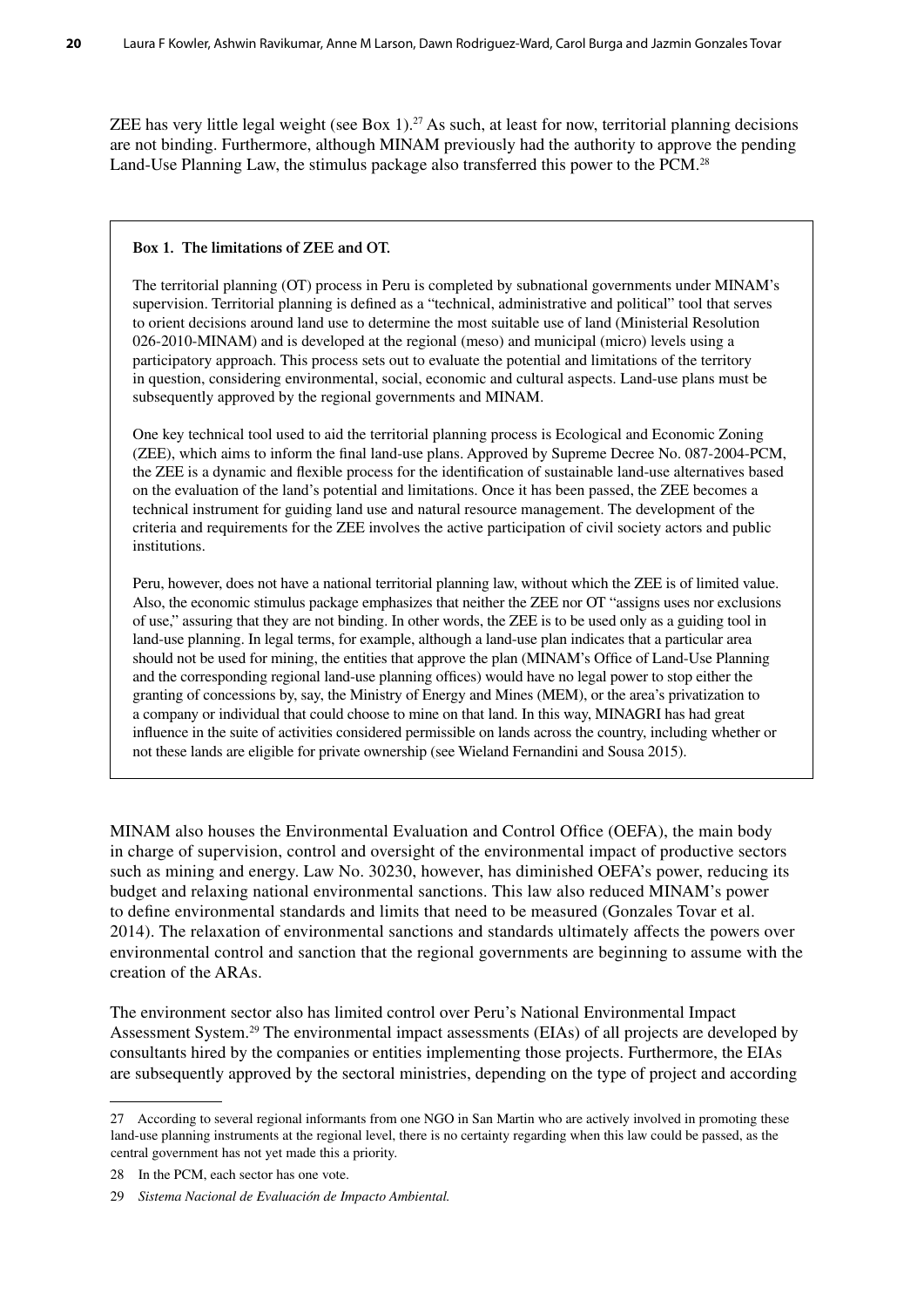ZEE has very little legal weight (see Box 1).[27] As such, at least for now, territorial planning decisions are not binding. Furthermore, although MINAM previously had the authority to approve the pending Land-Use Planning Law, the stimulus package also transferred this power to the PCM.[28]

**Box 1. The limitations of ZEE and OT.**

The territorial planning (OT) process in Peru is completed by subnational governments under MINAM's supervision. Territorial planning is defined as a "technical, administrative and political" tool that serves to orient decisions around land use to determine the most suitable use of land (Ministerial Resolution 026-2010-MINAM) and is developed at the regional (meso) and municipal (micro) levels using a participatory approach. This process sets out to evaluate the potential and limitations of the territory in question, considering environmental, social, economic and cultural aspects. Land-use plans must be subsequently approved by the regional governments and MINAM.

One key technical tool used to aid the territorial planning process is Ecological and Economic Zoning (ZEE), which aims to inform the final land-use plans. Approved by Supreme Decree No. 087-2004-PCM, the ZEE is a dynamic and flexible process for the identification of sustainable land-use alternatives based on the evaluation of the land's potential and limitations. Once it has been passed, the ZEE becomes a technical instrument for guiding land use and natural resource management. The development of the criteria and requirements for the ZEE involves the active participation of civil society actors and public institutions.

Peru, however, does not have a national territorial planning law, without which the ZEE is of limited value. Also, the economic stimulus package emphasizes that neither the ZEE nor OT "assigns uses nor exclusions of use," assuring that they are not binding. In other words, the ZEE is to be used only as a guiding tool in land-use planning. In legal terms, for example, although a land-use plan indicates that a particular area should not be used for mining, the entities that approve the plan (MINAM's Office of Land-Use Planning and the corresponding regional land-use planning offices) would have no legal power to stop either the granting of concessions by, say, the Ministry of Energy and Mines (MEM), or the area's privatization to a company or individual that could choose to mine on that land. In this way, MINAGRI has had great influence in the suite of activities considered permissible on lands across the country, including whether or not these lands are eligible for private ownership (see Wieland Fernandini and Sousa 2015).

MINAM also houses the Environmental Evaluation and Control Office (OEFA), the main body in charge of supervision, control and oversight of the environmental impact of productive sectors such as mining and energy. Law No. 30230, however, has diminished OEFA's power, reducing its budget and relaxing national environmental sanctions. This law also reduced MINAM's power to define environmental standards and limits that need to be measured (Gonzales Tovar et al. 2014). The relaxation of environmental sanctions and standards ultimately affects the powers over environmental control and sanction that the regional governments are beginning to assume with the creation of the ARAs.

The environment sector also has limited control over Peru's National Environmental Impact Assessment System.[29] The environmental impact assessments (EIAs) of all projects are developed by consultants hired by the companies or entities implementing those projects. Furthermore, the EIAs are subsequently approved by the sectoral ministries, depending on the type of project and according

---

27 According to several regional informants from one NGO in San Martin who are actively involved in promoting these land-use planning instruments at the regional level, there is no certainty regarding when this law could be passed, as the central government has not yet made this a priority.

28 In the PCM, each sector has one vote.

29 *Sistema Nacional de Evaluación de Impacto Ambiental.*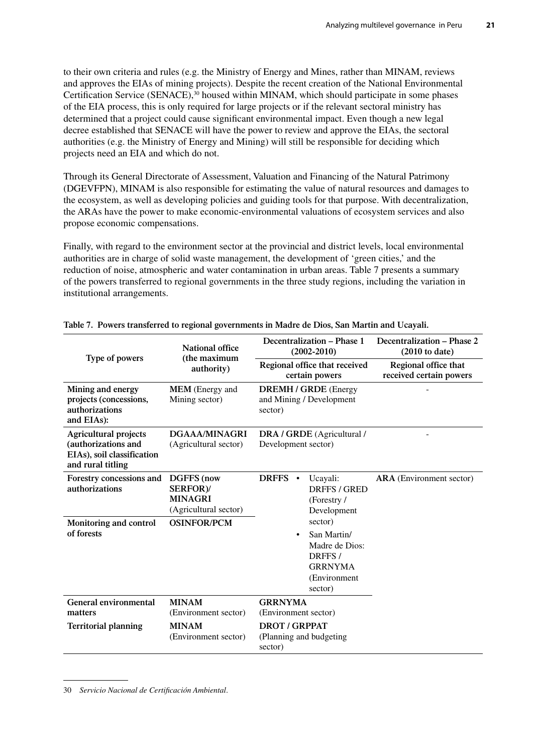to their own criteria and rules (e.g. the Ministry of Energy and Mines, rather than MINAM, reviews and approves the EIAs of mining projects). Despite the recent creation of the National Environmental Certification Service (SENACE),[30] housed within MINAM, which should participate in some phases of the EIA process, this is only required for large projects or if the relevant sectoral ministry has determined that a project could cause significant environmental impact. Even though a new legal decree established that SENACE will have the power to review and approve the EIAs, the sectoral authorities (e.g. the Ministry of Energy and Mining) will still be responsible for deciding which projects need an EIA and which do not.

Through its General Directorate of Assessment, Valuation and Financing of the Natural Patrimony (DGEVFPN), MINAM is also responsible for estimating the value of natural resources and damages to the ecosystem, as well as developing policies and guiding tools for that purpose. With decentralization, the ARAs have the power to make economic-environmental valuations of ecosystem services and also propose economic compensations.

Finally, with regard to the environment sector at the provincial and district levels, local environmental authorities are in charge of solid waste management, the development of 'green cities,' and the reduction of noise, atmospheric and water contamination in urban areas. Table 7 presents a summary of the powers transferred to regional governments in the three study regions, including the variation in institutional arrangements.

**Table 7. Powers transferred to regional governments in Madre de Dios, San Martin and Ucayali.**

| Type of powers | National office (the maximum authority) | Decentralization – Phase 1 (2002-2010) | Decentralization – Phase 2 (2010 to date) |
|---|---|---|---|
| | | Regional office that received certain powers | Regional office that received certain powers |
| **Mining and energy projects (concessions, authorizations and EIAs):** | **MEM** (Energy and Mining sector) | **DREMH / GRDE** (Energy and Mining / Development sector) | - |
| **Agricultural projects (authorizations and EIAs), soil classification and rural titling** | **DGAAA/MINAGRI** (Agricultural sector) | **DRA / GRDE** (Agricultural / Development sector) | - |
| **Forestry concessions and authorizations** | **DGFFS (now SERFOR)/ MINAGRI** (Agricultural sector) | **DRFFS** • Ucayali: DRFFS / GRED (Forestry / Development sector) • San Martin/ Madre de Dios: DRFFS / GRRNYMA (Environment sector) | **ARA** (Environment sector) |
| **Monitoring and control of forests** | **OSINFOR/PCM** | | |
| **General environmental matters** | **MINAM** (Environment sector) | **GRRNYMA** (Environment sector) | |
| **Territorial planning** | **MINAM** (Environment sector) | **DROT / GRPPAT** (Planning and budgeting sector) | |

30 *Servicio Nacional de Certificación Ambiental*.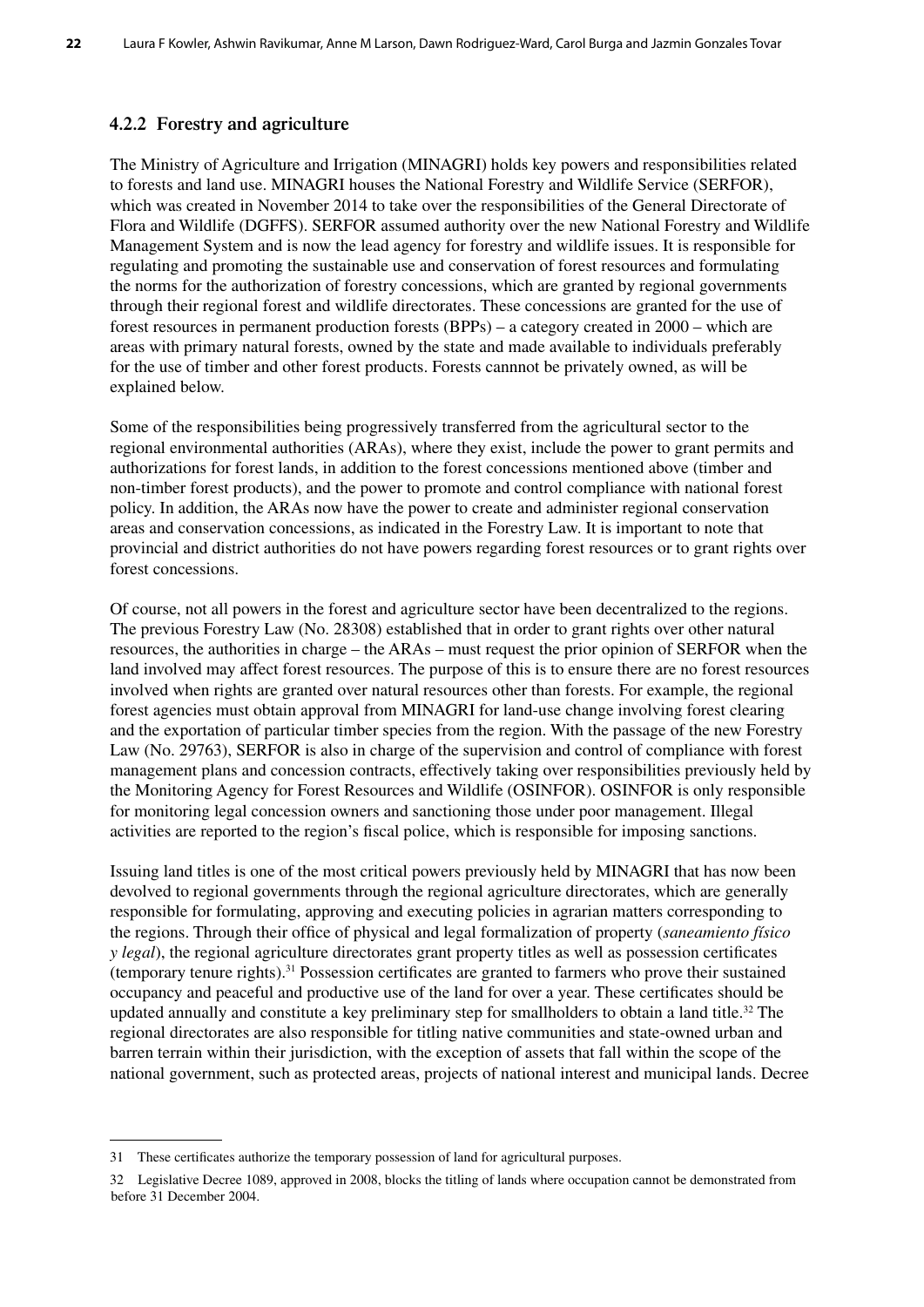### 4.2.2 Forestry and agriculture

The Ministry of Agriculture and Irrigation (MINAGRI) holds key powers and responsibilities related to forests and land use. MINAGRI houses the National Forestry and Wildlife Service (SERFOR), which was created in November 2014 to take over the responsibilities of the General Directorate of Flora and Wildlife (DGFFS). SERFOR assumed authority over the new National Forestry and Wildlife Management System and is now the lead agency for forestry and wildlife issues. It is responsible for regulating and promoting the sustainable use and conservation of forest resources and formulating the norms for the authorization of forestry concessions, which are granted by regional governments through their regional forest and wildlife directorates. These concessions are granted for the use of forest resources in permanent production forests (BPPs) – a category created in 2000 – which are areas with primary natural forests, owned by the state and made available to individuals preferably for the use of timber and other forest products. Forests cannnot be privately owned, as will be explained below.

Some of the responsibilities being progressively transferred from the agricultural sector to the regional environmental authorities (ARAs), where they exist, include the power to grant permits and authorizations for forest lands, in addition to the forest concessions mentioned above (timber and non-timber forest products), and the power to promote and control compliance with national forest policy. In addition, the ARAs now have the power to create and administer regional conservation areas and conservation concessions, as indicated in the Forestry Law. It is important to note that provincial and district authorities do not have powers regarding forest resources or to grant rights over forest concessions.

Of course, not all powers in the forest and agriculture sector have been decentralized to the regions. The previous Forestry Law (No. 28308) established that in order to grant rights over other natural resources, the authorities in charge – the ARAs – must request the prior opinion of SERFOR when the land involved may affect forest resources. The purpose of this is to ensure there are no forest resources involved when rights are granted over natural resources other than forests. For example, the regional forest agencies must obtain approval from MINAGRI for land-use change involving forest clearing and the exportation of particular timber species from the region. With the passage of the new Forestry Law (No. 29763), SERFOR is also in charge of the supervision and control of compliance with forest management plans and concession contracts, effectively taking over responsibilities previously held by the Monitoring Agency for Forest Resources and Wildlife (OSINFOR). OSINFOR is only responsible for monitoring legal concession owners and sanctioning those under poor management. Illegal activities are reported to the region's fiscal police, which is responsible for imposing sanctions.

Issuing land titles is one of the most critical powers previously held by MINAGRI that has now been devolved to regional governments through the regional agriculture directorates, which are generally responsible for formulating, approving and executing policies in agrarian matters corresponding to the regions. Through their office of physical and legal formalization of property (*saneamiento físico y legal*), the regional agriculture directorates grant property titles as well as possession certificates (temporary tenure rights).[31] Possession certificates are granted to farmers who prove their sustained occupancy and peaceful and productive use of the land for over a year. These certificates should be updated annually and constitute a key preliminary step for smallholders to obtain a land title.[32] The regional directorates are also responsible for titling native communities and state-owned urban and barren terrain within their jurisdiction, with the exception of assets that fall within the scope of the national government, such as protected areas, projects of national interest and municipal lands. Decree

31 These certificates authorize the temporary possession of land for agricultural purposes.

32 Legislative Decree 1089, approved in 2008, blocks the titling of lands where occupation cannot be demonstrated from before 31 December 2004.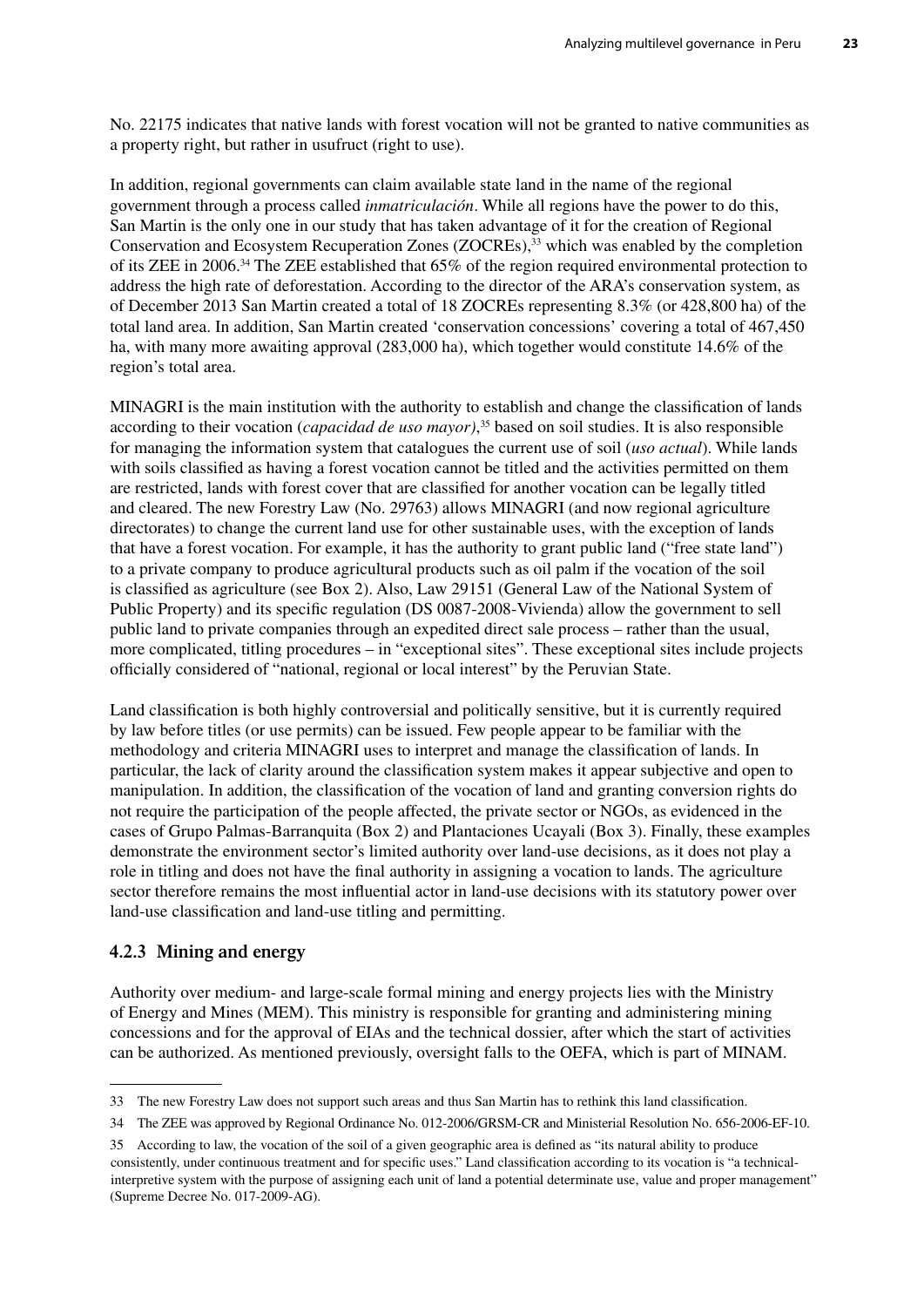No. 22175 indicates that native lands with forest vocation will not be granted to native communities as a property right, but rather in usufruct (right to use).

In addition, regional governments can claim available state land in the name of the regional government through a process called *inmatriculación*. While all regions have the power to do this, San Martin is the only one in our study that has taken advantage of it for the creation of Regional Conservation and Ecosystem Recuperation Zones (ZOCREs),[33] which was enabled by the completion of its ZEE in 2006.[34] The ZEE established that 65% of the region required environmental protection to address the high rate of deforestation. According to the director of the ARA's conservation system, as of December 2013 San Martin created a total of 18 ZOCREs representing 8.3% (or 428,800 ha) of the total land area. In addition, San Martin created 'conservation concessions' covering a total of 467,450 ha, with many more awaiting approval (283,000 ha), which together would constitute 14.6% of the region's total area.

MINAGRI is the main institution with the authority to establish and change the classification of lands according to their vocation (*capacidad de uso mayor)*,[35] based on soil studies. It is also responsible for managing the information system that catalogues the current use of soil (*uso actual*). While lands with soils classified as having a forest vocation cannot be titled and the activities permitted on them are restricted, lands with forest cover that are classified for another vocation can be legally titled and cleared. The new Forestry Law (No. 29763) allows MINAGRI (and now regional agriculture directorates) to change the current land use for other sustainable uses, with the exception of lands that have a forest vocation. For example, it has the authority to grant public land ("free state land") to a private company to produce agricultural products such as oil palm if the vocation of the soil is classified as agriculture (see Box 2). Also, Law 29151 (General Law of the National System of Public Property) and its specific regulation (DS 0087-2008-Vivienda) allow the government to sell public land to private companies through an expedited direct sale process – rather than the usual, more complicated, titling procedures – in "exceptional sites". These exceptional sites include projects officially considered of "national, regional or local interest" by the Peruvian State.

Land classification is both highly controversial and politically sensitive, but it is currently required by law before titles (or use permits) can be issued. Few people appear to be familiar with the methodology and criteria MINAGRI uses to interpret and manage the classification of lands. In particular, the lack of clarity around the classification system makes it appear subjective and open to manipulation. In addition, the classification of the vocation of land and granting conversion rights do not require the participation of the people affected, the private sector or NGOs, as evidenced in the cases of Grupo Palmas-Barranquita (Box 2) and Plantaciones Ucayali (Box 3). Finally, these examples demonstrate the environment sector's limited authority over land-use decisions, as it does not play a role in titling and does not have the final authority in assigning a vocation to lands. The agriculture sector therefore remains the most influential actor in land-use decisions with its statutory power over land-use classification and land-use titling and permitting.

### 4.2.3 Mining and energy

Authority over medium- and large-scale formal mining and energy projects lies with the Ministry of Energy and Mines (MEM). This ministry is responsible for granting and administering mining concessions and for the approval of EIAs and the technical dossier, after which the start of activities can be authorized. As mentioned previously, oversight falls to the OEFA, which is part of MINAM.

---

33 The new Forestry Law does not support such areas and thus San Martin has to rethink this land classification.

34 The ZEE was approved by Regional Ordinance No. 012-2006/GRSM-CR and Ministerial Resolution No. 656-2006-EF-10.

35 According to law, the vocation of the soil of a given geographic area is defined as "its natural ability to produce consistently, under continuous treatment and for specific uses." Land classification according to its vocation is "a technical-interpretive system with the purpose of assigning each unit of land a potential determinate use, value and proper management" (Supreme Decree No. 017-2009-AG).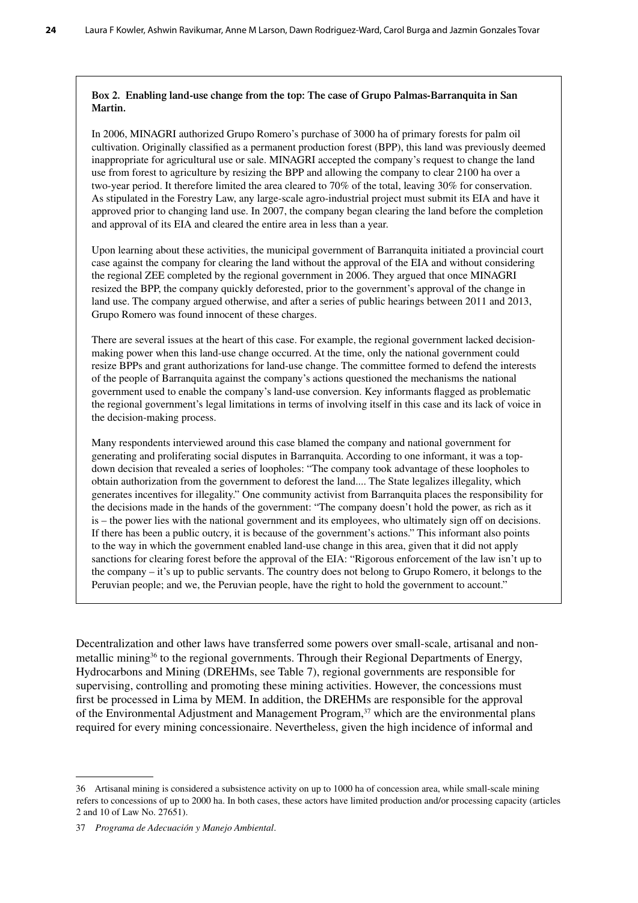**Box 2. Enabling land-use change from the top: The case of Grupo Palmas-Barranquita in San Martin.**

In 2006, MINAGRI authorized Grupo Romero's purchase of 3000 ha of primary forests for palm oil cultivation. Originally classified as a permanent production forest (BPP), this land was previously deemed inappropriate for agricultural use or sale. MINAGRI accepted the company's request to change the land use from forest to agriculture by resizing the BPP and allowing the company to clear 2100 ha over a two-year period. It therefore limited the area cleared to 70% of the total, leaving 30% for conservation. As stipulated in the Forestry Law, any large-scale agro-industrial project must submit its EIA and have it approved prior to changing land use. In 2007, the company began clearing the land before the completion and approval of its EIA and cleared the entire area in less than a year.

Upon learning about these activities, the municipal government of Barranquita initiated a provincial court case against the company for clearing the land without the approval of the EIA and without considering the regional ZEE completed by the regional government in 2006. They argued that once MINAGRI resized the BPP, the company quickly deforested, prior to the government's approval of the change in land use. The company argued otherwise, and after a series of public hearings between 2011 and 2013, Grupo Romero was found innocent of these charges.

There are several issues at the heart of this case. For example, the regional government lacked decision-making power when this land-use change occurred. At the time, only the national government could resize BPPs and grant authorizations for land-use change. The committee formed to defend the interests of the people of Barranquita against the company's actions questioned the mechanisms the national government used to enable the company's land-use conversion. Key informants flagged as problematic the regional government's legal limitations in terms of involving itself in this case and its lack of voice in the decision-making process.

Many respondents interviewed around this case blamed the company and national government for generating and proliferating social disputes in Barranquita. According to one informant, it was a top-down decision that revealed a series of loopholes: "The company took advantage of these loopholes to obtain authorization from the government to deforest the land.... The State legalizes illegality, which generates incentives for illegality." One community activist from Barranquita places the responsibility for the decisions made in the hands of the government: "The company doesn't hold the power, as rich as it is – the power lies with the national government and its employees, who ultimately sign off on decisions. If there has been a public outcry, it is because of the government's actions." This informant also points to the way in which the government enabled land-use change in this area, given that it did not apply sanctions for clearing forest before the approval of the EIA: "Rigorous enforcement of the law isn't up to the company – it's up to public servants. The country does not belong to Grupo Romero, it belongs to the Peruvian people; and we, the Peruvian people, have the right to hold the government to account."

Decentralization and other laws have transferred some powers over small-scale, artisanal and non-metallic mining[36] to the regional governments. Through their Regional Departments of Energy, Hydrocarbons and Mining (DREHMs, see Table 7), regional governments are responsible for supervising, controlling and promoting these mining activities. However, the concessions must first be processed in Lima by MEM. In addition, the DREHMs are responsible for the approval of the Environmental Adjustment and Management Program,[37] which are the environmental plans required for every mining concessionaire. Nevertheless, given the high incidence of informal and

---

36 Artisanal mining is considered a subsistence activity on up to 1000 ha of concession area, while small-scale mining refers to concessions of up to 2000 ha. In both cases, these actors have limited production and/or processing capacity (articles 2 and 10 of Law No. 27651).

37 *Programa de Adecuación y Manejo Ambiental*.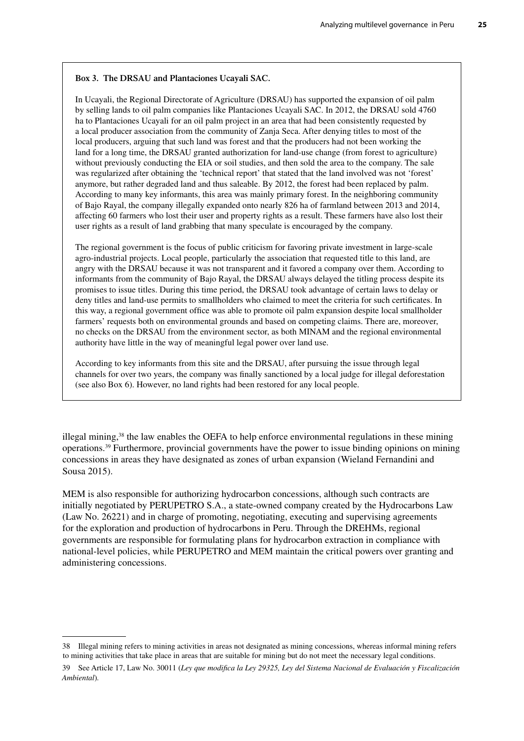**Box 3. The DRSAU and Plantaciones Ucayali SAC.**

In Ucayali, the Regional Directorate of Agriculture (DRSAU) has supported the expansion of oil palm by selling lands to oil palm companies like Plantaciones Ucayali SAC. In 2012, the DRSAU sold 4760 ha to Plantaciones Ucayali for an oil palm project in an area that had been consistently requested by a local producer association from the community of Zanja Seca. After denying titles to most of the local producers, arguing that such land was forest and that the producers had not been working the land for a long time, the DRSAU granted authorization for land-use change (from forest to agriculture) without previously conducting the EIA or soil studies, and then sold the area to the company. The sale was regularized after obtaining the 'technical report' that stated that the land involved was not 'forest' anymore, but rather degraded land and thus saleable. By 2012, the forest had been replaced by palm. According to many key informants, this area was mainly primary forest. In the neighboring community of Bajo Rayal, the company illegally expanded onto nearly 826 ha of farmland between 2013 and 2014, affecting 60 farmers who lost their user and property rights as a result. These farmers have also lost their user rights as a result of land grabbing that many speculate is encouraged by the company.

The regional government is the focus of public criticism for favoring private investment in large-scale agro-industrial projects. Local people, particularly the association that requested title to this land, are angry with the DRSAU because it was not transparent and it favored a company over them. According to informants from the community of Bajo Rayal, the DRSAU always delayed the titling process despite its promises to issue titles. During this time period, the DRSAU took advantage of certain laws to delay or deny titles and land-use permits to smallholders who claimed to meet the criteria for such certificates. In this way, a regional government office was able to promote oil palm expansion despite local smallholder farmers' requests both on environmental grounds and based on competing claims. There are, moreover, no checks on the DRSAU from the environment sector, as both MINAM and the regional environmental authority have little in the way of meaningful legal power over land use.

According to key informants from this site and the DRSAU, after pursuing the issue through legal channels for over two years, the company was finally sanctioned by a local judge for illegal deforestation (see also Box 6). However, no land rights had been restored for any local people.

illegal mining,[38] the law enables the OEFA to help enforce environmental regulations in these mining operations.[39] Furthermore, provincial governments have the power to issue binding opinions on mining concessions in areas they have designated as zones of urban expansion (Wieland Fernandini and Sousa 2015).

MEM is also responsible for authorizing hydrocarbon concessions, although such contracts are initially negotiated by PERUPETRO S.A., a state-owned company created by the Hydrocarbons Law (Law No. 26221) and in charge of promoting, negotiating, executing and supervising agreements for the exploration and production of hydrocarbons in Peru. Through the DREHMs, regional governments are responsible for formulating plans for hydrocarbon extraction in compliance with national-level policies, while PERUPETRO and MEM maintain the critical powers over granting and administering concessions.

---

38 Illegal mining refers to mining activities in areas not designated as mining concessions, whereas informal mining refers to mining activities that take place in areas that are suitable for mining but do not meet the necessary legal conditions.

39 See Article 17, Law No. 30011 (*Ley que modifica la Ley 29325, Ley del Sistema Nacional de Evaluación y Fiscalización Ambiental*).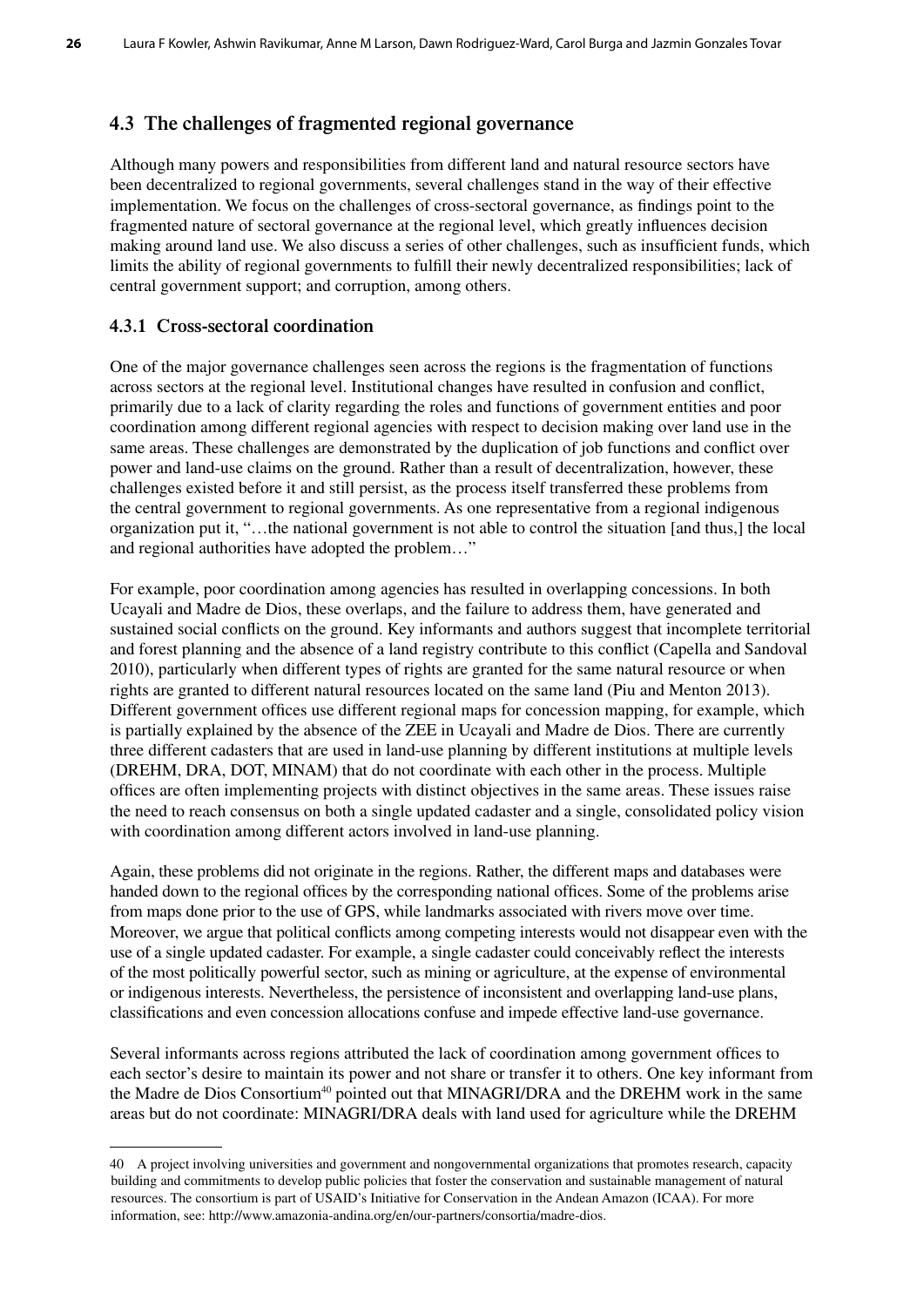## 4.3 The challenges of fragmented regional governance

Although many powers and responsibilities from different land and natural resource sectors have been decentralized to regional governments, several challenges stand in the way of their effective implementation. We focus on the challenges of cross-sectoral governance, as findings point to the fragmented nature of sectoral governance at the regional level, which greatly influences decision making around land use. We also discuss a series of other challenges, such as insufficient funds, which limits the ability of regional governments to fulfill their newly decentralized responsibilities; lack of central government support; and corruption, among others.

### 4.3.1 Cross-sectoral coordination

One of the major governance challenges seen across the regions is the fragmentation of functions across sectors at the regional level. Institutional changes have resulted in confusion and conflict, primarily due to a lack of clarity regarding the roles and functions of government entities and poor coordination among different regional agencies with respect to decision making over land use in the same areas. These challenges are demonstrated by the duplication of job functions and conflict over power and land-use claims on the ground. Rather than a result of decentralization, however, these challenges existed before it and still persist, as the process itself transferred these problems from the central government to regional governments. As one representative from a regional indigenous organization put it, "…the national government is not able to control the situation [and thus,] the local and regional authorities have adopted the problem…"

For example, poor coordination among agencies has resulted in overlapping concessions. In both Ucayali and Madre de Dios, these overlaps, and the failure to address them, have generated and sustained social conflicts on the ground. Key informants and authors suggest that incomplete territorial and forest planning and the absence of a land registry contribute to this conflict (Capella and Sandoval 2010), particularly when different types of rights are granted for the same natural resource or when rights are granted to different natural resources located on the same land (Piu and Menton 2013). Different government offices use different regional maps for concession mapping, for example, which is partially explained by the absence of the ZEE in Ucayali and Madre de Dios. There are currently three different cadasters that are used in land-use planning by different institutions at multiple levels (DREHM, DRA, DOT, MINAM) that do not coordinate with each other in the process. Multiple offices are often implementing projects with distinct objectives in the same areas. These issues raise the need to reach consensus on both a single updated cadaster and a single, consolidated policy vision with coordination among different actors involved in land-use planning.

Again, these problems did not originate in the regions. Rather, the different maps and databases were handed down to the regional offices by the corresponding national offices. Some of the problems arise from maps done prior to the use of GPS, while landmarks associated with rivers move over time. Moreover, we argue that political conflicts among competing interests would not disappear even with the use of a single updated cadaster. For example, a single cadaster could conceivably reflect the interests of the most politically powerful sector, such as mining or agriculture, at the expense of environmental or indigenous interests. Nevertheless, the persistence of inconsistent and overlapping land-use plans, classifications and even concession allocations confuse and impede effective land-use governance.

Several informants across regions attributed the lack of coordination among government offices to each sector's desire to maintain its power and not share or transfer it to others. One key informant from the Madre de Dios Consortium[40] pointed out that MINAGRI/DRA and the DREHM work in the same areas but do not coordinate: MINAGRI/DRA deals with land used for agriculture while the DREHM

---

40 A project involving universities and government and nongovernmental organizations that promotes research, capacity building and commitments to develop public policies that foster the conservation and sustainable management of natural resources. The consortium is part of USAID's Initiative for Conservation in the Andean Amazon (ICAA). For more information, see: http://www.amazonia-andina.org/en/our-partners/consortia/madre-dios.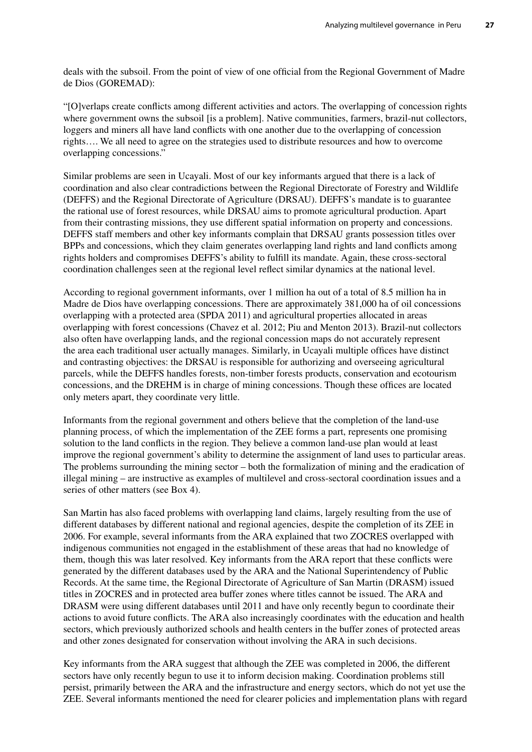deals with the subsoil. From the point of view of one official from the Regional Government of Madre de Dios (GOREMAD):

"[O]verlaps create conflicts among different activities and actors. The overlapping of concession rights where government owns the subsoil [is a problem]. Native communities, farmers, brazil-nut collectors, loggers and miners all have land conflicts with one another due to the overlapping of concession rights…. We all need to agree on the strategies used to distribute resources and how to overcome overlapping concessions."

Similar problems are seen in Ucayali. Most of our key informants argued that there is a lack of coordination and also clear contradictions between the Regional Directorate of Forestry and Wildlife (DEFFS) and the Regional Directorate of Agriculture (DRSAU). DEFFS's mandate is to guarantee the rational use of forest resources, while DRSAU aims to promote agricultural production. Apart from their contrasting missions, they use different spatial information on property and concessions. DEFFS staff members and other key informants complain that DRSAU grants possession titles over BPPs and concessions, which they claim generates overlapping land rights and land conflicts among rights holders and compromises DEFFS's ability to fulfill its mandate. Again, these cross-sectoral coordination challenges seen at the regional level reflect similar dynamics at the national level.

According to regional government informants, over 1 million ha out of a total of 8.5 million ha in Madre de Dios have overlapping concessions. There are approximately 381,000 ha of oil concessions overlapping with a protected area (SPDA 2011) and agricultural properties allocated in areas overlapping with forest concessions (Chavez et al. 2012; Piu and Menton 2013). Brazil-nut collectors also often have overlapping lands, and the regional concession maps do not accurately represent the area each traditional user actually manages. Similarly, in Ucayali multiple offices have distinct and contrasting objectives: the DRSAU is responsible for authorizing and overseeing agricultural parcels, while the DEFFS handles forests, non-timber forests products, conservation and ecotourism concessions, and the DREHM is in charge of mining concessions. Though these offices are located only meters apart, they coordinate very little.

Informants from the regional government and others believe that the completion of the land-use planning process, of which the implementation of the ZEE forms a part, represents one promising solution to the land conflicts in the region. They believe a common land-use plan would at least improve the regional government's ability to determine the assignment of land uses to particular areas. The problems surrounding the mining sector – both the formalization of mining and the eradication of illegal mining – are instructive as examples of multilevel and cross-sectoral coordination issues and a series of other matters (see Box 4).

San Martin has also faced problems with overlapping land claims, largely resulting from the use of different databases by different national and regional agencies, despite the completion of its ZEE in 2006. For example, several informants from the ARA explained that two ZOCRES overlapped with indigenous communities not engaged in the establishment of these areas that had no knowledge of them, though this was later resolved. Key informants from the ARA report that these conflicts were generated by the different databases used by the ARA and the National Superintendency of Public Records. At the same time, the Regional Directorate of Agriculture of San Martin (DRASM) issued titles in ZOCRES and in protected area buffer zones where titles cannot be issued. The ARA and DRASM were using different databases until 2011 and have only recently begun to coordinate their actions to avoid future conflicts. The ARA also increasingly coordinates with the education and health sectors, which previously authorized schools and health centers in the buffer zones of protected areas and other zones designated for conservation without involving the ARA in such decisions.

Key informants from the ARA suggest that although the ZEE was completed in 2006, the different sectors have only recently begun to use it to inform decision making. Coordination problems still persist, primarily between the ARA and the infrastructure and energy sectors, which do not yet use the ZEE. Several informants mentioned the need for clearer policies and implementation plans with regard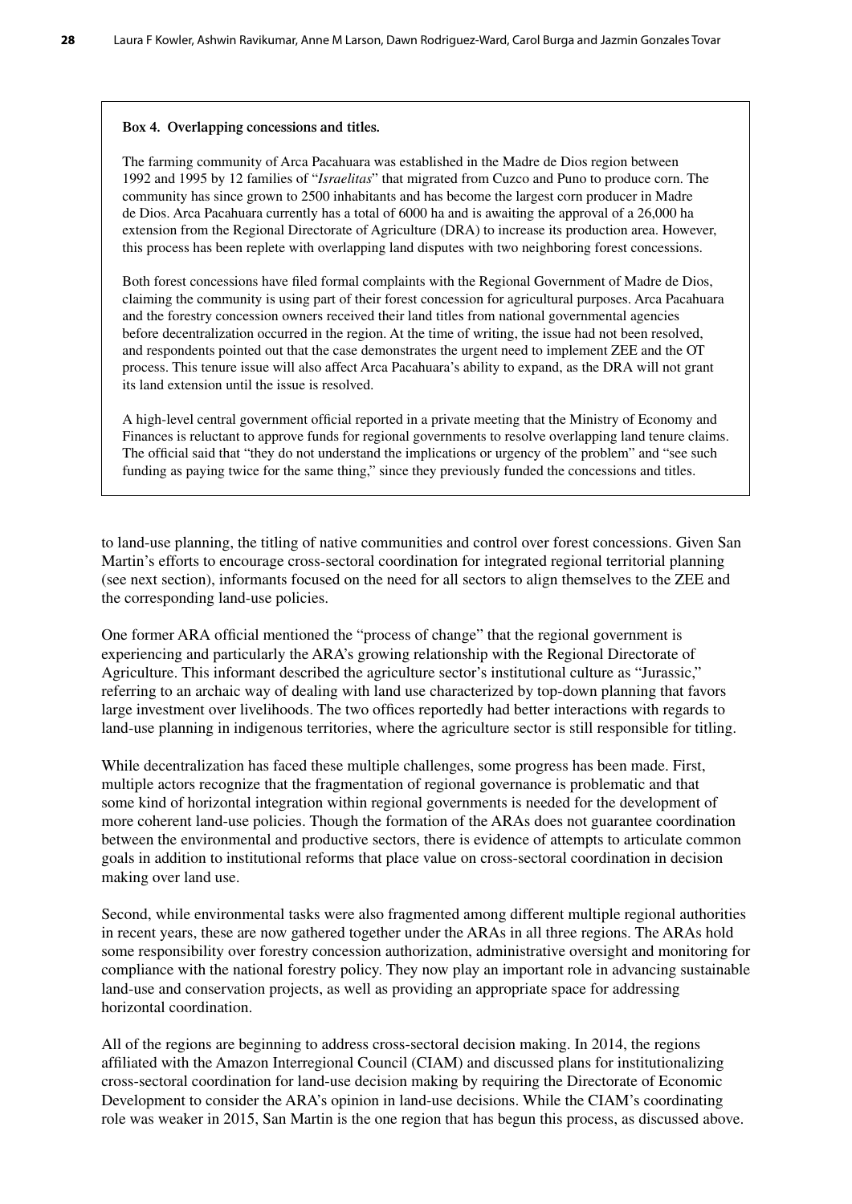**Box 4. Overlapping concessions and titles.**

The farming community of Arca Pacahuara was established in the Madre de Dios region between 1992 and 1995 by 12 families of "*Israelitas*" that migrated from Cuzco and Puno to produce corn. The community has since grown to 2500 inhabitants and has become the largest corn producer in Madre de Dios. Arca Pacahuara currently has a total of 6000 ha and is awaiting the approval of a 26,000 ha extension from the Regional Directorate of Agriculture (DRA) to increase its production area. However, this process has been replete with overlapping land disputes with two neighboring forest concessions.

Both forest concessions have filed formal complaints with the Regional Government of Madre de Dios, claiming the community is using part of their forest concession for agricultural purposes. Arca Pacahuara and the forestry concession owners received their land titles from national governmental agencies before decentralization occurred in the region. At the time of writing, the issue had not been resolved, and respondents pointed out that the case demonstrates the urgent need to implement ZEE and the OT process. This tenure issue will also affect Arca Pacahuara's ability to expand, as the DRA will not grant its land extension until the issue is resolved.

A high-level central government official reported in a private meeting that the Ministry of Economy and Finances is reluctant to approve funds for regional governments to resolve overlapping land tenure claims. The official said that "they do not understand the implications or urgency of the problem" and "see such funding as paying twice for the same thing," since they previously funded the concessions and titles.

to land-use planning, the titling of native communities and control over forest concessions. Given San Martin's efforts to encourage cross-sectoral coordination for integrated regional territorial planning (see next section), informants focused on the need for all sectors to align themselves to the ZEE and the corresponding land-use policies.

One former ARA official mentioned the "process of change" that the regional government is experiencing and particularly the ARA's growing relationship with the Regional Directorate of Agriculture. This informant described the agriculture sector's institutional culture as "Jurassic," referring to an archaic way of dealing with land use characterized by top-down planning that favors large investment over livelihoods. The two offices reportedly had better interactions with regards to land-use planning in indigenous territories, where the agriculture sector is still responsible for titling.

While decentralization has faced these multiple challenges, some progress has been made. First, multiple actors recognize that the fragmentation of regional governance is problematic and that some kind of horizontal integration within regional governments is needed for the development of more coherent land-use policies. Though the formation of the ARAs does not guarantee coordination between the environmental and productive sectors, there is evidence of attempts to articulate common goals in addition to institutional reforms that place value on cross-sectoral coordination in decision making over land use.

Second, while environmental tasks were also fragmented among different multiple regional authorities in recent years, these are now gathered together under the ARAs in all three regions. The ARAs hold some responsibility over forestry concession authorization, administrative oversight and monitoring for compliance with the national forestry policy. They now play an important role in advancing sustainable land-use and conservation projects, as well as providing an appropriate space for addressing horizontal coordination.

All of the regions are beginning to address cross-sectoral decision making. In 2014, the regions affiliated with the Amazon Interregional Council (CIAM) and discussed plans for institutionalizing cross-sectoral coordination for land-use decision making by requiring the Directorate of Economic Development to consider the ARA's opinion in land-use decisions. While the CIAM's coordinating role was weaker in 2015, San Martin is the one region that has begun this process, as discussed above.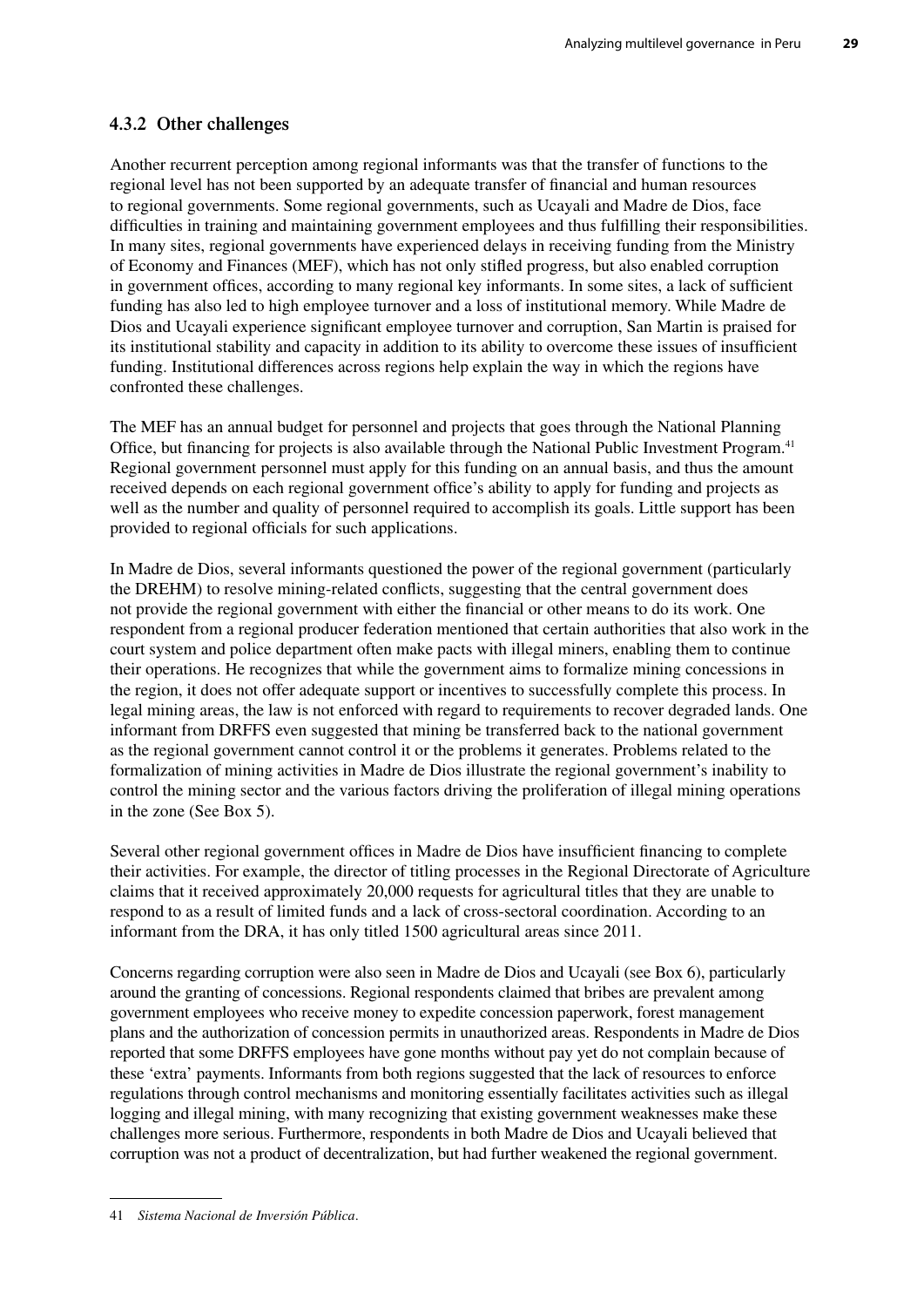### 4.3.2 Other challenges

Another recurrent perception among regional informants was that the transfer of functions to the regional level has not been supported by an adequate transfer of financial and human resources to regional governments. Some regional governments, such as Ucayali and Madre de Dios, face difficulties in training and maintaining government employees and thus fulfilling their responsibilities. In many sites, regional governments have experienced delays in receiving funding from the Ministry of Economy and Finances (MEF), which has not only stifled progress, but also enabled corruption in government offices, according to many regional key informants. In some sites, a lack of sufficient funding has also led to high employee turnover and a loss of institutional memory. While Madre de Dios and Ucayali experience significant employee turnover and corruption, San Martin is praised for its institutional stability and capacity in addition to its ability to overcome these issues of insufficient funding. Institutional differences across regions help explain the way in which the regions have confronted these challenges.

The MEF has an annual budget for personnel and projects that goes through the National Planning Office, but financing for projects is also available through the National Public Investment Program.[41] Regional government personnel must apply for this funding on an annual basis, and thus the amount received depends on each regional government office's ability to apply for funding and projects as well as the number and quality of personnel required to accomplish its goals. Little support has been provided to regional officials for such applications.

In Madre de Dios, several informants questioned the power of the regional government (particularly the DREHM) to resolve mining-related conflicts, suggesting that the central government does not provide the regional government with either the financial or other means to do its work. One respondent from a regional producer federation mentioned that certain authorities that also work in the court system and police department often make pacts with illegal miners, enabling them to continue their operations. He recognizes that while the government aims to formalize mining concessions in the region, it does not offer adequate support or incentives to successfully complete this process. In legal mining areas, the law is not enforced with regard to requirements to recover degraded lands. One informant from DRFFS even suggested that mining be transferred back to the national government as the regional government cannot control it or the problems it generates. Problems related to the formalization of mining activities in Madre de Dios illustrate the regional government's inability to control the mining sector and the various factors driving the proliferation of illegal mining operations in the zone (See Box 5).

Several other regional government offices in Madre de Dios have insufficient financing to complete their activities. For example, the director of titling processes in the Regional Directorate of Agriculture claims that it received approximately 20,000 requests for agricultural titles that they are unable to respond to as a result of limited funds and a lack of cross-sectoral coordination. According to an informant from the DRA, it has only titled 1500 agricultural areas since 2011.

Concerns regarding corruption were also seen in Madre de Dios and Ucayali (see Box 6), particularly around the granting of concessions. Regional respondents claimed that bribes are prevalent among government employees who receive money to expedite concession paperwork, forest management plans and the authorization of concession permits in unauthorized areas. Respondents in Madre de Dios reported that some DRFFS employees have gone months without pay yet do not complain because of these 'extra' payments. Informants from both regions suggested that the lack of resources to enforce regulations through control mechanisms and monitoring essentially facilitates activities such as illegal logging and illegal mining, with many recognizing that existing government weaknesses make these challenges more serious. Furthermore, respondents in both Madre de Dios and Ucayali believed that corruption was not a product of decentralization, but had further weakened the regional government.

---

41 *Sistema Nacional de Inversión Pública*.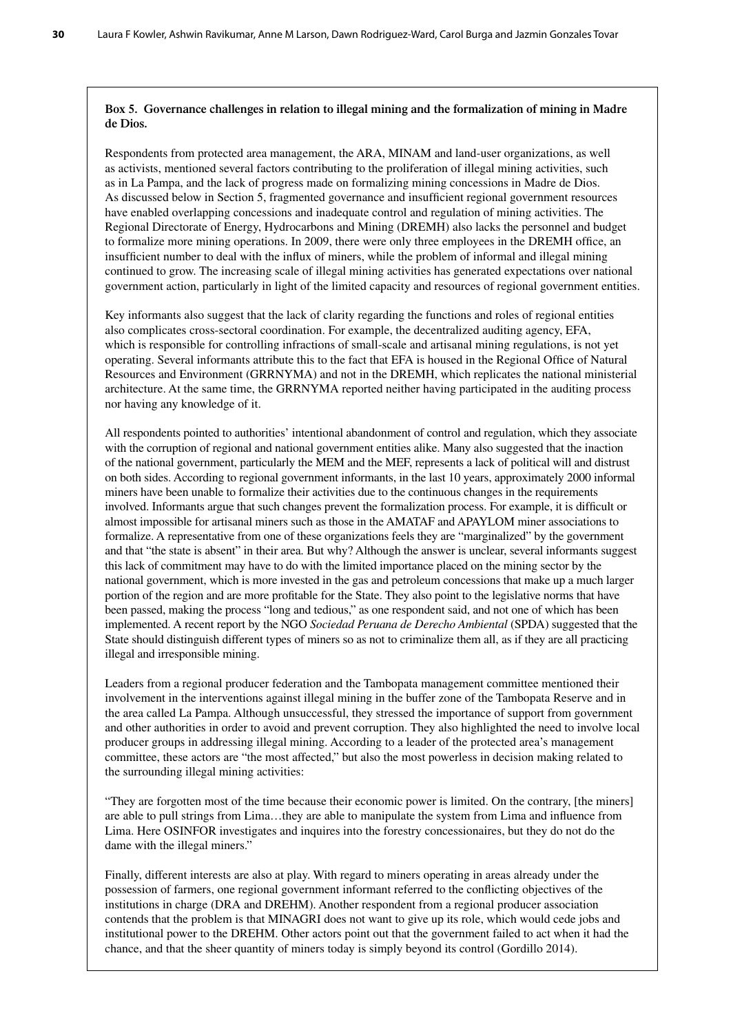**Box 5. Governance challenges in relation to illegal mining and the formalization of mining in Madre de Dios.**

Respondents from protected area management, the ARA, MINAM and land-user organizations, as well as activists, mentioned several factors contributing to the proliferation of illegal mining activities, such as in La Pampa, and the lack of progress made on formalizing mining concessions in Madre de Dios. As discussed below in Section 5, fragmented governance and insufficient regional government resources have enabled overlapping concessions and inadequate control and regulation of mining activities. The Regional Directorate of Energy, Hydrocarbons and Mining (DREMH) also lacks the personnel and budget to formalize more mining operations. In 2009, there were only three employees in the DREMH office, an insufficient number to deal with the influx of miners, while the problem of informal and illegal mining continued to grow. The increasing scale of illegal mining activities has generated expectations over national government action, particularly in light of the limited capacity and resources of regional government entities.

Key informants also suggest that the lack of clarity regarding the functions and roles of regional entities also complicates cross-sectoral coordination. For example, the decentralized auditing agency, EFA, which is responsible for controlling infractions of small-scale and artisanal mining regulations, is not yet operating. Several informants attribute this to the fact that EFA is housed in the Regional Office of Natural Resources and Environment (GRRNYMA) and not in the DREMH, which replicates the national ministerial architecture. At the same time, the GRRNYMA reported neither having participated in the auditing process nor having any knowledge of it.

All respondents pointed to authorities' intentional abandonment of control and regulation, which they associate with the corruption of regional and national government entities alike. Many also suggested that the inaction of the national government, particularly the MEM and the MEF, represents a lack of political will and distrust on both sides. According to regional government informants, in the last 10 years, approximately 2000 informal miners have been unable to formalize their activities due to the continuous changes in the requirements involved. Informants argue that such changes prevent the formalization process. For example, it is difficult or almost impossible for artisanal miners such as those in the AMATAF and APAYLOM miner associations to formalize. A representative from one of these organizations feels they are "marginalized" by the government and that "the state is absent" in their area. But why? Although the answer is unclear, several informants suggest this lack of commitment may have to do with the limited importance placed on the mining sector by the national government, which is more invested in the gas and petroleum concessions that make up a much larger portion of the region and are more profitable for the State. They also point to the legislative norms that have been passed, making the process "long and tedious," as one respondent said, and not one of which has been implemented. A recent report by the NGO *Sociedad Peruana de Derecho Ambiental* (SPDA) suggested that the State should distinguish different types of miners so as not to criminalize them all, as if they are all practicing illegal and irresponsible mining.

Leaders from a regional producer federation and the Tambopata management committee mentioned their involvement in the interventions against illegal mining in the buffer zone of the Tambopata Reserve and in the area called La Pampa. Although unsuccessful, they stressed the importance of support from government and other authorities in order to avoid and prevent corruption. They also highlighted the need to involve local producer groups in addressing illegal mining. According to a leader of the protected area's management committee, these actors are "the most affected," but also the most powerless in decision making related to the surrounding illegal mining activities:

"They are forgotten most of the time because their economic power is limited. On the contrary, [the miners] are able to pull strings from Lima…they are able to manipulate the system from Lima and influence from Lima. Here OSINFOR investigates and inquires into the forestry concessionaires, but they do not do the dame with the illegal miners."

Finally, different interests are also at play. With regard to miners operating in areas already under the possession of farmers, one regional government informant referred to the conflicting objectives of the institutions in charge (DRA and DREHM). Another respondent from a regional producer association contends that the problem is that MINAGRI does not want to give up its role, which would cede jobs and institutional power to the DREHM. Other actors point out that the government failed to act when it had the chance, and that the sheer quantity of miners today is simply beyond its control (Gordillo 2014).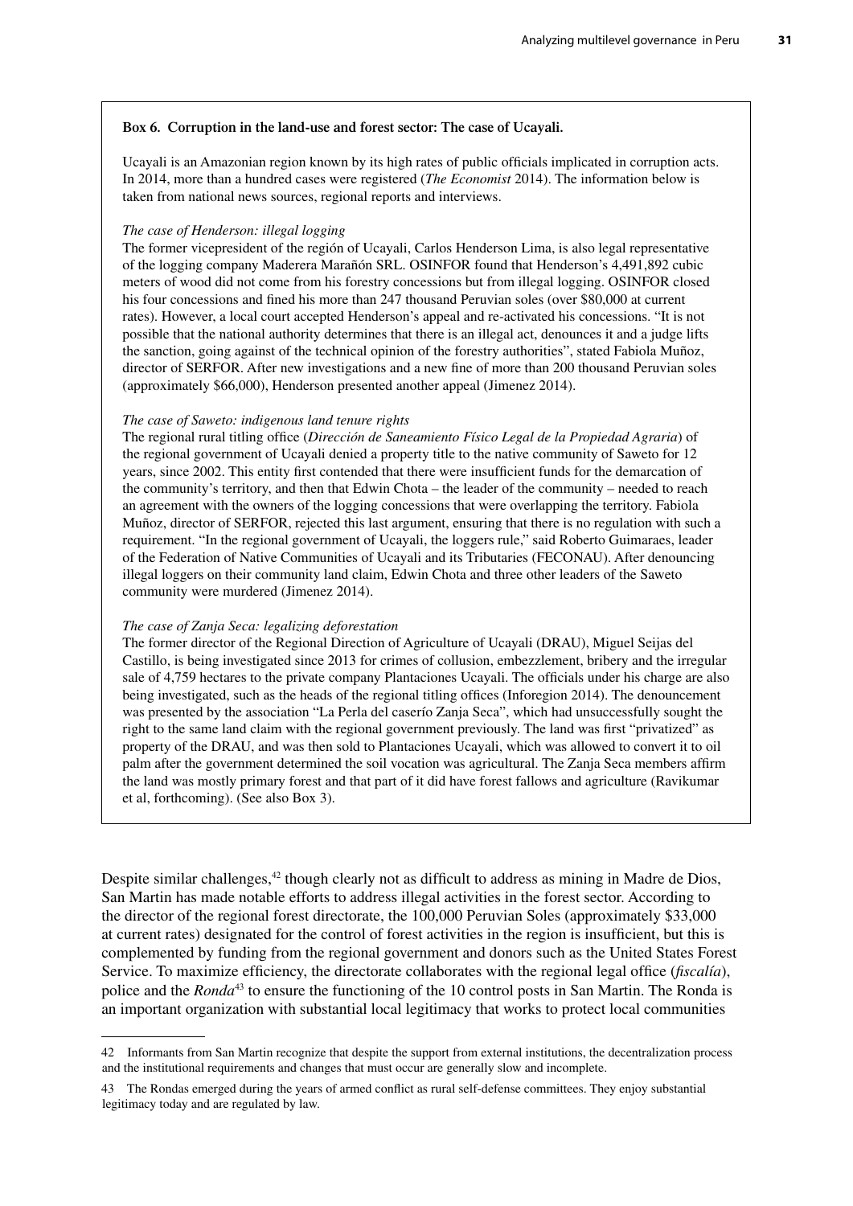**Box 6. Corruption in the land-use and forest sector: The case of Ucayali.**

Ucayali is an Amazonian region known by its high rates of public officials implicated in corruption acts. In 2014, more than a hundred cases were registered (*The Economist* 2014). The information below is taken from national news sources, regional reports and interviews.

*The case of Henderson: illegal logging*

The former vicepresident of the región of Ucayali, Carlos Henderson Lima, is also legal representative of the logging company Maderera Marañón SRL. OSINFOR found that Henderson's 4,491,892 cubic meters of wood did not come from his forestry concessions but from illegal logging. OSINFOR closed his four concessions and fined his more than 247 thousand Peruvian soles (over \$80,000 at current rates). However, a local court accepted Henderson's appeal and re-activated his concessions. "It is not possible that the national authority determines that there is an illegal act, denounces it and a judge lifts the sanction, going against of the technical opinion of the forestry authorities", stated Fabiola Muñoz, director of SERFOR. After new investigations and a new fine of more than 200 thousand Peruvian soles (approximately \$66,000), Henderson presented another appeal (Jimenez 2014).

*The case of Saweto: indigenous land tenure rights*

The regional rural titling office (*Dirección de Saneamiento Físico Legal de la Propiedad Agraria*) of the regional government of Ucayali denied a property title to the native community of Saweto for 12 years, since 2002. This entity first contended that there were insufficient funds for the demarcation of the community's territory, and then that Edwin Chota – the leader of the community – needed to reach an agreement with the owners of the logging concessions that were overlapping the territory. Fabiola Muñoz, director of SERFOR, rejected this last argument, ensuring that there is no regulation with such a requirement. "In the regional government of Ucayali, the loggers rule," said Roberto Guimaraes, leader of the Federation of Native Communities of Ucayali and its Tributaries (FECONAU). After denouncing illegal loggers on their community land claim, Edwin Chota and three other leaders of the Saweto community were murdered (Jimenez 2014).

*The case of Zanja Seca: legalizing deforestation*

The former director of the Regional Direction of Agriculture of Ucayali (DRAU), Miguel Seijas del Castillo, is being investigated since 2013 for crimes of collusion, embezzlement, bribery and the irregular sale of 4,759 hectares to the private company Plantaciones Ucayali. The officials under his charge are also being investigated, such as the heads of the regional titling offices (Inforegion 2014). The denouncement was presented by the association "La Perla del caserío Zanja Seca", which had unsuccessfully sought the right to the same land claim with the regional government previously. The land was first "privatized" as property of the DRAU, and was then sold to Plantaciones Ucayali, which was allowed to convert it to oil palm after the government determined the soil vocation was agricultural. The Zanja Seca members affirm the land was mostly primary forest and that part of it did have forest fallows and agriculture (Ravikumar et al, forthcoming). (See also Box 3).

Despite similar challenges,[42] though clearly not as difficult to address as mining in Madre de Dios, San Martin has made notable efforts to address illegal activities in the forest sector. According to the director of the regional forest directorate, the 100,000 Peruvian Soles (approximately \$33,000 at current rates) designated for the control of forest activities in the region is insufficient, but this is complemented by funding from the regional government and donors such as the United States Forest Service. To maximize efficiency, the directorate collaborates with the regional legal office (*fiscalía*), police and the *Ronda*[43] to ensure the functioning of the 10 control posts in San Martin. The Ronda is an important organization with substantial local legitimacy that works to protect local communities

---

42 Informants from San Martin recognize that despite the support from external institutions, the decentralization process and the institutional requirements and changes that must occur are generally slow and incomplete.

43 The Rondas emerged during the years of armed conflict as rural self-defense committees. They enjoy substantial legitimacy today and are regulated by law.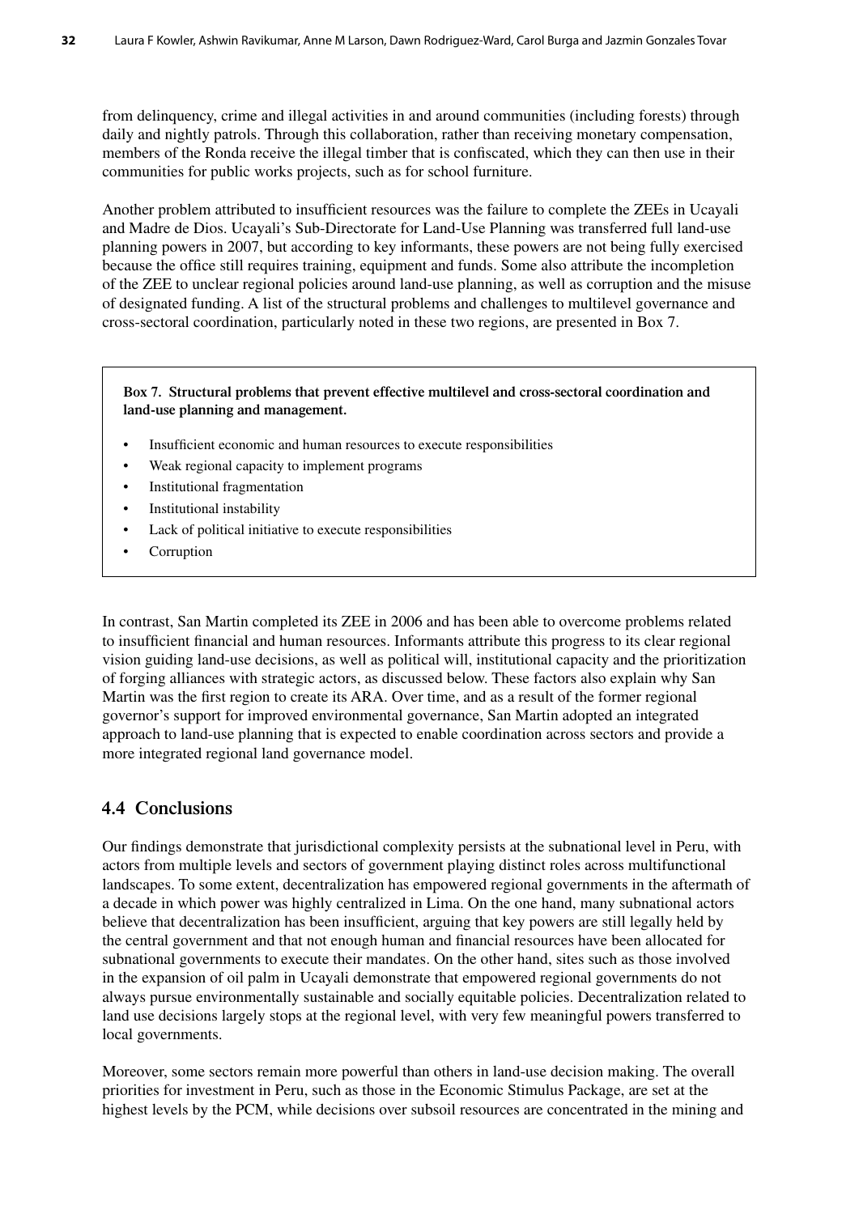from delinquency, crime and illegal activities in and around communities (including forests) through daily and nightly patrols. Through this collaboration, rather than receiving monetary compensation, members of the Ronda receive the illegal timber that is confiscated, which they can then use in their communities for public works projects, such as for school furniture.

Another problem attributed to insufficient resources was the failure to complete the ZEEs in Ucayali and Madre de Dios. Ucayali's Sub-Directorate for Land-Use Planning was transferred full land-use planning powers in 2007, but according to key informants, these powers are not being fully exercised because the office still requires training, equipment and funds. Some also attribute the incompletion of the ZEE to unclear regional policies around land-use planning, as well as corruption and the misuse of designated funding. A list of the structural problems and challenges to multilevel governance and cross-sectoral coordination, particularly noted in these two regions, are presented in Box 7.

**Box 7. Structural problems that prevent effective multilevel and cross-sectoral coordination and land-use planning and management.**

- Insufficient economic and human resources to execute responsibilities
- Weak regional capacity to implement programs
- Institutional fragmentation
- Institutional instability
- Lack of political initiative to execute responsibilities
- Corruption

In contrast, San Martin completed its ZEE in 2006 and has been able to overcome problems related to insufficient financial and human resources. Informants attribute this progress to its clear regional vision guiding land-use decisions, as well as political will, institutional capacity and the prioritization of forging alliances with strategic actors, as discussed below. These factors also explain why San Martin was the first region to create its ARA. Over time, and as a result of the former regional governor's support for improved environmental governance, San Martin adopted an integrated approach to land-use planning that is expected to enable coordination across sectors and provide a more integrated regional land governance model.

## 4.4 Conclusions

Our findings demonstrate that jurisdictional complexity persists at the subnational level in Peru, with actors from multiple levels and sectors of government playing distinct roles across multifunctional landscapes. To some extent, decentralization has empowered regional governments in the aftermath of a decade in which power was highly centralized in Lima. On the one hand, many subnational actors believe that decentralization has been insufficient, arguing that key powers are still legally held by the central government and that not enough human and financial resources have been allocated for subnational governments to execute their mandates. On the other hand, sites such as those involved in the expansion of oil palm in Ucayali demonstrate that empowered regional governments do not always pursue environmentally sustainable and socially equitable policies. Decentralization related to land use decisions largely stops at the regional level, with very few meaningful powers transferred to local governments.

Moreover, some sectors remain more powerful than others in land-use decision making. The overall priorities for investment in Peru, such as those in the Economic Stimulus Package, are set at the highest levels by the PCM, while decisions over subsoil resources are concentrated in the mining and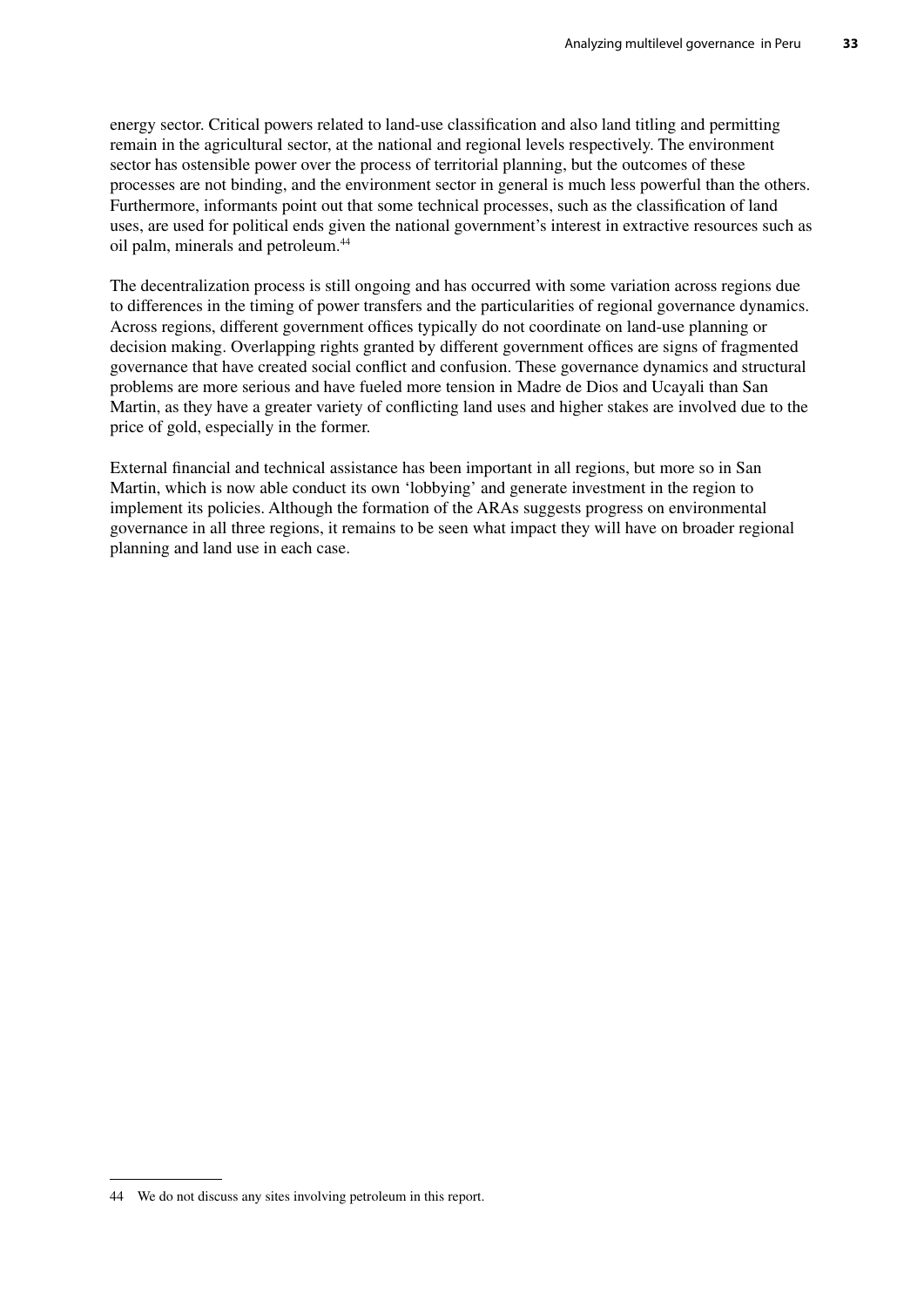energy sector. Critical powers related to land-use classification and also land titling and permitting remain in the agricultural sector, at the national and regional levels respectively. The environment sector has ostensible power over the process of territorial planning, but the outcomes of these processes are not binding, and the environment sector in general is much less powerful than the others. Furthermore, informants point out that some technical processes, such as the classification of land uses, are used for political ends given the national government's interest in extractive resources such as oil palm, minerals and petroleum.[44]

The decentralization process is still ongoing and has occurred with some variation across regions due to differences in the timing of power transfers and the particularities of regional governance dynamics. Across regions, different government offices typically do not coordinate on land-use planning or decision making. Overlapping rights granted by different government offices are signs of fragmented governance that have created social conflict and confusion. These governance dynamics and structural problems are more serious and have fueled more tension in Madre de Dios and Ucayali than San Martin, as they have a greater variety of conflicting land uses and higher stakes are involved due to the price of gold, especially in the former.

External financial and technical assistance has been important in all regions, but more so in San Martin, which is now able conduct its own 'lobbying' and generate investment in the region to implement its policies. Although the formation of the ARAs suggests progress on environmental governance in all three regions, it remains to be seen what impact they will have on broader regional planning and land use in each case.

---

44 We do not discuss any sites involving petroleum in this report.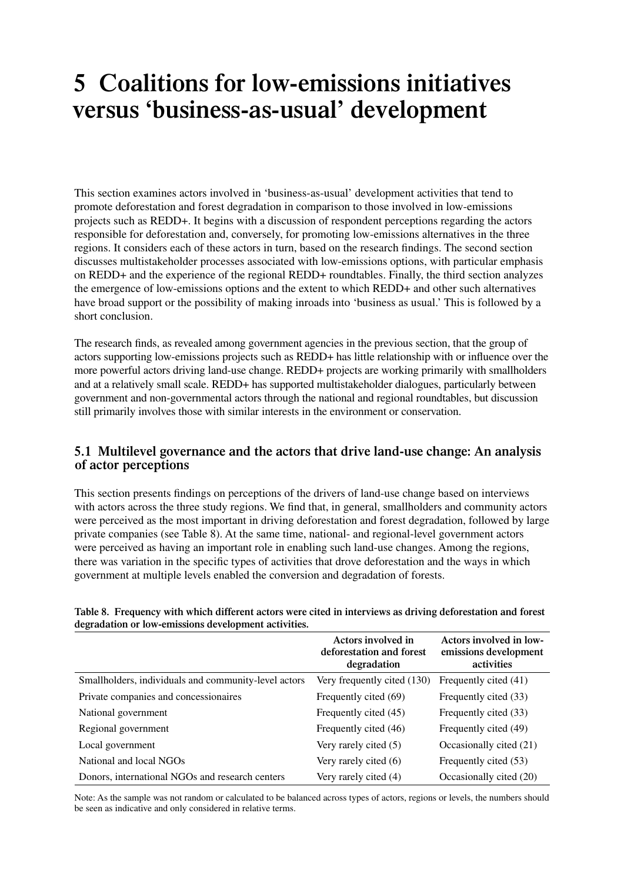# 5 Coalitions for low-emissions initiatives versus 'business-as-usual' development

This section examines actors involved in 'business-as-usual' development activities that tend to promote deforestation and forest degradation in comparison to those involved in low-emissions projects such as REDD+. It begins with a discussion of respondent perceptions regarding the actors responsible for deforestation and, conversely, for promoting low-emissions alternatives in the three regions. It considers each of these actors in turn, based on the research findings. The second section discusses multistakeholder processes associated with low-emissions options, with particular emphasis on REDD+ and the experience of the regional REDD+ roundtables. Finally, the third section analyzes the emergence of low-emissions options and the extent to which REDD+ and other such alternatives have broad support or the possibility of making inroads into 'business as usual.' This is followed by a short conclusion.

The research finds, as revealed among government agencies in the previous section, that the group of actors supporting low-emissions projects such as REDD+ has little relationship with or influence over the more powerful actors driving land-use change. REDD+ projects are working primarily with smallholders and at a relatively small scale. REDD+ has supported multistakeholder dialogues, particularly between government and non-governmental actors through the national and regional roundtables, but discussion still primarily involves those with similar interests in the environment or conservation.

## 5.1 Multilevel governance and the actors that drive land-use change: An analysis of actor perceptions

This section presents findings on perceptions of the drivers of land-use change based on interviews with actors across the three study regions. We find that, in general, smallholders and community actors were perceived as the most important in driving deforestation and forest degradation, followed by large private companies (see Table 8). At the same time, national- and regional-level government actors were perceived as having an important role in enabling such land-use changes. Among the regions, there was variation in the specific types of activities that drove deforestation and the ways in which government at multiple levels enabled the conversion and degradation of forests.

**Table 8. Frequency with which different actors were cited in interviews as driving deforestation and forest degradation or low-emissions development activities.**

| | Actors involved in deforestation and forest degradation | Actors involved in low-emissions development activities |
|---|---|---|
| Smallholders, individuals and community-level actors | Very frequently cited (130) | Frequently cited (41) |
| Private companies and concessionaires | Frequently cited (69) | Frequently cited (33) |
| National government | Frequently cited (45) | Frequently cited (33) |
| Regional government | Frequently cited (46) | Frequently cited (49) |
| Local government | Very rarely cited (5) | Occasionally cited (21) |
| National and local NGOs | Very rarely cited (6) | Frequently cited (53) |
| Donors, international NGOs and research centers | Very rarely cited (4) | Occasionally cited (20) |

Note: As the sample was not random or calculated to be balanced across types of actors, regions or levels, the numbers should be seen as indicative and only considered in relative terms.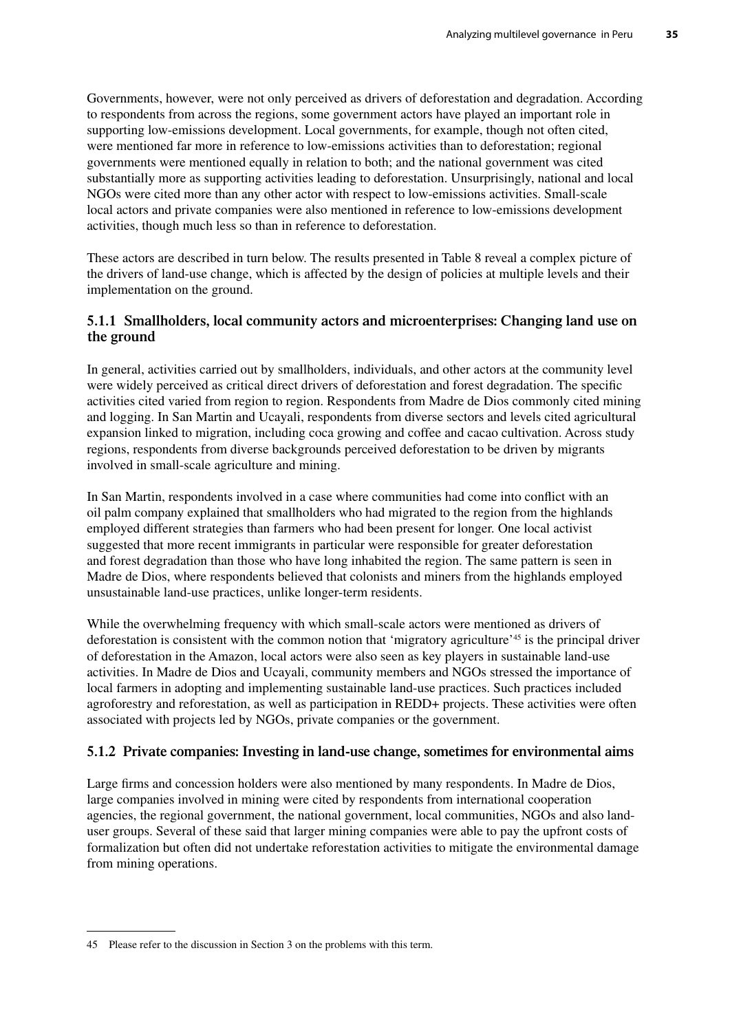Governments, however, were not only perceived as drivers of deforestation and degradation. According to respondents from across the regions, some government actors have played an important role in supporting low-emissions development. Local governments, for example, though not often cited, were mentioned far more in reference to low-emissions activities than to deforestation; regional governments were mentioned equally in relation to both; and the national government was cited substantially more as supporting activities leading to deforestation. Unsurprisingly, national and local NGOs were cited more than any other actor with respect to low-emissions activities. Small-scale local actors and private companies were also mentioned in reference to low-emissions development activities, though much less so than in reference to deforestation.

These actors are described in turn below. The results presented in Table 8 reveal a complex picture of the drivers of land-use change, which is affected by the design of policies at multiple levels and their implementation on the ground.

### 5.1.1 Smallholders, local community actors and microenterprises: Changing land use on the ground

In general, activities carried out by smallholders, individuals, and other actors at the community level were widely perceived as critical direct drivers of deforestation and forest degradation. The specific activities cited varied from region to region. Respondents from Madre de Dios commonly cited mining and logging. In San Martin and Ucayali, respondents from diverse sectors and levels cited agricultural expansion linked to migration, including coca growing and coffee and cacao cultivation. Across study regions, respondents from diverse backgrounds perceived deforestation to be driven by migrants involved in small-scale agriculture and mining.

In San Martin, respondents involved in a case where communities had come into conflict with an oil palm company explained that smallholders who had migrated to the region from the highlands employed different strategies than farmers who had been present for longer. One local activist suggested that more recent immigrants in particular were responsible for greater deforestation and forest degradation than those who have long inhabited the region. The same pattern is seen in Madre de Dios, where respondents believed that colonists and miners from the highlands employed unsustainable land-use practices, unlike longer-term residents.

While the overwhelming frequency with which small-scale actors were mentioned as drivers of deforestation is consistent with the common notion that 'migratory agriculture'[45] is the principal driver of deforestation in the Amazon, local actors were also seen as key players in sustainable land-use activities. In Madre de Dios and Ucayali, community members and NGOs stressed the importance of local farmers in adopting and implementing sustainable land-use practices. Such practices included agroforestry and reforestation, as well as participation in REDD+ projects. These activities were often associated with projects led by NGOs, private companies or the government.

### 5.1.2 Private companies: Investing in land-use change, sometimes for environmental aims

Large firms and concession holders were also mentioned by many respondents. In Madre de Dios, large companies involved in mining were cited by respondents from international cooperation agencies, the regional government, the national government, local communities, NGOs and also land-user groups. Several of these said that larger mining companies were able to pay the upfront costs of formalization but often did not undertake reforestation activities to mitigate the environmental damage from mining operations.

---

45 Please refer to the discussion in Section 3 on the problems with this term.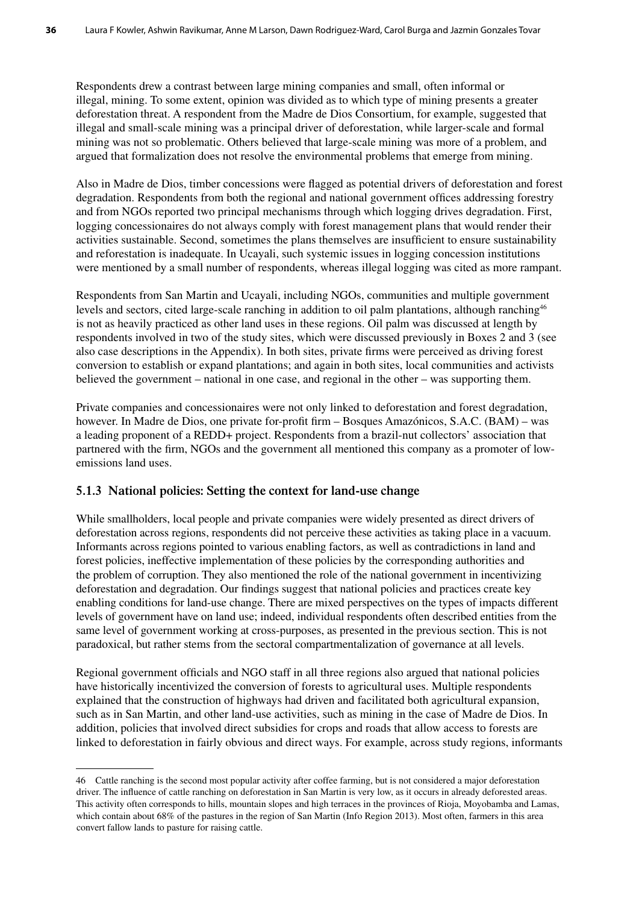Respondents drew a contrast between large mining companies and small, often informal or illegal, mining. To some extent, opinion was divided as to which type of mining presents a greater deforestation threat. A respondent from the Madre de Dios Consortium, for example, suggested that illegal and small-scale mining was a principal driver of deforestation, while larger-scale and formal mining was not so problematic. Others believed that large-scale mining was more of a problem, and argued that formalization does not resolve the environmental problems that emerge from mining.

Also in Madre de Dios, timber concessions were flagged as potential drivers of deforestation and forest degradation. Respondents from both the regional and national government offices addressing forestry and from NGOs reported two principal mechanisms through which logging drives degradation. First, logging concessionaires do not always comply with forest management plans that would render their activities sustainable. Second, sometimes the plans themselves are insufficient to ensure sustainability and reforestation is inadequate. In Ucayali, such systemic issues in logging concession institutions were mentioned by a small number of respondents, whereas illegal logging was cited as more rampant.

Respondents from San Martin and Ucayali, including NGOs, communities and multiple government levels and sectors, cited large-scale ranching in addition to oil palm plantations, although ranching[46] is not as heavily practiced as other land uses in these regions. Oil palm was discussed at length by respondents involved in two of the study sites, which were discussed previously in Boxes 2 and 3 (see also case descriptions in the Appendix). In both sites, private firms were perceived as driving forest conversion to establish or expand plantations; and again in both sites, local communities and activists believed the government – national in one case, and regional in the other – was supporting them.

Private companies and concessionaires were not only linked to deforestation and forest degradation, however. In Madre de Dios, one private for-profit firm – Bosques Amazónicos, S.A.C. (BAM) – was a leading proponent of a REDD+ project. Respondents from a brazil-nut collectors' association that partnered with the firm, NGOs and the government all mentioned this company as a promoter of low-emissions land uses.

### 5.1.3 National policies: Setting the context for land-use change

While smallholders, local people and private companies were widely presented as direct drivers of deforestation across regions, respondents did not perceive these activities as taking place in a vacuum. Informants across regions pointed to various enabling factors, as well as contradictions in land and forest policies, ineffective implementation of these policies by the corresponding authorities and the problem of corruption. They also mentioned the role of the national government in incentivizing deforestation and degradation. Our findings suggest that national policies and practices create key enabling conditions for land-use change. There are mixed perspectives on the types of impacts different levels of government have on land use; indeed, individual respondents often described entities from the same level of government working at cross-purposes, as presented in the previous section. This is not paradoxical, but rather stems from the sectoral compartmentalization of governance at all levels.

Regional government officials and NGO staff in all three regions also argued that national policies have historically incentivized the conversion of forests to agricultural uses. Multiple respondents explained that the construction of highways had driven and facilitated both agricultural expansion, such as in San Martin, and other land-use activities, such as mining in the case of Madre de Dios. In addition, policies that involved direct subsidies for crops and roads that allow access to forests are linked to deforestation in fairly obvious and direct ways. For example, across study regions, informants

---

46 Cattle ranching is the second most popular activity after coffee farming, but is not considered a major deforestation driver. The influence of cattle ranching on deforestation in San Martin is very low, as it occurs in already deforested areas. This activity often corresponds to hills, mountain slopes and high terraces in the provinces of Rioja, Moyobamba and Lamas, which contain about 68% of the pastures in the region of San Martin (Info Region 2013). Most often, farmers in this area convert fallow lands to pasture for raising cattle.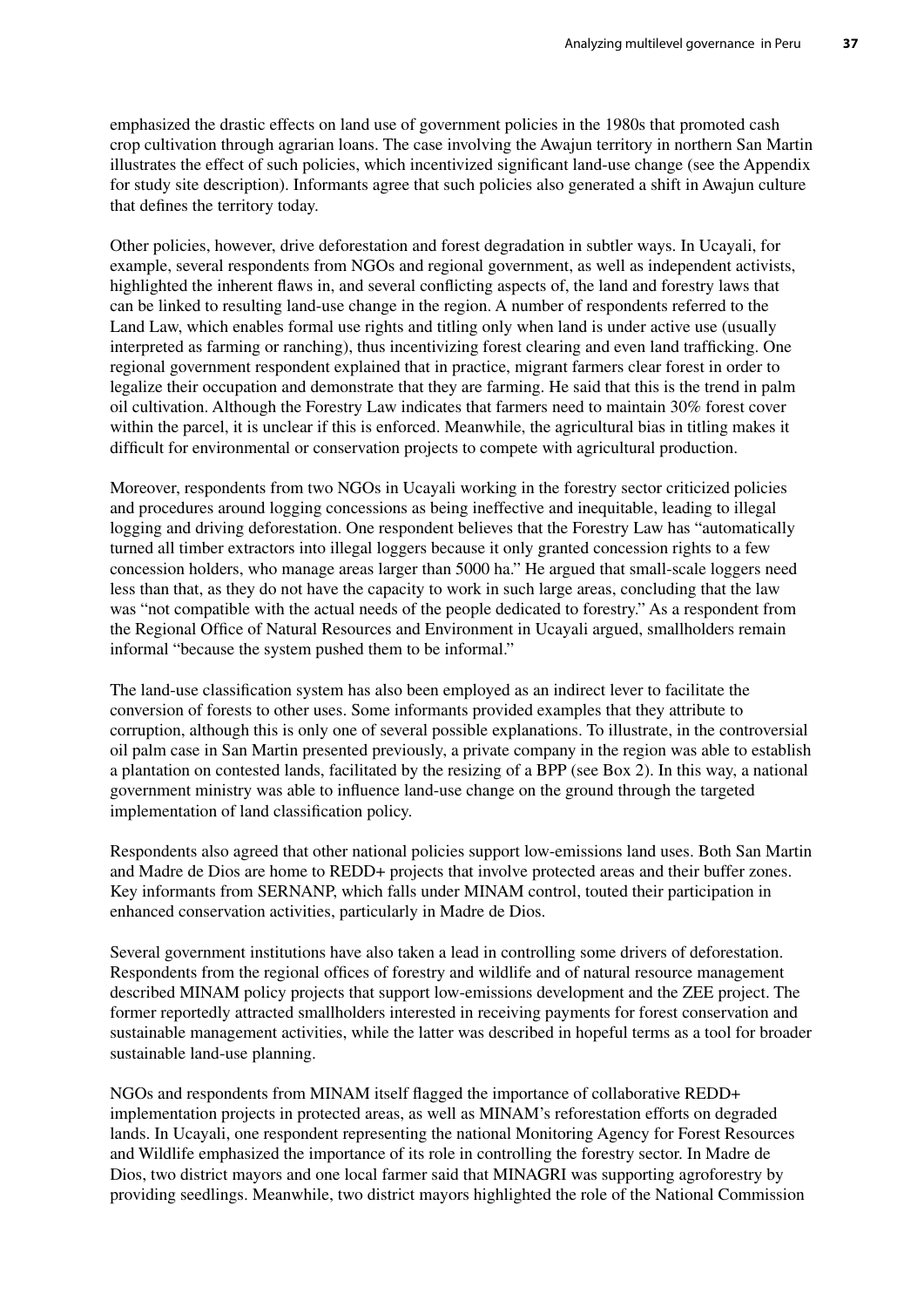emphasized the drastic effects on land use of government policies in the 1980s that promoted cash crop cultivation through agrarian loans. The case involving the Awajun territory in northern San Martin illustrates the effect of such policies, which incentivized significant land-use change (see the Appendix for study site description). Informants agree that such policies also generated a shift in Awajun culture that defines the territory today.

Other policies, however, drive deforestation and forest degradation in subtler ways. In Ucayali, for example, several respondents from NGOs and regional government, as well as independent activists, highlighted the inherent flaws in, and several conflicting aspects of, the land and forestry laws that can be linked to resulting land-use change in the region. A number of respondents referred to the Land Law, which enables formal use rights and titling only when land is under active use (usually interpreted as farming or ranching), thus incentivizing forest clearing and even land trafficking. One regional government respondent explained that in practice, migrant farmers clear forest in order to legalize their occupation and demonstrate that they are farming. He said that this is the trend in palm oil cultivation. Although the Forestry Law indicates that farmers need to maintain 30% forest cover within the parcel, it is unclear if this is enforced. Meanwhile, the agricultural bias in titling makes it difficult for environmental or conservation projects to compete with agricultural production.

Moreover, respondents from two NGOs in Ucayali working in the forestry sector criticized policies and procedures around logging concessions as being ineffective and inequitable, leading to illegal logging and driving deforestation. One respondent believes that the Forestry Law has "automatically turned all timber extractors into illegal loggers because it only granted concession rights to a few concession holders, who manage areas larger than 5000 ha." He argued that small-scale loggers need less than that, as they do not have the capacity to work in such large areas, concluding that the law was "not compatible with the actual needs of the people dedicated to forestry." As a respondent from the Regional Office of Natural Resources and Environment in Ucayali argued, smallholders remain informal "because the system pushed them to be informal."

The land-use classification system has also been employed as an indirect lever to facilitate the conversion of forests to other uses. Some informants provided examples that they attribute to corruption, although this is only one of several possible explanations. To illustrate, in the controversial oil palm case in San Martin presented previously, a private company in the region was able to establish a plantation on contested lands, facilitated by the resizing of a BPP (see Box 2). In this way, a national government ministry was able to influence land-use change on the ground through the targeted implementation of land classification policy.

Respondents also agreed that other national policies support low-emissions land uses. Both San Martin and Madre de Dios are home to REDD+ projects that involve protected areas and their buffer zones. Key informants from SERNANP, which falls under MINAM control, touted their participation in enhanced conservation activities, particularly in Madre de Dios.

Several government institutions have also taken a lead in controlling some drivers of deforestation. Respondents from the regional offices of forestry and wildlife and of natural resource management described MINAM policy projects that support low-emissions development and the ZEE project. The former reportedly attracted smallholders interested in receiving payments for forest conservation and sustainable management activities, while the latter was described in hopeful terms as a tool for broader sustainable land-use planning.

NGOs and respondents from MINAM itself flagged the importance of collaborative REDD+ implementation projects in protected areas, as well as MINAM's reforestation efforts on degraded lands. In Ucayali, one respondent representing the national Monitoring Agency for Forest Resources and Wildlife emphasized the importance of its role in controlling the forestry sector. In Madre de Dios, two district mayors and one local farmer said that MINAGRI was supporting agroforestry by providing seedlings. Meanwhile, two district mayors highlighted the role of the National Commission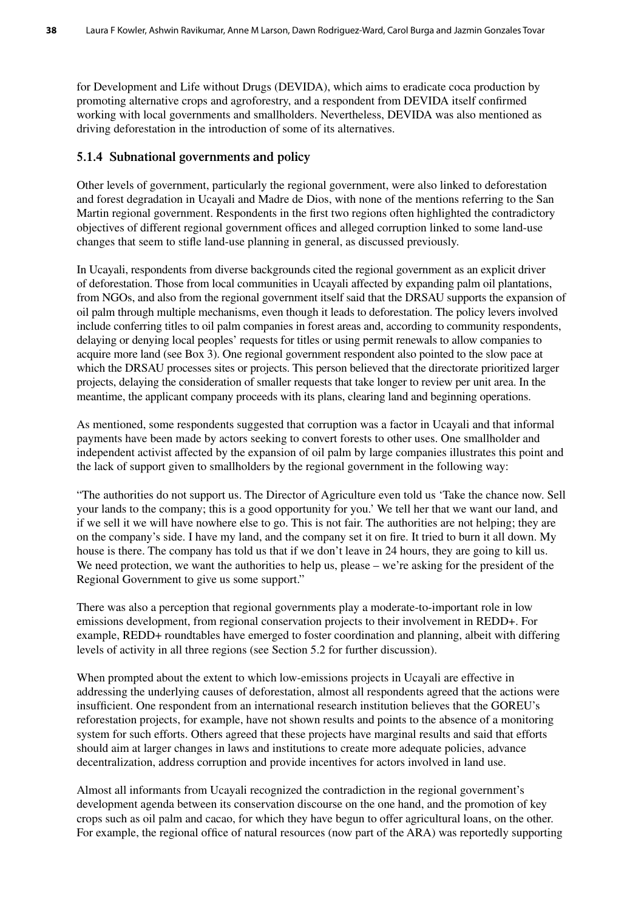for Development and Life without Drugs (DEVIDA), which aims to eradicate coca production by promoting alternative crops and agroforestry, and a respondent from DEVIDA itself confirmed working with local governments and smallholders. Nevertheless, DEVIDA was also mentioned as driving deforestation in the introduction of some of its alternatives.

### 5.1.4 Subnational governments and policy

Other levels of government, particularly the regional government, were also linked to deforestation and forest degradation in Ucayali and Madre de Dios, with none of the mentions referring to the San Martin regional government. Respondents in the first two regions often highlighted the contradictory objectives of different regional government offices and alleged corruption linked to some land-use changes that seem to stifle land-use planning in general, as discussed previously.

In Ucayali, respondents from diverse backgrounds cited the regional government as an explicit driver of deforestation. Those from local communities in Ucayali affected by expanding palm oil plantations, from NGOs, and also from the regional government itself said that the DRSAU supports the expansion of oil palm through multiple mechanisms, even though it leads to deforestation. The policy levers involved include conferring titles to oil palm companies in forest areas and, according to community respondents, delaying or denying local peoples' requests for titles or using permit renewals to allow companies to acquire more land (see Box 3). One regional government respondent also pointed to the slow pace at which the DRSAU processes sites or projects. This person believed that the directorate prioritized larger projects, delaying the consideration of smaller requests that take longer to review per unit area. In the meantime, the applicant company proceeds with its plans, clearing land and beginning operations.

As mentioned, some respondents suggested that corruption was a factor in Ucayali and that informal payments have been made by actors seeking to convert forests to other uses. One smallholder and independent activist affected by the expansion of oil palm by large companies illustrates this point and the lack of support given to smallholders by the regional government in the following way:

"The authorities do not support us. The Director of Agriculture even told us 'Take the chance now. Sell your lands to the company; this is a good opportunity for you.' We tell her that we want our land, and if we sell it we will have nowhere else to go. This is not fair. The authorities are not helping; they are on the company's side. I have my land, and the company set it on fire. It tried to burn it all down. My house is there. The company has told us that if we don't leave in 24 hours, they are going to kill us. We need protection, we want the authorities to help us, please – we're asking for the president of the Regional Government to give us some support."

There was also a perception that regional governments play a moderate-to-important role in low emissions development, from regional conservation projects to their involvement in REDD+. For example, REDD+ roundtables have emerged to foster coordination and planning, albeit with differing levels of activity in all three regions (see Section 5.2 for further discussion).

When prompted about the extent to which low-emissions projects in Ucayali are effective in addressing the underlying causes of deforestation, almost all respondents agreed that the actions were insufficient. One respondent from an international research institution believes that the GOREU's reforestation projects, for example, have not shown results and points to the absence of a monitoring system for such efforts. Others agreed that these projects have marginal results and said that efforts should aim at larger changes in laws and institutions to create more adequate policies, advance decentralization, address corruption and provide incentives for actors involved in land use.

Almost all informants from Ucayali recognized the contradiction in the regional government's development agenda between its conservation discourse on the one hand, and the promotion of key crops such as oil palm and cacao, for which they have begun to offer agricultural loans, on the other. For example, the regional office of natural resources (now part of the ARA) was reportedly supporting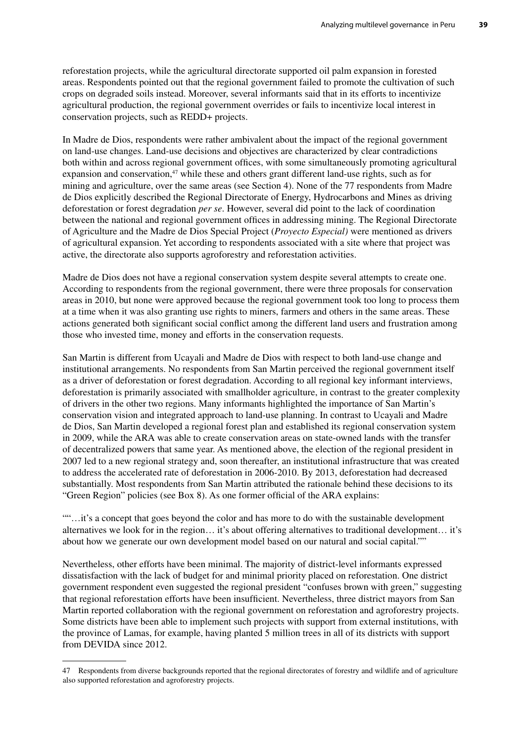reforestation projects, while the agricultural directorate supported oil palm expansion in forested areas. Respondents pointed out that the regional government failed to promote the cultivation of such crops on degraded soils instead. Moreover, several informants said that in its efforts to incentivize agricultural production, the regional government overrides or fails to incentivize local interest in conservation projects, such as REDD+ projects.

In Madre de Dios, respondents were rather ambivalent about the impact of the regional government on land-use changes. Land-use decisions and objectives are characterized by clear contradictions both within and across regional government offices, with some simultaneously promoting agricultural expansion and conservation,[47] while these and others grant different land-use rights, such as for mining and agriculture, over the same areas (see Section 4). None of the 77 respondents from Madre de Dios explicitly described the Regional Directorate of Energy, Hydrocarbons and Mines as driving deforestation or forest degradation *per se*. However, several did point to the lack of coordination between the national and regional government offices in addressing mining. The Regional Directorate of Agriculture and the Madre de Dios Special Project (*Proyecto Especial)* were mentioned as drivers of agricultural expansion. Yet according to respondents associated with a site where that project was active, the directorate also supports agroforestry and reforestation activities.

Madre de Dios does not have a regional conservation system despite several attempts to create one. According to respondents from the regional government, there were three proposals for conservation areas in 2010, but none were approved because the regional government took too long to process them at a time when it was also granting use rights to miners, farmers and others in the same areas. These actions generated both significant social conflict among the different land users and frustration among those who invested time, money and efforts in the conservation requests.

San Martin is different from Ucayali and Madre de Dios with respect to both land-use change and institutional arrangements. No respondents from San Martin perceived the regional government itself as a driver of deforestation or forest degradation. According to all regional key informant interviews, deforestation is primarily associated with smallholder agriculture, in contrast to the greater complexity of drivers in the other two regions. Many informants highlighted the importance of San Martin's conservation vision and integrated approach to land-use planning. In contrast to Ucayali and Madre de Dios, San Martin developed a regional forest plan and established its regional conservation system in 2009, while the ARA was able to create conservation areas on state-owned lands with the transfer of decentralized powers that same year. As mentioned above, the election of the regional president in 2007 led to a new regional strategy and, soon thereafter, an institutional infrastructure that was created to address the accelerated rate of deforestation in 2006-2010. By 2013, deforestation had decreased substantially. Most respondents from San Martin attributed the rationale behind these decisions to its "Green Region" policies (see Box 8). As one former official of the ARA explains:

""…it's a concept that goes beyond the color and has more to do with the sustainable development alternatives we look for in the region… it's about offering alternatives to traditional development… it's about how we generate our own development model based on our natural and social capital.""

Nevertheless, other efforts have been minimal. The majority of district-level informants expressed dissatisfaction with the lack of budget for and minimal priority placed on reforestation. One district government respondent even suggested the regional president "confuses brown with green," suggesting that regional reforestation efforts have been insufficient. Nevertheless, three district mayors from San Martin reported collaboration with the regional government on reforestation and agroforestry projects. Some districts have been able to implement such projects with support from external institutions, with the province of Lamas, for example, having planted 5 million trees in all of its districts with support from DEVIDA since 2012.

---

47 Respondents from diverse backgrounds reported that the regional directorates of forestry and wildlife and of agriculture also supported reforestation and agroforestry projects.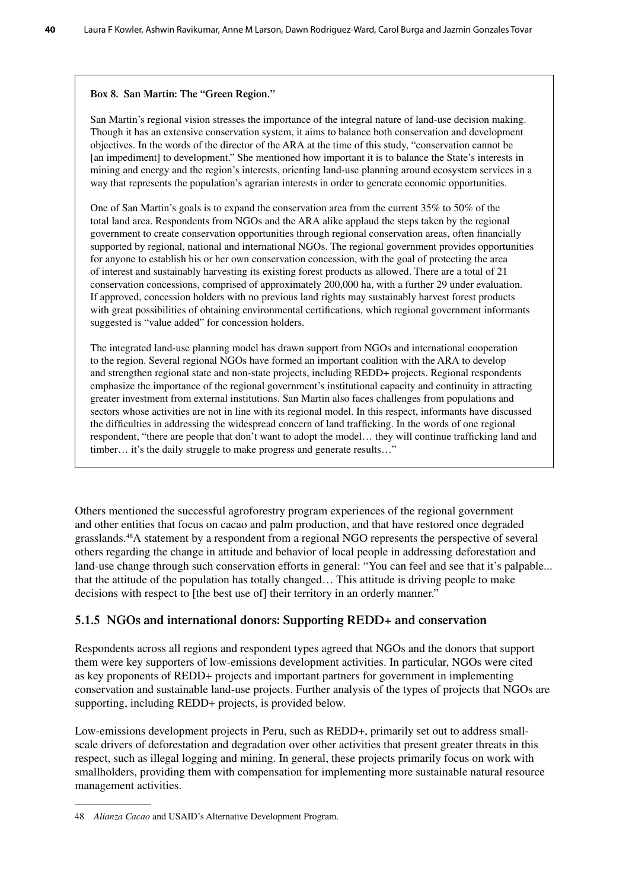**Box 8. San Martin: The "Green Region."**

San Martin's regional vision stresses the importance of the integral nature of land-use decision making. Though it has an extensive conservation system, it aims to balance both conservation and development objectives. In the words of the director of the ARA at the time of this study, "conservation cannot be [an impediment] to development." She mentioned how important it is to balance the State's interests in mining and energy and the region's interests, orienting land-use planning around ecosystem services in a way that represents the population's agrarian interests in order to generate economic opportunities.

One of San Martin's goals is to expand the conservation area from the current 35% to 50% of the total land area. Respondents from NGOs and the ARA alike applaud the steps taken by the regional government to create conservation opportunities through regional conservation areas, often financially supported by regional, national and international NGOs. The regional government provides opportunities for anyone to establish his or her own conservation concession, with the goal of protecting the area of interest and sustainably harvesting its existing forest products as allowed. There are a total of 21 conservation concessions, comprised of approximately 200,000 ha, with a further 29 under evaluation. If approved, concession holders with no previous land rights may sustainably harvest forest products with great possibilities of obtaining environmental certifications, which regional government informants suggested is "value added" for concession holders.

The integrated land-use planning model has drawn support from NGOs and international cooperation to the region. Several regional NGOs have formed an important coalition with the ARA to develop and strengthen regional state and non-state projects, including REDD+ projects. Regional respondents emphasize the importance of the regional government's institutional capacity and continuity in attracting greater investment from external institutions. San Martin also faces challenges from populations and sectors whose activities are not in line with its regional model. In this respect, informants have discussed the difficulties in addressing the widespread concern of land trafficking. In the words of one regional respondent, "there are people that don't want to adopt the model… they will continue trafficking land and timber… it's the daily struggle to make progress and generate results…"

Others mentioned the successful agroforestry program experiences of the regional government and other entities that focus on cacao and palm production, and that have restored once degraded grasslands.[48] A statement by a respondent from a regional NGO represents the perspective of several others regarding the change in attitude and behavior of local people in addressing deforestation and land-use change through such conservation efforts in general: "You can feel and see that it's palpable... that the attitude of the population has totally changed… This attitude is driving people to make decisions with respect to [the best use of] their territory in an orderly manner."

### 5.1.5 NGOs and international donors: Supporting REDD+ and conservation

Respondents across all regions and respondent types agreed that NGOs and the donors that support them were key supporters of low-emissions development activities. In particular, NGOs were cited as key proponents of REDD+ projects and important partners for government in implementing conservation and sustainable land-use projects. Further analysis of the types of projects that NGOs are supporting, including REDD+ projects, is provided below.

Low-emissions development projects in Peru, such as REDD+, primarily set out to address small-scale drivers of deforestation and degradation over other activities that present greater threats in this respect, such as illegal logging and mining. In general, these projects primarily focus on work with smallholders, providing them with compensation for implementing more sustainable natural resource management activities.

---

48 *Alianza Cacao* and USAID's Alternative Development Program.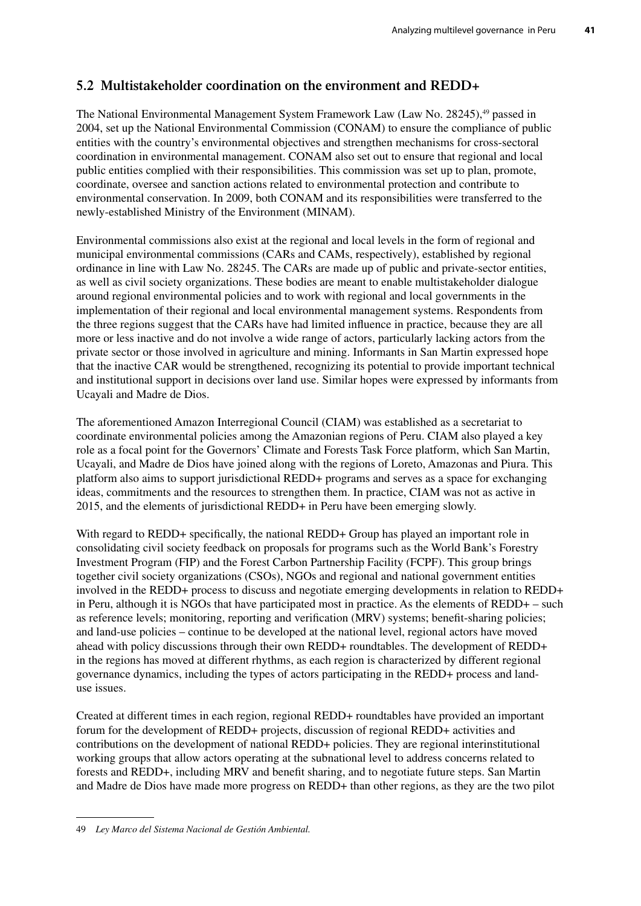## 5.2 Multistakeholder coordination on the environment and REDD+

The National Environmental Management System Framework Law (Law No. 28245),[49] passed in 2004, set up the National Environmental Commission (CONAM) to ensure the compliance of public entities with the country's environmental objectives and strengthen mechanisms for cross-sectoral coordination in environmental management. CONAM also set out to ensure that regional and local public entities complied with their responsibilities. This commission was set up to plan, promote, coordinate, oversee and sanction actions related to environmental protection and contribute to environmental conservation. In 2009, both CONAM and its responsibilities were transferred to the newly-established Ministry of the Environment (MINAM).

Environmental commissions also exist at the regional and local levels in the form of regional and municipal environmental commissions (CARs and CAMs, respectively), established by regional ordinance in line with Law No. 28245. The CARs are made up of public and private-sector entities, as well as civil society organizations. These bodies are meant to enable multistakeholder dialogue around regional environmental policies and to work with regional and local governments in the implementation of their regional and local environmental management systems. Respondents from the three regions suggest that the CARs have had limited influence in practice, because they are all more or less inactive and do not involve a wide range of actors, particularly lacking actors from the private sector or those involved in agriculture and mining. Informants in San Martin expressed hope that the inactive CAR would be strengthened, recognizing its potential to provide important technical and institutional support in decisions over land use. Similar hopes were expressed by informants from Ucayali and Madre de Dios.

The aforementioned Amazon Interregional Council (CIAM) was established as a secretariat to coordinate environmental policies among the Amazonian regions of Peru. CIAM also played a key role as a focal point for the Governors' Climate and Forests Task Force platform, which San Martin, Ucayali, and Madre de Dios have joined along with the regions of Loreto, Amazonas and Piura. This platform also aims to support jurisdictional REDD+ programs and serves as a space for exchanging ideas, commitments and the resources to strengthen them. In practice, CIAM was not as active in 2015, and the elements of jurisdictional REDD+ in Peru have been emerging slowly.

With regard to REDD+ specifically, the national REDD+ Group has played an important role in consolidating civil society feedback on proposals for programs such as the World Bank's Forestry Investment Program (FIP) and the Forest Carbon Partnership Facility (FCPF). This group brings together civil society organizations (CSOs), NGOs and regional and national government entities involved in the REDD+ process to discuss and negotiate emerging developments in relation to REDD+ in Peru, although it is NGOs that have participated most in practice. As the elements of REDD+ – such as reference levels; monitoring, reporting and verification (MRV) systems; benefit-sharing policies; and land-use policies – continue to be developed at the national level, regional actors have moved ahead with policy discussions through their own REDD+ roundtables. The development of REDD+ in the regions has moved at different rhythms, as each region is characterized by different regional governance dynamics, including the types of actors participating in the REDD+ process and land-use issues.

Created at different times in each region, regional REDD+ roundtables have provided an important forum for the development of REDD+ projects, discussion of regional REDD+ activities and contributions on the development of national REDD+ policies. They are regional interinstitutional working groups that allow actors operating at the subnational level to address concerns related to forests and REDD+, including MRV and benefit sharing, and to negotiate future steps. San Martin and Madre de Dios have made more progress on REDD+ than other regions, as they are the two pilot

---

49 *Ley Marco del Sistema Nacional de Gestión Ambiental.*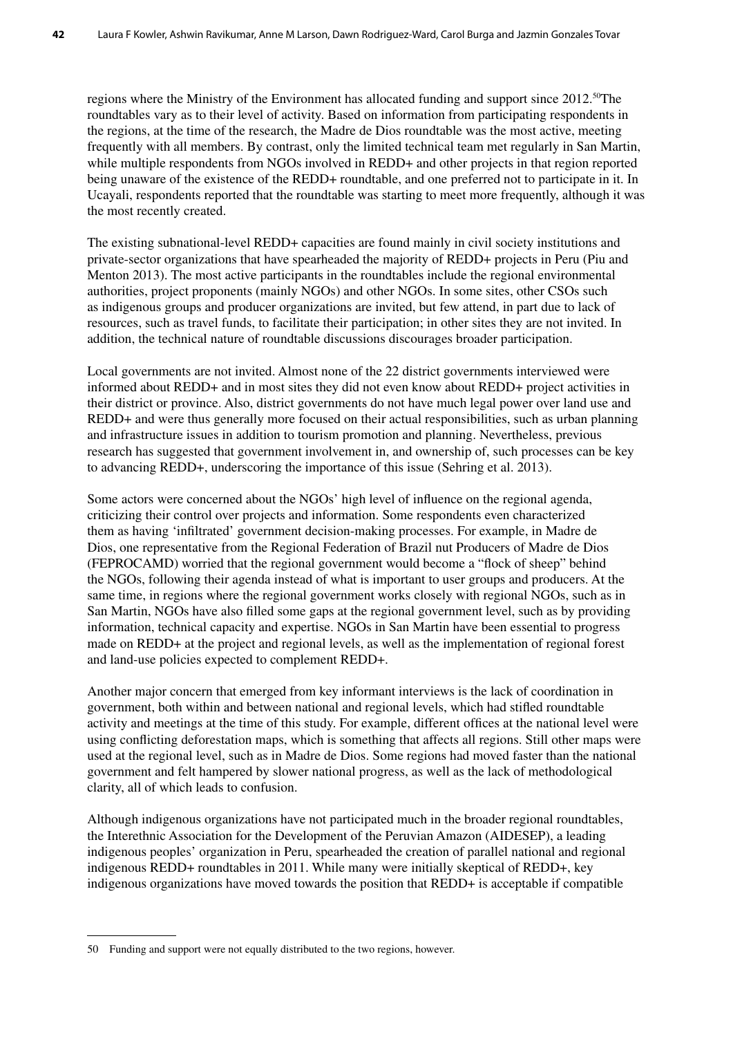regions where the Ministry of the Environment has allocated funding and support since 2012.[50]The roundtables vary as to their level of activity. Based on information from participating respondents in the regions, at the time of the research, the Madre de Dios roundtable was the most active, meeting frequently with all members. By contrast, only the limited technical team met regularly in San Martin, while multiple respondents from NGOs involved in REDD+ and other projects in that region reported being unaware of the existence of the REDD+ roundtable, and one preferred not to participate in it. In Ucayali, respondents reported that the roundtable was starting to meet more frequently, although it was the most recently created.

The existing subnational-level REDD+ capacities are found mainly in civil society institutions and private-sector organizations that have spearheaded the majority of REDD+ projects in Peru (Piu and Menton 2013). The most active participants in the roundtables include the regional environmental authorities, project proponents (mainly NGOs) and other NGOs. In some sites, other CSOs such as indigenous groups and producer organizations are invited, but few attend, in part due to lack of resources, such as travel funds, to facilitate their participation; in other sites they are not invited. In addition, the technical nature of roundtable discussions discourages broader participation.

Local governments are not invited. Almost none of the 22 district governments interviewed were informed about REDD+ and in most sites they did not even know about REDD+ project activities in their district or province. Also, district governments do not have much legal power over land use and REDD+ and were thus generally more focused on their actual responsibilities, such as urban planning and infrastructure issues in addition to tourism promotion and planning. Nevertheless, previous research has suggested that government involvement in, and ownership of, such processes can be key to advancing REDD+, underscoring the importance of this issue (Sehring et al. 2013).

Some actors were concerned about the NGOs' high level of influence on the regional agenda, criticizing their control over projects and information. Some respondents even characterized them as having 'infiltrated' government decision-making processes. For example, in Madre de Dios, one representative from the Regional Federation of Brazil nut Producers of Madre de Dios (FEPROCAMD) worried that the regional government would become a "flock of sheep" behind the NGOs, following their agenda instead of what is important to user groups and producers. At the same time, in regions where the regional government works closely with regional NGOs, such as in San Martin, NGOs have also filled some gaps at the regional government level, such as by providing information, technical capacity and expertise. NGOs in San Martin have been essential to progress made on REDD+ at the project and regional levels, as well as the implementation of regional forest and land-use policies expected to complement REDD+.

Another major concern that emerged from key informant interviews is the lack of coordination in government, both within and between national and regional levels, which had stifled roundtable activity and meetings at the time of this study. For example, different offices at the national level were using conflicting deforestation maps, which is something that affects all regions. Still other maps were used at the regional level, such as in Madre de Dios. Some regions had moved faster than the national government and felt hampered by slower national progress, as well as the lack of methodological clarity, all of which leads to confusion.

Although indigenous organizations have not participated much in the broader regional roundtables, the Interethnic Association for the Development of the Peruvian Amazon (AIDESEP), a leading indigenous peoples' organization in Peru, spearheaded the creation of parallel national and regional indigenous REDD+ roundtables in 2011. While many were initially skeptical of REDD+, key indigenous organizations have moved towards the position that REDD+ is acceptable if compatible

50 Funding and support were not equally distributed to the two regions, however.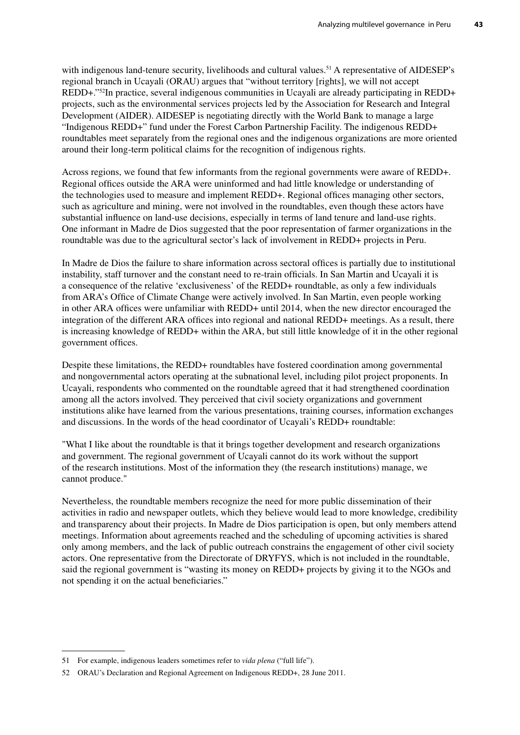with indigenous land-tenure security, livelihoods and cultural values.[51] A representative of AIDESEP's regional branch in Ucayali (ORAU) argues that "without territory [rights], we will not accept REDD+."[52]In practice, several indigenous communities in Ucayali are already participating in REDD+ projects, such as the environmental services projects led by the Association for Research and Integral Development (AIDER). AIDESEP is negotiating directly with the World Bank to manage a large "Indigenous REDD+" fund under the Forest Carbon Partnership Facility. The indigenous REDD+ roundtables meet separately from the regional ones and the indigenous organizations are more oriented around their long-term political claims for the recognition of indigenous rights.

Across regions, we found that few informants from the regional governments were aware of REDD+. Regional offices outside the ARA were uninformed and had little knowledge or understanding of the technologies used to measure and implement REDD+. Regional offices managing other sectors, such as agriculture and mining, were not involved in the roundtables, even though these actors have substantial influence on land-use decisions, especially in terms of land tenure and land-use rights. One informant in Madre de Dios suggested that the poor representation of farmer organizations in the roundtable was due to the agricultural sector's lack of involvement in REDD+ projects in Peru.

In Madre de Dios the failure to share information across sectoral offices is partially due to institutional instability, staff turnover and the constant need to re-train officials. In San Martin and Ucayali it is a consequence of the relative 'exclusiveness' of the REDD+ roundtable, as only a few individuals from ARA's Office of Climate Change were actively involved. In San Martin, even people working in other ARA offices were unfamiliar with REDD+ until 2014, when the new director encouraged the integration of the different ARA offices into regional and national REDD+ meetings. As a result, there is increasing knowledge of REDD+ within the ARA, but still little knowledge of it in the other regional government offices.

Despite these limitations, the REDD+ roundtables have fostered coordination among governmental and nongovernmental actors operating at the subnational level, including pilot project proponents. In Ucayali, respondents who commented on the roundtable agreed that it had strengthened coordination among all the actors involved. They perceived that civil society organizations and government institutions alike have learned from the various presentations, training courses, information exchanges and discussions. In the words of the head coordinator of Ucayali's REDD+ roundtable:

"What I like about the roundtable is that it brings together development and research organizations and government. The regional government of Ucayali cannot do its work without the support of the research institutions. Most of the information they (the research institutions) manage, we cannot produce."

Nevertheless, the roundtable members recognize the need for more public dissemination of their activities in radio and newspaper outlets, which they believe would lead to more knowledge, credibility and transparency about their projects. In Madre de Dios participation is open, but only members attend meetings. Information about agreements reached and the scheduling of upcoming activities is shared only among members, and the lack of public outreach constrains the engagement of other civil society actors. One representative from the Directorate of DRYFYS, which is not included in the roundtable, said the regional government is "wasting its money on REDD+ projects by giving it to the NGOs and not spending it on the actual beneficiaries."

---

51 For example, indigenous leaders sometimes refer to *vida plena* ("full life").

52 ORAU's Declaration and Regional Agreement on Indigenous REDD+, 28 June 2011.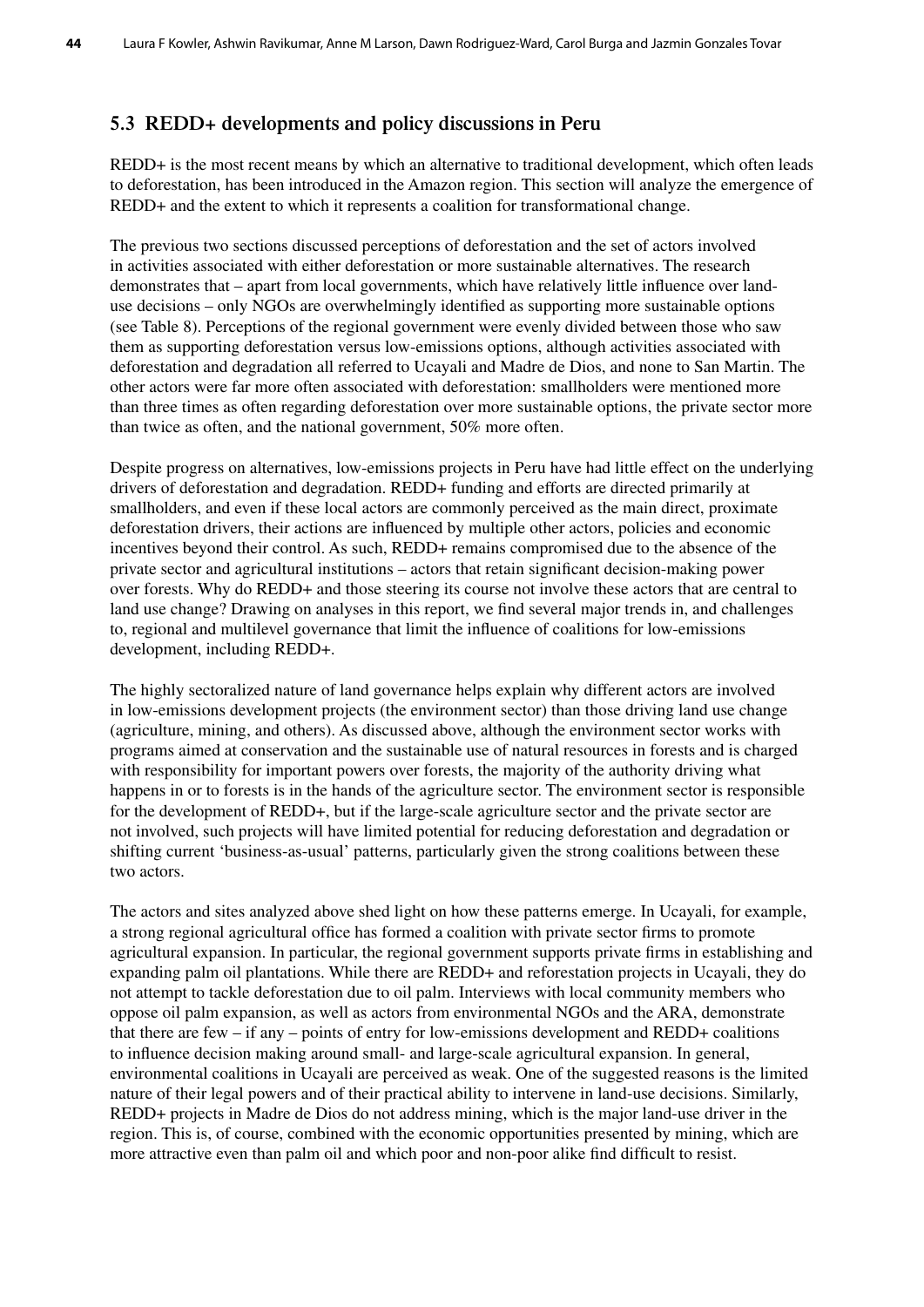## 5.3 REDD+ developments and policy discussions in Peru

REDD+ is the most recent means by which an alternative to traditional development, which often leads to deforestation, has been introduced in the Amazon region. This section will analyze the emergence of REDD+ and the extent to which it represents a coalition for transformational change.

The previous two sections discussed perceptions of deforestation and the set of actors involved in activities associated with either deforestation or more sustainable alternatives. The research demonstrates that – apart from local governments, which have relatively little influence over land-use decisions – only NGOs are overwhelmingly identified as supporting more sustainable options (see Table 8). Perceptions of the regional government were evenly divided between those who saw them as supporting deforestation versus low-emissions options, although activities associated with deforestation and degradation all referred to Ucayali and Madre de Dios, and none to San Martin. The other actors were far more often associated with deforestation: smallholders were mentioned more than three times as often regarding deforestation over more sustainable options, the private sector more than twice as often, and the national government, 50% more often.

Despite progress on alternatives, low-emissions projects in Peru have had little effect on the underlying drivers of deforestation and degradation. REDD+ funding and efforts are directed primarily at smallholders, and even if these local actors are commonly perceived as the main direct, proximate deforestation drivers, their actions are influenced by multiple other actors, policies and economic incentives beyond their control. As such, REDD+ remains compromised due to the absence of the private sector and agricultural institutions – actors that retain significant decision-making power over forests. Why do REDD+ and those steering its course not involve these actors that are central to land use change? Drawing on analyses in this report, we find several major trends in, and challenges to, regional and multilevel governance that limit the influence of coalitions for low-emissions development, including REDD+.

The highly sectoralized nature of land governance helps explain why different actors are involved in low-emissions development projects (the environment sector) than those driving land use change (agriculture, mining, and others). As discussed above, although the environment sector works with programs aimed at conservation and the sustainable use of natural resources in forests and is charged with responsibility for important powers over forests, the majority of the authority driving what happens in or to forests is in the hands of the agriculture sector. The environment sector is responsible for the development of REDD+, but if the large-scale agriculture sector and the private sector are not involved, such projects will have limited potential for reducing deforestation and degradation or shifting current 'business-as-usual' patterns, particularly given the strong coalitions between these two actors.

The actors and sites analyzed above shed light on how these patterns emerge. In Ucayali, for example, a strong regional agricultural office has formed a coalition with private sector firms to promote agricultural expansion. In particular, the regional government supports private firms in establishing and expanding palm oil plantations. While there are REDD+ and reforestation projects in Ucayali, they do not attempt to tackle deforestation due to oil palm. Interviews with local community members who oppose oil palm expansion, as well as actors from environmental NGOs and the ARA, demonstrate that there are few – if any – points of entry for low-emissions development and REDD+ coalitions to influence decision making around small- and large-scale agricultural expansion. In general, environmental coalitions in Ucayali are perceived as weak. One of the suggested reasons is the limited nature of their legal powers and of their practical ability to intervene in land-use decisions. Similarly, REDD+ projects in Madre de Dios do not address mining, which is the major land-use driver in the region. This is, of course, combined with the economic opportunities presented by mining, which are more attractive even than palm oil and which poor and non-poor alike find difficult to resist.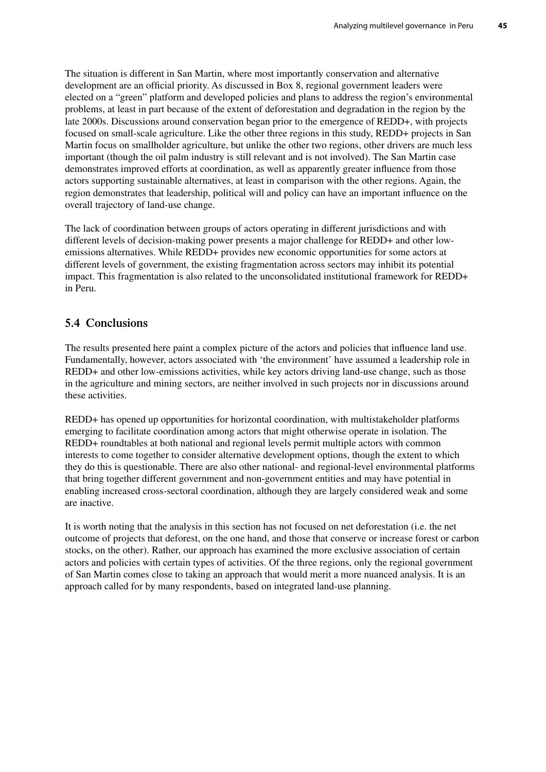The situation is different in San Martin, where most importantly conservation and alternative development are an official priority. As discussed in Box 8, regional government leaders were elected on a "green" platform and developed policies and plans to address the region's environmental problems, at least in part because of the extent of deforestation and degradation in the region by the late 2000s. Discussions around conservation began prior to the emergence of REDD+, with projects focused on small-scale agriculture. Like the other three regions in this study, REDD+ projects in San Martin focus on smallholder agriculture, but unlike the other two regions, other drivers are much less important (though the oil palm industry is still relevant and is not involved). The San Martin case demonstrates improved efforts at coordination, as well as apparently greater influence from those actors supporting sustainable alternatives, at least in comparison with the other regions. Again, the region demonstrates that leadership, political will and policy can have an important influence on the overall trajectory of land-use change.

The lack of coordination between groups of actors operating in different jurisdictions and with different levels of decision-making power presents a major challenge for REDD+ and other low-emissions alternatives. While REDD+ provides new economic opportunities for some actors at different levels of government, the existing fragmentation across sectors may inhibit its potential impact. This fragmentation is also related to the unconsolidated institutional framework for REDD+ in Peru.

## 5.4 Conclusions

The results presented here paint a complex picture of the actors and policies that influence land use. Fundamentally, however, actors associated with 'the environment' have assumed a leadership role in REDD+ and other low-emissions activities, while key actors driving land-use change, such as those in the agriculture and mining sectors, are neither involved in such projects nor in discussions around these activities.

REDD+ has opened up opportunities for horizontal coordination, with multistakeholder platforms emerging to facilitate coordination among actors that might otherwise operate in isolation. The REDD+ roundtables at both national and regional levels permit multiple actors with common interests to come together to consider alternative development options, though the extent to which they do this is questionable. There are also other national- and regional-level environmental platforms that bring together different government and non-government entities and may have potential in enabling increased cross-sectoral coordination, although they are largely considered weak and some are inactive.

It is worth noting that the analysis in this section has not focused on net deforestation (i.e. the net outcome of projects that deforest, on the one hand, and those that conserve or increase forest or carbon stocks, on the other). Rather, our approach has examined the more exclusive association of certain actors and policies with certain types of activities. Of the three regions, only the regional government of San Martin comes close to taking an approach that would merit a more nuanced analysis. It is an approach called for by many respondents, based on integrated land-use planning.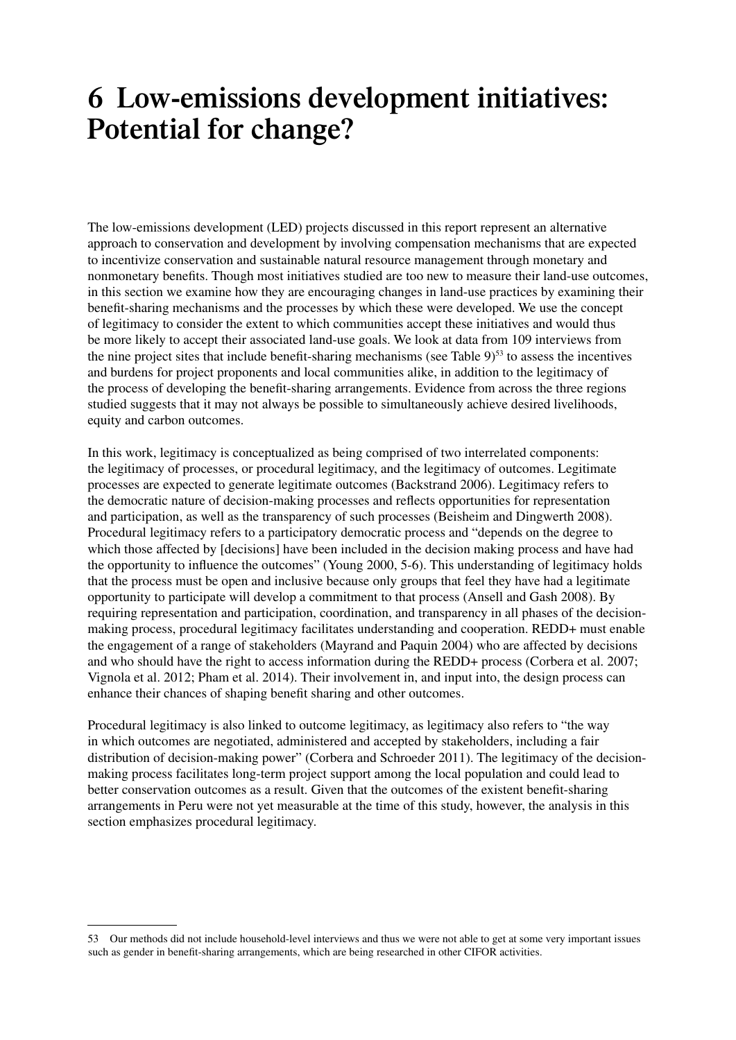# 6 Low-emissions development initiatives: Potential for change?

The low-emissions development (LED) projects discussed in this report represent an alternative approach to conservation and development by involving compensation mechanisms that are expected to incentivize conservation and sustainable natural resource management through monetary and nonmonetary benefits. Though most initiatives studied are too new to measure their land-use outcomes, in this section we examine how they are encouraging changes in land-use practices by examining their benefit-sharing mechanisms and the processes by which these were developed. We use the concept of legitimacy to consider the extent to which communities accept these initiatives and would thus be more likely to accept their associated land-use goals. We look at data from 109 interviews from the nine project sites that include benefit-sharing mechanisms (see Table 9)[53] to assess the incentives and burdens for project proponents and local communities alike, in addition to the legitimacy of the process of developing the benefit-sharing arrangements. Evidence from across the three regions studied suggests that it may not always be possible to simultaneously achieve desired livelihoods, equity and carbon outcomes.

In this work, legitimacy is conceptualized as being comprised of two interrelated components: the legitimacy of processes, or procedural legitimacy, and the legitimacy of outcomes. Legitimate processes are expected to generate legitimate outcomes (Backstrand 2006). Legitimacy refers to the democratic nature of decision-making processes and reflects opportunities for representation and participation, as well as the transparency of such processes (Beisheim and Dingwerth 2008). Procedural legitimacy refers to a participatory democratic process and "depends on the degree to which those affected by [decisions] have been included in the decision making process and have had the opportunity to influence the outcomes" (Young 2000, 5-6). This understanding of legitimacy holds that the process must be open and inclusive because only groups that feel they have had a legitimate opportunity to participate will develop a commitment to that process (Ansell and Gash 2008). By requiring representation and participation, coordination, and transparency in all phases of the decision-making process, procedural legitimacy facilitates understanding and cooperation. REDD+ must enable the engagement of a range of stakeholders (Mayrand and Paquin 2004) who are affected by decisions and who should have the right to access information during the REDD+ process (Corbera et al. 2007; Vignola et al. 2012; Pham et al. 2014). Their involvement in, and input into, the design process can enhance their chances of shaping benefit sharing and other outcomes.

Procedural legitimacy is also linked to outcome legitimacy, as legitimacy also refers to "the way in which outcomes are negotiated, administered and accepted by stakeholders, including a fair distribution of decision-making power" (Corbera and Schroeder 2011). The legitimacy of the decision-making process facilitates long-term project support among the local population and could lead to better conservation outcomes as a result. Given that the outcomes of the existent benefit-sharing arrangements in Peru were not yet measurable at the time of this study, however, the analysis in this section emphasizes procedural legitimacy.

---

53 Our methods did not include household-level interviews and thus we were not able to get at some very important issues such as gender in benefit-sharing arrangements, which are being researched in other CIFOR activities.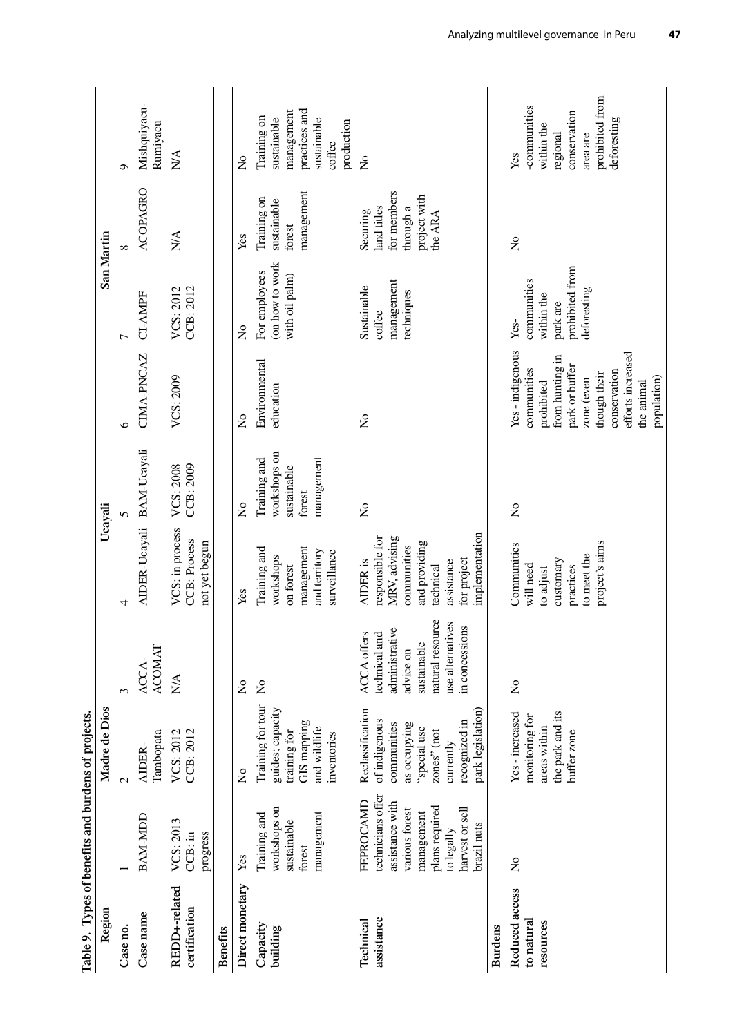Table 9. Types of benefits and burdens of projects.

| Region | Madre de Dios | | | Ucayali | | | San Martin | | |
|---|---|---|---|---|---|---|---|---|---|
| Case no. | 1 | 2 | 3 | 4 | 5 | 6 | 7 | 8 | 9 |
| Case name | BAM-MDD | AIDER-Tambopata | ACCA-ACOMAT | AIDER-Ucayali | BAM-Ucayali | CIMA-PNCAZ | CI-AMPF | ACOPAGRO | Mishquiyacu-Rumiyacu |
| REDD+-related certification | VCS: 2013 CCB: in progress | VCS: 2012 CCB: 2012 | N/A | VCS: in process CCB: Process not yet begun | VCS: 2008 CCB: 2009 | VCS: 2009 | VCS: 2012 CCB: 2012 | N/A | N/A |
| **Benefits** | | | | | | | | | |
| Direct monetary | Yes | No | No | Yes | No | No | No | Yes | No |
| Capacity building | Training and workshops on sustainable forest management | Training for tour guides; capacity training for GIS mapping and wildlife inventories | No | Training and workshops on forest management and territory surveillance | Training and workshops on sustainable forest management | Environmental education | For employees (on how to work with oil palm) | Training on sustainable forest management | Training on sustainable management practices and sustainable coffee production |
| Technical assistance | FEPROCAMD technicians offer assistance with various forest management plans required to legally harvest or sell brazil nuts | Reclassification of indigenous communities as occupying "special use zones" (not currently recognized in park legislation) | ACCA offers technical and administrative advice on sustainable natural resource use alternatives in concessions | AIDER is responsible for MRV, advising communities and providing technical assistance for project implementation | No | No | Sustainable coffee management techniques | Securing land titles for members through a project with the ARA | No |
| **Burdens** | | | | | | | | | |
| Reduced access to natural resources | No | Yes - increased monitoring for areas within the park and its buffer zone | No | Communities will need to adjust customary practices to meet the project's aims | No | Yes - indigenous communities prohibited from hunting in park or buffer zone (even though their conservation efforts increased the animal population) | Yes-communities within the park are prohibited from deforesting | No | Yes -communities within the regional conservation area are prohibited from deforesting |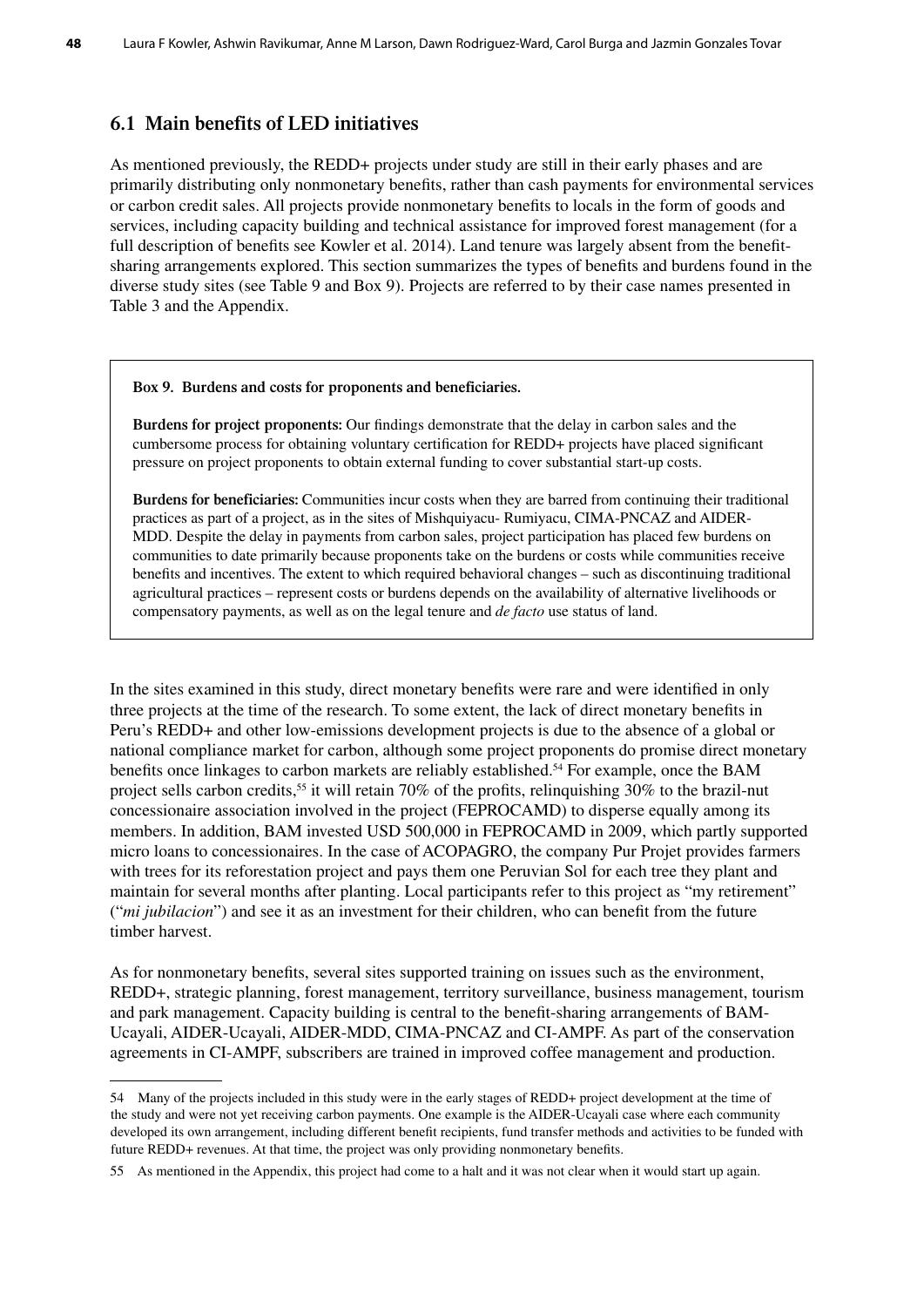## 6.1 Main benefits of LED initiatives

As mentioned previously, the REDD+ projects under study are still in their early phases and are primarily distributing only nonmonetary benefits, rather than cash payments for environmental services or carbon credit sales. All projects provide nonmonetary benefits to locals in the form of goods and services, including capacity building and technical assistance for improved forest management (for a full description of benefits see Kowler et al. 2014). Land tenure was largely absent from the benefit-sharing arrangements explored. This section summarizes the types of benefits and burdens found in the diverse study sites (see Table 9 and Box 9). Projects are referred to by their case names presented in Table 3 and the Appendix.

> **Box 9. Burdens and costs for project proponents and beneficiaries.**
>
> **Burdens for project proponents:** Our findings demonstrate that the delay in carbon sales and the cumbersome process for obtaining voluntary certification for REDD+ projects have placed significant pressure on project proponents to obtain external funding to cover substantial start-up costs.
>
> **Burdens for beneficiaries:** Communities incur costs when they are barred from continuing their traditional practices as part of a project, as in the sites of Mishquiyacu- Rumiyacu, CIMA-PNCAZ and AIDER-MDD. Despite the delay in payments from carbon sales, project participation has placed few burdens on communities to date primarily because proponents take on the burdens or costs while communities receive benefits and incentives. The extent to which required behavioral changes – such as discontinuing traditional agricultural practices – represent costs or burdens depends on the availability of alternative livelihoods or compensatory payments, as well as on the legal tenure and *de facto* use status of land.

In the sites examined in this study, direct monetary benefits were rare and were identified in only three projects at the time of the research. To some extent, the lack of direct monetary benefits in Peru's REDD+ and other low-emissions development projects is due to the absence of a global or national compliance market for carbon, although some project proponents do promise direct monetary benefits once linkages to carbon markets are reliably established.[54] For example, once the BAM project sells carbon credits,[55] it will retain 70% of the profits, relinquishing 30% to the brazil-nut concessionaire association involved in the project (FEPROCAMD) to disperse equally among its members. In addition, BAM invested USD 500,000 in FEPROCAMD in 2009, which partly supported micro loans to concessionaires. In the case of ACOPAGRO, the company Pur Projet provides farmers with trees for its reforestation project and pays them one Peruvian Sol for each tree they plant and maintain for several months after planting. Local participants refer to this project as "my retirement" ("*mi jubilacion*") and see it as an investment for their children, who can benefit from the future timber harvest.

As for nonmonetary benefits, several sites supported training on issues such as the environment, REDD+, strategic planning, forest management, territory surveillance, business management, tourism and park management. Capacity building is central to the benefit-sharing arrangements of BAM-Ucayali, AIDER-Ucayali, AIDER-MDD, CIMA-PNCAZ and CI-AMPF. As part of the conservation agreements in CI-AMPF, subscribers are trained in improved coffee management and production.

---

54 Many of the projects included in this study were in the early stages of REDD+ project development at the time of the study and were not yet receiving carbon payments. One example is the AIDER-Ucayali case where each community developed its own arrangement, including different benefit recipients, fund transfer methods and activities to be funded with future REDD+ revenues. At that time, the project was only providing nonmonetary benefits.

55 As mentioned in the Appendix, this project had come to a halt and it was not clear when it would start up again.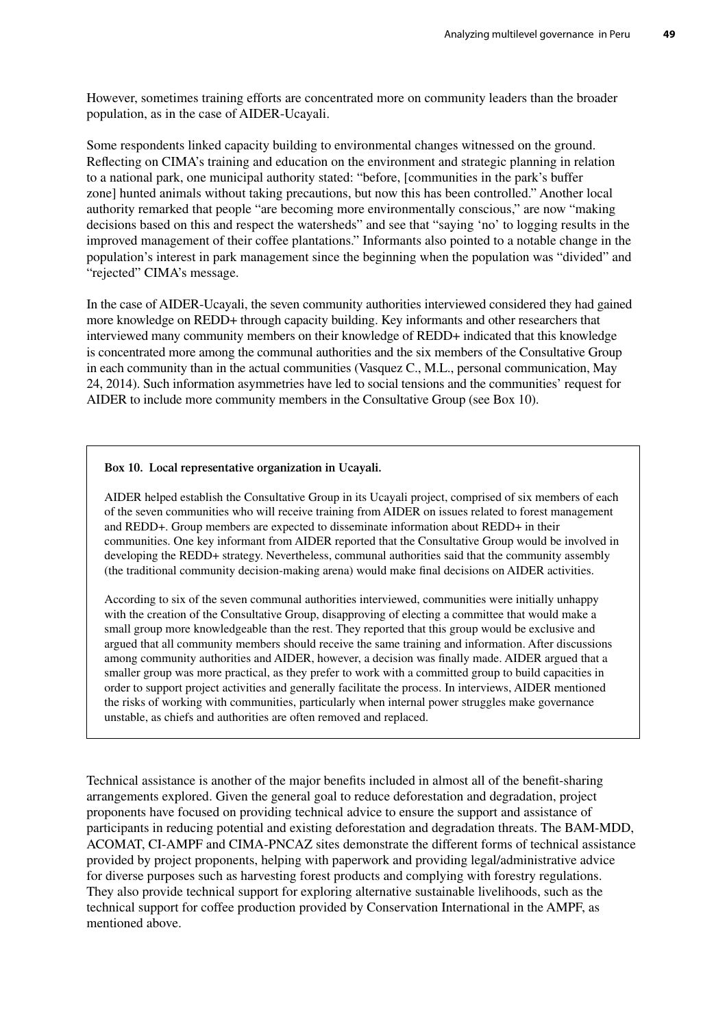However, sometimes training efforts are concentrated more on community leaders than the broader population, as in the case of AIDER-Ucayali.

Some respondents linked capacity building to environmental changes witnessed on the ground. Reflecting on CIMA's training and education on the environment and strategic planning in relation to a national park, one municipal authority stated: "before, [communities in the park's buffer zone] hunted animals without taking precautions, but now this has been controlled." Another local authority remarked that people "are becoming more environmentally conscious," are now "making decisions based on this and respect the watersheds" and see that "saying 'no' to logging results in the improved management of their coffee plantations." Informants also pointed to a notable change in the population's interest in park management since the beginning when the population was "divided" and "rejected" CIMA's message.

In the case of AIDER-Ucayali, the seven community authorities interviewed considered they had gained more knowledge on REDD+ through capacity building. Key informants and other researchers that interviewed many community members on their knowledge of REDD+ indicated that this knowledge is concentrated more among the communal authorities and the six members of the Consultative Group in each community than in the actual communities (Vasquez C., M.L., personal communication, May 24, 2014). Such information asymmetries have led to social tensions and the communities' request for AIDER to include more community members in the Consultative Group (see Box 10).

**Box 10. Local representative organization in Ucayali.**

AIDER helped establish the Consultative Group in its Ucayali project, comprised of six members of each of the seven communities who will receive training from AIDER on issues related to forest management and REDD+. Group members are expected to disseminate information about REDD+ in their communities. One key informant from AIDER reported that the Consultative Group would be involved in developing the REDD+ strategy. Nevertheless, communal authorities said that the community assembly (the traditional community decision-making arena) would make final decisions on AIDER activities.

According to six of the seven communal authorities interviewed, communities were initially unhappy with the creation of the Consultative Group, disapproving of electing a committee that would make a small group more knowledgeable than the rest. They reported that this group would be exclusive and argued that all community members should receive the same training and information. After discussions among community authorities and AIDER, however, a decision was finally made. AIDER argued that a smaller group was more practical, as they prefer to work with a committed group to build capacities in order to support project activities and generally facilitate the process. In interviews, AIDER mentioned the risks of working with communities, particularly when internal power struggles make governance unstable, as chiefs and authorities are often removed and replaced.

Technical assistance is another of the major benefits included in almost all of the benefit-sharing arrangements explored. Given the general goal to reduce deforestation and degradation, project proponents have focused on providing technical advice to ensure the support and assistance of participants in reducing potential and existing deforestation and degradation threats. The BAM-MDD, ACOMAT, CI-AMPF and CIMA-PNCAZ sites demonstrate the different forms of technical assistance provided by project proponents, helping with paperwork and providing legal/administrative advice for diverse purposes such as harvesting forest products and complying with forestry regulations. They also provide technical support for exploring alternative sustainable livelihoods, such as the technical support for coffee production provided by Conservation International in the AMPF, as mentioned above.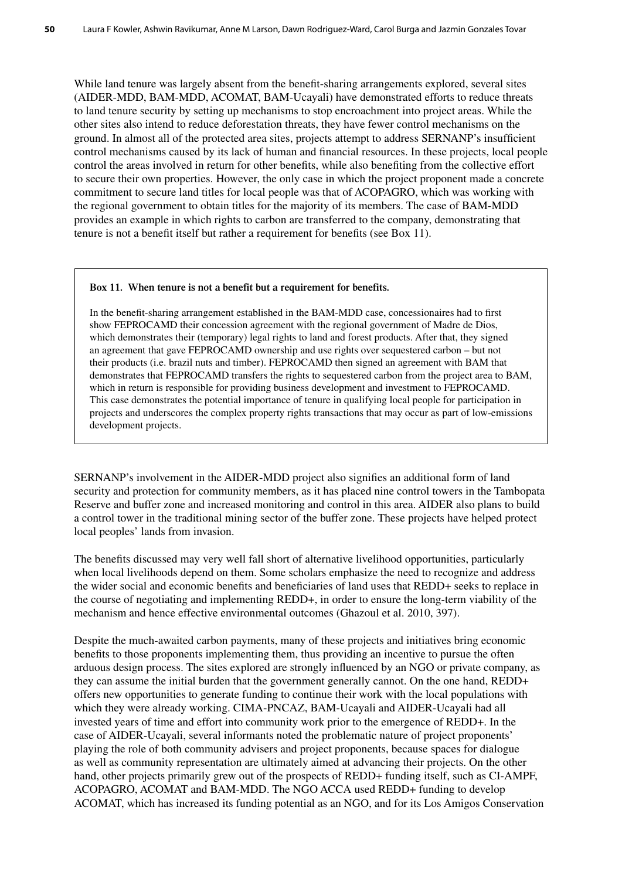While land tenure was largely absent from the benefit-sharing arrangements explored, several sites (AIDER-MDD, BAM-MDD, ACOMAT, BAM-Ucayali) have demonstrated efforts to reduce threats to land tenure security by setting up mechanisms to stop encroachment into project areas. While the other sites also intend to reduce deforestation threats, they have fewer control mechanisms on the ground. In almost all of the protected area sites, projects attempt to address SERNANP's insufficient control mechanisms caused by its lack of human and financial resources. In these projects, local people control the areas involved in return for other benefits, while also benefiting from the collective effort to secure their own properties. However, the only case in which the project proponent made a concrete commitment to secure land titles for local people was that of ACOPAGRO, which was working with the regional government to obtain titles for the majority of its members. The case of BAM-MDD provides an example in which rights to carbon are transferred to the company, demonstrating that tenure is not a benefit itself but rather a requirement for benefits (see Box 11).

**Box 11. When tenure is not a benefit but a requirement for benefits.**

In the benefit-sharing arrangement established in the BAM-MDD case, concessionaires had to first show FEPROCAMD their concession agreement with the regional government of Madre de Dios, which demonstrates their (temporary) legal rights to land and forest products. After that, they signed an agreement that gave FEPROCAMD ownership and use rights over sequestered carbon – but not their products (i.e. brazil nuts and timber). FEPROCAMD then signed an agreement with BAM that demonstrates that FEPROCAMD transfers the rights to sequestered carbon from the project area to BAM, which in return is responsible for providing business development and investment to FEPROCAMD. This case demonstrates the potential importance of tenure in qualifying local people for participation in projects and underscores the complex property rights transactions that may occur as part of low-emissions development projects.

SERNANP's involvement in the AIDER-MDD project also signifies an additional form of land security and protection for community members, as it has placed nine control towers in the Tambopata Reserve and buffer zone and increased monitoring and control in this area. AIDER also plans to build a control tower in the traditional mining sector of the buffer zone. These projects have helped protect local peoples' lands from invasion.

The benefits discussed may very well fall short of alternative livelihood opportunities, particularly when local livelihoods depend on them. Some scholars emphasize the need to recognize and address the wider social and economic benefits and beneficiaries of land uses that REDD+ seeks to replace in the course of negotiating and implementing REDD+, in order to ensure the long-term viability of the mechanism and hence effective environmental outcomes (Ghazoul et al. 2010, 397).

Despite the much-awaited carbon payments, many of these projects and initiatives bring economic benefits to those proponents implementing them, thus providing an incentive to pursue the often arduous design process. The sites explored are strongly influenced by an NGO or private company, as they can assume the initial burden that the government generally cannot. On the one hand, REDD+ offers new opportunities to generate funding to continue their work with the local populations with which they were already working. CIMA-PNCAZ, BAM-Ucayali and AIDER-Ucayali had all invested years of time and effort into community work prior to the emergence of REDD+. In the case of AIDER-Ucayali, several informants noted the problematic nature of project proponents' playing the role of both community advisers and project proponents, because spaces for dialogue as well as community representation are ultimately aimed at advancing their projects. On the other hand, other projects primarily grew out of the prospects of REDD+ funding itself, such as CI-AMPF, ACOPAGRO, ACOMAT and BAM-MDD. The NGO ACCA used REDD+ funding to develop ACOMAT, which has increased its funding potential as an NGO, and for its Los Amigos Conservation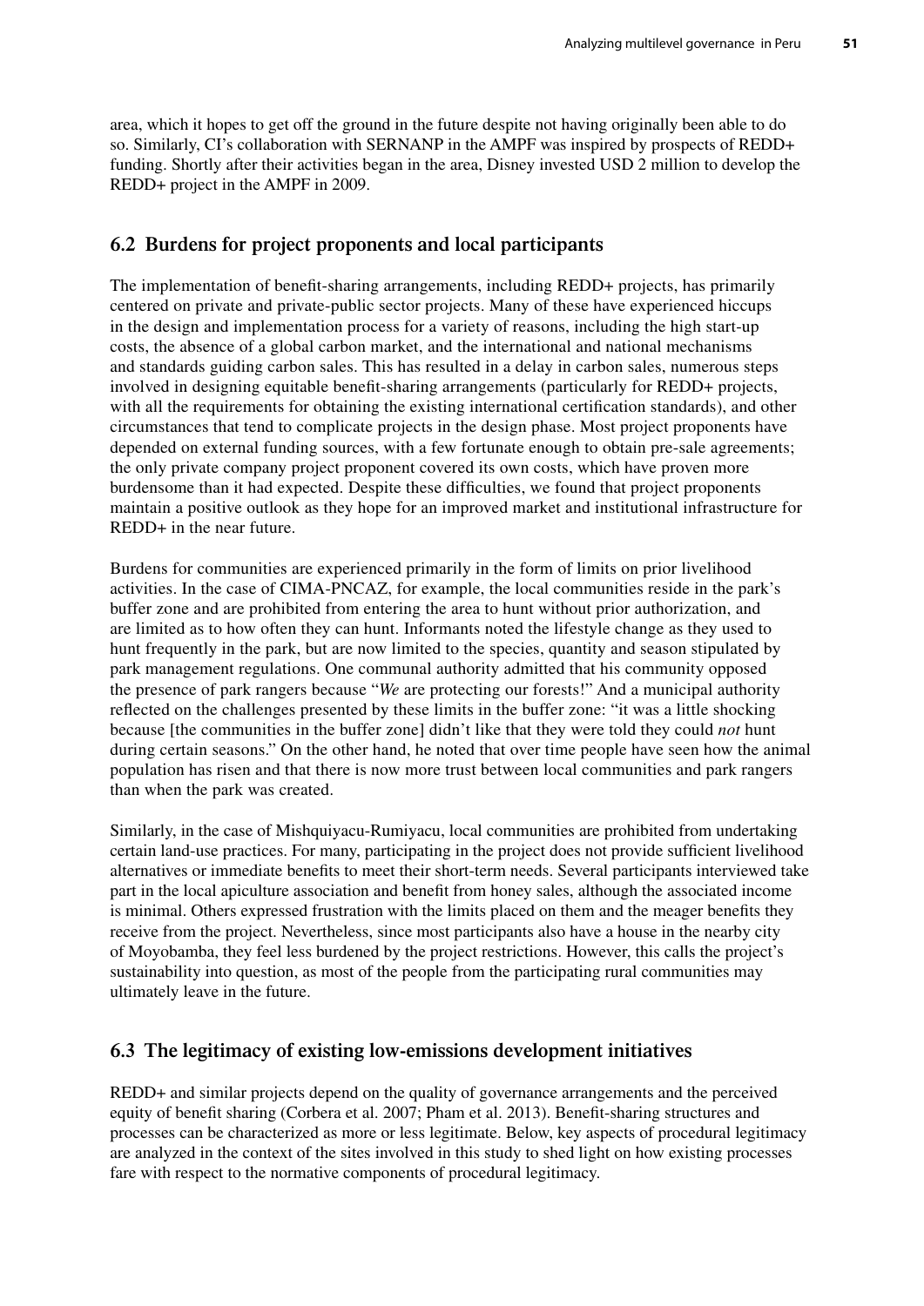area, which it hopes to get off the ground in the future despite not having originally been able to do so. Similarly, CI's collaboration with SERNANP in the AMPF was inspired by prospects of REDD+ funding. Shortly after their activities began in the area, Disney invested USD 2 million to develop the REDD+ project in the AMPF in 2009.

## 6.2 Burdens for project proponents and local participants

The implementation of benefit-sharing arrangements, including REDD+ projects, has primarily centered on private and private-public sector projects. Many of these have experienced hiccups in the design and implementation process for a variety of reasons, including the high start-up costs, the absence of a global carbon market, and the international and national mechanisms and standards guiding carbon sales. This has resulted in a delay in carbon sales, numerous steps involved in designing equitable benefit-sharing arrangements (particularly for REDD+ projects, with all the requirements for obtaining the existing international certification standards), and other circumstances that tend to complicate projects in the design phase. Most project proponents have depended on external funding sources, with a few fortunate enough to obtain pre-sale agreements; the only private company project proponent covered its own costs, which have proven more burdensome than it had expected. Despite these difficulties, we found that project proponents maintain a positive outlook as they hope for an improved market and institutional infrastructure for REDD+ in the near future.

Burdens for communities are experienced primarily in the form of limits on prior livelihood activities. In the case of CIMA-PNCAZ, for example, the local communities reside in the park's buffer zone and are prohibited from entering the area to hunt without prior authorization, and are limited as to how often they can hunt. Informants noted the lifestyle change as they used to hunt frequently in the park, but are now limited to the species, quantity and season stipulated by park management regulations. One communal authority admitted that his community opposed the presence of park rangers because "*We* are protecting our forests!" And a municipal authority reflected on the challenges presented by these limits in the buffer zone: "it was a little shocking because [the communities in the buffer zone] didn't like that they were told they could *not* hunt during certain seasons." On the other hand, he noted that over time people have seen how the animal population has risen and that there is now more trust between local communities and park rangers than when the park was created.

Similarly, in the case of Mishquiyacu-Rumiyacu, local communities are prohibited from undertaking certain land-use practices. For many, participating in the project does not provide sufficient livelihood alternatives or immediate benefits to meet their short-term needs. Several participants interviewed take part in the local apiculture association and benefit from honey sales, although the associated income is minimal. Others expressed frustration with the limits placed on them and the meager benefits they receive from the project. Nevertheless, since most participants also have a house in the nearby city of Moyobamba, they feel less burdened by the project restrictions. However, this calls the project's sustainability into question, as most of the people from the participating rural communities may ultimately leave in the future.

## 6.3 The legitimacy of existing low-emissions development initiatives

REDD+ and similar projects depend on the quality of governance arrangements and the perceived equity of benefit sharing (Corbera et al. 2007; Pham et al. 2013). Benefit-sharing structures and processes can be characterized as more or less legitimate. Below, key aspects of procedural legitimacy are analyzed in the context of the sites involved in this study to shed light on how existing processes fare with respect to the normative components of procedural legitimacy.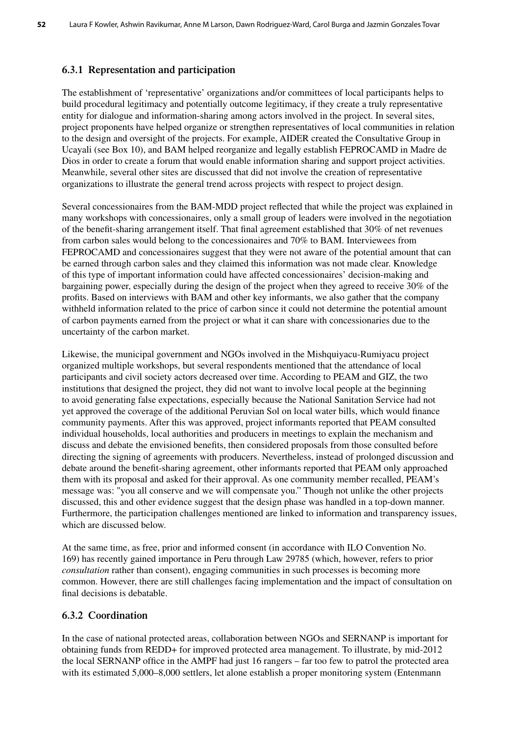### 6.3.1 Representation and participation

The establishment of 'representative' organizations and/or committees of local participants helps to build procedural legitimacy and potentially outcome legitimacy, if they create a truly representative entity for dialogue and information-sharing among actors involved in the project. In several sites, project proponents have helped organize or strengthen representatives of local communities in relation to the design and oversight of the projects. For example, AIDER created the Consultative Group in Ucayali (see Box 10), and BAM helped reorganize and legally establish FEPROCAMD in Madre de Dios in order to create a forum that would enable information sharing and support project activities. Meanwhile, several other sites are discussed that did not involve the creation of representative organizations to illustrate the general trend across projects with respect to project design.

Several concessionaires from the BAM-MDD project reflected that while the project was explained in many workshops with concessionaires, only a small group of leaders were involved in the negotiation of the benefit-sharing arrangement itself. That final agreement established that 30% of net revenues from carbon sales would belong to the concessionaires and 70% to BAM. Interviewees from FEPROCAMD and concessionaires suggest that they were not aware of the potential amount that can be earned through carbon sales and they claimed this information was not made clear. Knowledge of this type of important information could have affected concessionaires' decision-making and bargaining power, especially during the design of the project when they agreed to receive 30% of the profits. Based on interviews with BAM and other key informants, we also gather that the company withheld information related to the price of carbon since it could not determine the potential amount of carbon payments earned from the project or what it can share with concessionaries due to the uncertainty of the carbon market.

Likewise, the municipal government and NGOs involved in the Mishquiyacu-Rumiyacu project organized multiple workshops, but several respondents mentioned that the attendance of local participants and civil society actors decreased over time. According to PEAM and GIZ, the two institutions that designed the project, they did not want to involve local people at the beginning to avoid generating false expectations, especially because the National Sanitation Service had not yet approved the coverage of the additional Peruvian Sol on local water bills, which would finance community payments. After this was approved, project informants reported that PEAM consulted individual households, local authorities and producers in meetings to explain the mechanism and discuss and debate the envisioned benefits, then considered proposals from those consulted before directing the signing of agreements with producers. Nevertheless, instead of prolonged discussion and debate around the benefit-sharing agreement, other informants reported that PEAM only approached them with its proposal and asked for their approval. As one community member recalled, PEAM's message was: "you all conserve and we will compensate you." Though not unlike the other projects discussed, this and other evidence suggest that the design phase was handled in a top-down manner. Furthermore, the participation challenges mentioned are linked to information and transparency issues, which are discussed below.

At the same time, as free, prior and informed consent (in accordance with ILO Convention No. 169) has recently gained importance in Peru through Law 29785 (which, however, refers to prior *consultation* rather than consent), engaging communities in such processes is becoming more common. However, there are still challenges facing implementation and the impact of consultation on final decisions is debatable.

### 6.3.2 Coordination

In the case of national protected areas, collaboration between NGOs and SERNANP is important for obtaining funds from REDD+ for improved protected area management. To illustrate, by mid-2012 the local SERNANP office in the AMPF had just 16 rangers – far too few to patrol the protected area with its estimated 5,000–8,000 settlers, let alone establish a proper monitoring system (Entenmann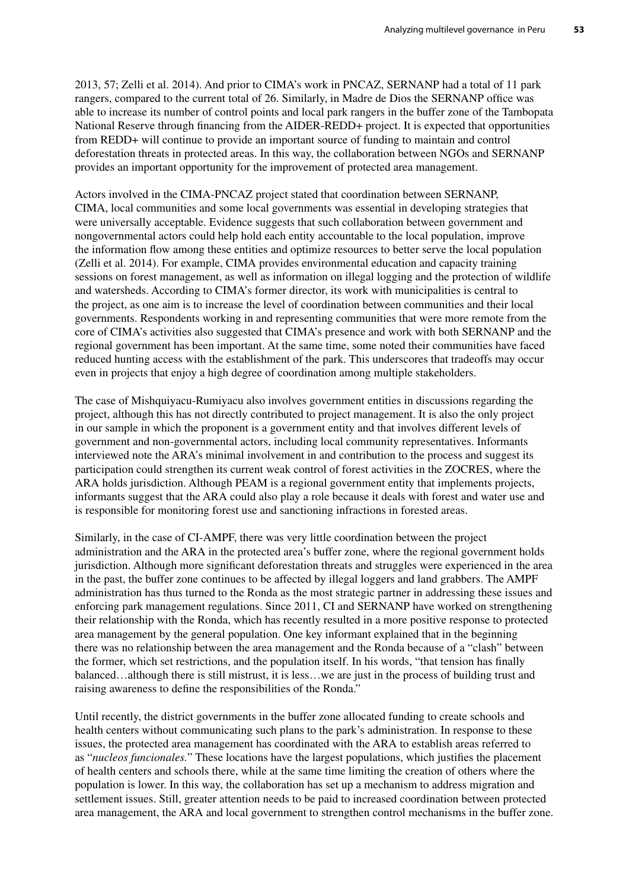2013, 57; Zelli et al. 2014). And prior to CIMA's work in PNCAZ, SERNANP had a total of 11 park rangers, compared to the current total of 26. Similarly, in Madre de Dios the SERNANP office was able to increase its number of control points and local park rangers in the buffer zone of the Tambopata National Reserve through financing from the AIDER-REDD+ project. It is expected that opportunities from REDD+ will continue to provide an important source of funding to maintain and control deforestation threats in protected areas. In this way, the collaboration between NGOs and SERNANP provides an important opportunity for the improvement of protected area management.

Actors involved in the CIMA-PNCAZ project stated that coordination between SERNANP, CIMA, local communities and some local governments was essential in developing strategies that were universally acceptable. Evidence suggests that such collaboration between government and nongovernmental actors could help hold each entity accountable to the local population, improve the information flow among these entities and optimize resources to better serve the local population (Zelli et al. 2014). For example, CIMA provides environmental education and capacity training sessions on forest management, as well as information on illegal logging and the protection of wildlife and watersheds. According to CIMA's former director, its work with municipalities is central to the project, as one aim is to increase the level of coordination between communities and their local governments. Respondents working in and representing communities that were more remote from the core of CIMA's activities also suggested that CIMA's presence and work with both SERNANP and the regional government has been important. At the same time, some noted their communities have faced reduced hunting access with the establishment of the park. This underscores that tradeoffs may occur even in projects that enjoy a high degree of coordination among multiple stakeholders.

The case of Mishquiyacu-Rumiyacu also involves government entities in discussions regarding the project, although this has not directly contributed to project management. It is also the only project in our sample in which the proponent is a government entity and that involves different levels of government and non-governmental actors, including local community representatives. Informants interviewed note the ARA's minimal involvement in and contribution to the process and suggest its participation could strengthen its current weak control of forest activities in the ZOCRES, where the ARA holds jurisdiction. Although PEAM is a regional government entity that implements projects, informants suggest that the ARA could also play a role because it deals with forest and water use and is responsible for monitoring forest use and sanctioning infractions in forested areas.

Similarly, in the case of CI-AMPF, there was very little coordination between the project administration and the ARA in the protected area's buffer zone, where the regional government holds jurisdiction. Although more significant deforestation threats and struggles were experienced in the area in the past, the buffer zone continues to be affected by illegal loggers and land grabbers. The AMPF administration has thus turned to the Ronda as the most strategic partner in addressing these issues and enforcing park management regulations. Since 2011, CI and SERNANP have worked on strengthening their relationship with the Ronda, which has recently resulted in a more positive response to protected area management by the general population. One key informant explained that in the beginning there was no relationship between the area management and the Ronda because of a "clash" between the former, which set restrictions, and the population itself. In his words, "that tension has finally balanced…although there is still mistrust, it is less…we are just in the process of building trust and raising awareness to define the responsibilities of the Ronda."

Until recently, the district governments in the buffer zone allocated funding to create schools and health centers without communicating such plans to the park's administration. In response to these issues, the protected area management has coordinated with the ARA to establish areas referred to as "*nucleos funcionales*." These locations have the largest populations, which justifies the placement of health centers and schools there, while at the same time limiting the creation of others where the population is lower. In this way, the collaboration has set up a mechanism to address migration and settlement issues. Still, greater attention needs to be paid to increased coordination between protected area management, the ARA and local government to strengthen control mechanisms in the buffer zone.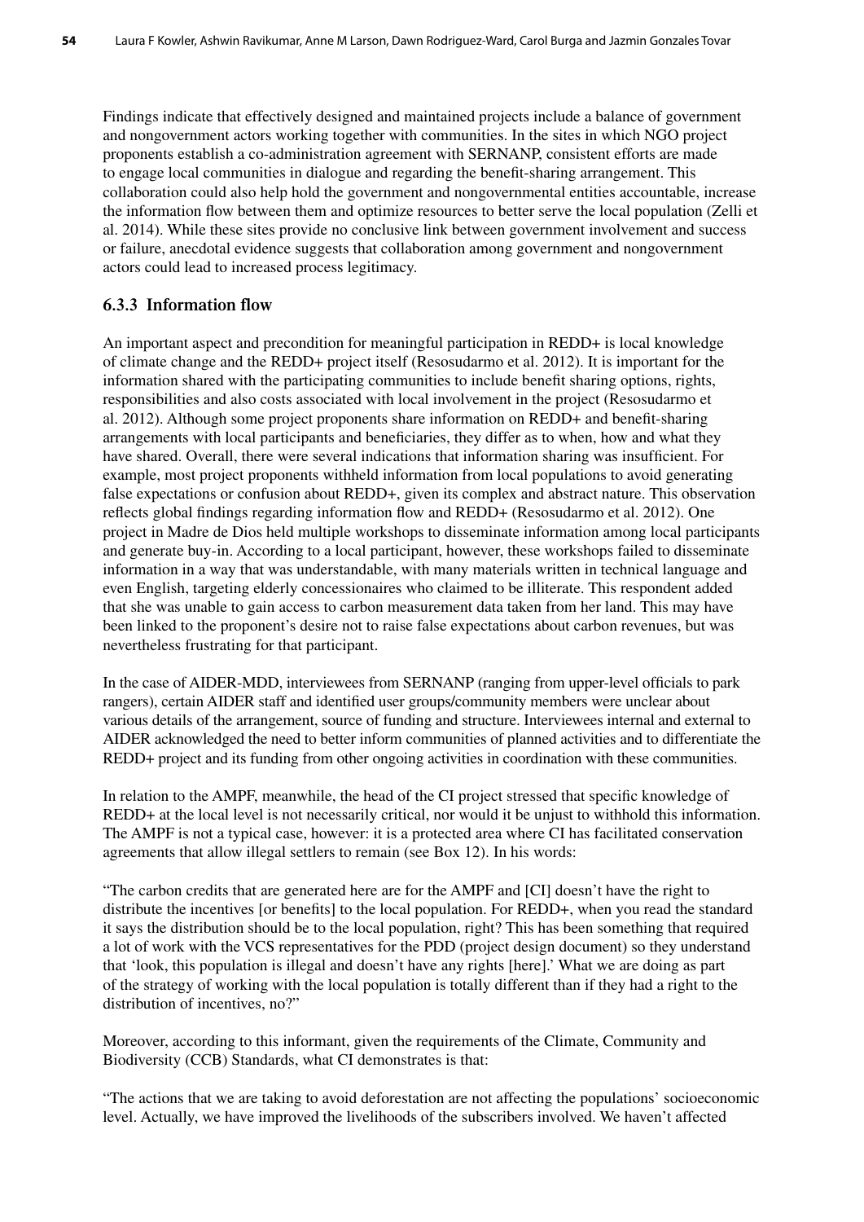Findings indicate that effectively designed and maintained projects include a balance of government and nongovernment actors working together with communities. In the sites in which NGO project proponents establish a co-administration agreement with SERNANP, consistent efforts are made to engage local communities in dialogue and regarding the benefit-sharing arrangement. This collaboration could also help hold the government and nongovernmental entities accountable, increase the information flow between them and optimize resources to better serve the local population (Zelli et al. 2014). While these sites provide no conclusive link between government involvement and success or failure, anecdotal evidence suggests that collaboration among government and nongovernment actors could lead to increased process legitimacy.

### 6.3.3 Information flow

An important aspect and precondition for meaningful participation in REDD+ is local knowledge of climate change and the REDD+ project itself (Resosudarmo et al. 2012). It is important for the information shared with the participating communities to include benefit sharing options, rights, responsibilities and also costs associated with local involvement in the project (Resosudarmo et al. 2012). Although some project proponents share information on REDD+ and benefit-sharing arrangements with local participants and beneficiaries, they differ as to when, how and what they have shared. Overall, there were several indications that information sharing was insufficient. For example, most project proponents withheld information from local populations to avoid generating false expectations or confusion about REDD+, given its complex and abstract nature. This observation reflects global findings regarding information flow and REDD+ (Resosudarmo et al. 2012). One project in Madre de Dios held multiple workshops to disseminate information among local participants and generate buy-in. According to a local participant, however, these workshops failed to disseminate information in a way that was understandable, with many materials written in technical language and even English, targeting elderly concessionaires who claimed to be illiterate. This respondent added that she was unable to gain access to carbon measurement data taken from her land. This may have been linked to the proponent's desire not to raise false expectations about carbon revenues, but was nevertheless frustrating for that participant.

In the case of AIDER-MDD, interviewees from SERNANP (ranging from upper-level officials to park rangers), certain AIDER staff and identified user groups/community members were unclear about various details of the arrangement, source of funding and structure. Interviewees internal and external to AIDER acknowledged the need to better inform communities of planned activities and to differentiate the REDD+ project and its funding from other ongoing activities in coordination with these communities.

In relation to the AMPF, meanwhile, the head of the CI project stressed that specific knowledge of REDD+ at the local level is not necessarily critical, nor would it be unjust to withhold this information. The AMPF is not a typical case, however: it is a protected area where CI has facilitated conservation agreements that allow illegal settlers to remain (see Box 12). In his words:

"The carbon credits that are generated here are for the AMPF and [CI] doesn't have the right to distribute the incentives [or benefits] to the local population. For REDD+, when you read the standard it says the distribution should be to the local population, right? This has been something that required a lot of work with the VCS representatives for the PDD (project design document) so they understand that 'look, this population is illegal and doesn't have any rights [here].' What we are doing as part of the strategy of working with the local population is totally different than if they had a right to the distribution of incentives, no?"

Moreover, according to this informant, given the requirements of the Climate, Community and Biodiversity (CCB) Standards, what CI demonstrates is that:

"The actions that we are taking to avoid deforestation are not affecting the populations' socioeconomic level. Actually, we have improved the livelihoods of the subscribers involved. We haven't affected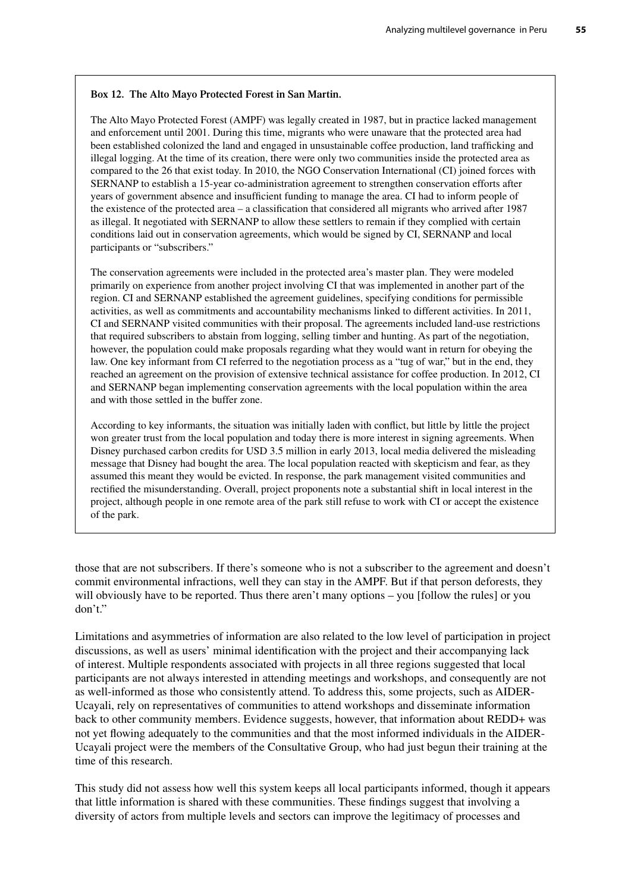**Box 12. The Alto Mayo Protected Forest in San Martin.**

The Alto Mayo Protected Forest (AMPF) was legally created in 1987, but in practice lacked management and enforcement until 2001. During this time, migrants who were unaware that the protected area had been established colonized the land and engaged in unsustainable coffee production, land trafficking and illegal logging. At the time of its creation, there were only two communities inside the protected area as compared to the 26 that exist today. In 2010, the NGO Conservation International (CI) joined forces with SERNANP to establish a 15-year co-administration agreement to strengthen conservation efforts after years of government absence and insufficient funding to manage the area. CI had to inform people of the existence of the protected area – a classification that considered all migrants who arrived after 1987 as illegal. It negotiated with SERNANP to allow these settlers to remain if they complied with certain conditions laid out in conservation agreements, which would be signed by CI, SERNANP and local participants or "subscribers."

The conservation agreements were included in the protected area's master plan. They were modeled primarily on experience from another project involving CI that was implemented in another part of the region. CI and SERNANP established the agreement guidelines, specifying conditions for permissible activities, as well as commitments and accountability mechanisms linked to different activities. In 2011, CI and SERNANP visited communities with their proposal. The agreements included land-use restrictions that required subscribers to abstain from logging, selling timber and hunting. As part of the negotiation, however, the population could make proposals regarding what they would want in return for obeying the law. One key informant from CI referred to the negotiation process as a "tug of war," but in the end, they reached an agreement on the provision of extensive technical assistance for coffee production. In 2012, CI and SERNANP began implementing conservation agreements with the local population within the area and with those settled in the buffer zone.

According to key informants, the situation was initially laden with conflict, but little by little the project won greater trust from the local population and today there is more interest in signing agreements. When Disney purchased carbon credits for USD 3.5 million in early 2013, local media delivered the misleading message that Disney had bought the area. The local population reacted with skepticism and fear, as they assumed this meant they would be evicted. In response, the park management visited communities and rectified the misunderstanding. Overall, project proponents note a substantial shift in local interest in the project, although people in one remote area of the park still refuse to work with CI or accept the existence of the park.

those that are not subscribers. If there's someone who is not a subscriber to the agreement and doesn't commit environmental infractions, well they can stay in the AMPF. But if that person deforests, they will obviously have to be reported. Thus there aren't many options – you [follow the rules] or you don't."

Limitations and asymmetries of information are also related to the low level of participation in project discussions, as well as users' minimal identification with the project and their accompanying lack of interest. Multiple respondents associated with projects in all three regions suggested that local participants are not always interested in attending meetings and workshops, and consequently are not as well-informed as those who consistently attend. To address this, some projects, such as AIDER-Ucayali, rely on representatives of communities to attend workshops and disseminate information back to other community members. Evidence suggests, however, that information about REDD+ was not yet flowing adequately to the communities and that the most informed individuals in the AIDER-Ucayali project were the members of the Consultative Group, who had just begun their training at the time of this research.

This study did not assess how well this system keeps all local participants informed, though it appears that little information is shared with these communities. These findings suggest that involving a diversity of actors from multiple levels and sectors can improve the legitimacy of processes and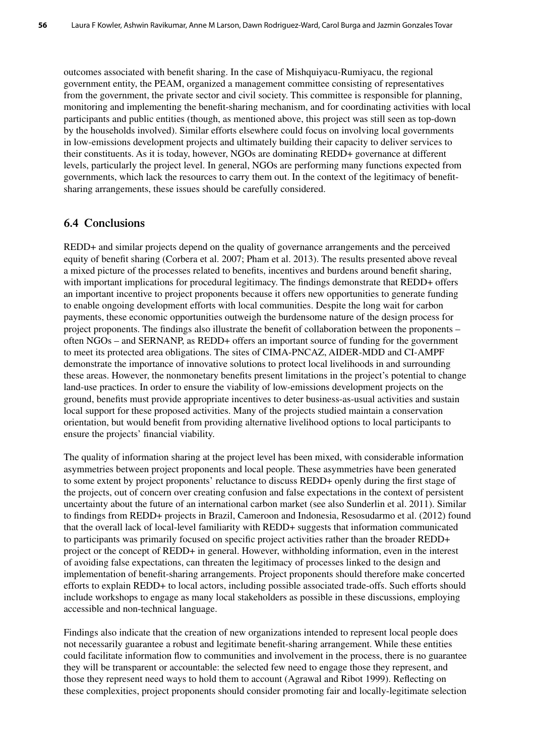outcomes associated with benefit sharing. In the case of Mishquiyacu-Rumiyacu, the regional government entity, the PEAM, organized a management committee consisting of representatives from the government, the private sector and civil society. This committee is responsible for planning, monitoring and implementing the benefit-sharing mechanism, and for coordinating activities with local participants and public entities (though, as mentioned above, this project was still seen as top-down by the households involved). Similar efforts elsewhere could focus on involving local governments in low-emissions development projects and ultimately building their capacity to deliver services to their constituents. As it is today, however, NGOs are dominating REDD+ governance at different levels, particularly the project level. In general, NGOs are performing many functions expected from governments, which lack the resources to carry them out. In the context of the legitimacy of benefit-sharing arrangements, these issues should be carefully considered.

## 6.4 Conclusions

REDD+ and similar projects depend on the quality of governance arrangements and the perceived equity of benefit sharing (Corbera et al. 2007; Pham et al. 2013). The results presented above reveal a mixed picture of the processes related to benefits, incentives and burdens around benefit sharing, with important implications for procedural legitimacy. The findings demonstrate that REDD+ offers an important incentive to project proponents because it offers new opportunities to generate funding to enable ongoing development efforts with local communities. Despite the long wait for carbon payments, these economic opportunities outweigh the burdensome nature of the design process for project proponents. The findings also illustrate the benefit of collaboration between the proponents – often NGOs – and SERNANP, as REDD+ offers an important source of funding for the government to meet its protected area obligations. The sites of CIMA-PNCAZ, AIDER-MDD and CI-AMPF demonstrate the importance of innovative solutions to protect local livelihoods in and surrounding these areas. However, the nonmonetary benefits present limitations in the project's potential to change land-use practices. In order to ensure the viability of low-emissions development projects on the ground, benefits must provide appropriate incentives to deter business-as-usual activities and sustain local support for these proposed activities. Many of the projects studied maintain a conservation orientation, but would benefit from providing alternative livelihood options to local participants to ensure the projects' financial viability.

The quality of information sharing at the project level has been mixed, with considerable information asymmetries between project proponents and local people. These asymmetries have been generated to some extent by project proponents' reluctance to discuss REDD+ openly during the first stage of the projects, out of concern over creating confusion and false expectations in the context of persistent uncertainty about the future of an international carbon market (see also Sunderlin et al. 2011). Similar to findings from REDD+ projects in Brazil, Cameroon and Indonesia, Resosudarmo et al. (2012) found that the overall lack of local-level familiarity with REDD+ suggests that information communicated to participants was primarily focused on specific project activities rather than the broader REDD+ project or the concept of REDD+ in general. However, withholding information, even in the interest of avoiding false expectations, can threaten the legitimacy of processes linked to the design and implementation of benefit-sharing arrangements. Project proponents should therefore make concerted efforts to explain REDD+ to local actors, including possible associated trade-offs. Such efforts should include workshops to engage as many local stakeholders as possible in these discussions, employing accessible and non-technical language.

Findings also indicate that the creation of new organizations intended to represent local people does not necessarily guarantee a robust and legitimate benefit-sharing arrangement. While these entities could facilitate information flow to communities and involvement in the process, there is no guarantee they will be transparent or accountable: the selected few need to engage those they represent, and those they represent need ways to hold them to account (Agrawal and Ribot 1999). Reflecting on these complexities, project proponents should consider promoting fair and locally-legitimate selection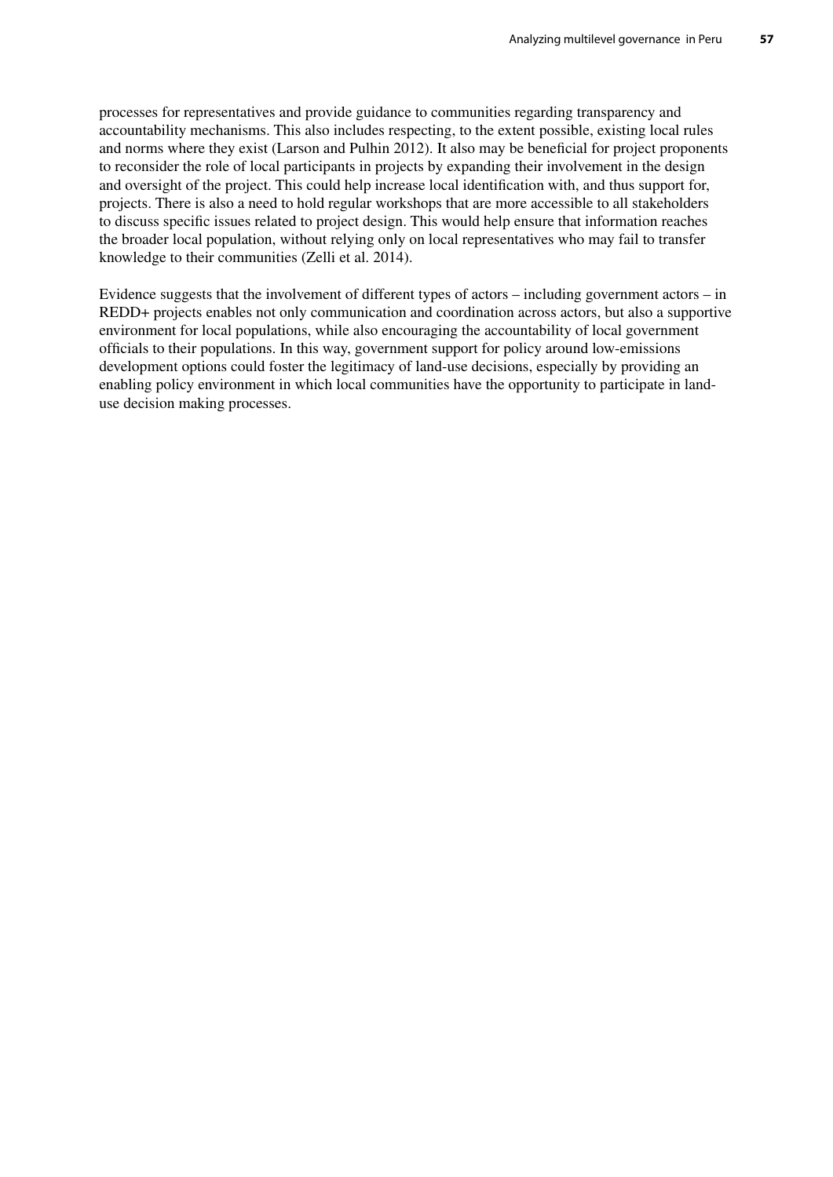processes for representatives and provide guidance to communities regarding transparency and accountability mechanisms. This also includes respecting, to the extent possible, existing local rules and norms where they exist (Larson and Pulhin 2012). It also may be beneficial for project proponents to reconsider the role of local participants in projects by expanding their involvement in the design and oversight of the project. This could help increase local identification with, and thus support for, projects. There is also a need to hold regular workshops that are more accessible to all stakeholders to discuss specific issues related to project design. This would help ensure that information reaches the broader local population, without relying only on local representatives who may fail to transfer knowledge to their communities (Zelli et al. 2014).

Evidence suggests that the involvement of different types of actors – including government actors – in REDD+ projects enables not only communication and coordination across actors, but also a supportive environment for local populations, while also encouraging the accountability of local government officials to their populations. In this way, government support for policy around low-emissions development options could foster the legitimacy of land-use decisions, especially by providing an enabling policy environment in which local communities have the opportunity to participate in land-use decision making processes.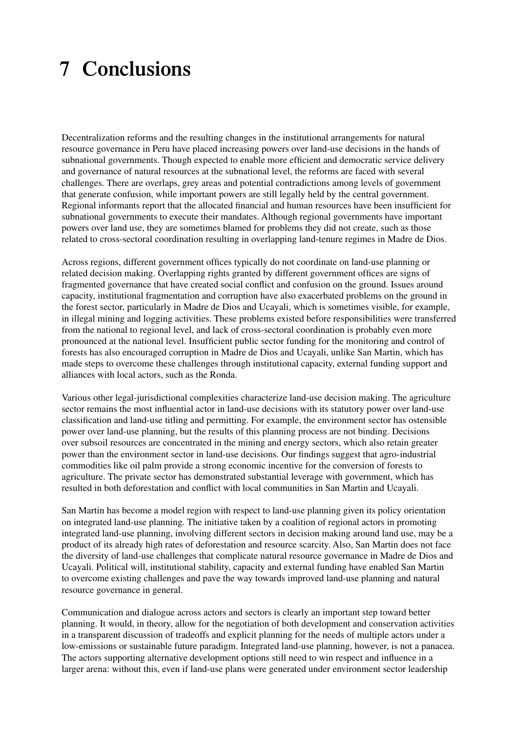# 7 Conclusions

Decentralization reforms and the resulting changes in the institutional arrangements for natural resource governance in Peru have placed increasing powers over land-use decisions in the hands of subnational governments. Though expected to enable more efficient and democratic service delivery and governance of natural resources at the subnational level, the reforms are faced with several challenges. There are overlaps, grey areas and potential contradictions among levels of government that generate confusion, while important powers are still legally held by the central government. Regional informants report that the allocated financial and human resources have been insufficient for subnational governments to execute their mandates. Although regional governments have important powers over land use, they are sometimes blamed for problems they did not create, such as those related to cross-sectoral coordination resulting in overlapping land-tenure regimes in Madre de Dios.

Across regions, different government offices typically do not coordinate on land-use planning or related decision making. Overlapping rights granted by different government offices are signs of fragmented governance that have created social conflict and confusion on the ground. Issues around capacity, institutional fragmentation and corruption have also exacerbated problems on the ground in the forest sector, particularly in Madre de Dios and Ucayali, which is sometimes visible, for example, in illegal mining and logging activities. These problems existed before responsibilities were transferred from the national to regional level, and lack of cross-sectoral coordination is probably even more pronounced at the national level. Insufficient public sector funding for the monitoring and control of forests has also encouraged corruption in Madre de Dios and Ucayali, unlike San Martin, which has made steps to overcome these challenges through institutional capacity, external funding support and alliances with local actors, such as the Ronda.

Various other legal-jurisdictional complexities characterize land-use decision making. The agriculture sector remains the most influential actor in land-use decisions with its statutory power over land-use classification and land-use titling and permitting. For example, the environment sector has ostensible power over land-use planning, but the results of this planning process are not binding. Decisions over subsoil resources are concentrated in the mining and energy sectors, which also retain greater power than the environment sector in land-use decisions. Our findings suggest that agro-industrial commodities like oil palm provide a strong economic incentive for the conversion of forests to agriculture. The private sector has demonstrated substantial leverage with government, which has resulted in both deforestation and conflict with local communities in San Martin and Ucayali.

San Martin has become a model region with respect to land-use planning given its policy orientation on integrated land-use planning. The initiative taken by a coalition of regional actors in promoting integrated land-use planning, involving different sectors in decision making around land use, may be a product of its already high rates of deforestation and resource scarcity. Also, San Martin does not face the diversity of land-use challenges that complicate natural resource governance in Madre de Dios and Ucayali. Political will, institutional stability, capacity and external funding have enabled San Martin to overcome existing challenges and pave the way towards improved land-use planning and natural resource governance in general.

Communication and dialogue across actors and sectors is clearly an important step toward better planning. It would, in theory, allow for the negotiation of both development and conservation activities in a transparent discussion of tradeoffs and explicit planning for the needs of multiple actors under a low-emissions or sustainable future paradigm. Integrated land-use planning, however, is not a panacea. The actors supporting alternative development options still need to win respect and influence in a larger arena: without this, even if land-use plans were generated under environment sector leadership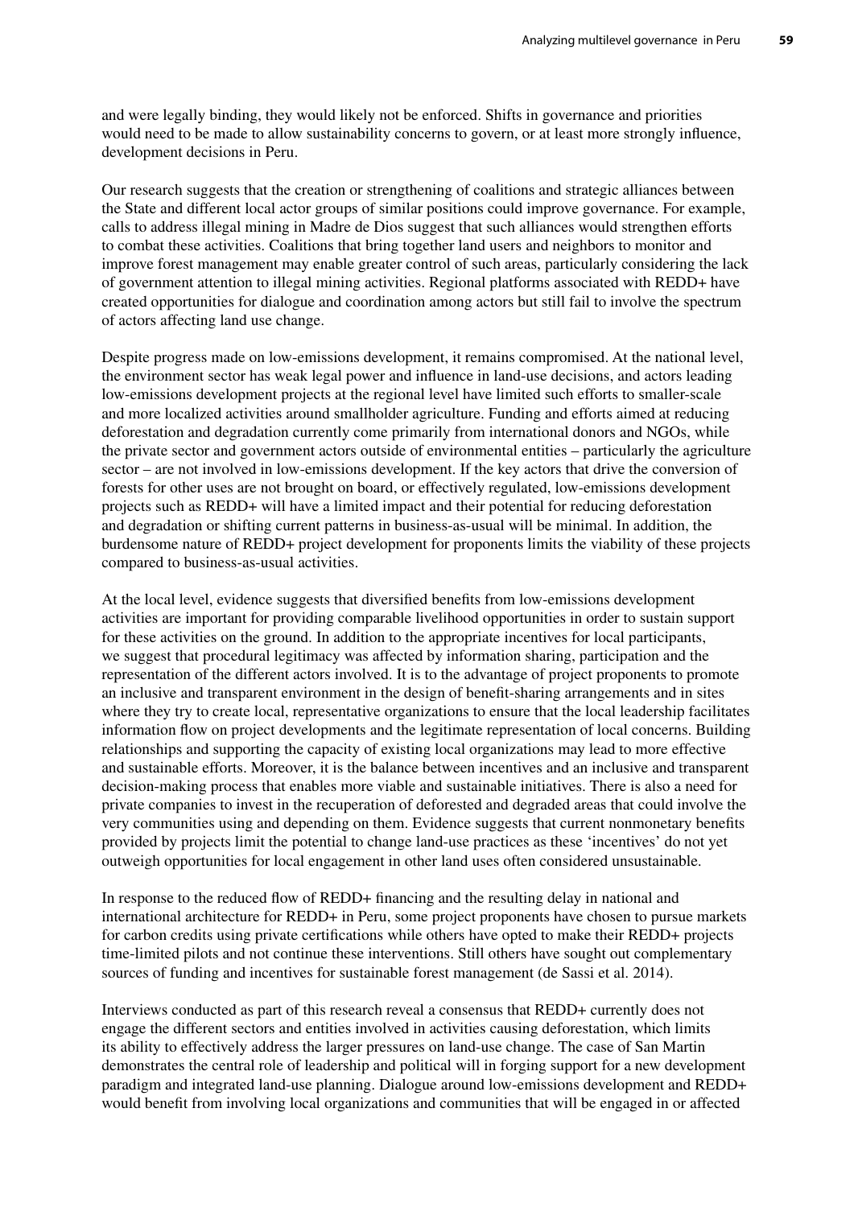and were legally binding, they would likely not be enforced. Shifts in governance and priorities would need to be made to allow sustainability concerns to govern, or at least more strongly influence, development decisions in Peru.

Our research suggests that the creation or strengthening of coalitions and strategic alliances between the State and different local actor groups of similar positions could improve governance. For example, calls to address illegal mining in Madre de Dios suggest that such alliances would strengthen efforts to combat these activities. Coalitions that bring together land users and neighbors to monitor and improve forest management may enable greater control of such areas, particularly considering the lack of government attention to illegal mining activities. Regional platforms associated with REDD+ have created opportunities for dialogue and coordination among actors but still fail to involve the spectrum of actors affecting land use change.

Despite progress made on low-emissions development, it remains compromised. At the national level, the environment sector has weak legal power and influence in land-use decisions, and actors leading low-emissions development projects at the regional level have limited such efforts to smaller-scale and more localized activities around smallholder agriculture. Funding and efforts aimed at reducing deforestation and degradation currently come primarily from international donors and NGOs, while the private sector and government actors outside of environmental entities – particularly the agriculture sector – are not involved in low-emissions development. If the key actors that drive the conversion of forests for other uses are not brought on board, or effectively regulated, low-emissions development projects such as REDD+ will have a limited impact and their potential for reducing deforestation and degradation or shifting current patterns in business-as-usual will be minimal. In addition, the burdensome nature of REDD+ project development for proponents limits the viability of these projects compared to business-as-usual activities.

At the local level, evidence suggests that diversified benefits from low-emissions development activities are important for providing comparable livelihood opportunities in order to sustain support for these activities on the ground. In addition to the appropriate incentives for local participants, we suggest that procedural legitimacy was affected by information sharing, participation and the representation of the different actors involved. It is to the advantage of project proponents to promote an inclusive and transparent environment in the design of benefit-sharing arrangements and in sites where they try to create local, representative organizations to ensure that the local leadership facilitates information flow on project developments and the legitimate representation of local concerns. Building relationships and supporting the capacity of existing local organizations may lead to more effective and sustainable efforts. Moreover, it is the balance between incentives and an inclusive and transparent decision-making process that enables more viable and sustainable initiatives. There is also a need for private companies to invest in the recuperation of deforested and degraded areas that could involve the very communities using and depending on them. Evidence suggests that current nonmonetary benefits provided by projects limit the potential to change land-use practices as these 'incentives' do not yet outweigh opportunities for local engagement in other land uses often considered unsustainable.

In response to the reduced flow of REDD+ financing and the resulting delay in national and international architecture for REDD+ in Peru, some project proponents have chosen to pursue markets for carbon credits using private certifications while others have opted to make their REDD+ projects time-limited pilots and not continue these interventions. Still others have sought out complementary sources of funding and incentives for sustainable forest management (de Sassi et al. 2014).

Interviews conducted as part of this research reveal a consensus that REDD+ currently does not engage the different sectors and entities involved in activities causing deforestation, which limits its ability to effectively address the larger pressures on land-use change. The case of San Martin demonstrates the central role of leadership and political will in forging support for a new development paradigm and integrated land-use planning. Dialogue around low-emissions development and REDD+ would benefit from involving local organizations and communities that will be engaged in or affected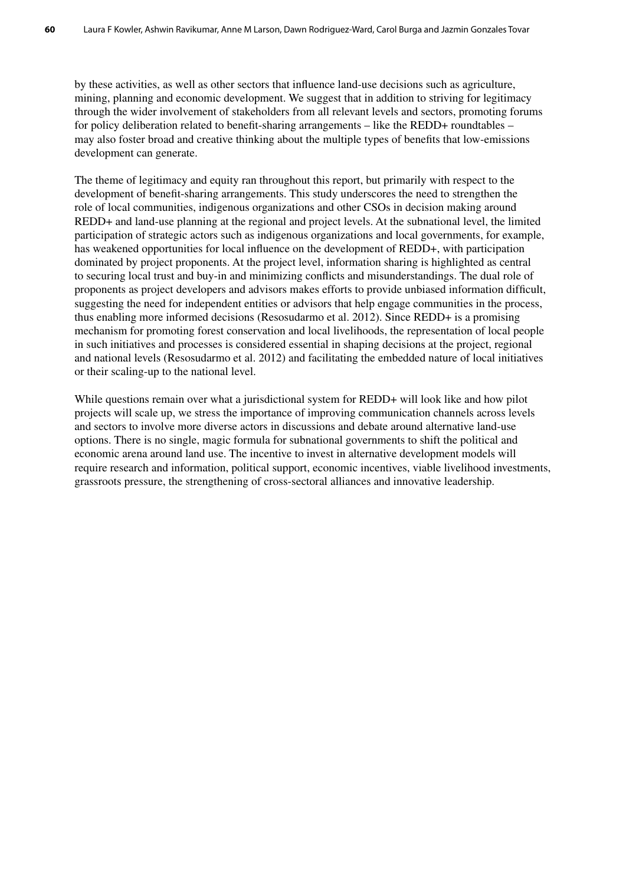by these activities, as well as other sectors that influence land-use decisions such as agriculture, mining, planning and economic development. We suggest that in addition to striving for legitimacy through the wider involvement of stakeholders from all relevant levels and sectors, promoting forums for policy deliberation related to benefit-sharing arrangements – like the REDD+ roundtables – may also foster broad and creative thinking about the multiple types of benefits that low-emissions development can generate.

The theme of legitimacy and equity ran throughout this report, but primarily with respect to the development of benefit-sharing arrangements. This study underscores the need to strengthen the role of local communities, indigenous organizations and other CSOs in decision making around REDD+ and land-use planning at the regional and project levels. At the subnational level, the limited participation of strategic actors such as indigenous organizations and local governments, for example, has weakened opportunities for local influence on the development of REDD+, with participation dominated by project proponents. At the project level, information sharing is highlighted as central to securing local trust and buy-in and minimizing conflicts and misunderstandings. The dual role of proponents as project developers and advisors makes efforts to provide unbiased information difficult, suggesting the need for independent entities or advisors that help engage communities in the process, thus enabling more informed decisions (Resosudarmo et al. 2012). Since REDD+ is a promising mechanism for promoting forest conservation and local livelihoods, the representation of local people in such initiatives and processes is considered essential in shaping decisions at the project, regional and national levels (Resosudarmo et al. 2012) and facilitating the embedded nature of local initiatives or their scaling-up to the national level.

While questions remain over what a jurisdictional system for REDD+ will look like and how pilot projects will scale up, we stress the importance of improving communication channels across levels and sectors to involve more diverse actors in discussions and debate around alternative land-use options. There is no single, magic formula for subnational governments to shift the political and economic arena around land use. The incentive to invest in alternative development models will require research and information, political support, economic incentives, viable livelihood investments, grassroots pressure, the strengthening of cross-sectoral alliances and innovative leadership.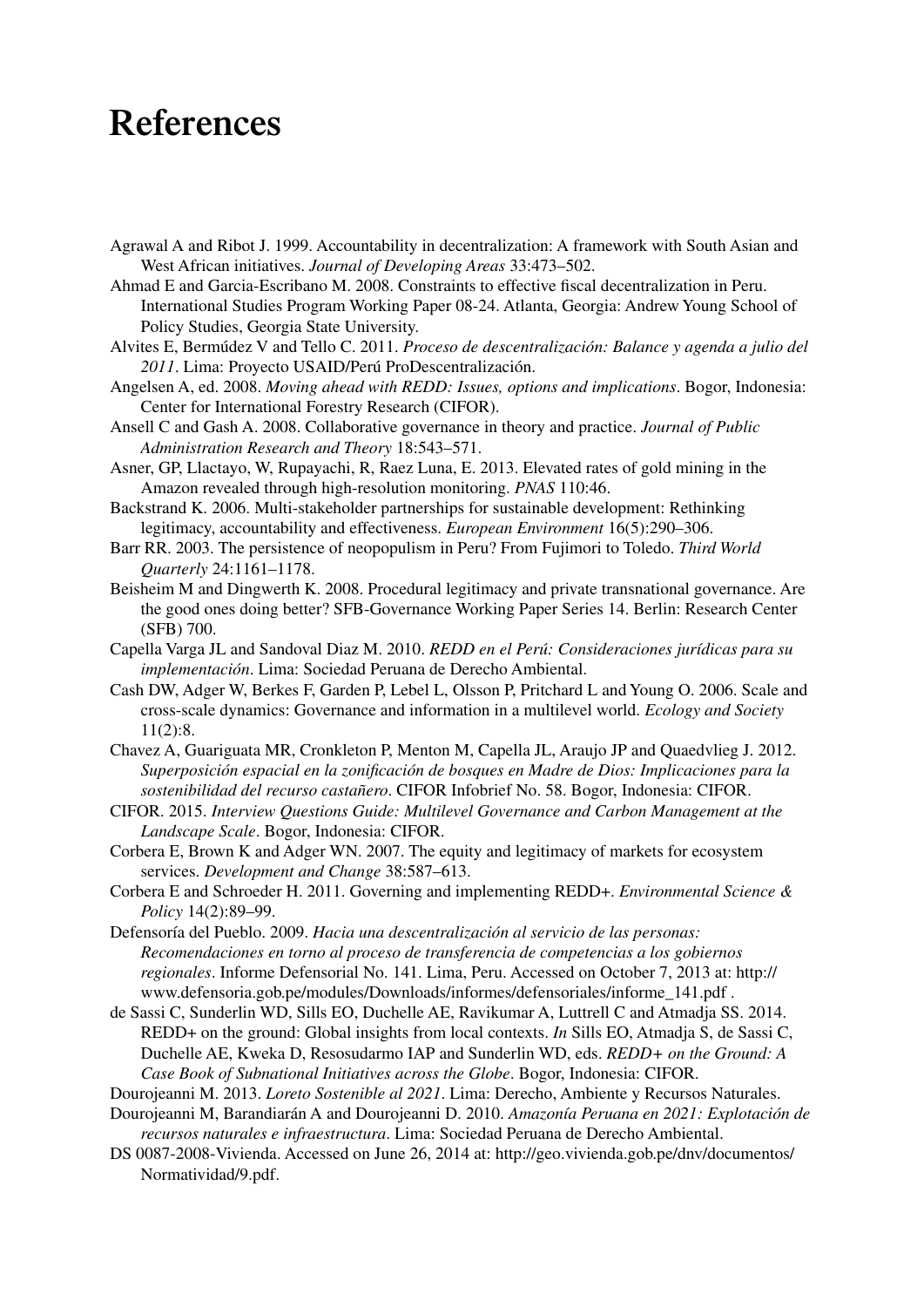# References

Agrawal A and Ribot J. 1999. Accountability in decentralization: A framework with South Asian and West African initiatives. *Journal of Developing Areas* 33:473–502.

Ahmad E and Garcia-Escribano M. 2008. Constraints to effective fiscal decentralization in Peru. International Studies Program Working Paper 08-24. Atlanta, Georgia: Andrew Young School of Policy Studies, Georgia State University.

Alvites E, Bermúdez V and Tello C. 2011. *Proceso de descentralización: Balance y agenda a julio del 2011*. Lima: Proyecto USAID/Perú ProDescentralización.

Angelsen A, ed. 2008. *Moving ahead with REDD: Issues, options and implications*. Bogor, Indonesia: Center for International Forestry Research (CIFOR).

Ansell C and Gash A. 2008. Collaborative governance in theory and practice. *Journal of Public Administration Research and Theory* 18:543–571.

Asner, GP, Llactayo, W, Rupayachi, R, Raez Luna, E. 2013. Elevated rates of gold mining in the Amazon revealed through high-resolution monitoring. *PNAS* 110:46.

Backstrand K. 2006. Multi-stakeholder partnerships for sustainable development: Rethinking legitimacy, accountability and effectiveness. *European Environment* 16(5):290–306.

Barr RR. 2003. The persistence of neopopulism in Peru? From Fujimori to Toledo. *Third World Quarterly* 24:1161–1178.

Beisheim M and Dingwerth K. 2008. Procedural legitimacy and private transnational governance. Are the good ones doing better? SFB-Governance Working Paper Series 14. Berlin: Research Center (SFB) 700.

Capella Varga JL and Sandoval Diaz M. 2010. *REDD en el Perú: Consideraciones jurídicas para su implementación*. Lima: Sociedad Peruana de Derecho Ambiental.

Cash DW, Adger W, Berkes F, Garden P, Lebel L, Olsson P, Pritchard L and Young O. 2006. Scale and cross-scale dynamics: Governance and information in a multilevel world. *Ecology and Society* 11(2):8.

Chavez A, Guariguata MR, Cronkleton P, Menton M, Capella JL, Araujo JP and Quaedvlieg J. 2012. *Superposición espacial en la zonificación de bosques en Madre de Dios: Implicaciones para la sostenibilidad del recurso castañero*. CIFOR Infobrief No. 58. Bogor, Indonesia: CIFOR.

CIFOR. 2015. *Interview Questions Guide: Multilevel Governance and Carbon Management at the Landscape Scale*. Bogor, Indonesia: CIFOR.

Corbera E, Brown K and Adger WN. 2007. The equity and legitimacy of markets for ecosystem services. *Development and Change* 38:587–613.

Corbera E and Schroeder H. 2011. Governing and implementing REDD+. *Environmental Science & Policy* 14(2):89–99.

Defensoría del Pueblo. 2009. *Hacia una descentralización al servicio de las personas: Recomendaciones en torno al proceso de transferencia de competencias a los gobiernos regionales*. Informe Defensorial No. 141. Lima, Peru. Accessed on October 7, 2013 at: http://www.defensoria.gob.pe/modules/Downloads/informes/defensoriales/informe_141.pdf .

de Sassi C, Sunderlin WD, Sills EO, Duchelle AE, Ravikumar A, Luttrell C and Atmadja SS. 2014. REDD+ on the ground: Global insights from local contexts. *In* Sills EO, Atmadja S, de Sassi C, Duchelle AE, Kweka D, Resosudarmo IAP and Sunderlin WD, eds. *REDD+ on the Ground: A Case Book of Subnational Initiatives across the Globe*. Bogor, Indonesia: CIFOR.

Dourojeanni M. 2013. *Loreto Sostenible al 2021*. Lima: Derecho, Ambiente y Recursos Naturales.

Dourojeanni M, Barandiarán A and Dourojeanni D. 2010. *Amazonía Peruana en 2021: Explotación de recursos naturales e infraestructura*. Lima: Sociedad Peruana de Derecho Ambiental.

DS 0087-2008-Vivienda. Accessed on June 26, 2014 at: http://geo.vivienda.gob.pe/dnv/documentos/Normatividad/9.pdf.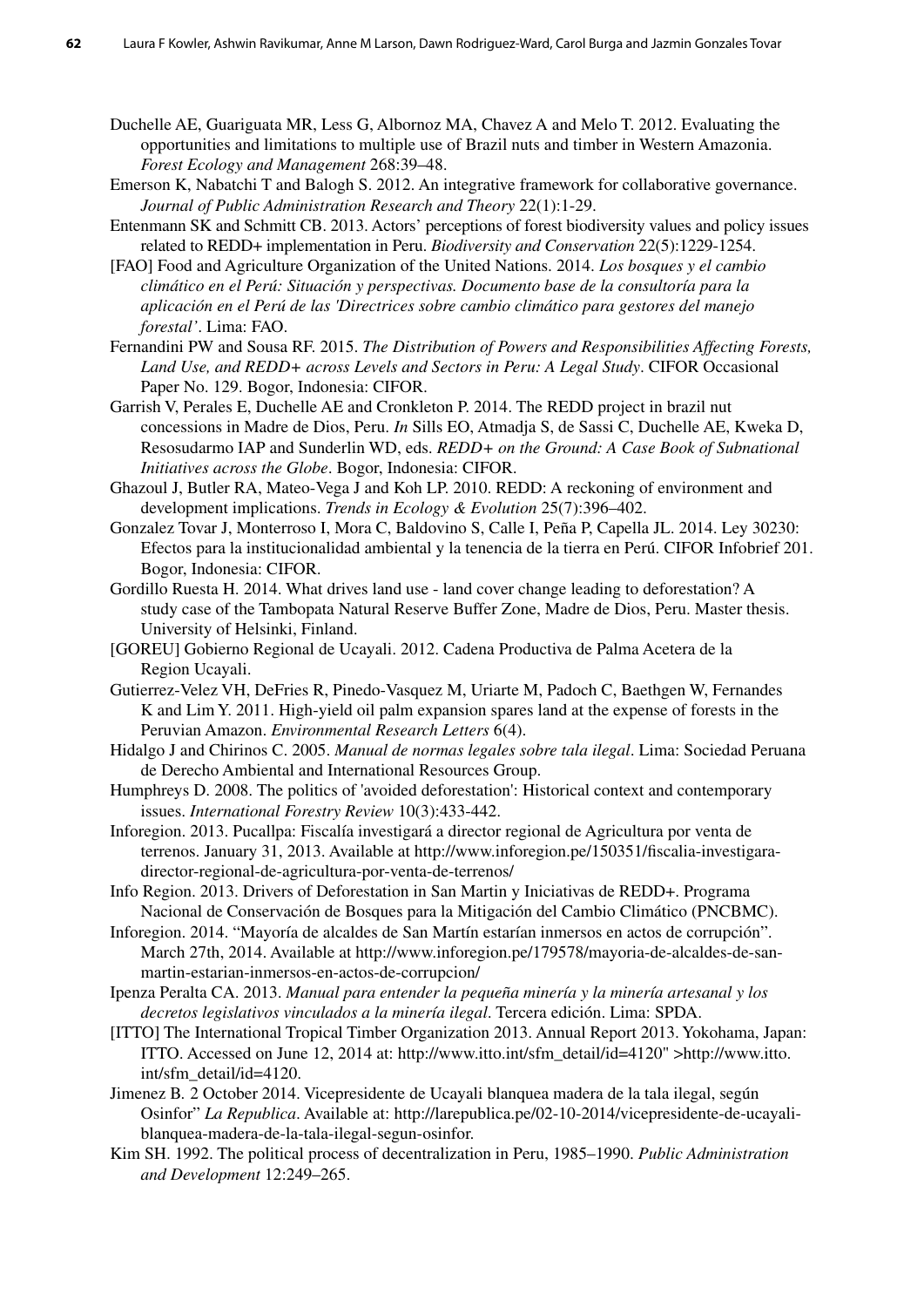Duchelle AE, Guariguata MR, Less G, Albornoz MA, Chavez A and Melo T. 2012. Evaluating the opportunities and limitations to multiple use of Brazil nuts and timber in Western Amazonia. *Forest Ecology and Management* 268:39–48.

Emerson K, Nabatchi T and Balogh S. 2012. An integrative framework for collaborative governance. *Journal of Public Administration Research and Theory* 22(1):1-29.

Entenmann SK and Schmitt CB. 2013. Actors' perceptions of forest biodiversity values and policy issues related to REDD+ implementation in Peru. *Biodiversity and Conservation* 22(5):1229-1254.

[FAO] Food and Agriculture Organization of the United Nations. 2014. *Los bosques y el cambio climático en el Perú: Situación y perspectivas. Documento base de la consultoría para la aplicación en el Perú de las 'Directrices sobre cambio climático para gestores del manejo forestal'*. Lima: FAO.

Fernandini PW and Sousa RF. 2015. *The Distribution of Powers and Responsibilities Affecting Forests, Land Use, and REDD+ across Levels and Sectors in Peru: A Legal Study*. CIFOR Occasional Paper No. 129. Bogor, Indonesia: CIFOR.

Garrish V, Perales E, Duchelle AE and Cronkleton P. 2014. The REDD project in brazil nut concessions in Madre de Dios, Peru. *In* Sills EO, Atmadja S, de Sassi C, Duchelle AE, Kweka D, Resosudarmo IAP and Sunderlin WD, eds. *REDD+ on the Ground: A Case Book of Subnational Initiatives across the Globe*. Bogor, Indonesia: CIFOR.

Ghazoul J, Butler RA, Mateo-Vega J and Koh LP. 2010. REDD: A reckoning of environment and development implications. *Trends in Ecology & Evolution* 25(7):396–402.

Gonzalez Tovar J, Monterroso I, Mora C, Baldovino S, Calle I, Peña P, Capella JL. 2014. Ley 30230: Efectos para la institucionalidad ambiental y la tenencia de la tierra en Perú. CIFOR Infobrief 201. Bogor, Indonesia: CIFOR.

Gordillo Ruesta H. 2014. What drives land use - land cover change leading to deforestation? A study case of the Tambopata Natural Reserve Buffer Zone, Madre de Dios, Peru. Master thesis. University of Helsinki, Finland.

[GOREU] Gobierno Regional de Ucayali. 2012. Cadena Productiva de Palma Acetera de la Region Ucayali.

Gutierrez-Velez VH, DeFries R, Pinedo-Vasquez M, Uriarte M, Padoch C, Baethgen W, Fernandes K and Lim Y. 2011. High-yield oil palm expansion spares land at the expense of forests in the Peruvian Amazon. *Environmental Research Letters* 6(4).

Hidalgo J and Chirinos C. 2005. *Manual de normas legales sobre tala ilegal*. Lima: Sociedad Peruana de Derecho Ambiental and International Resources Group.

Humphreys D. 2008. The politics of 'avoided deforestation': Historical context and contemporary issues. *International Forestry Review* 10(3):433-442.

Inforegion. 2013. Pucallpa: Fiscalía investigará a director regional de Agricultura por venta de terrenos. January 31, 2013. Available at http://www.inforegion.pe/150351/fiscalia-investigara-director-regional-de-agricultura-por-venta-de-terrenos/

Info Region. 2013. Drivers of Deforestation in San Martin y Iniciativas de REDD+. Programa Nacional de Conservación de Bosques para la Mitigación del Cambio Climático (PNCBMC).

Inforegion. 2014. "Mayoría de alcaldes de San Martín estarían inmersos en actos de corrupción". March 27th, 2014. Available at http://www.inforegion.pe/179578/mayoria-de-alcaldes-de-san-martin-estarian-inmersos-en-actos-de-corrupcion/

Ipenza Peralta CA. 2013. *Manual para entender la pequeña minería y la minería artesanal y los decretos legislativos vinculados a la minería ilegal*. Tercera edición. Lima: SPDA.

[ITTO] The International Tropical Timber Organization 2013. Annual Report 2013. Yokohama, Japan: ITTO. Accessed on June 12, 2014 at: http://www.itto.int/sfm_detail/id=4120" >http://www.itto.int/sfm_detail/id=4120.

Jimenez B. 2 October 2014. Vicepresidente de Ucayali blanquea madera de la tala ilegal, según Osinfor" *La Republica*. Available at: http://larepublica.pe/02-10-2014/vicepresidente-de-ucayali-blanquea-madera-de-la-tala-ilegal-segun-osinfor.

Kim SH. 1992. The political process of decentralization in Peru, 1985–1990. *Public Administration and Development* 12:249–265.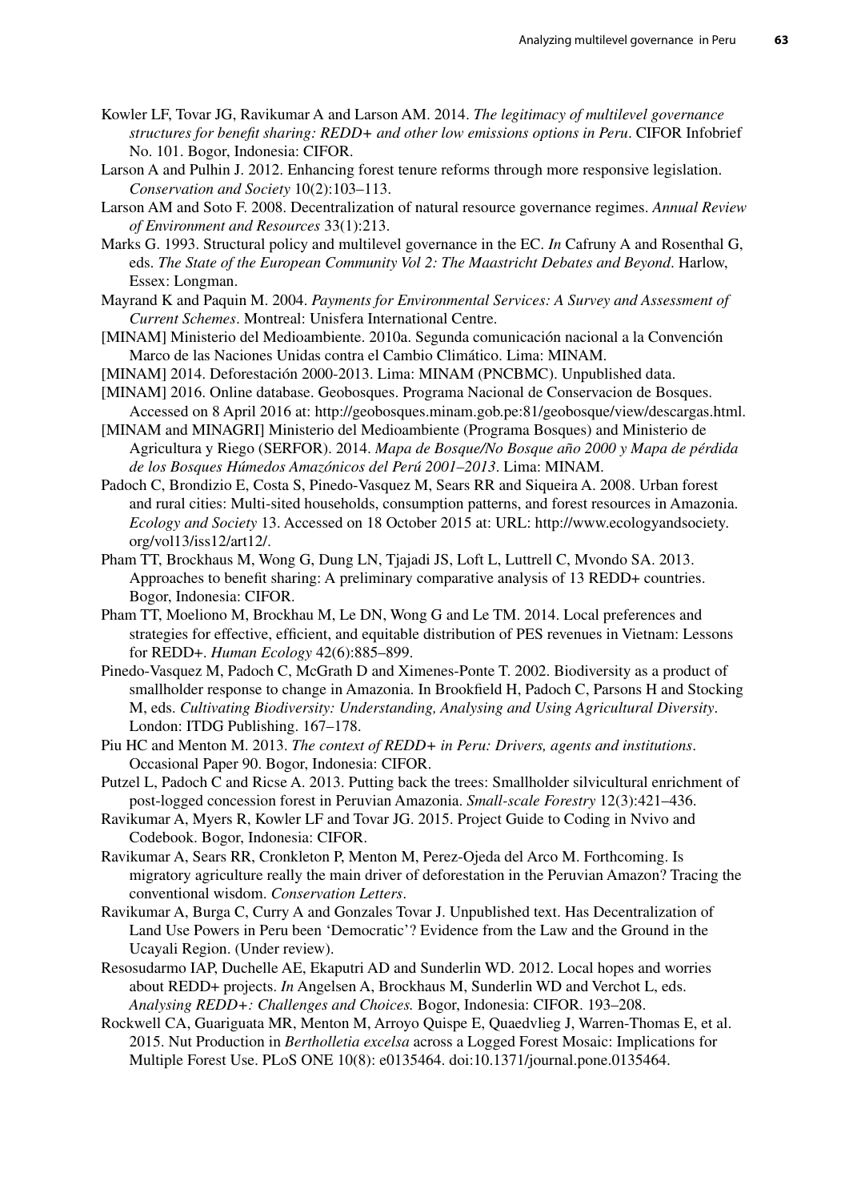Kowler LF, Tovar JG, Ravikumar A and Larson AM. 2014. *The legitimacy of multilevel governance structures for benefit sharing: REDD+ and other low emissions options in Peru*. CIFOR Infobrief No. 101. Bogor, Indonesia: CIFOR.

Larson A and Pulhin J. 2012. Enhancing forest tenure reforms through more responsive legislation. *Conservation and Society* 10(2):103–113.

Larson AM and Soto F. 2008. Decentralization of natural resource governance regimes. *Annual Review of Environment and Resources* 33(1):213.

Marks G. 1993. Structural policy and multilevel governance in the EC. *In* Cafruny A and Rosenthal G, eds. *The State of the European Community Vol 2: The Maastricht Debates and Beyond*. Harlow, Essex: Longman.

Mayrand K and Paquin M. 2004. *Payments for Environmental Services: A Survey and Assessment of Current Schemes*. Montreal: Unisfera International Centre.

[MINAM] Ministerio del Medioambiente. 2010a. Segunda comunicación nacional a la Convención Marco de las Naciones Unidas contra el Cambio Climático. Lima: MINAM.

[MINAM] 2014. Deforestación 2000-2013. Lima: MINAM (PNCBMC). Unpublished data.

[MINAM] 2016. Online database. Geobosques. Programa Nacional de Conservacion de Bosques. Accessed on 8 April 2016 at: http://geobosques.minam.gob.pe:81/geobosque/view/descargas.html.

[MINAM and MINAGRI] Ministerio del Medioambiente (Programa Bosques) and Ministerio de Agricultura y Riego (SERFOR). 2014. *Mapa de Bosque/No Bosque año 2000 y Mapa de pérdida de los Bosques Húmedos Amazónicos del Perú 2001–2013*. Lima: MINAM.

Padoch C, Brondizio E, Costa S, Pinedo-Vasquez M, Sears RR and Siqueira A. 2008. Urban forest and rural cities: Multi-sited households, consumption patterns, and forest resources in Amazonia. *Ecology and Society* 13. Accessed on 18 October 2015 at: URL: http://www.ecologyandsociety.org/vol13/iss12/art12/.

Pham TT, Brockhaus M, Wong G, Dung LN, Tjajadi JS, Loft L, Luttrell C, Mvondo SA. 2013. Approaches to benefit sharing: A preliminary comparative analysis of 13 REDD+ countries. Bogor, Indonesia: CIFOR.

Pham TT, Moeliono M, Brockhau M, Le DN, Wong G and Le TM. 2014. Local preferences and strategies for effective, efficient, and equitable distribution of PES revenues in Vietnam: Lessons for REDD+. *Human Ecology* 42(6):885–899.

Pinedo-Vasquez M, Padoch C, McGrath D and Ximenes-Ponte T. 2002. Biodiversity as a product of smallholder response to change in Amazonia. In Brookfield H, Padoch C, Parsons H and Stocking M, eds. *Cultivating Biodiversity: Understanding, Analysing and Using Agricultural Diversity*. London: ITDG Publishing. 167–178.

Piu HC and Menton M. 2013. *The context of REDD+ in Peru: Drivers, agents and institutions*. Occasional Paper 90. Bogor, Indonesia: CIFOR.

Putzel L, Padoch C and Ricse A. 2013. Putting back the trees: Smallholder silvicultural enrichment of post-logged concession forest in Peruvian Amazonia. *Small-scale Forestry* 12(3):421–436.

Ravikumar A, Myers R, Kowler LF and Tovar JG. 2015. Project Guide to Coding in Nvivo and Codebook. Bogor, Indonesia: CIFOR.

Ravikumar A, Sears RR, Cronkleton P, Menton M, Perez-Ojeda del Arco M. Forthcoming. Is migratory agriculture really the main driver of deforestation in the Peruvian Amazon? Tracing the conventional wisdom. *Conservation Letters*.

Ravikumar A, Burga C, Curry A and Gonzales Tovar J. Unpublished text. Has Decentralization of Land Use Powers in Peru been 'Democratic'? Evidence from the Law and the Ground in the Ucayali Region. (Under review).

Resosudarmo IAP, Duchelle AE, Ekaputri AD and Sunderlin WD. 2012. Local hopes and worries about REDD+ projects. *In* Angelsen A, Brockhaus M, Sunderlin WD and Verchot L, eds. *Analysing REDD+: Challenges and Choices.* Bogor, Indonesia: CIFOR. 193–208.

Rockwell CA, Guariguata MR, Menton M, Arroyo Quispe E, Quaedvlieg J, Warren-Thomas E, et al. 2015. Nut Production in *Bertholletia excelsa* across a Logged Forest Mosaic: Implications for Multiple Forest Use. PLoS ONE 10(8): e0135464. doi:10.1371/journal.pone.0135464.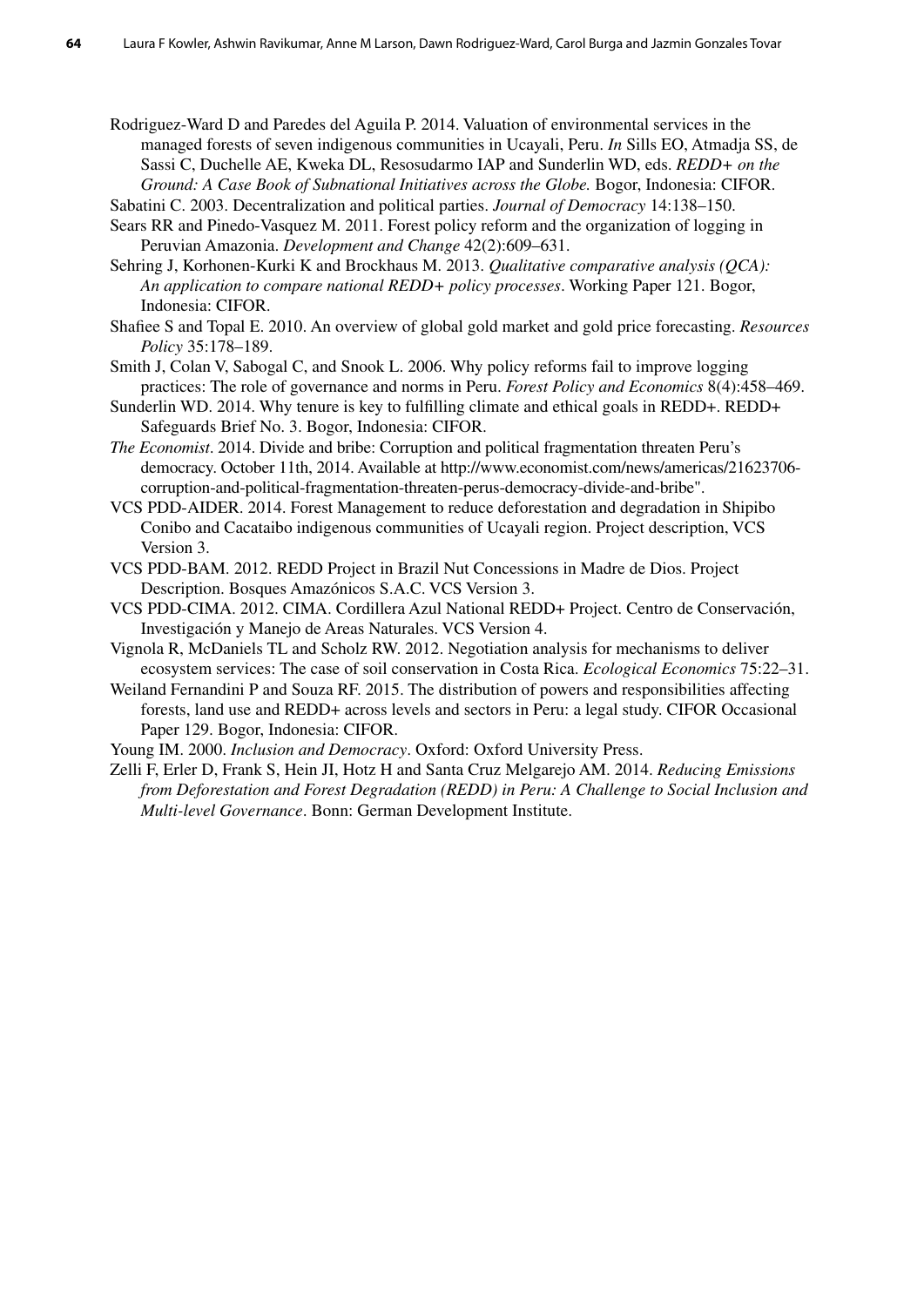Rodriguez-Ward D and Paredes del Aguila P. 2014. Valuation of environmental services in the managed forests of seven indigenous communities in Ucayali, Peru. *In* Sills EO, Atmadja SS, de Sassi C, Duchelle AE, Kweka DL, Resosudarmo IAP and Sunderlin WD, eds. *REDD+ on the Ground: A Case Book of Subnational Initiatives across the Globe.* Bogor, Indonesia: CIFOR.

Sabatini C. 2003. Decentralization and political parties. *Journal of Democracy* 14:138–150.

Sears RR and Pinedo-Vasquez M. 2011. Forest policy reform and the organization of logging in Peruvian Amazonia. *Development and Change* 42(2):609–631.

Sehring J, Korhonen-Kurki K and Brockhaus M. 2013. *Qualitative comparative analysis (QCA): An application to compare national REDD+ policy processes*. Working Paper 121. Bogor, Indonesia: CIFOR.

Shafiee S and Topal E. 2010. An overview of global gold market and gold price forecasting. *Resources Policy* 35:178–189.

Smith J, Colan V, Sabogal C, and Snook L. 2006. Why policy reforms fail to improve logging practices: The role of governance and norms in Peru. *Forest Policy and Economics* 8(4):458–469.

Sunderlin WD. 2014. Why tenure is key to fulfilling climate and ethical goals in REDD+. REDD+ Safeguards Brief No. 3. Bogor, Indonesia: CIFOR.

*The Economist*. 2014. Divide and bribe: Corruption and political fragmentation threaten Peru's democracy. October 11th, 2014. Available at http://www.economist.com/news/americas/21623706-corruption-and-political-fragmentation-threaten-perus-democracy-divide-and-bribe".

VCS PDD-AIDER. 2014. Forest Management to reduce deforestation and degradation in Shipibo Conibo and Cacataibo indigenous communities of Ucayali region. Project description, VCS Version 3.

VCS PDD-BAM. 2012. REDD Project in Brazil Nut Concessions in Madre de Dios. Project Description. Bosques Amazónicos S.A.C. VCS Version 3.

VCS PDD-CIMA. 2012. CIMA. Cordillera Azul National REDD+ Project. Centro de Conservación, Investigación y Manejo de Areas Naturales. VCS Version 4.

Vignola R, McDaniels TL and Scholz RW. 2012. Negotiation analysis for mechanisms to deliver ecosystem services: The case of soil conservation in Costa Rica. *Ecological Economics* 75:22–31.

Weiland Fernandini P and Souza RF. 2015. The distribution of powers and responsibilities affecting forests, land use and REDD+ across levels and sectors in Peru: a legal study. CIFOR Occasional Paper 129. Bogor, Indonesia: CIFOR.

Young IM. 2000. *Inclusion and Democracy*. Oxford: Oxford University Press.

Zelli F, Erler D, Frank S, Hein JI, Hotz H and Santa Cruz Melgarejo AM. 2014. *Reducing Emissions from Deforestation and Forest Degradation (REDD) in Peru: A Challenge to Social Inclusion and Multi-level Governance*. Bonn: German Development Institute.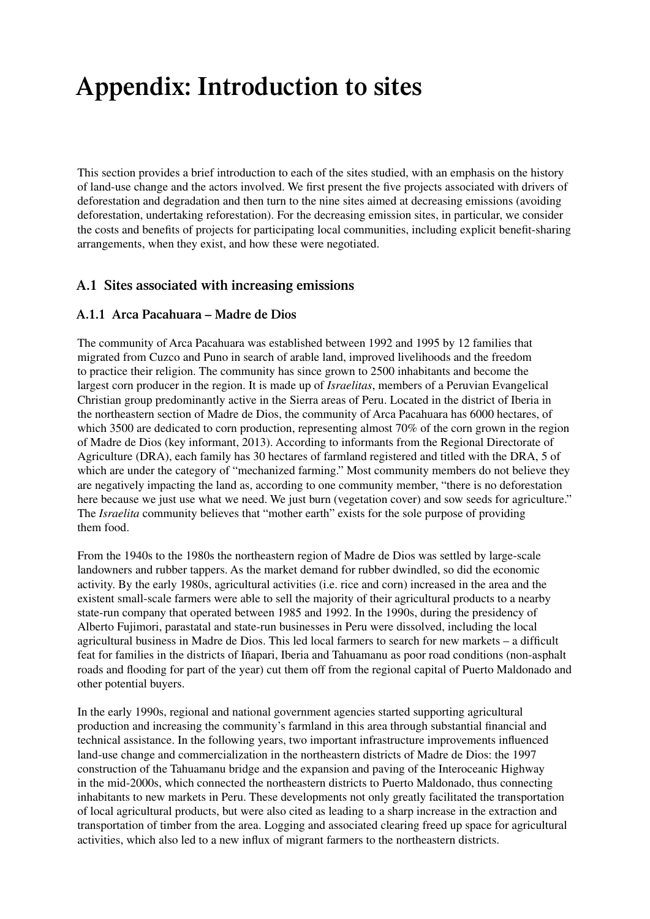# Appendix: Introduction to sites

This section provides a brief introduction to each of the sites studied, with an emphasis on the history of land-use change and the actors involved. We first present the five projects associated with drivers of deforestation and degradation and then turn to the nine sites aimed at decreasing emissions (avoiding deforestation, undertaking reforestation). For the decreasing emission sites, in particular, we consider the costs and benefits of projects for participating local communities, including explicit benefit-sharing arrangements, when they exist, and how these were negotiated.

## A.1 Sites associated with increasing emissions

### A.1.1 Arca Pacahuara – Madre de Dios

The community of Arca Pacahuara was established between 1992 and 1995 by 12 families that migrated from Cuzco and Puno in search of arable land, improved livelihoods and the freedom to practice their religion. The community has since grown to 2500 inhabitants and become the largest corn producer in the region. It is made up of *Israelitas*, members of a Peruvian Evangelical Christian group predominantly active in the Sierra areas of Peru. Located in the district of Iberia in the northeastern section of Madre de Dios, the community of Arca Pacahuara has 6000 hectares, of which 3500 are dedicated to corn production, representing almost 70% of the corn grown in the region of Madre de Dios (key informant, 2013). According to informants from the Regional Directorate of Agriculture (DRA), each family has 30 hectares of farmland registered and titled with the DRA, 5 of which are under the category of "mechanized farming." Most community members do not believe they are negatively impacting the land as, according to one community member, "there is no deforestation here because we just use what we need. We just burn (vegetation cover) and sow seeds for agriculture." The *Israelita* community believes that "mother earth" exists for the sole purpose of providing them food.

From the 1940s to the 1980s the northeastern region of Madre de Dios was settled by large-scale landowners and rubber tappers. As the market demand for rubber dwindled, so did the economic activity. By the early 1980s, agricultural activities (i.e. rice and corn) increased in the area and the existent small-scale farmers were able to sell the majority of their agricultural products to a nearby state-run company that operated between 1985 and 1992. In the 1990s, during the presidency of Alberto Fujimori, parastatal and state-run businesses in Peru were dissolved, including the local agricultural business in Madre de Dios. This led local farmers to search for new markets – a difficult feat for families in the districts of Iñapari, Iberia and Tahuamanu as poor road conditions (non-asphalt roads and flooding for part of the year) cut them off from the regional capital of Puerto Maldonado and other potential buyers.

In the early 1990s, regional and national government agencies started supporting agricultural production and increasing the community's farmland in this area through substantial financial and technical assistance. In the following years, two important infrastructure improvements influenced land-use change and commercialization in the northeastern districts of Madre de Dios: the 1997 construction of the Tahuamanu bridge and the expansion and paving of the Interoceanic Highway in the mid-2000s, which connected the northeastern districts to Puerto Maldonado, thus connecting inhabitants to new markets in Peru. These developments not only greatly facilitated the transportation of local agricultural products, but were also cited as leading to a sharp increase in the extraction and transportation of timber from the area. Logging and associated clearing freed up space for agricultural activities, which also led to a new influx of migrant farmers to the northeastern districts.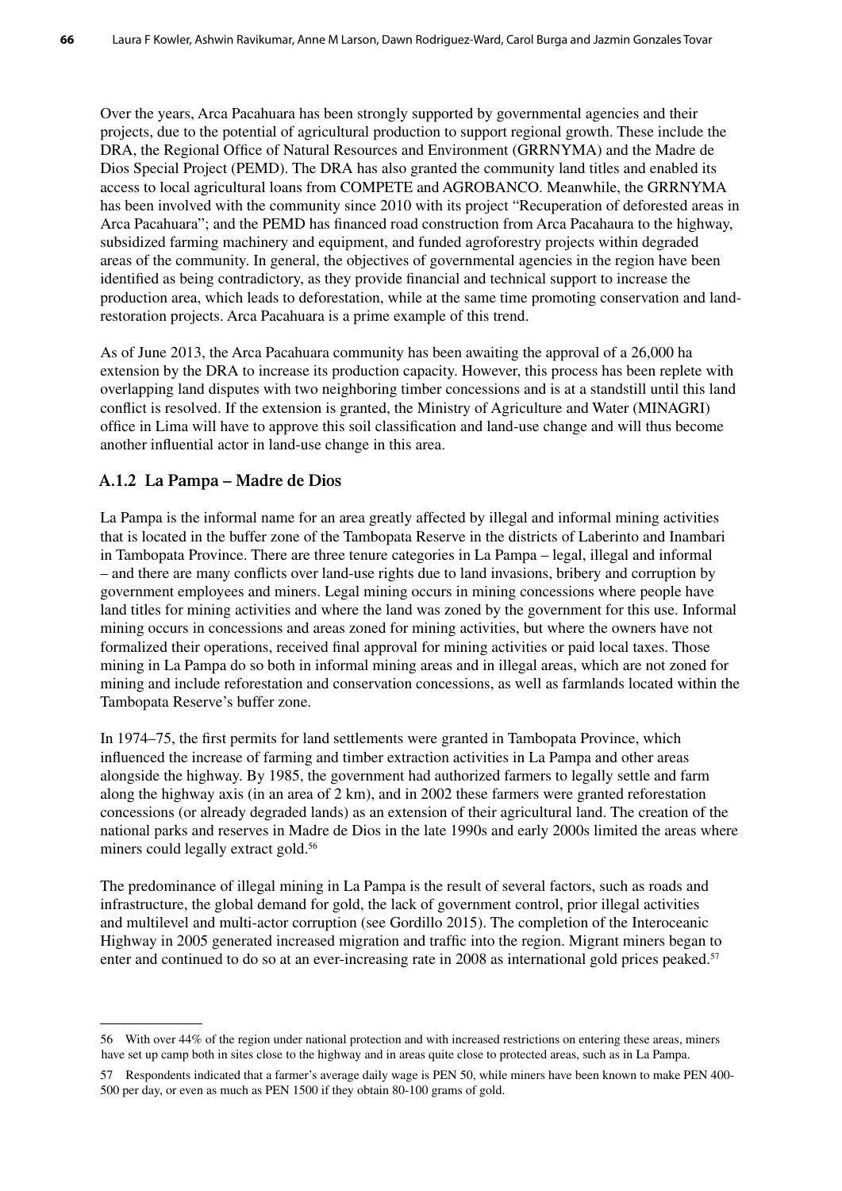Over the years, Arca Pacahuara has been strongly supported by governmental agencies and their projects, due to the potential of agricultural production to support regional growth. These include the DRA, the Regional Office of Natural Resources and Environment (GRRNYMA) and the Madre de Dios Special Project (PEMD). The DRA has also granted the community land titles and enabled its access to local agricultural loans from COMPETE and AGROBANCO. Meanwhile, the GRRNYMA has been involved with the community since 2010 with its project "Recuperation of deforested areas in Arca Pacahuara"; and the PEMD has financed road construction from Arca Pacahaura to the highway, subsidized farming machinery and equipment, and funded agroforestry projects within degraded areas of the community. In general, the objectives of governmental agencies in the region have been identified as being contradictory, as they provide financial and technical support to increase the production area, which leads to deforestation, while at the same time promoting conservation and land-restoration projects. Arca Pacahuara is a prime example of this trend.

As of June 2013, the Arca Pacahuara community has been awaiting the approval of a 26,000 ha extension by the DRA to increase its production capacity. However, this process has been replete with overlapping land disputes with two neighboring timber concessions and is at a standstill until this land conflict is resolved. If the extension is granted, the Ministry of Agriculture and Water (MINAGRI) office in Lima will have to approve this soil classification and land-use change and will thus become another influential actor in land-use change in this area.

### A.1.2 La Pampa – Madre de Dios

La Pampa is the informal name for an area greatly affected by illegal and informal mining activities that is located in the buffer zone of the Tambopata Reserve in the districts of Laberinto and Inambari in Tambopata Province. There are three tenure categories in La Pampa – legal, illegal and informal – and there are many conflicts over land-use rights due to land invasions, bribery and corruption by government employees and miners. Legal mining occurs in mining concessions where people have land titles for mining activities and where the land was zoned by the government for this use. Informal mining occurs in concessions and areas zoned for mining activities, but where the owners have not formalized their operations, received final approval for mining activities or paid local taxes. Those mining in La Pampa do so both in informal mining areas and in illegal areas, which are not zoned for mining and include reforestation and conservation concessions, as well as farmlands located within the Tambopata Reserve's buffer zone.

In 1974–75, the first permits for land settlements were granted in Tambopata Province, which influenced the increase of farming and timber extraction activities in La Pampa and other areas alongside the highway. By 1985, the government had authorized farmers to legally settle and farm along the highway axis (in an area of 2 km), and in 2002 these farmers were granted reforestation concessions (or already degraded lands) as an extension of their agricultural land. The creation of the national parks and reserves in Madre de Dios in the late 1990s and early 2000s limited the areas where miners could legally extract gold.[56]

The predominance of illegal mining in La Pampa is the result of several factors, such as roads and infrastructure, the global demand for gold, the lack of government control, prior illegal activities and multilevel and multi-actor corruption (see Gordillo 2015). The completion of the Interoceanic Highway in 2005 generated increased migration and traffic into the region. Migrant miners began to enter and continued to do so at an ever-increasing rate in 2008 as international gold prices peaked.[57]

---

56 With over 44% of the region under national protection and with increased restrictions on entering these areas, miners have set up camp both in sites close to the highway and in areas quite close to protected areas, such as in La Pampa.

57 Respondents indicated that a farmer's average daily wage is PEN 50, while miners have been known to make PEN 400-500 per day, or even as much as PEN 1500 if they obtain 80-100 grams of gold.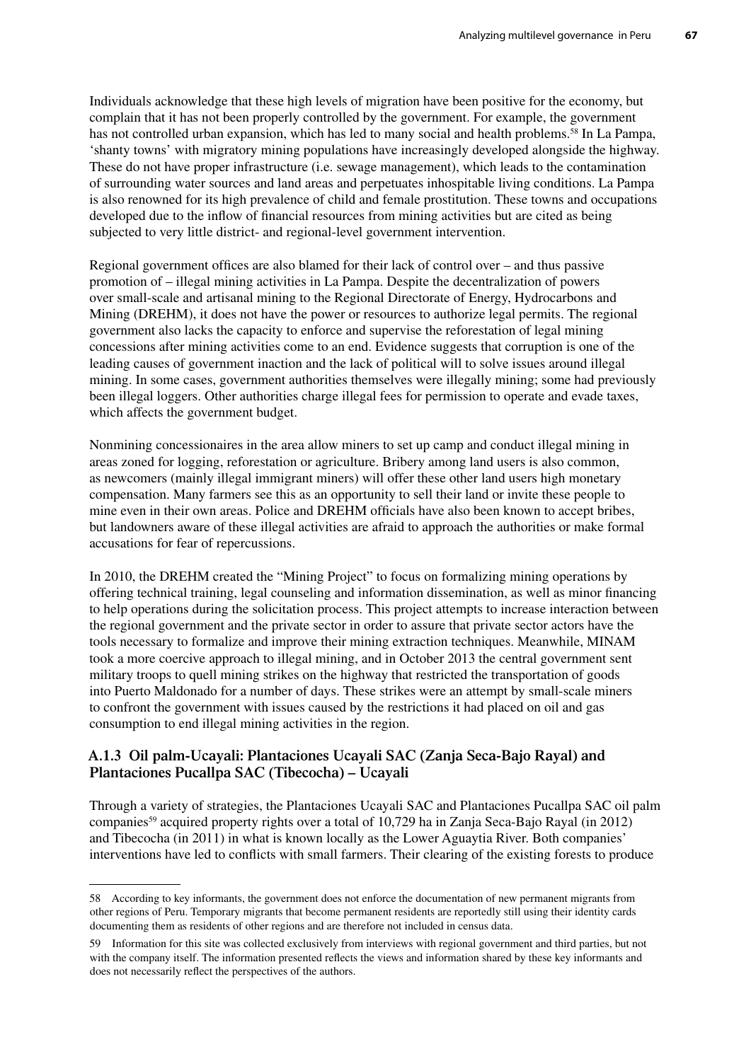Individuals acknowledge that these high levels of migration have been positive for the economy, but complain that it has not been properly controlled by the government. For example, the government has not controlled urban expansion, which has led to many social and health problems.[58] In La Pampa, 'shanty towns' with migratory mining populations have increasingly developed alongside the highway. These do not have proper infrastructure (i.e. sewage management), which leads to the contamination of surrounding water sources and land areas and perpetuates inhospitable living conditions. La Pampa is also renowned for its high prevalence of child and female prostitution. These towns and occupations developed due to the inflow of financial resources from mining activities but are cited as being subjected to very little district- and regional-level government intervention.

Regional government offices are also blamed for their lack of control over – and thus passive promotion of – illegal mining activities in La Pampa. Despite the decentralization of powers over small-scale and artisanal mining to the Regional Directorate of Energy, Hydrocarbons and Mining (DREHM), it does not have the power or resources to authorize legal permits. The regional government also lacks the capacity to enforce and supervise the reforestation of legal mining concessions after mining activities come to an end. Evidence suggests that corruption is one of the leading causes of government inaction and the lack of political will to solve issues around illegal mining. In some cases, government authorities themselves were illegally mining; some had previously been illegal loggers. Other authorities charge illegal fees for permission to operate and evade taxes, which affects the government budget.

Nonmining concessionaires in the area allow miners to set up camp and conduct illegal mining in areas zoned for logging, reforestation or agriculture. Bribery among land users is also common, as newcomers (mainly illegal immigrant miners) will offer these other land users high monetary compensation. Many farmers see this as an opportunity to sell their land or invite these people to mine even in their own areas. Police and DREHM officials have also been known to accept bribes, but landowners aware of these illegal activities are afraid to approach the authorities or make formal accusations for fear of repercussions.

In 2010, the DREHM created the "Mining Project" to focus on formalizing mining operations by offering technical training, legal counseling and information dissemination, as well as minor financing to help operations during the solicitation process. This project attempts to increase interaction between the regional government and the private sector in order to assure that private sector actors have the tools necessary to formalize and improve their mining extraction techniques. Meanwhile, MINAM took a more coercive approach to illegal mining, and in October 2013 the central government sent military troops to quell mining strikes on the highway that restricted the transportation of goods into Puerto Maldonado for a number of days. These strikes were an attempt by small-scale miners to confront the government with issues caused by the restrictions it had placed on oil and gas consumption to end illegal mining activities in the region.

### A.1.3 Oil palm-Ucayali: Plantaciones Ucayali SAC (Zanja Seca-Bajo Rayal) and Plantaciones Pucallpa SAC (Tibecocha) – Ucayali

Through a variety of strategies, the Plantaciones Ucayali SAC and Plantaciones Pucallpa SAC oil palm companies[59] acquired property rights over a total of 10,729 ha in Zanja Seca-Bajo Rayal (in 2012) and Tibecocha (in 2011) in what is known locally as the Lower Aguaytia River. Both companies' interventions have led to conflicts with small farmers. Their clearing of the existing forests to produce

---

58 According to key informants, the government does not enforce the documentation of new permanent migrants from other regions of Peru. Temporary migrants that become permanent residents are reportedly still using their identity cards documenting them as residents of other regions and are therefore not included in census data.

59 Information for this site was collected exclusively from interviews with regional government and third parties, but not with the company itself. The information presented reflects the views and information shared by these key informants and does not necessarily reflect the perspectives of the authors.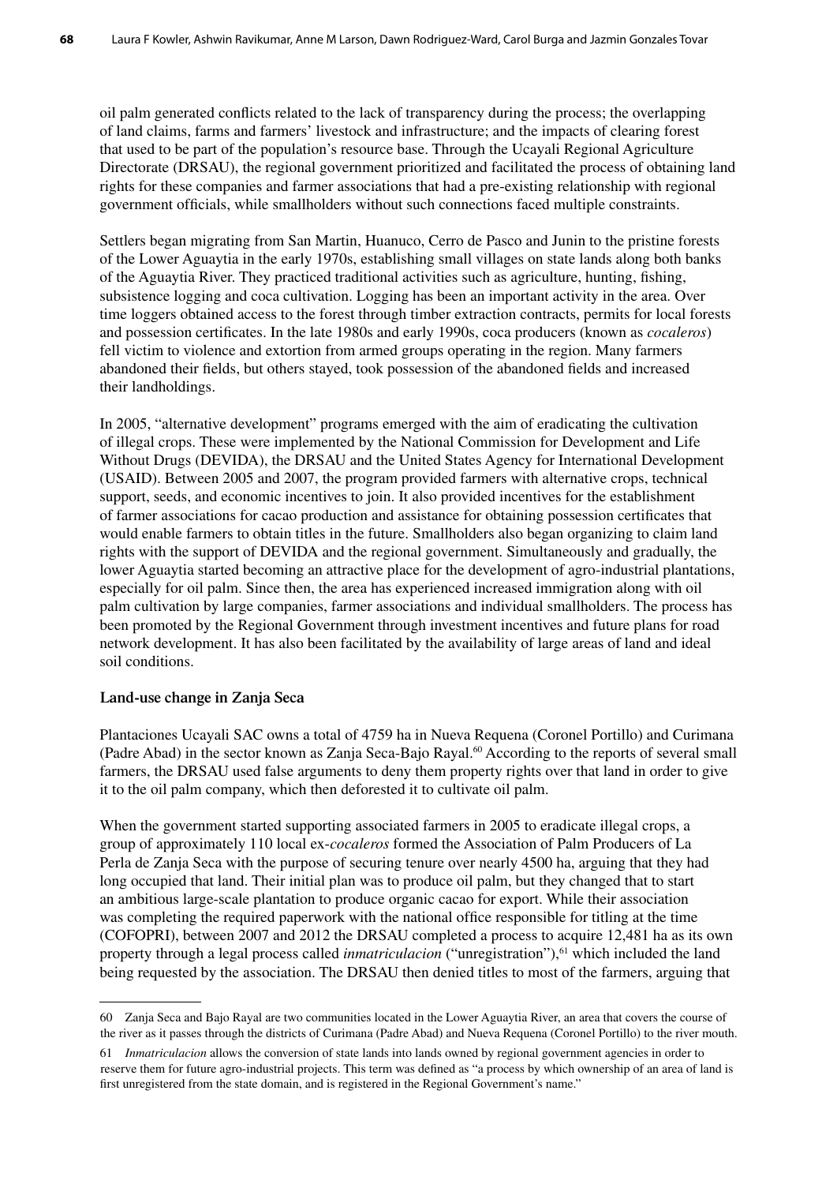oil palm generated conflicts related to the lack of transparency during the process; the overlapping of land claims, farms and farmers' livestock and infrastructure; and the impacts of clearing forest that used to be part of the population's resource base. Through the Ucayali Regional Agriculture Directorate (DRSAU), the regional government prioritized and facilitated the process of obtaining land rights for these companies and farmer associations that had a pre-existing relationship with regional government officials, while smallholders without such connections faced multiple constraints.

Settlers began migrating from San Martin, Huanuco, Cerro de Pasco and Junin to the pristine forests of the Lower Aguaytia in the early 1970s, establishing small villages on state lands along both banks of the Aguaytia River. They practiced traditional activities such as agriculture, hunting, fishing, subsistence logging and coca cultivation. Logging has been an important activity in the area. Over time loggers obtained access to the forest through timber extraction contracts, permits for local forests and possession certificates. In the late 1980s and early 1990s, coca producers (known as *cocaleros*) fell victim to violence and extortion from armed groups operating in the region. Many farmers abandoned their fields, but others stayed, took possession of the abandoned fields and increased their landholdings.

In 2005, "alternative development" programs emerged with the aim of eradicating the cultivation of illegal crops. These were implemented by the National Commission for Development and Life Without Drugs (DEVIDA), the DRSAU and the United States Agency for International Development (USAID). Between 2005 and 2007, the program provided farmers with alternative crops, technical support, seeds, and economic incentives to join. It also provided incentives for the establishment of farmer associations for cacao production and assistance for obtaining possession certificates that would enable farmers to obtain titles in the future. Smallholders also began organizing to claim land rights with the support of DEVIDA and the regional government. Simultaneously and gradually, the lower Aguaytia started becoming an attractive place for the development of agro-industrial plantations, especially for oil palm. Since then, the area has experienced increased immigration along with oil palm cultivation by large companies, farmer associations and individual smallholders. The process has been promoted by the Regional Government through investment incentives and future plans for road network development. It has also been facilitated by the availability of large areas of land and ideal soil conditions.

### Land-use change in Zanja Seca

Plantaciones Ucayali SAC owns a total of 4759 ha in Nueva Requena (Coronel Portillo) and Curimana (Padre Abad) in the sector known as Zanja Seca-Bajo Rayal.[60] According to the reports of several small farmers, the DRSAU used false arguments to deny them property rights over that land in order to give it to the oil palm company, which then deforested it to cultivate oil palm.

When the government started supporting associated farmers in 2005 to eradicate illegal crops, a group of approximately 110 local ex-*cocaleros* formed the Association of Palm Producers of La Perla de Zanja Seca with the purpose of securing tenure over nearly 4500 ha, arguing that they had long occupied that land. Their initial plan was to produce oil palm, but they changed that to start an ambitious large-scale plantation to produce organic cacao for export. While their association was completing the required paperwork with the national office responsible for titling at the time (COFOPRI), between 2007 and 2012 the DRSAU completed a process to acquire 12,481 ha as its own property through a legal process called *inmatriculacion* ("unregistration"),[61] which included the land being requested by the association. The DRSAU then denied titles to most of the farmers, arguing that

---

60 Zanja Seca and Bajo Rayal are two communities located in the Lower Aguaytia River, an area that covers the course of the river as it passes through the districts of Curimana (Padre Abad) and Nueva Requena (Coronel Portillo) to the river mouth.

61 *Inmatriculacion* allows the conversion of state lands into lands owned by regional government agencies in order to reserve them for future agro-industrial projects. This term was defined as "a process by which ownership of an area of land is first unregistered from the state domain, and is registered in the Regional Government's name."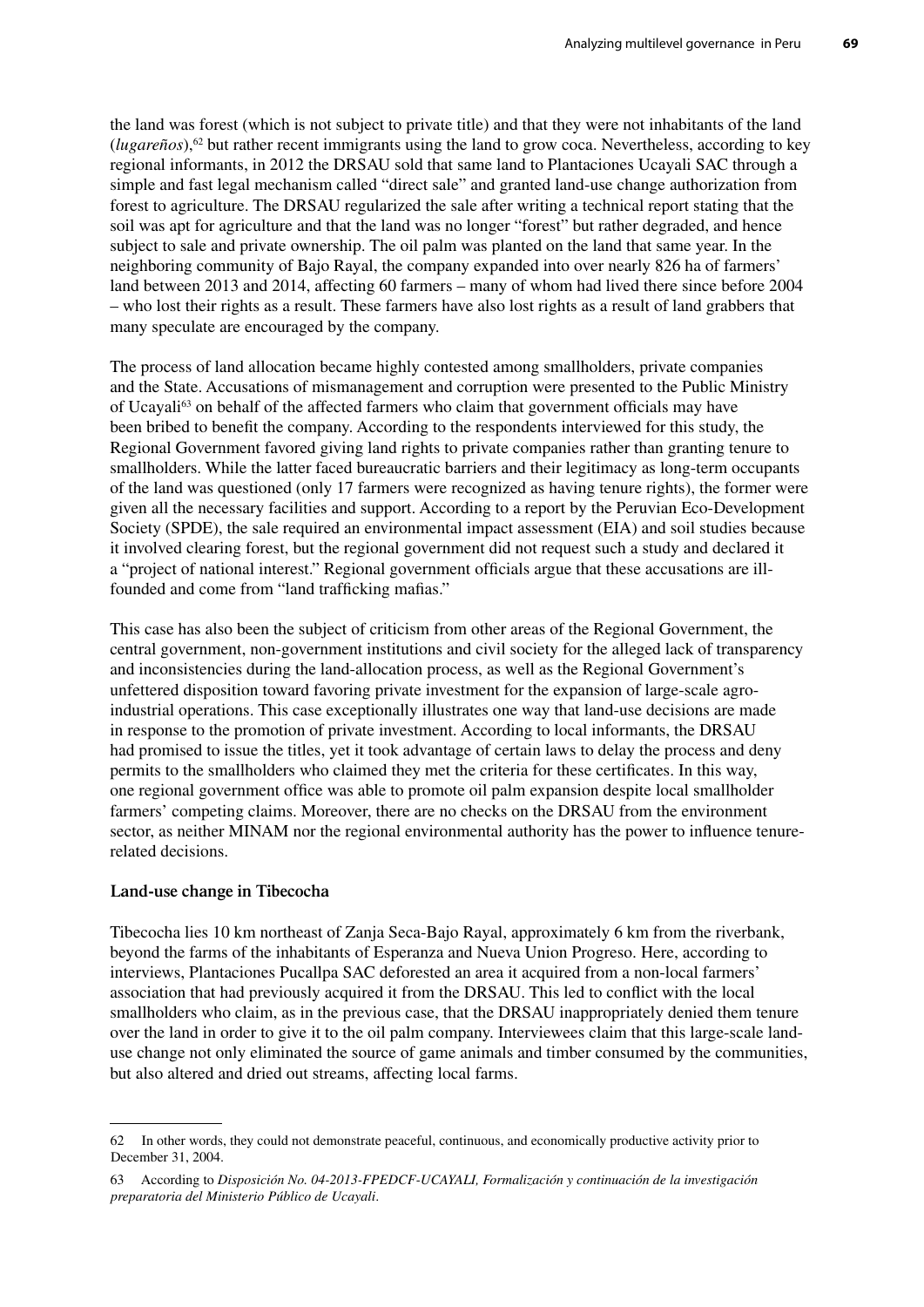the land was forest (which is not subject to private title) and that they were not inhabitants of the land (*lugareños*),[62] but rather recent immigrants using the land to grow coca. Nevertheless, according to key regional informants, in 2012 the DRSAU sold that same land to Plantaciones Ucayali SAC through a simple and fast legal mechanism called "direct sale" and granted land-use change authorization from forest to agriculture. The DRSAU regularized the sale after writing a technical report stating that the soil was apt for agriculture and that the land was no longer "forest" but rather degraded, and hence subject to sale and private ownership. The oil palm was planted on the land that same year. In the neighboring community of Bajo Rayal, the company expanded into over nearly 826 ha of farmers' land between 2013 and 2014, affecting 60 farmers – many of whom had lived there since before 2004 – who lost their rights as a result. These farmers have also lost rights as a result of land grabbers that many speculate are encouraged by the company.

The process of land allocation became highly contested among smallholders, private companies and the State. Accusations of mismanagement and corruption were presented to the Public Ministry of Ucayali[63] on behalf of the affected farmers who claim that government officials may have been bribed to benefit the company. According to the respondents interviewed for this study, the Regional Government favored giving land rights to private companies rather than granting tenure to smallholders. While the latter faced bureaucratic barriers and their legitimacy as long-term occupants of the land was questioned (only 17 farmers were recognized as having tenure rights), the former were given all the necessary facilities and support. According to a report by the Peruvian Eco-Development Society (SPDE), the sale required an environmental impact assessment (EIA) and soil studies because it involved clearing forest, but the regional government did not request such a study and declared it a "project of national interest." Regional government officials argue that these accusations are ill-founded and come from "land trafficking mafias."

This case has also been the subject of criticism from other areas of the Regional Government, the central government, non-government institutions and civil society for the alleged lack of transparency and inconsistencies during the land-allocation process, as well as the Regional Government's unfettered disposition toward favoring private investment for the expansion of large-scale agro-industrial operations. This case exceptionally illustrates one way that land-use decisions are made in response to the promotion of private investment. According to local informants, the DRSAU had promised to issue the titles, yet it took advantage of certain laws to delay the process and deny permits to the smallholders who claimed they met the criteria for these certificates. In this way, one regional government office was able to promote oil palm expansion despite local smallholder farmers' competing claims. Moreover, there are no checks on the DRSAU from the environment sector, as neither MINAM nor the regional environmental authority has the power to influence tenure-related decisions.

#### Land-use change in Tibecocha

Tibecocha lies 10 km northeast of Zanja Seca-Bajo Rayal, approximately 6 km from the riverbank, beyond the farms of the inhabitants of Esperanza and Nueva Union Progreso. Here, according to interviews, Plantaciones Pucallpa SAC deforested an area it acquired from a non-local farmers' association that had previously acquired it from the DRSAU. This led to conflict with the local smallholders who claim, as in the previous case, that the DRSAU inappropriately denied them tenure over the land in order to give it to the oil palm company. Interviewees claim that this large-scale land-use change not only eliminated the source of game animals and timber consumed by the communities, but also altered and dried out streams, affecting local farms.

---

62 In other words, they could not demonstrate peaceful, continuous, and economically productive activity prior to December 31, 2004.

63 According to *Disposición No. 04-2013-FPEDCF-UCAYALI, Formalización y continuación de la investigación preparatoria del Ministerio Público de Ucayali*.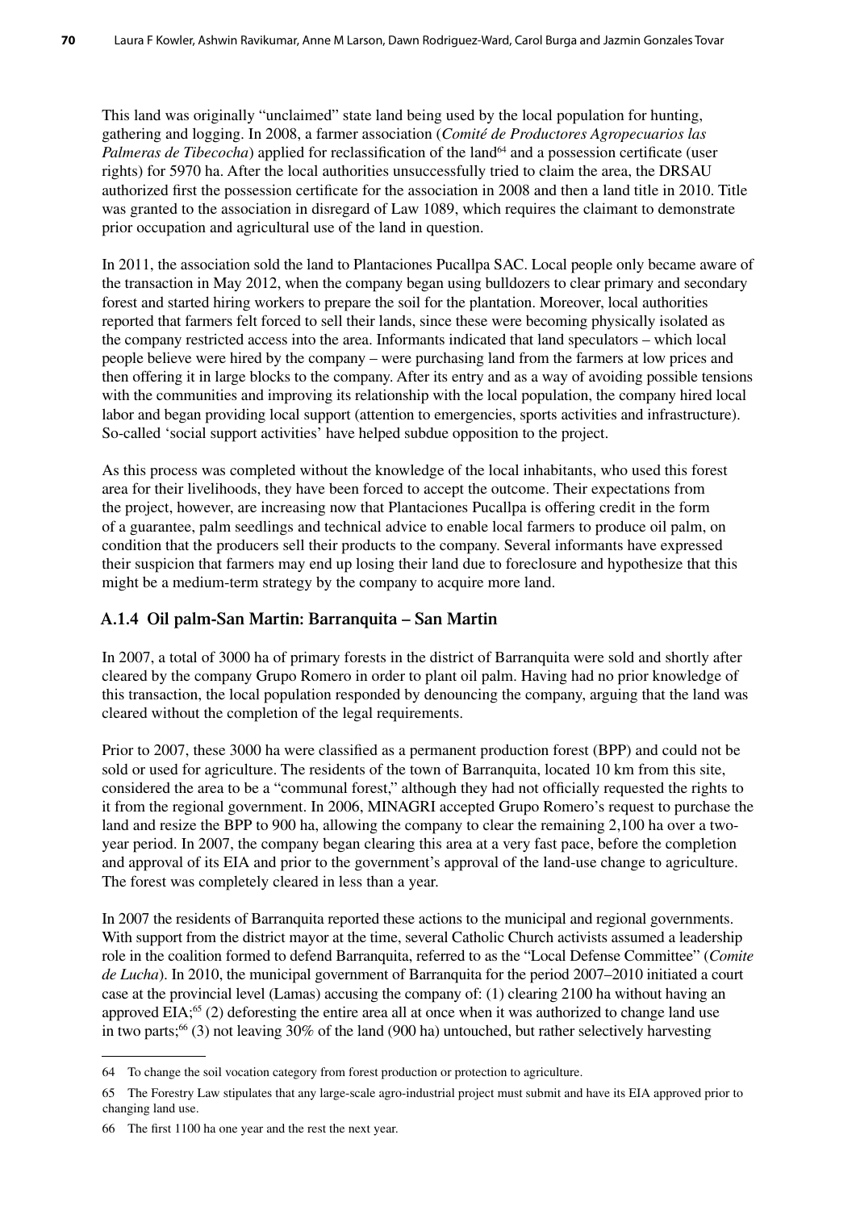This land was originally "unclaimed" state land being used by the local population for hunting, gathering and logging. In 2008, a farmer association (*Comité de Productores Agropecuarios las Palmeras de Tibecocha*) applied for reclassification of the land[64] and a possession certificate (user rights) for 5970 ha. After the local authorities unsuccessfully tried to claim the area, the DRSAU authorized first the possession certificate for the association in 2008 and then a land title in 2010. Title was granted to the association in disregard of Law 1089, which requires the claimant to demonstrate prior occupation and agricultural use of the land in question.

In 2011, the association sold the land to Plantaciones Pucallpa SAC. Local people only became aware of the transaction in May 2012, when the company began using bulldozers to clear primary and secondary forest and started hiring workers to prepare the soil for the plantation. Moreover, local authorities reported that farmers felt forced to sell their lands, since these were becoming physically isolated as the company restricted access into the area. Informants indicated that land speculators – which local people believe were hired by the company – were purchasing land from the farmers at low prices and then offering it in large blocks to the company. After its entry and as a way of avoiding possible tensions with the communities and improving its relationship with the local population, the company hired local labor and began providing local support (attention to emergencies, sports activities and infrastructure). So-called 'social support activities' have helped subdue opposition to the project.

As this process was completed without the knowledge of the local inhabitants, who used this forest area for their livelihoods, they have been forced to accept the outcome. Their expectations from the project, however, are increasing now that Plantaciones Pucallpa is offering credit in the form of a guarantee, palm seedlings and technical advice to enable local farmers to produce oil palm, on condition that the producers sell their products to the company. Several informants have expressed their suspicion that farmers may end up losing their land due to foreclosure and hypothesize that this might be a medium-term strategy by the company to acquire more land.

### A.1.4 Oil palm-San Martin: Barranquita – San Martin

In 2007, a total of 3000 ha of primary forests in the district of Barranquita were sold and shortly after cleared by the company Grupo Romero in order to plant oil palm. Having had no prior knowledge of this transaction, the local population responded by denouncing the company, arguing that the land was cleared without the completion of the legal requirements.

Prior to 2007, these 3000 ha were classified as a permanent production forest (BPP) and could not be sold or used for agriculture. The residents of the town of Barranquita, located 10 km from this site, considered the area to be a "communal forest," although they had not officially requested the rights to it from the regional government. In 2006, MINAGRI accepted Grupo Romero's request to purchase the land and resize the BPP to 900 ha, allowing the company to clear the remaining 2,100 ha over a two-year period. In 2007, the company began clearing this area at a very fast pace, before the completion and approval of its EIA and prior to the government's approval of the land-use change to agriculture. The forest was completely cleared in less than a year.

In 2007 the residents of Barranquita reported these actions to the municipal and regional governments. With support from the district mayor at the time, several Catholic Church activists assumed a leadership role in the coalition formed to defend Barranquita, referred to as the "Local Defense Committee" (*Comite de Lucha*). In 2010, the municipal government of Barranquita for the period 2007–2010 initiated a court case at the provincial level (Lamas) accusing the company of: (1) clearing 2100 ha without having an approved EIA;[65] (2) deforesting the entire area all at once when it was authorized to change land use in two parts;[66] (3) not leaving 30% of the land (900 ha) untouched, but rather selectively harvesting

---

64 To change the soil vocation category from forest production or protection to agriculture.

65 The Forestry Law stipulates that any large-scale agro-industrial project must submit and have its EIA approved prior to changing land use.

66 The first 1100 ha one year and the rest the next year.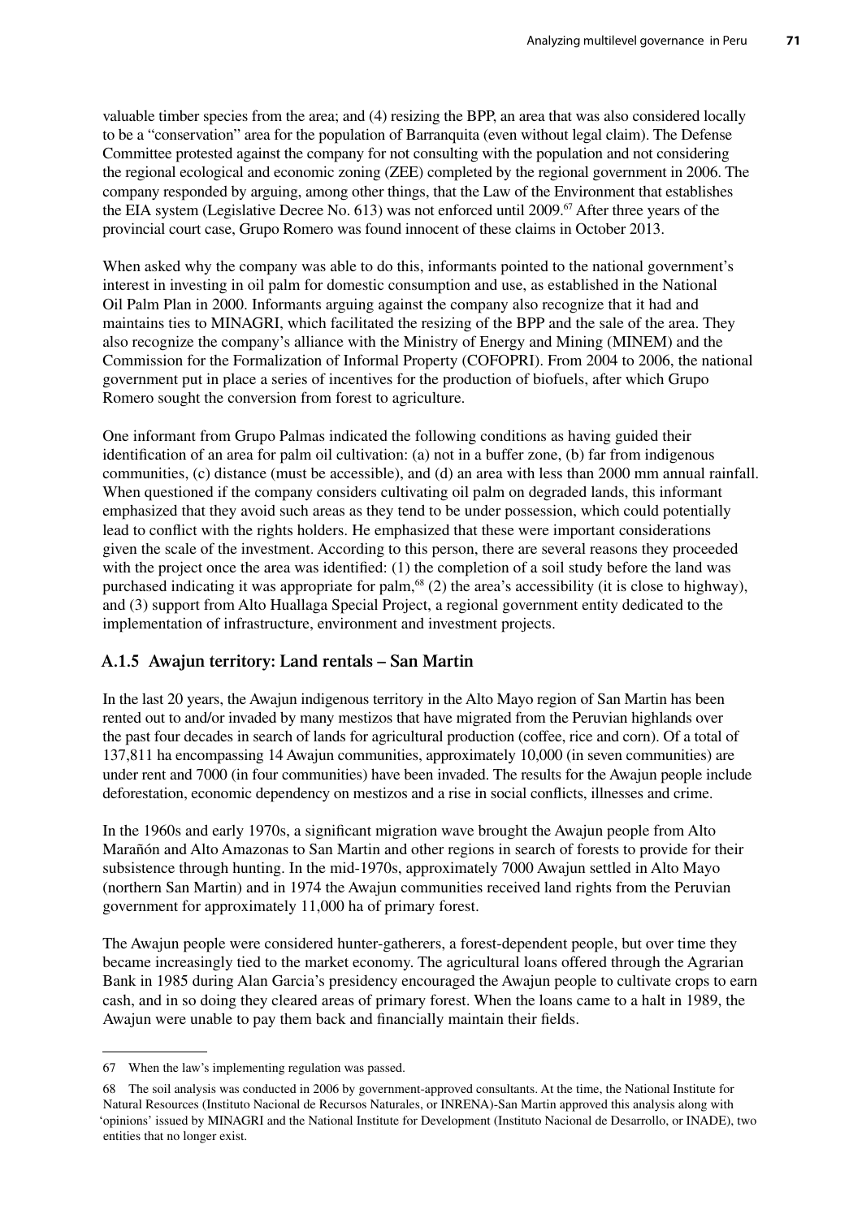valuable timber species from the area; and (4) resizing the BPP, an area that was also considered locally to be a "conservation" area for the population of Barranquita (even without legal claim). The Defense Committee protested against the company for not consulting with the population and not considering the regional ecological and economic zoning (ZEE) completed by the regional government in 2006. The company responded by arguing, among other things, that the Law of the Environment that establishes the EIA system (Legislative Decree No. 613) was not enforced until 2009.[67] After three years of the provincial court case, Grupo Romero was found innocent of these claims in October 2013.

When asked why the company was able to do this, informants pointed to the national government's interest in investing in oil palm for domestic consumption and use, as established in the National Oil Palm Plan in 2000. Informants arguing against the company also recognize that it had and maintains ties to MINAGRI, which facilitated the resizing of the BPP and the sale of the area. They also recognize the company's alliance with the Ministry of Energy and Mining (MINEM) and the Commission for the Formalization of Informal Property (COFOPRI). From 2004 to 2006, the national government put in place a series of incentives for the production of biofuels, after which Grupo Romero sought the conversion from forest to agriculture.

One informant from Grupo Palmas indicated the following conditions as having guided their identification of an area for palm oil cultivation: (a) not in a buffer zone, (b) far from indigenous communities, (c) distance (must be accessible), and (d) an area with less than 2000 mm annual rainfall. When questioned if the company considers cultivating oil palm on degraded lands, this informant emphasized that they avoid such areas as they tend to be under possession, which could potentially lead to conflict with the rights holders. He emphasized that these were important considerations given the scale of the investment. According to this person, there are several reasons they proceeded with the project once the area was identified: (1) the completion of a soil study before the land was purchased indicating it was appropriate for palm,[68] (2) the area's accessibility (it is close to highway), and (3) support from Alto Huallaga Special Project, a regional government entity dedicated to the implementation of infrastructure, environment and investment projects.

### A.1.5 Awajun territory: Land rentals – San Martin

In the last 20 years, the Awajun indigenous territory in the Alto Mayo region of San Martin has been rented out to and/or invaded by many mestizos that have migrated from the Peruvian highlands over the past four decades in search of lands for agricultural production (coffee, rice and corn). Of a total of 137,811 ha encompassing 14 Awajun communities, approximately 10,000 (in seven communities) are under rent and 7000 (in four communities) have been invaded. The results for the Awajun people include deforestation, economic dependency on mestizos and a rise in social conflicts, illnesses and crime.

In the 1960s and early 1970s, a significant migration wave brought the Awajun people from Alto Marañón and Alto Amazonas to San Martin and other regions in search of forests to provide for their subsistence through hunting. In the mid-1970s, approximately 7000 Awajun settled in Alto Mayo (northern San Martin) and in 1974 the Awajun communities received land rights from the Peruvian government for approximately 11,000 ha of primary forest.

The Awajun people were considered hunter-gatherers, a forest-dependent people, but over time they became increasingly tied to the market economy. The agricultural loans offered through the Agrarian Bank in 1985 during Alan Garcia's presidency encouraged the Awajun people to cultivate crops to earn cash, and in so doing they cleared areas of primary forest. When the loans came to a halt in 1989, the Awajun were unable to pay them back and financially maintain their fields.

---

67 When the law's implementing regulation was passed.

68 The soil analysis was conducted in 2006 by government-approved consultants. At the time, the National Institute for Natural Resources (Instituto Nacional de Recursos Naturales, or INRENA)-San Martin approved this analysis along with 'opinions' issued by MINAGRI and the National Institute for Development (Instituto Nacional de Desarrollo, or INADE), two entities that no longer exist.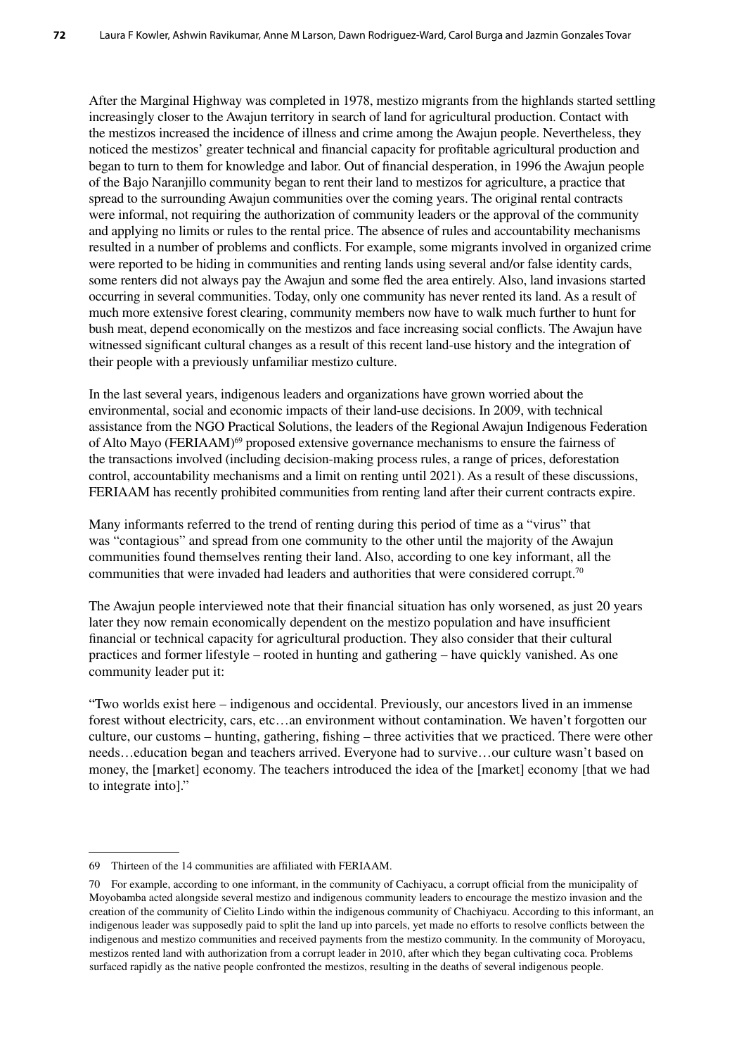After the Marginal Highway was completed in 1978, mestizo migrants from the highlands started settling increasingly closer to the Awajun territory in search of land for agricultural production. Contact with the mestizos increased the incidence of illness and crime among the Awajun people. Nevertheless, they noticed the mestizos' greater technical and financial capacity for profitable agricultural production and began to turn to them for knowledge and labor. Out of financial desperation, in 1996 the Awajun people of the Bajo Naranjillo community began to rent their land to mestizos for agriculture, a practice that spread to the surrounding Awajun communities over the coming years. The original rental contracts were informal, not requiring the authorization of community leaders or the approval of the community and applying no limits or rules to the rental price. The absence of rules and accountability mechanisms resulted in a number of problems and conflicts. For example, some migrants involved in organized crime were reported to be hiding in communities and renting lands using several and/or false identity cards, some renters did not always pay the Awajun and some fled the area entirely. Also, land invasions started occurring in several communities. Today, only one community has never rented its land. As a result of much more extensive forest clearing, community members now have to walk much further to hunt for bush meat, depend economically on the mestizos and face increasing social conflicts. The Awajun have witnessed significant cultural changes as a result of this recent land-use history and the integration of their people with a previously unfamiliar mestizo culture.

In the last several years, indigenous leaders and organizations have grown worried about the environmental, social and economic impacts of their land-use decisions. In 2009, with technical assistance from the NGO Practical Solutions, the leaders of the Regional Awajun Indigenous Federation of Alto Mayo (FERIAAM)[69] proposed extensive governance mechanisms to ensure the fairness of the transactions involved (including decision-making process rules, a range of prices, deforestation control, accountability mechanisms and a limit on renting until 2021). As a result of these discussions, FERIAAM has recently prohibited communities from renting land after their current contracts expire.

Many informants referred to the trend of renting during this period of time as a "virus" that was "contagious" and spread from one community to the other until the majority of the Awajun communities found themselves renting their land. Also, according to one key informant, all the communities that were invaded had leaders and authorities that were considered corrupt.[70]

The Awajun people interviewed note that their financial situation has only worsened, as just 20 years later they now remain economically dependent on the mestizo population and have insufficient financial or technical capacity for agricultural production. They also consider that their cultural practices and former lifestyle – rooted in hunting and gathering – have quickly vanished. As one community leader put it:

"Two worlds exist here – indigenous and occidental. Previously, our ancestors lived in an immense forest without electricity, cars, etc…an environment without contamination. We haven't forgotten our culture, our customs – hunting, gathering, fishing – three activities that we practiced. There were other needs…education began and teachers arrived. Everyone had to survive…our culture wasn't based on money, the [market] economy. The teachers introduced the idea of the [market] economy [that we had to integrate into]."

---

69 Thirteen of the 14 communities are affiliated with FERIAAM.

70 For example, according to one informant, in the community of Cachiyacu, a corrupt official from the municipality of Moyobamba acted alongside several mestizo and indigenous community leaders to encourage the mestizo invasion and the creation of the community of Cielito Lindo within the indigenous community of Chachiyacu. According to this informant, an indigenous leader was supposedly paid to split the land up into parcels, yet made no efforts to resolve conflicts between the indigenous and mestizo communities and received payments from the mestizo community. In the community of Moroyacu, mestizos rented land with authorization from a corrupt leader in 2010, after which they began cultivating coca. Problems surfaced rapidly as the native people confronted the mestizos, resulting in the deaths of several indigenous people.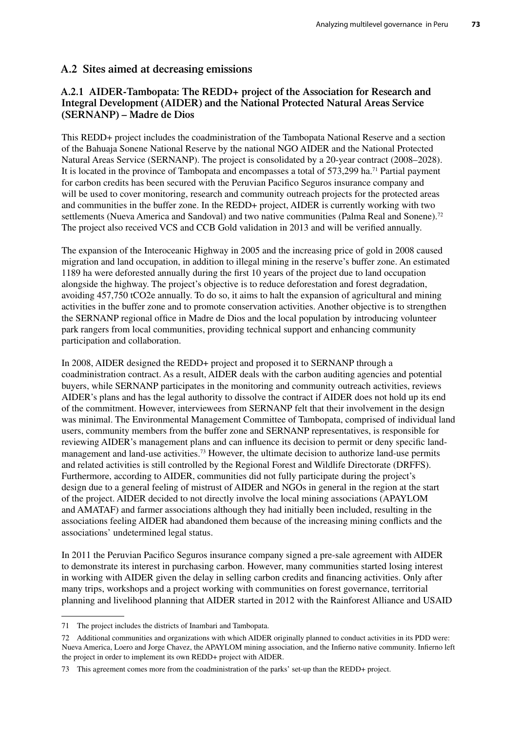## A.2 Sites aimed at decreasing emissions

### A.2.1 AIDER-Tambopata: The REDD+ project of the Association for Research and Integral Development (AIDER) and the National Protected Natural Areas Service (SERNANP) – Madre de Dios

This REDD+ project includes the coadministration of the Tambopata National Reserve and a section of the Bahuaja Sonene National Reserve by the national NGO AIDER and the National Protected Natural Areas Service (SERNANP). The project is consolidated by a 20-year contract (2008–2028). It is located in the province of Tambopata and encompasses a total of 573,299 ha.[71] Partial payment for carbon credits has been secured with the Peruvian Pacifico Seguros insurance company and will be used to cover monitoring, research and community outreach projects for the protected areas and communities in the buffer zone. In the REDD+ project, AIDER is currently working with two settlements (Nueva America and Sandoval) and two native communities (Palma Real and Sonene).[72] The project also received VCS and CCB Gold validation in 2013 and will be verified annually.

The expansion of the Interoceanic Highway in 2005 and the increasing price of gold in 2008 caused migration and land occupation, in addition to illegal mining in the reserve's buffer zone. An estimated 1189 ha were deforested annually during the first 10 years of the project due to land occupation alongside the highway. The project's objective is to reduce deforestation and forest degradation, avoiding 457,750 tCO2e annually. To do so, it aims to halt the expansion of agricultural and mining activities in the buffer zone and to promote conservation activities. Another objective is to strengthen the SERNANP regional office in Madre de Dios and the local population by introducing volunteer park rangers from local communities, providing technical support and enhancing community participation and collaboration.

In 2008, AIDER designed the REDD+ project and proposed it to SERNANP through a coadministration contract. As a result, AIDER deals with the carbon auditing agencies and potential buyers, while SERNANP participates in the monitoring and community outreach activities, reviews AIDER's plans and has the legal authority to dissolve the contract if AIDER does not hold up its end of the commitment. However, interviewees from SERNANP felt that their involvement in the design was minimal. The Environmental Management Committee of Tambopata, comprised of individual land users, community members from the buffer zone and SERNANP representatives, is responsible for reviewing AIDER's management plans and can influence its decision to permit or deny specific land-management and land-use activities.[73] However, the ultimate decision to authorize land-use permits and related activities is still controlled by the Regional Forest and Wildlife Directorate (DRFFS). Furthermore, according to AIDER, communities did not fully participate during the project's design due to a general feeling of mistrust of AIDER and NGOs in general in the region at the start of the project. AIDER decided to not directly involve the local mining associations (APAYLOM and AMATAF) and farmer associations although they had initially been included, resulting in the associations feeling AIDER had abandoned them because of the increasing mining conflicts and the associations' undetermined legal status.

In 2011 the Peruvian Pacifico Seguros insurance company signed a pre-sale agreement with AIDER to demonstrate its interest in purchasing carbon. However, many communities started losing interest in working with AIDER given the delay in selling carbon credits and financing activities. Only after many trips, workshops and a project working with communities on forest governance, territorial planning and livelihood planning that AIDER started in 2012 with the Rainforest Alliance and USAID

---

71 The project includes the districts of Inambari and Tambopata.

72 Additional communities and organizations with which AIDER originally planned to conduct activities in its PDD were: Nueva America, Loero and Jorge Chavez, the APAYLOM mining association, and the Infierno native community. Infierno left the project in order to implement its own REDD+ project with AIDER.

73 This agreement comes more from the coadministration of the parks' set-up than the REDD+ project.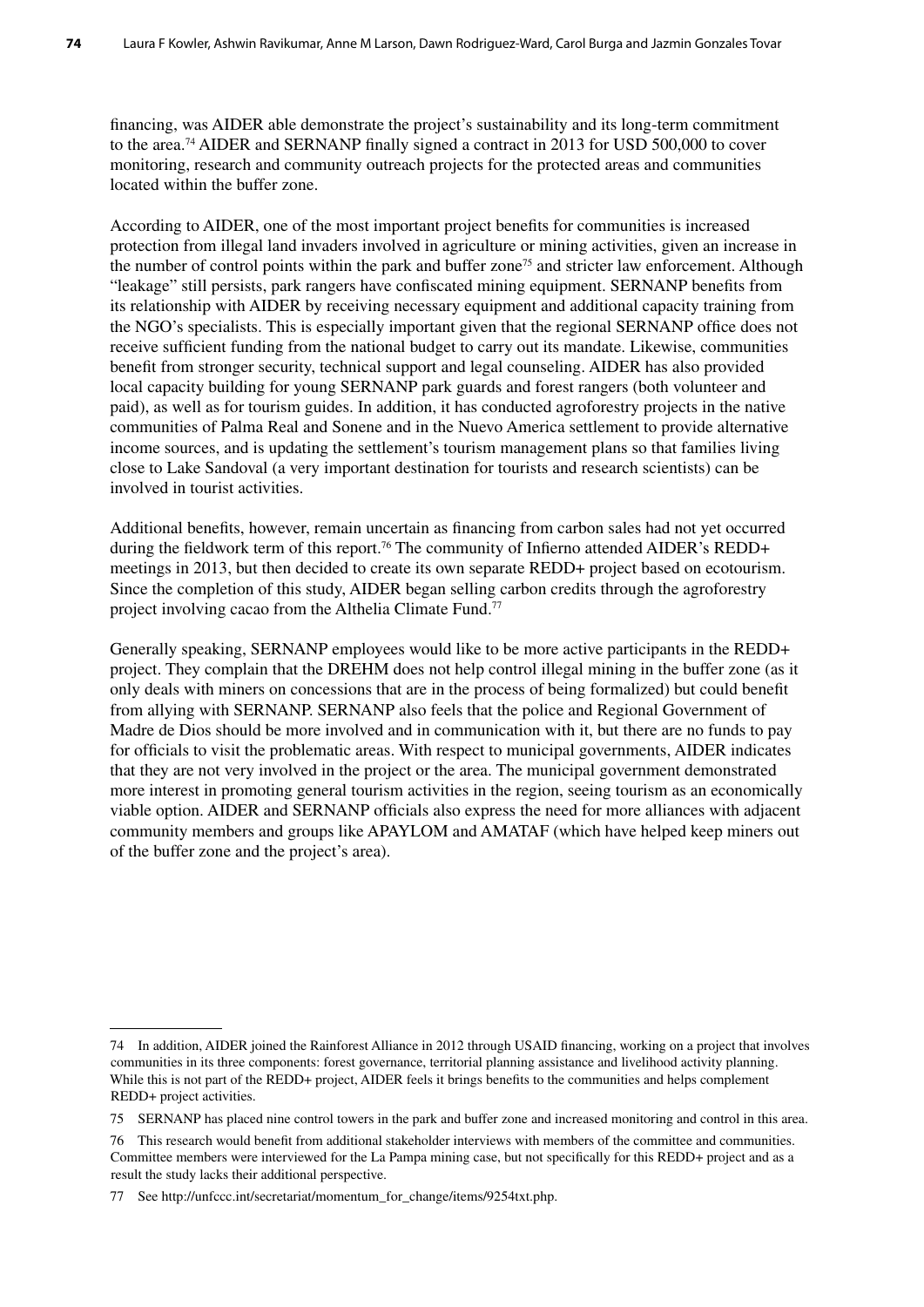financing, was AIDER able demonstrate the project's sustainability and its long-term commitment to the area.[74] AIDER and SERNANP finally signed a contract in 2013 for USD 500,000 to cover monitoring, research and community outreach projects for the protected areas and communities located within the buffer zone.

According to AIDER, one of the most important project benefits for communities is increased protection from illegal land invaders involved in agriculture or mining activities, given an increase in the number of control points within the park and buffer zone[75] and stricter law enforcement. Although "leakage" still persists, park rangers have confiscated mining equipment. SERNANP benefits from its relationship with AIDER by receiving necessary equipment and additional capacity training from the NGO's specialists. This is especially important given that the regional SERNANP office does not receive sufficient funding from the national budget to carry out its mandate. Likewise, communities benefit from stronger security, technical support and legal counseling. AIDER has also provided local capacity building for young SERNANP park guards and forest rangers (both volunteer and paid), as well as for tourism guides. In addition, it has conducted agroforestry projects in the native communities of Palma Real and Sonene and in the Nuevo America settlement to provide alternative income sources, and is updating the settlement's tourism management plans so that families living close to Lake Sandoval (a very important destination for tourists and research scientists) can be involved in tourist activities.

Additional benefits, however, remain uncertain as financing from carbon sales had not yet occurred during the fieldwork term of this report.[76] The community of Infierno attended AIDER's REDD+ meetings in 2013, but then decided to create its own separate REDD+ project based on ecotourism. Since the completion of this study, AIDER began selling carbon credits through the agroforestry project involving cacao from the Althelia Climate Fund.[77]

Generally speaking, SERNANP employees would like to be more active participants in the REDD+ project. They complain that the DREHM does not help control illegal mining in the buffer zone (as it only deals with miners on concessions that are in the process of being formalized) but could benefit from allying with SERNANP. SERNANP also feels that the police and Regional Government of Madre de Dios should be more involved and in communication with it, but there are no funds to pay for officials to visit the problematic areas. With respect to municipal governments, AIDER indicates that they are not very involved in the project or the area. The municipal government demonstrated more interest in promoting general tourism activities in the region, seeing tourism as an economically viable option. AIDER and SERNANP officials also express the need for more alliances with adjacent community members and groups like APAYLOM and AMATAF (which have helped keep miners out of the buffer zone and the project's area).

---

74 In addition, AIDER joined the Rainforest Alliance in 2012 through USAID financing, working on a project that involves communities in its three components: forest governance, territorial planning assistance and livelihood activity planning. While this is not part of the REDD+ project, AIDER feels it brings benefits to the communities and helps complement REDD+ project activities.

75 SERNANP has placed nine control towers in the park and buffer zone and increased monitoring and control in this area.

76 This research would benefit from additional stakeholder interviews with members of the committee and communities. Committee members were interviewed for the La Pampa mining case, but not specifically for this REDD+ project and as a result the study lacks their additional perspective.

77 See http://unfccc.int/secretariat/momentum_for_change/items/9254txt.php.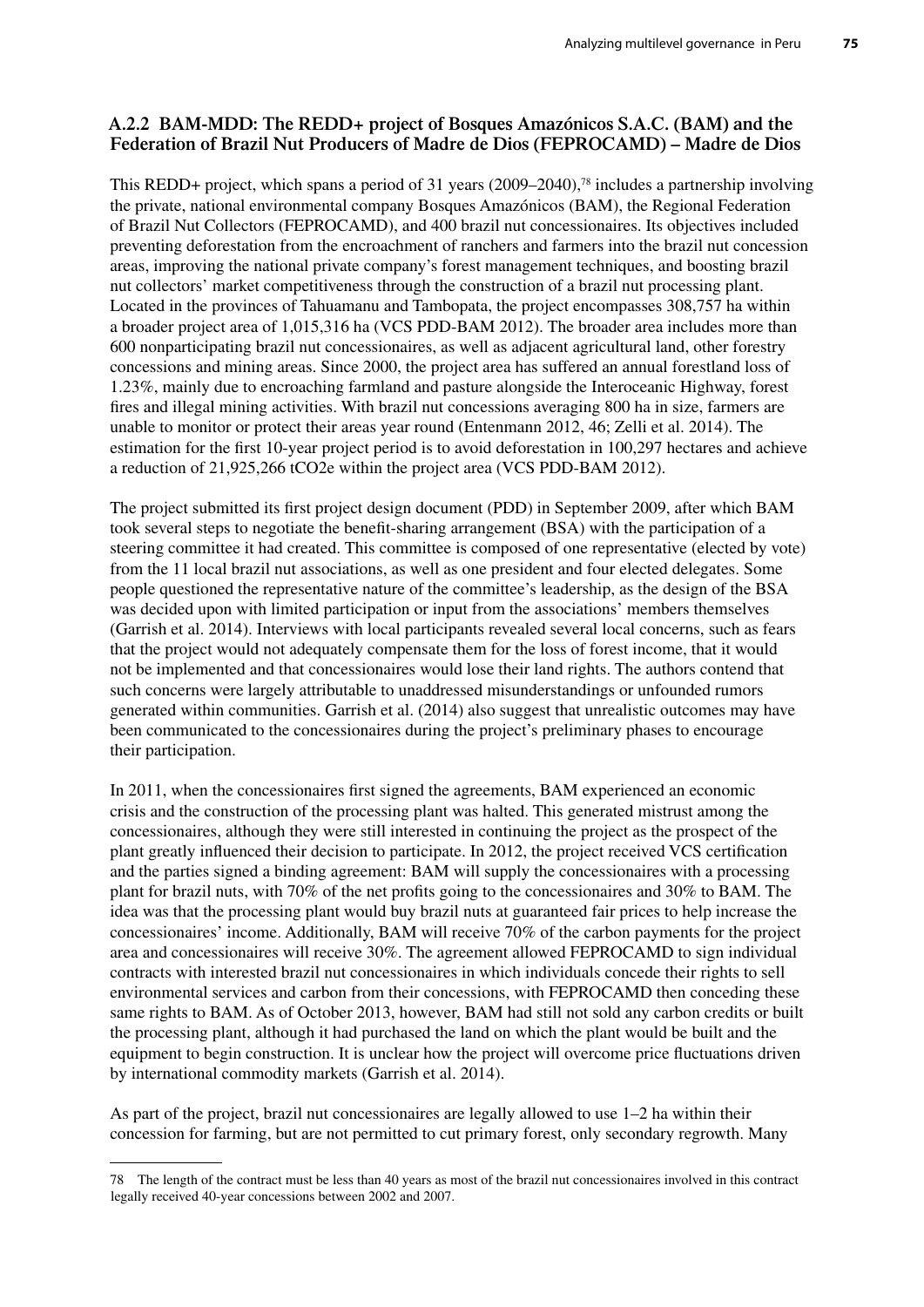### A.2.2 BAM-MDD: The REDD+ project of Bosques Amazónicos S.A.C. (BAM) and the Federation of Brazil Nut Producers of Madre de Dios (FEPROCAMD) – Madre de Dios

This REDD+ project, which spans a period of 31 years (2009–2040),[78] includes a partnership involving the private, national environmental company Bosques Amazónicos (BAM), the Regional Federation of Brazil Nut Collectors (FEPROCAMD), and 400 brazil nut concessionaires. Its objectives included preventing deforestation from the encroachment of ranchers and farmers into the brazil nut concession areas, improving the national private company's forest management techniques, and boosting brazil nut collectors' market competitiveness through the construction of a brazil nut processing plant. Located in the provinces of Tahuamanu and Tambopata, the project encompasses 308,757 ha within a broader project area of 1,015,316 ha (VCS PDD-BAM 2012). The broader area includes more than 600 nonparticipating brazil nut concessionaires, as well as adjacent agricultural land, other forestry concessions and mining areas. Since 2000, the project area has suffered an annual forestland loss of 1.23%, mainly due to encroaching farmland and pasture alongside the Interoceanic Highway, forest fires and illegal mining activities. With brazil nut concessions averaging 800 ha in size, farmers are unable to monitor or protect their areas year round (Entenmann 2012, 46; Zelli et al. 2014). The estimation for the first 10-year project period is to avoid deforestation in 100,297 hectares and achieve a reduction of 21,925,266 tCO2e within the project area (VCS PDD-BAM 2012).

The project submitted its first project design document (PDD) in September 2009, after which BAM took several steps to negotiate the benefit-sharing arrangement (BSA) with the participation of a steering committee it had created. This committee is composed of one representative (elected by vote) from the 11 local brazil nut associations, as well as one president and four elected delegates. Some people questioned the representative nature of the committee's leadership, as the design of the BSA was decided upon with limited participation or input from the associations' members themselves (Garrish et al. 2014). Interviews with local participants revealed several local concerns, such as fears that the project would not adequately compensate them for the loss of forest income, that it would not be implemented and that concessionaires would lose their land rights. The authors contend that such concerns were largely attributable to unaddressed misunderstandings or unfounded rumors generated within communities. Garrish et al. (2014) also suggest that unrealistic outcomes may have been communicated to the concessionaires during the project's preliminary phases to encourage their participation.

In 2011, when the concessionaires first signed the agreements, BAM experienced an economic crisis and the construction of the processing plant was halted. This generated mistrust among the concessionaires, although they were still interested in continuing the project as the prospect of the plant greatly influenced their decision to participate. In 2012, the project received VCS certification and the parties signed a binding agreement: BAM will supply the concessionaires with a processing plant for brazil nuts, with 70% of the net profits going to the concessionaires and 30% to BAM. The idea was that the processing plant would buy brazil nuts at guaranteed fair prices to help increase the concessionaires' income. Additionally, BAM will receive 70% of the carbon payments for the project area and concessionaires will receive 30%. The agreement allowed FEPROCAMD to sign individual contracts with interested brazil nut concessionaires in which individuals concede their rights to sell environmental services and carbon from their concessions, with FEPROCAMD then conceding these same rights to BAM. As of October 2013, however, BAM had still not sold any carbon credits or built the processing plant, although it had purchased the land on which the plant would be built and the equipment to begin construction. It is unclear how the project will overcome price fluctuations driven by international commodity markets (Garrish et al. 2014).

As part of the project, brazil nut concessionaires are legally allowed to use 1–2 ha within their concession for farming, but are not permitted to cut primary forest, only secondary regrowth. Many

---

78 The length of the contract must be less than 40 years as most of the brazil nut concessionaires involved in this contract legally received 40-year concessions between 2002 and 2007.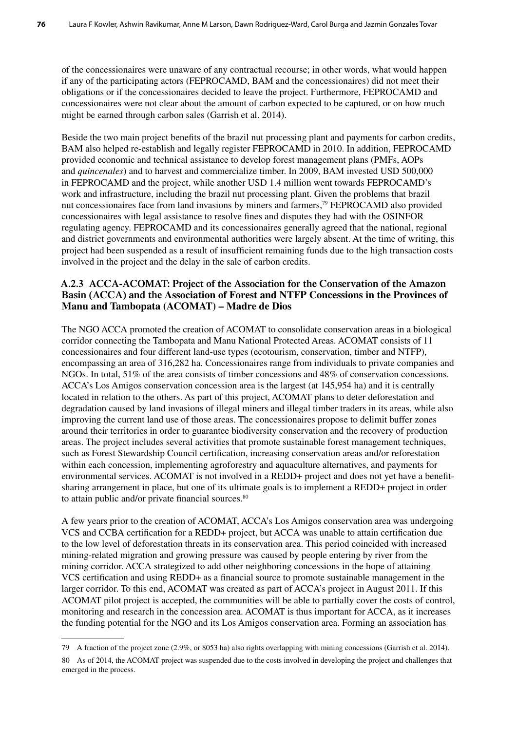of the concessionaires were unaware of any contractual recourse; in other words, what would happen if any of the participating actors (FEPROCAMD, BAM and the concessionaires) did not meet their obligations or if the concessionaires decided to leave the project. Furthermore, FEPROCAMD and concessionaires were not clear about the amount of carbon expected to be captured, or on how much might be earned through carbon sales (Garrish et al. 2014).

Beside the two main project benefits of the brazil nut processing plant and payments for carbon credits, BAM also helped re-establish and legally register FEPROCAMD in 2010. In addition, FEPROCAMD provided economic and technical assistance to develop forest management plans (PMFs, AOPs and *quincenales*) and to harvest and commercialize timber. In 2009, BAM invested USD 500,000 in FEPROCAMD and the project, while another USD 1.4 million went towards FEPROCAMD's work and infrastructure, including the brazil nut processing plant. Given the problems that brazil nut concessionaires face from land invasions by miners and farmers,[79] FEPROCAMD also provided concessionaires with legal assistance to resolve fines and disputes they had with the OSINFOR regulating agency. FEPROCAMD and its concessionaires generally agreed that the national, regional and district governments and environmental authorities were largely absent. At the time of writing, this project had been suspended as a result of insufficient remaining funds due to the high transaction costs involved in the project and the delay in the sale of carbon credits.

### A.2.3 ACCA-ACOMAT: Project of the Association for the Conservation of the Amazon Basin (ACCA) and the Association of Forest and NTFP Concessions in the Provinces of Manu and Tambopata (ACOMAT) – Madre de Dios

The NGO ACCA promoted the creation of ACOMAT to consolidate conservation areas in a biological corridor connecting the Tambopata and Manu National Protected Areas. ACOMAT consists of 11 concessionaires and four different land-use types (ecotourism, conservation, timber and NTFP), encompassing an area of 316,282 ha. Concessionaires range from individuals to private companies and NGOs. In total, 51% of the area consists of timber concessions and 48% of conservation concessions. ACCA's Los Amigos conservation concession area is the largest (at 145,954 ha) and it is centrally located in relation to the others. As part of this project, ACOMAT plans to deter deforestation and degradation caused by land invasions of illegal miners and illegal timber traders in its areas, while also improving the current land use of those areas. The concessionaires propose to delimit buffer zones around their territories in order to guarantee biodiversity conservation and the recovery of production areas. The project includes several activities that promote sustainable forest management techniques, such as Forest Stewardship Council certification, increasing conservation areas and/or reforestation within each concession, implementing agroforestry and aquaculture alternatives, and payments for environmental services. ACOMAT is not involved in a REDD+ project and does not yet have a benefit-sharing arrangement in place, but one of its ultimate goals is to implement a REDD+ project in order to attain public and/or private financial sources.[80]

A few years prior to the creation of ACOMAT, ACCA's Los Amigos conservation area was undergoing VCS and CCBA certification for a REDD+ project, but ACCA was unable to attain certification due to the low level of deforestation threats in its conservation area. This period coincided with increased mining-related migration and growing pressure was caused by people entering by river from the mining corridor. ACCA strategized to add other neighboring concessions in the hope of attaining VCS certification and using REDD+ as a financial source to promote sustainable management in the larger corridor. To this end, ACOMAT was created as part of ACCA's project in August 2011. If this ACOMAT pilot project is accepted, the communities will be able to partially cover the costs of control, monitoring and research in the concession area. ACOMAT is thus important for ACCA, as it increases the funding potential for the NGO and its Los Amigos conservation area. Forming an association has

---

79 A fraction of the project zone (2.9%, or 8053 ha) also rights overlapping with mining concessions (Garrish et al. 2014).

80 As of 2014, the ACOMAT project was suspended due to the costs involved in developing the project and challenges that emerged in the process.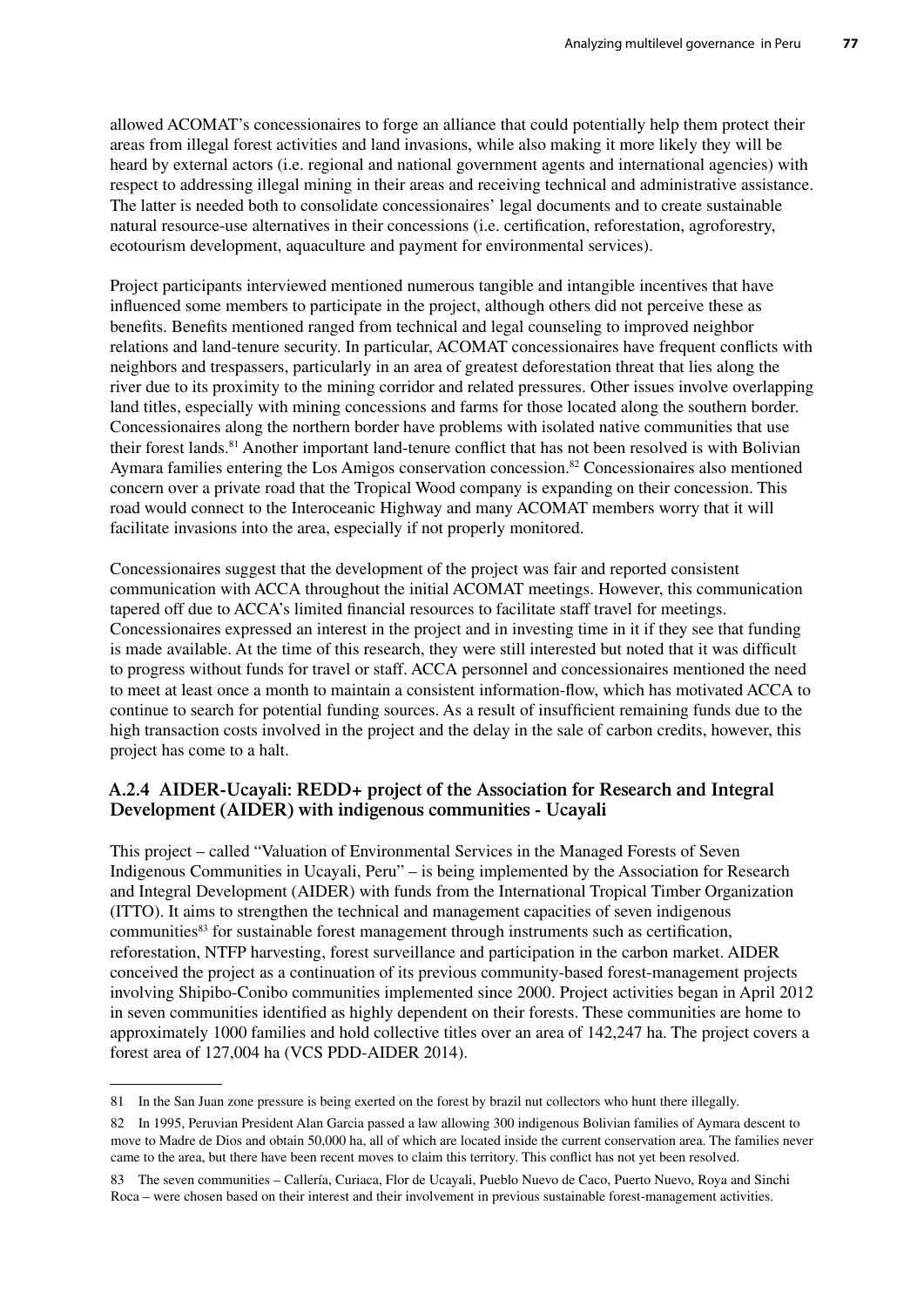allowed ACOMAT's concessionaires to forge an alliance that could potentially help them protect their areas from illegal forest activities and land invasions, while also making it more likely they will be heard by external actors (i.e. regional and national government agents and international agencies) with respect to addressing illegal mining in their areas and receiving technical and administrative assistance. The latter is needed both to consolidate concessionaires' legal documents and to create sustainable natural resource-use alternatives in their concessions (i.e. certification, reforestation, agroforestry, ecotourism development, aquaculture and payment for environmental services).

Project participants interviewed mentioned numerous tangible and intangible incentives that have influenced some members to participate in the project, although others did not perceive these as benefits. Benefits mentioned ranged from technical and legal counseling to improved neighbor relations and land-tenure security. In particular, ACOMAT concessionaires have frequent conflicts with neighbors and trespassers, particularly in an area of greatest deforestation threat that lies along the river due to its proximity to the mining corridor and related pressures. Other issues involve overlapping land titles, especially with mining concessions and farms for those located along the southern border. Concessionaires along the northern border have problems with isolated native communities that use their forest lands.[81] Another important land-tenure conflict that has not been resolved is with Bolivian Aymara families entering the Los Amigos conservation concession.[82] Concessionaires also mentioned concern over a private road that the Tropical Wood company is expanding on their concession. This road would connect to the Interoceanic Highway and many ACOMAT members worry that it will facilitate invasions into the area, especially if not properly monitored.

Concessionaires suggest that the development of the project was fair and reported consistent communication with ACCA throughout the initial ACOMAT meetings. However, this communication tapered off due to ACCA's limited financial resources to facilitate staff travel for meetings. Concessionaires expressed an interest in the project and in investing time in it if they see that funding is made available. At the time of this research, they were still interested but noted that it was difficult to progress without funds for travel or staff. ACCA personnel and concessionaires mentioned the need to meet at least once a month to maintain a consistent information-flow, which has motivated ACCA to continue to search for potential funding sources. As a result of insufficient remaining funds due to the high transaction costs involved in the project and the delay in the sale of carbon credits, however, this project has come to a halt.

### A.2.4 AIDER-Ucayali: REDD+ project of the Association for Research and Integral Development (AIDER) with indigenous communities - Ucayali

This project – called "Valuation of Environmental Services in the Managed Forests of Seven Indigenous Communities in Ucayali, Peru" – is being implemented by the Association for Research and Integral Development (AIDER) with funds from the International Tropical Timber Organization (ITTO). It aims to strengthen the technical and management capacities of seven indigenous communities[83] for sustainable forest management through instruments such as certification, reforestation, NTFP harvesting, forest surveillance and participation in the carbon market. AIDER conceived the project as a continuation of its previous community-based forest-management projects involving Shipibo-Conibo communities implemented since 2000. Project activities began in April 2012 in seven communities identified as highly dependent on their forests. These communities are home to approximately 1000 families and hold collective titles over an area of 142,247 ha. The project covers a forest area of 127,004 ha (VCS PDD-AIDER 2014).

---

81 In the San Juan zone pressure is being exerted on the forest by brazil nut collectors who hunt there illegally.

82 In 1995, Peruvian President Alan Garcia passed a law allowing 300 indigenous Bolivian families of Aymara descent to move to Madre de Dios and obtain 50,000 ha, all of which are located inside the current conservation area. The families never came to the area, but there have been recent moves to claim this territory. This conflict has not yet been resolved.

83 The seven communities – Callería, Curiaca, Flor de Ucayali, Pueblo Nuevo de Caco, Puerto Nuevo, Roya and Sinchi Roca – were chosen based on their interest and their involvement in previous sustainable forest-management activities.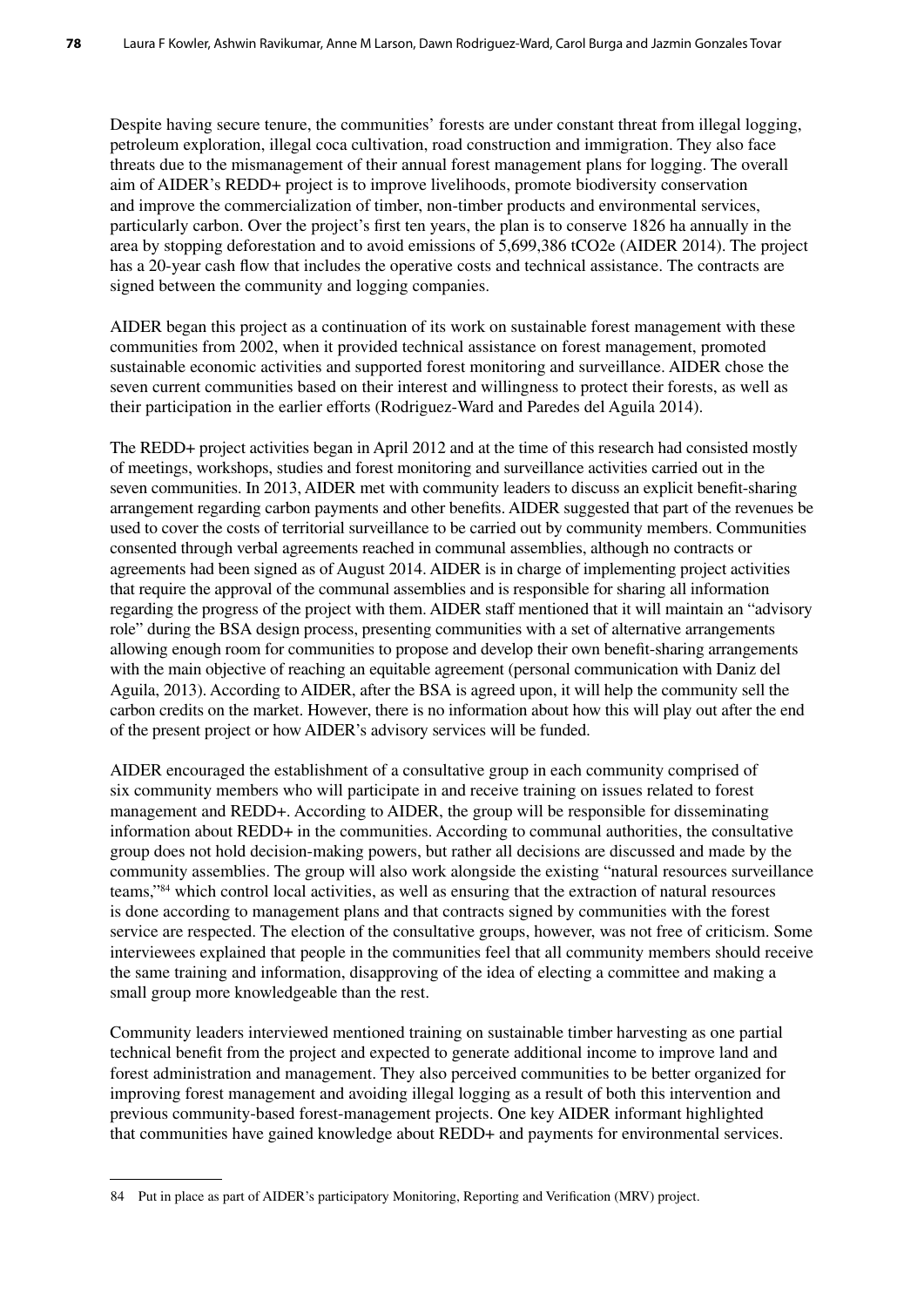Despite having secure tenure, the communities' forests are under constant threat from illegal logging, petroleum exploration, illegal coca cultivation, road construction and immigration. They also face threats due to the mismanagement of their annual forest management plans for logging. The overall aim of AIDER's REDD+ project is to improve livelihoods, promote biodiversity conservation and improve the commercialization of timber, non-timber products and environmental services, particularly carbon. Over the project's first ten years, the plan is to conserve 1826 ha annually in the area by stopping deforestation and to avoid emissions of 5,699,386 tCO2e (AIDER 2014). The project has a 20-year cash flow that includes the operative costs and technical assistance. The contracts are signed between the community and logging companies.

AIDER began this project as a continuation of its work on sustainable forest management with these communities from 2002, when it provided technical assistance on forest management, promoted sustainable economic activities and supported forest monitoring and surveillance. AIDER chose the seven current communities based on their interest and willingness to protect their forests, as well as their participation in the earlier efforts (Rodriguez-Ward and Paredes del Aguila 2014).

The REDD+ project activities began in April 2012 and at the time of this research had consisted mostly of meetings, workshops, studies and forest monitoring and surveillance activities carried out in the seven communities. In 2013, AIDER met with community leaders to discuss an explicit benefit-sharing arrangement regarding carbon payments and other benefits. AIDER suggested that part of the revenues be used to cover the costs of territorial surveillance to be carried out by community members. Communities consented through verbal agreements reached in communal assemblies, although no contracts or agreements had been signed as of August 2014. AIDER is in charge of implementing project activities that require the approval of the communal assemblies and is responsible for sharing all information regarding the progress of the project with them. AIDER staff mentioned that it will maintain an "advisory role" during the BSA design process, presenting communities with a set of alternative arrangements allowing enough room for communities to propose and develop their own benefit-sharing arrangements with the main objective of reaching an equitable agreement (personal communication with Daniz del Aguila, 2013). According to AIDER, after the BSA is agreed upon, it will help the community sell the carbon credits on the market. However, there is no information about how this will play out after the end of the present project or how AIDER's advisory services will be funded.

AIDER encouraged the establishment of a consultative group in each community comprised of six community members who will participate in and receive training on issues related to forest management and REDD+. According to AIDER, the group will be responsible for disseminating information about REDD+ in the communities. According to communal authorities, the consultative group does not hold decision-making powers, but rather all decisions are discussed and made by the community assemblies. The group will also work alongside the existing "natural resources surveillance teams,"[84] which control local activities, as well as ensuring that the extraction of natural resources is done according to management plans and that contracts signed by communities with the forest service are respected. The election of the consultative groups, however, was not free of criticism. Some interviewees explained that people in the communities feel that all community members should receive the same training and information, disapproving of the idea of electing a committee and making a small group more knowledgeable than the rest.

Community leaders interviewed mentioned training on sustainable timber harvesting as one partial technical benefit from the project and expected to generate additional income to improve land and forest administration and management. They also perceived communities to be better organized for improving forest management and avoiding illegal logging as a result of both this intervention and previous community-based forest-management projects. One key AIDER informant highlighted that communities have gained knowledge about REDD+ and payments for environmental services.

---

84 Put in place as part of AIDER's participatory Monitoring, Reporting and Verification (MRV) project.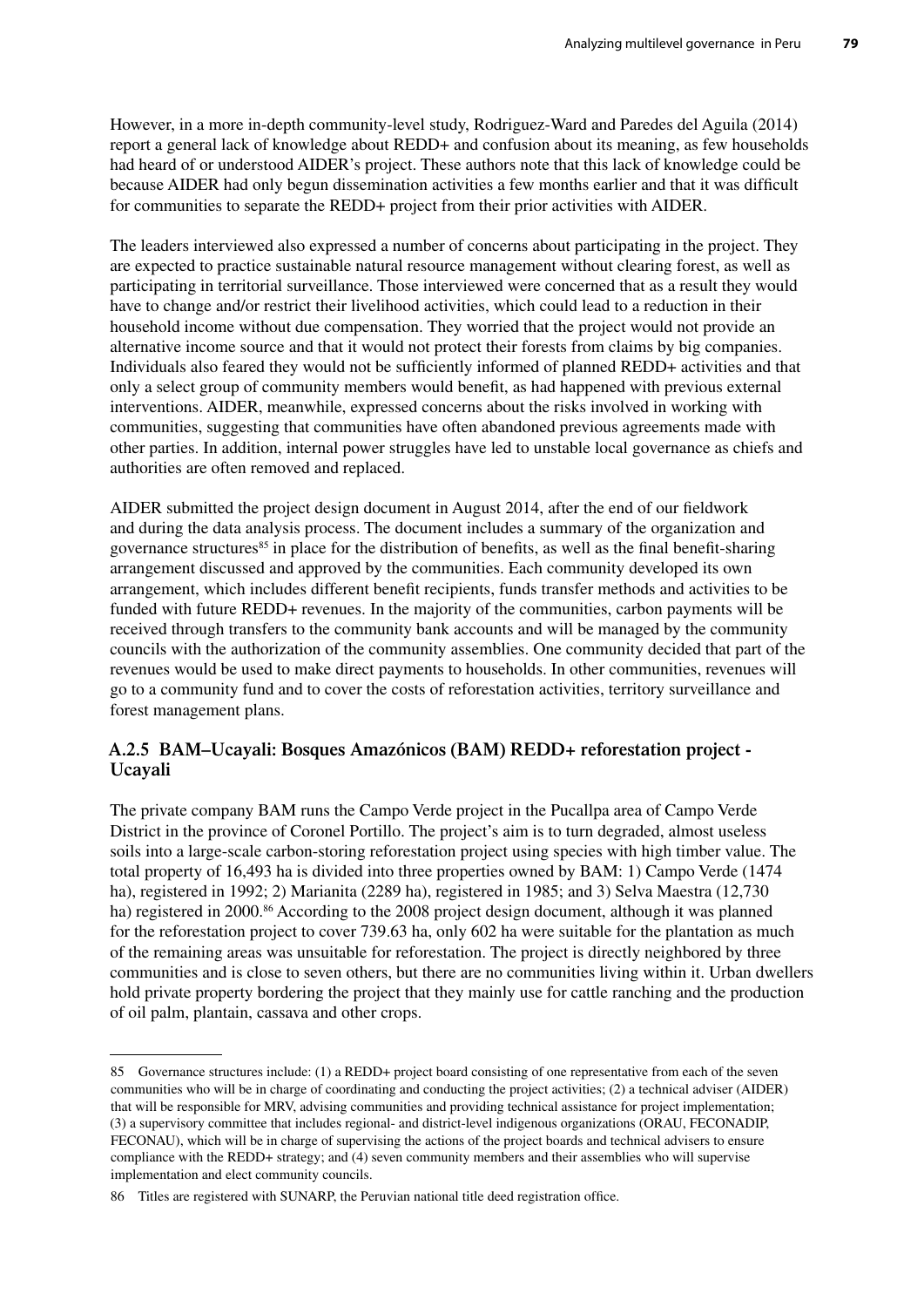However, in a more in-depth community-level study, Rodriguez-Ward and Paredes del Aguila (2014) report a general lack of knowledge about REDD+ and confusion about its meaning, as few households had heard of or understood AIDER's project. These authors note that this lack of knowledge could be because AIDER had only begun dissemination activities a few months earlier and that it was difficult for communities to separate the REDD+ project from their prior activities with AIDER.

The leaders interviewed also expressed a number of concerns about participating in the project. They are expected to practice sustainable natural resource management without clearing forest, as well as participating in territorial surveillance. Those interviewed were concerned that as a result they would have to change and/or restrict their livelihood activities, which could lead to a reduction in their household income without due compensation. They worried that the project would not provide an alternative income source and that it would not protect their forests from claims by big companies. Individuals also feared they would not be sufficiently informed of planned REDD+ activities and that only a select group of community members would benefit, as had happened with previous external interventions. AIDER, meanwhile, expressed concerns about the risks involved in working with communities, suggesting that communities have often abandoned previous agreements made with other parties. In addition, internal power struggles have led to unstable local governance as chiefs and authorities are often removed and replaced.

AIDER submitted the project design document in August 2014, after the end of our fieldwork and during the data analysis process. The document includes a summary of the organization and governance structures[85] in place for the distribution of benefits, as well as the final benefit-sharing arrangement discussed and approved by the communities. Each community developed its own arrangement, which includes different benefit recipients, funds transfer methods and activities to be funded with future REDD+ revenues. In the majority of the communities, carbon payments will be received through transfers to the community bank accounts and will be managed by the community councils with the authorization of the community assemblies. One community decided that part of the revenues would be used to make direct payments to households. In other communities, revenues will go to a community fund and to cover the costs of reforestation activities, territory surveillance and forest management plans.

### A.2.5 BAM–Ucayali: Bosques Amazónicos (BAM) REDD+ reforestation project - Ucayali

The private company BAM runs the Campo Verde project in the Pucallpa area of Campo Verde District in the province of Coronel Portillo. The project's aim is to turn degraded, almost useless soils into a large-scale carbon-storing reforestation project using species with high timber value. The total property of 16,493 ha is divided into three properties owned by BAM: 1) Campo Verde (1474 ha), registered in 1992; 2) Marianita (2289 ha), registered in 1985; and 3) Selva Maestra (12,730 ha) registered in 2000.[86] According to the 2008 project design document, although it was planned for the reforestation project to cover 739.63 ha, only 602 ha were suitable for the plantation as much of the remaining areas was unsuitable for reforestation. The project is directly neighbored by three communities and is close to seven others, but there are no communities living within it. Urban dwellers hold private property bordering the project that they mainly use for cattle ranching and the production of oil palm, plantain, cassava and other crops.

---

85 Governance structures include: (1) a REDD+ project board consisting of one representative from each of the seven communities who will be in charge of coordinating and conducting the project activities; (2) a technical adviser (AIDER) that will be responsible for MRV, advising communities and providing technical assistance for project implementation; (3) a supervisory committee that includes regional- and district-level indigenous organizations (ORAU, FECONADIP, FECONAU), which will be in charge of supervising the actions of the project boards and technical advisers to ensure compliance with the REDD+ strategy; and (4) seven community members and their assemblies who will supervise implementation and elect community councils.

86 Titles are registered with SUNARP, the Peruvian national title deed registration office.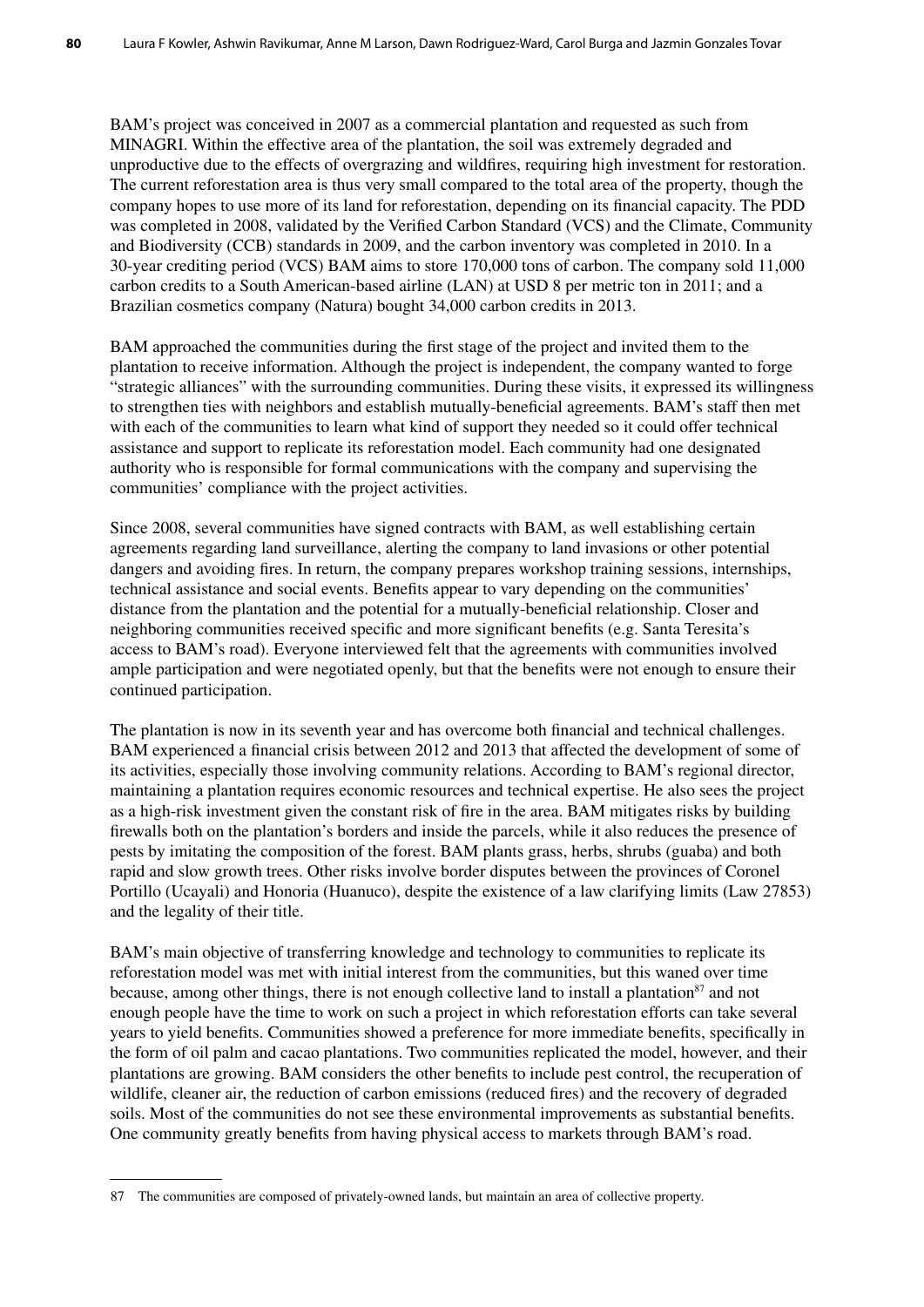BAM's project was conceived in 2007 as a commercial plantation and requested as such from MINAGRI. Within the effective area of the plantation, the soil was extremely degraded and unproductive due to the effects of overgrazing and wildfires, requiring high investment for restoration. The current reforestation area is thus very small compared to the total area of the property, though the company hopes to use more of its land for reforestation, depending on its financial capacity. The PDD was completed in 2008, validated by the Verified Carbon Standard (VCS) and the Climate, Community and Biodiversity (CCB) standards in 2009, and the carbon inventory was completed in 2010. In a 30-year crediting period (VCS) BAM aims to store 170,000 tons of carbon. The company sold 11,000 carbon credits to a South American-based airline (LAN) at USD 8 per metric ton in 2011; and a Brazilian cosmetics company (Natura) bought 34,000 carbon credits in 2013.

BAM approached the communities during the first stage of the project and invited them to the plantation to receive information. Although the project is independent, the company wanted to forge "strategic alliances" with the surrounding communities. During these visits, it expressed its willingness to strengthen ties with neighbors and establish mutually-beneficial agreements. BAM's staff then met with each of the communities to learn what kind of support they needed so it could offer technical assistance and support to replicate its reforestation model. Each community had one designated authority who is responsible for formal communications with the company and supervising the communities' compliance with the project activities.

Since 2008, several communities have signed contracts with BAM, as well establishing certain agreements regarding land surveillance, alerting the company to land invasions or other potential dangers and avoiding fires. In return, the company prepares workshop training sessions, internships, technical assistance and social events. Benefits appear to vary depending on the communities' distance from the plantation and the potential for a mutually-beneficial relationship. Closer and neighboring communities received specific and more significant benefits (e.g. Santa Teresita's access to BAM's road). Everyone interviewed felt that the agreements with communities involved ample participation and were negotiated openly, but that the benefits were not enough to ensure their continued participation.

The plantation is now in its seventh year and has overcome both financial and technical challenges. BAM experienced a financial crisis between 2012 and 2013 that affected the development of some of its activities, especially those involving community relations. According to BAM's regional director, maintaining a plantation requires economic resources and technical expertise. He also sees the project as a high-risk investment given the constant risk of fire in the area. BAM mitigates risks by building firewalls both on the plantation's borders and inside the parcels, while it also reduces the presence of pests by imitating the composition of the forest. BAM plants grass, herbs, shrubs (guaba) and both rapid and slow growth trees. Other risks involve border disputes between the provinces of Coronel Portillo (Ucayali) and Honoria (Huanuco), despite the existence of a law clarifying limits (Law 27853) and the legality of their title.

BAM's main objective of transferring knowledge and technology to communities to replicate its reforestation model was met with initial interest from the communities, but this waned over time because, among other things, there is not enough collective land to install a plantation[87] and not enough people have the time to work on such a project in which reforestation efforts can take several years to yield benefits. Communities showed a preference for more immediate benefits, specifically in the form of oil palm and cacao plantations. Two communities replicated the model, however, and their plantations are growing. BAM considers the other benefits to include pest control, the recuperation of wildlife, cleaner air, the reduction of carbon emissions (reduced fires) and the recovery of degraded soils. Most of the communities do not see these environmental improvements as substantial benefits. One community greatly benefits from having physical access to markets through BAM's road.

---

87 The communities are composed of privately-owned lands, but maintain an area of collective property.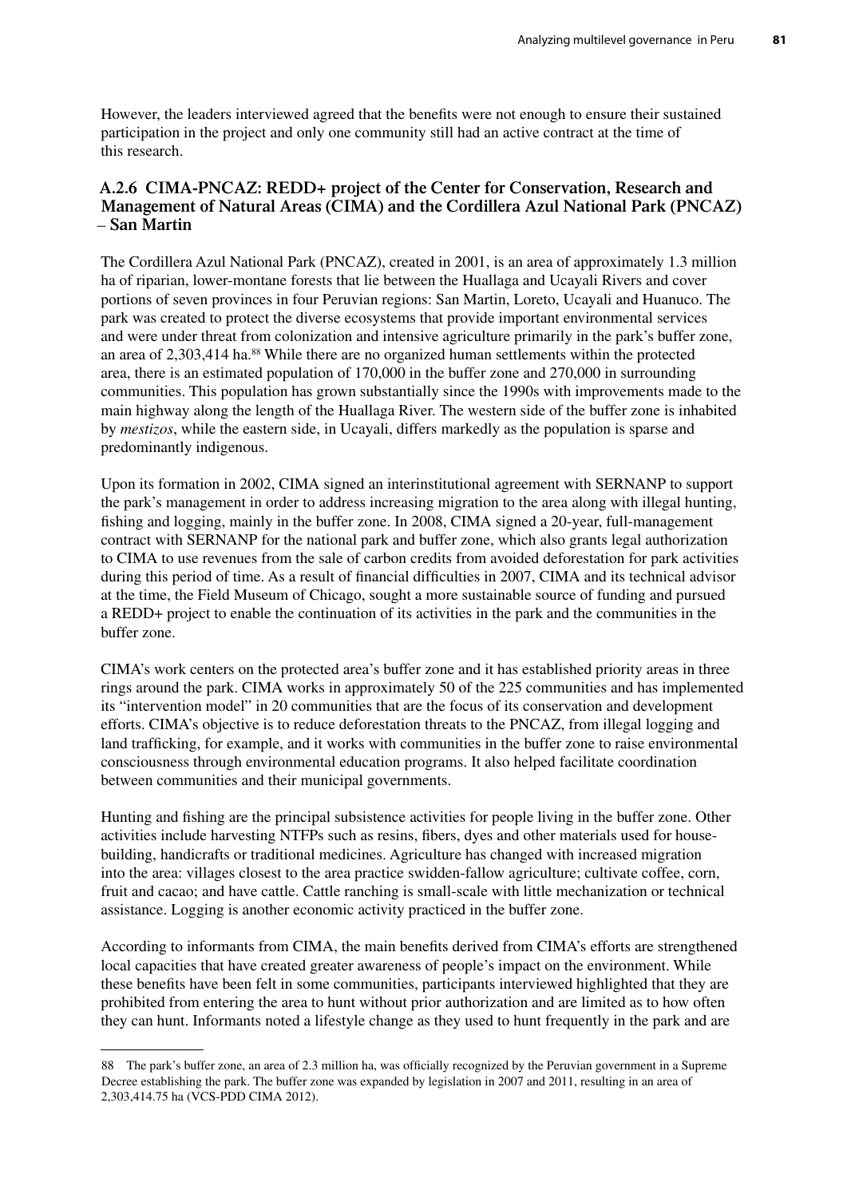However, the leaders interviewed agreed that the benefits were not enough to ensure their sustained participation in the project and only one community still had an active contract at the time of this research.

### A.2.6 CIMA-PNCAZ: REDD+ project of the Center for Conservation, Research and Management of Natural Areas (CIMA) and the Cordillera Azul National Park (PNCAZ) – San Martin

The Cordillera Azul National Park (PNCAZ), created in 2001, is an area of approximately 1.3 million ha of riparian, lower-montane forests that lie between the Huallaga and Ucayali Rivers and cover portions of seven provinces in four Peruvian regions: San Martin, Loreto, Ucayali and Huanuco. The park was created to protect the diverse ecosystems that provide important environmental services and were under threat from colonization and intensive agriculture primarily in the park's buffer zone, an area of 2,303,414 ha.[88] While there are no organized human settlements within the protected area, there is an estimated population of 170,000 in the buffer zone and 270,000 in surrounding communities. This population has grown substantially since the 1990s with improvements made to the main highway along the length of the Huallaga River. The western side of the buffer zone is inhabited by *mestizos*, while the eastern side, in Ucayali, differs markedly as the population is sparse and predominantly indigenous.

Upon its formation in 2002, CIMA signed an interinstitutional agreement with SERNANP to support the park's management in order to address increasing migration to the area along with illegal hunting, fishing and logging, mainly in the buffer zone. In 2008, CIMA signed a 20-year, full-management contract with SERNANP for the national park and buffer zone, which also grants legal authorization to CIMA to use revenues from the sale of carbon credits from avoided deforestation for park activities during this period of time. As a result of financial difficulties in 2007, CIMA and its technical advisor at the time, the Field Museum of Chicago, sought a more sustainable source of funding and pursued a REDD+ project to enable the continuation of its activities in the park and the communities in the buffer zone.

CIMA's work centers on the protected area's buffer zone and it has established priority areas in three rings around the park. CIMA works in approximately 50 of the 225 communities and has implemented its "intervention model" in 20 communities that are the focus of its conservation and development efforts. CIMA's objective is to reduce deforestation threats to the PNCAZ, from illegal logging and land trafficking, for example, and it works with communities in the buffer zone to raise environmental consciousness through environmental education programs. It also helped facilitate coordination between communities and their municipal governments.

Hunting and fishing are the principal subsistence activities for people living in the buffer zone. Other activities include harvesting NTFPs such as resins, fibers, dyes and other materials used for house-building, handicrafts or traditional medicines. Agriculture has changed with increased migration into the area: villages closest to the area practice swidden-fallow agriculture; cultivate coffee, corn, fruit and cacao; and have cattle. Cattle ranching is small-scale with little mechanization or technical assistance. Logging is another economic activity practiced in the buffer zone.

According to informants from CIMA, the main benefits derived from CIMA's efforts are strengthened local capacities that have created greater awareness of people's impact on the environment. While these benefits have been felt in some communities, participants interviewed highlighted that they are prohibited from entering the area to hunt without prior authorization and are limited as to how often they can hunt. Informants noted a lifestyle change as they used to hunt frequently in the park and are

---

88 The park's buffer zone, an area of 2.3 million ha, was officially recognized by the Peruvian government in a Supreme Decree establishing the park. The buffer zone was expanded by legislation in 2007 and 2011, resulting in an area of 2,303,414.75 ha (VCS-PDD CIMA 2012).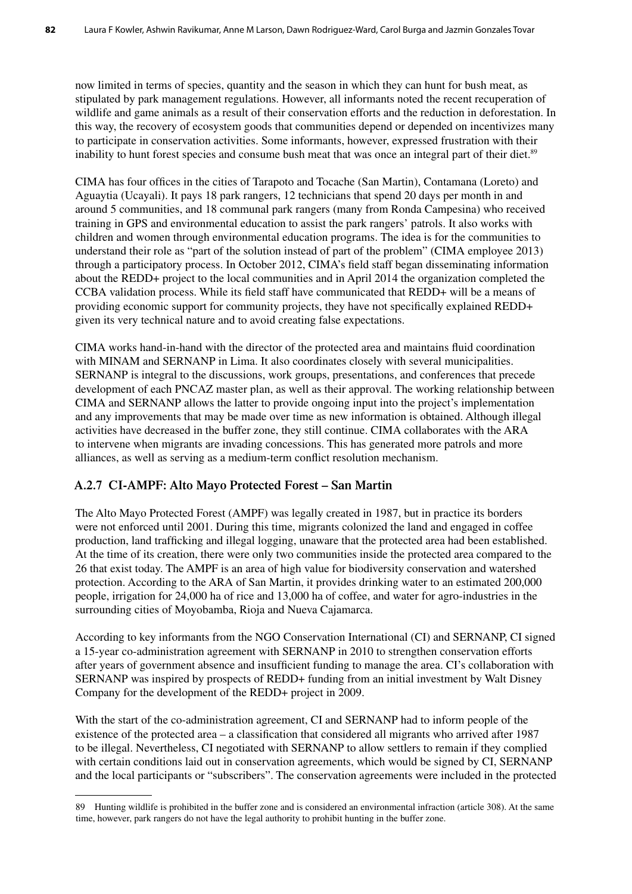now limited in terms of species, quantity and the season in which they can hunt for bush meat, as stipulated by park management regulations. However, all informants noted the recent recuperation of wildlife and game animals as a result of their conservation efforts and the reduction in deforestation. In this way, the recovery of ecosystem goods that communities depend or depended on incentivizes many to participate in conservation activities. Some informants, however, expressed frustration with their inability to hunt forest species and consume bush meat that was once an integral part of their diet.[89]

CIMA has four offices in the cities of Tarapoto and Tocache (San Martin), Contamana (Loreto) and Aguaytia (Ucayali). It pays 18 park rangers, 12 technicians that spend 20 days per month in and around 5 communities, and 18 communal park rangers (many from Ronda Campesina) who received training in GPS and environmental education to assist the park rangers' patrols. It also works with children and women through environmental education programs. The idea is for the communities to understand their role as "part of the solution instead of part of the problem" (CIMA employee 2013) through a participatory process. In October 2012, CIMA's field staff began disseminating information about the REDD+ project to the local communities and in April 2014 the organization completed the CCBA validation process. While its field staff have communicated that REDD+ will be a means of providing economic support for community projects, they have not specifically explained REDD+ given its very technical nature and to avoid creating false expectations.

CIMA works hand-in-hand with the director of the protected area and maintains fluid coordination with MINAM and SERNANP in Lima. It also coordinates closely with several municipalities. SERNANP is integral to the discussions, work groups, presentations, and conferences that precede development of each PNCAZ master plan, as well as their approval. The working relationship between CIMA and SERNANP allows the latter to provide ongoing input into the project's implementation and any improvements that may be made over time as new information is obtained. Although illegal activities have decreased in the buffer zone, they still continue. CIMA collaborates with the ARA to intervene when migrants are invading concessions. This has generated more patrols and more alliances, as well as serving as a medium-term conflict resolution mechanism.

### A.2.7 CI-AMPF: Alto Mayo Protected Forest – San Martin

The Alto Mayo Protected Forest (AMPF) was legally created in 1987, but in practice its borders were not enforced until 2001. During this time, migrants colonized the land and engaged in coffee production, land trafficking and illegal logging, unaware that the protected area had been established. At the time of its creation, there were only two communities inside the protected area compared to the 26 that exist today. The AMPF is an area of high value for biodiversity conservation and watershed protection. According to the ARA of San Martin, it provides drinking water to an estimated 200,000 people, irrigation for 24,000 ha of rice and 13,000 ha of coffee, and water for agro-industries in the surrounding cities of Moyobamba, Rioja and Nueva Cajamarca.

According to key informants from the NGO Conservation International (CI) and SERNANP, CI signed a 15-year co-administration agreement with SERNANP in 2010 to strengthen conservation efforts after years of government absence and insufficient funding to manage the area. CI's collaboration with SERNANP was inspired by prospects of REDD+ funding from an initial investment by Walt Disney Company for the development of the REDD+ project in 2009.

With the start of the co-administration agreement, CI and SERNANP had to inform people of the existence of the protected area – a classification that considered all migrants who arrived after 1987 to be illegal. Nevertheless, CI negotiated with SERNANP to allow settlers to remain if they complied with certain conditions laid out in conservation agreements, which would be signed by CI, SERNANP and the local participants or "subscribers". The conservation agreements were included in the protected

---

89 Hunting wildlife is prohibited in the buffer zone and is considered an environmental infraction (article 308). At the same time, however, park rangers do not have the legal authority to prohibit hunting in the buffer zone.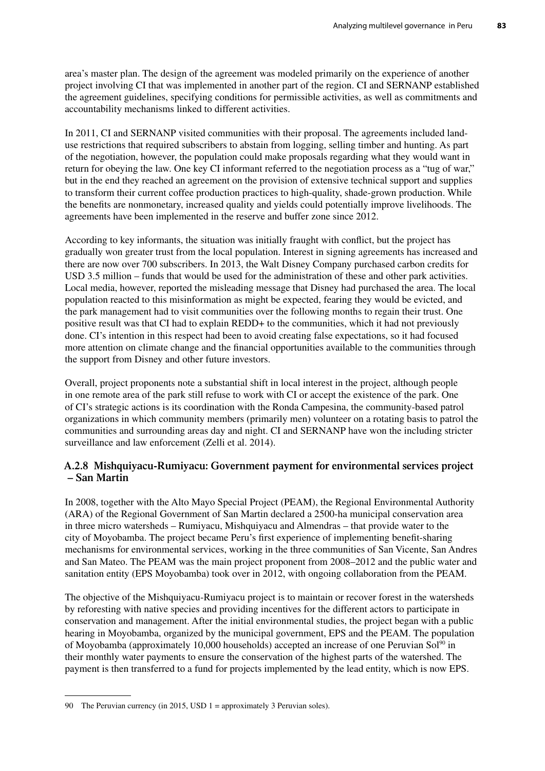area's master plan. The design of the agreement was modeled primarily on the experience of another project involving CI that was implemented in another part of the region. CI and SERNANP established the agreement guidelines, specifying conditions for permissible activities, as well as commitments and accountability mechanisms linked to different activities.

In 2011, CI and SERNANP visited communities with their proposal. The agreements included land-use restrictions that required subscribers to abstain from logging, selling timber and hunting. As part of the negotiation, however, the population could make proposals regarding what they would want in return for obeying the law. One key CI informant referred to the negotiation process as a "tug of war," but in the end they reached an agreement on the provision of extensive technical support and supplies to transform their current coffee production practices to high-quality, shade-grown production. While the benefits are nonmonetary, increased quality and yields could potentially improve livelihoods. The agreements have been implemented in the reserve and buffer zone since 2012.

According to key informants, the situation was initially fraught with conflict, but the project has gradually won greater trust from the local population. Interest in signing agreements has increased and there are now over 700 subscribers. In 2013, the Walt Disney Company purchased carbon credits for USD 3.5 million – funds that would be used for the administration of these and other park activities. Local media, however, reported the misleading message that Disney had purchased the area. The local population reacted to this misinformation as might be expected, fearing they would be evicted, and the park management had to visit communities over the following months to regain their trust. One positive result was that CI had to explain REDD+ to the communities, which it had not previously done. CI's intention in this respect had been to avoid creating false expectations, so it had focused more attention on climate change and the financial opportunities available to the communities through the support from Disney and other future investors.

Overall, project proponents note a substantial shift in local interest in the project, although people in one remote area of the park still refuse to work with CI or accept the existence of the park. One of CI's strategic actions is its coordination with the Ronda Campesina, the community-based patrol organizations in which community members (primarily men) volunteer on a rotating basis to patrol the communities and surrounding areas day and night. CI and SERNANP have won the including stricter surveillance and law enforcement (Zelli et al. 2014).

### A.2.8 Mishquiyacu-Rumiyacu: Government payment for environmental services project – San Martin

In 2008, together with the Alto Mayo Special Project (PEAM), the Regional Environmental Authority (ARA) of the Regional Government of San Martin declared a 2500-ha municipal conservation area in three micro watersheds – Rumiyacu, Mishquiyacu and Almendras – that provide water to the city of Moyobamba. The project became Peru's first experience of implementing benefit-sharing mechanisms for environmental services, working in the three communities of San Vicente, San Andres and San Mateo. The PEAM was the main project proponent from 2008–2012 and the public water and sanitation entity (EPS Moyobamba) took over in 2012, with ongoing collaboration from the PEAM.

The objective of the Mishquiyacu-Rumiyacu project is to maintain or recover forest in the watersheds by reforesting with native species and providing incentives for the different actors to participate in conservation and management. After the initial environmental studies, the project began with a public hearing in Moyobamba, organized by the municipal government, EPS and the PEAM. The population of Moyobamba (approximately 10,000 households) accepted an increase of one Peruvian Sol[90] in their monthly water payments to ensure the conservation of the highest parts of the watershed. The payment is then transferred to a fund for projects implemented by the lead entity, which is now EPS.

---

90 The Peruvian currency (in 2015, USD 1 = approximately 3 Peruvian soles).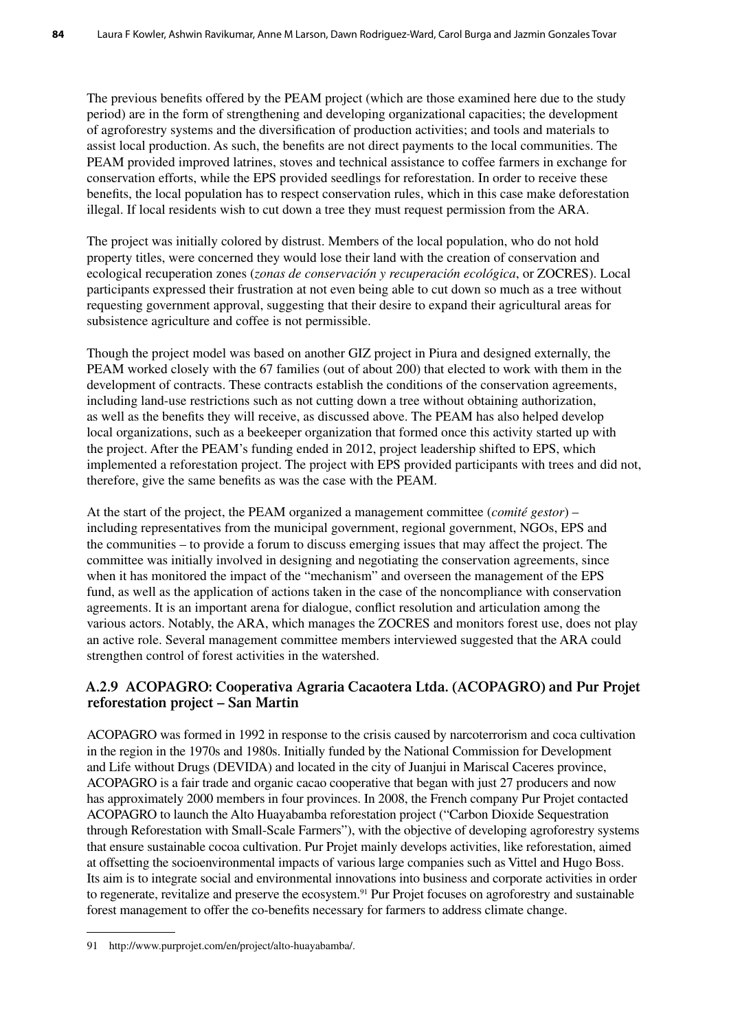The previous benefits offered by the PEAM project (which are those examined here due to the study period) are in the form of strengthening and developing organizational capacities; the development of agroforestry systems and the diversification of production activities; and tools and materials to assist local production. As such, the benefits are not direct payments to the local communities. The PEAM provided improved latrines, stoves and technical assistance to coffee farmers in exchange for conservation efforts, while the EPS provided seedlings for reforestation. In order to receive these benefits, the local population has to respect conservation rules, which in this case make deforestation illegal. If local residents wish to cut down a tree they must request permission from the ARA.

The project was initially colored by distrust. Members of the local population, who do not hold property titles, were concerned they would lose their land with the creation of conservation and ecological recuperation zones (*zonas de conservación y recuperación ecológica*, or ZOCRES). Local participants expressed their frustration at not even being able to cut down so much as a tree without requesting government approval, suggesting that their desire to expand their agricultural areas for subsistence agriculture and coffee is not permissible.

Though the project model was based on another GIZ project in Piura and designed externally, the PEAM worked closely with the 67 families (out of about 200) that elected to work with them in the development of contracts. These contracts establish the conditions of the conservation agreements, including land-use restrictions such as not cutting down a tree without obtaining authorization, as well as the benefits they will receive, as discussed above. The PEAM has also helped develop local organizations, such as a beekeeper organization that formed once this activity started up with the project. After the PEAM's funding ended in 2012, project leadership shifted to EPS, which implemented a reforestation project. The project with EPS provided participants with trees and did not, therefore, give the same benefits as was the case with the PEAM.

At the start of the project, the PEAM organized a management committee (*comité gestor*) – including representatives from the municipal government, regional government, NGOs, EPS and the communities – to provide a forum to discuss emerging issues that may affect the project. The committee was initially involved in designing and negotiating the conservation agreements, since when it has monitored the impact of the "mechanism" and overseen the management of the EPS fund, as well as the application of actions taken in the case of the noncompliance with conservation agreements. It is an important arena for dialogue, conflict resolution and articulation among the various actors. Notably, the ARA, which manages the ZOCRES and monitors forest use, does not play an active role. Several management committee members interviewed suggested that the ARA could strengthen control of forest activities in the watershed.

### A.2.9 ACOPAGRO: Cooperativa Agraria Cacaotera Ltda. (ACOPAGRO) and Pur Projet reforestation project – San Martin

ACOPAGRO was formed in 1992 in response to the crisis caused by narcoterrorism and coca cultivation in the region in the 1970s and 1980s. Initially funded by the National Commission for Development and Life without Drugs (DEVIDA) and located in the city of Juanjui in Mariscal Caceres province, ACOPAGRO is a fair trade and organic cacao cooperative that began with just 27 producers and now has approximately 2000 members in four provinces. In 2008, the French company Pur Projet contacted ACOPAGRO to launch the Alto Huayabamba reforestation project ("Carbon Dioxide Sequestration through Reforestation with Small-Scale Farmers"), with the objective of developing agroforestry systems that ensure sustainable cocoa cultivation. Pur Projet mainly develops activities, like reforestation, aimed at offsetting the socioenvironmental impacts of various large companies such as Vittel and Hugo Boss. Its aim is to integrate social and environmental innovations into business and corporate activities in order to regenerate, revitalize and preserve the ecosystem.[91] Pur Projet focuses on agroforestry and sustainable forest management to offer the co-benefits necessary for farmers to address climate change.

---

91 http://www.purprojet.com/en/project/alto-huayabamba/.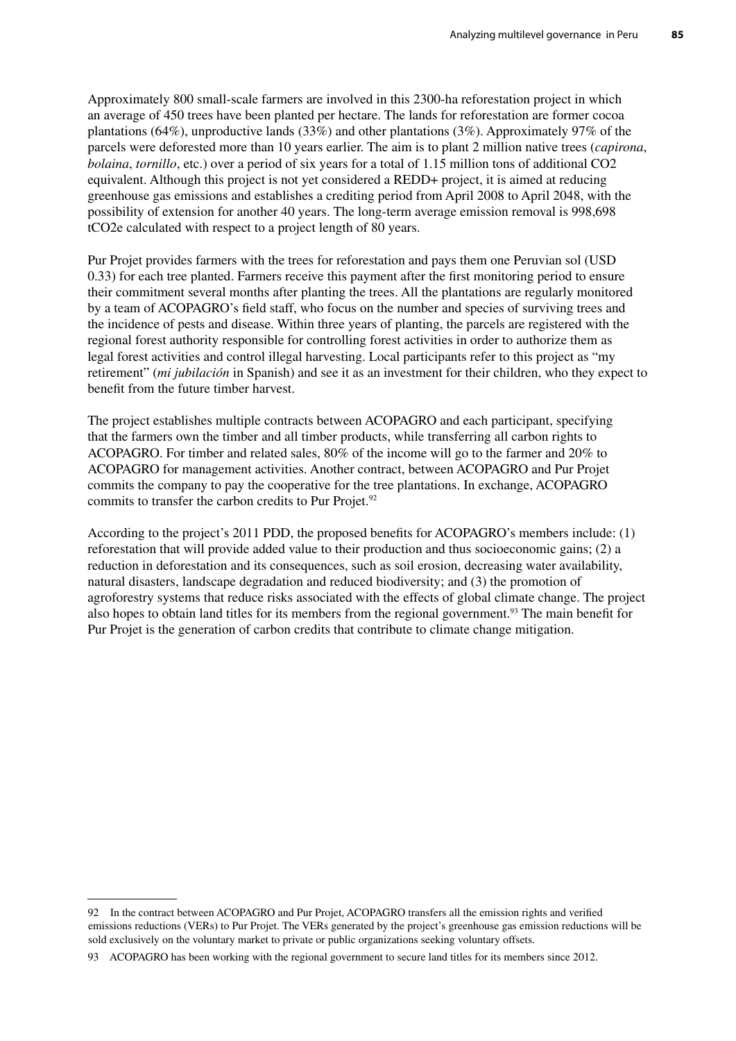Approximately 800 small-scale farmers are involved in this 2300-ha reforestation project in which an average of 450 trees have been planted per hectare. The lands for reforestation are former cocoa plantations (64%), unproductive lands (33%) and other plantations (3%). Approximately 97% of the parcels were deforested more than 10 years earlier. The aim is to plant 2 million native trees (*capirona*, *bolaina*, *tornillo*, etc.) over a period of six years for a total of 1.15 million tons of additional $CO_2$ equivalent. Although this project is not yet considered a REDD+ project, it is aimed at reducing greenhouse gas emissions and establishes a crediting period from April 2008 to April 2048, with the possibility of extension for another 40 years. The long-term average emission removal is 998,698 $tCO_2e$ calculated with respect to a project length of 80 years.

Pur Projet provides farmers with the trees for reforestation and pays them one Peruvian sol (USD 0.33) for each tree planted. Farmers receive this payment after the first monitoring period to ensure their commitment several months after planting the trees. All the plantations are regularly monitored by a team of ACOPAGRO's field staff, who focus on the number and species of surviving trees and the incidence of pests and disease. Within three years of planting, the parcels are registered with the regional forest authority responsible for controlling forest activities in order to authorize them as legal forest activities and control illegal harvesting. Local participants refer to this project as "my retirement" (*mi jubilación* in Spanish) and see it as an investment for their children, who they expect to benefit from the future timber harvest.

The project establishes multiple contracts between ACOPAGRO and each participant, specifying that the farmers own the timber and all timber products, while transferring all carbon rights to ACOPAGRO. For timber and related sales, 80% of the income will go to the farmer and 20% to ACOPAGRO for management activities. Another contract, between ACOPAGRO and Pur Projet commits the company to pay the cooperative for the tree plantations. In exchange, ACOPAGRO commits to transfer the carbon credits to Pur Projet.[92]

According to the project's 2011 PDD, the proposed benefits for ACOPAGRO's members include: (1) reforestation that will provide added value to their production and thus socioeconomic gains; (2) a reduction in deforestation and its consequences, such as soil erosion, decreasing water availability, natural disasters, landscape degradation and reduced biodiversity; and (3) the promotion of agroforestry systems that reduce risks associated with the effects of global climate change. The project also hopes to obtain land titles for its members from the regional government.[93] The main benefit for Pur Projet is the generation of carbon credits that contribute to climate change mitigation.

---

92 In the contract between ACOPAGRO and Pur Projet, ACOPAGRO transfers all the emission rights and verified emissions reductions (VERs) to Pur Projet. The VERs generated by the project's greenhouse gas emission reductions will be sold exclusively on the voluntary market to private or public organizations seeking voluntary offsets.

93 ACOPAGRO has been working with the regional government to secure land titles for its members since 2012.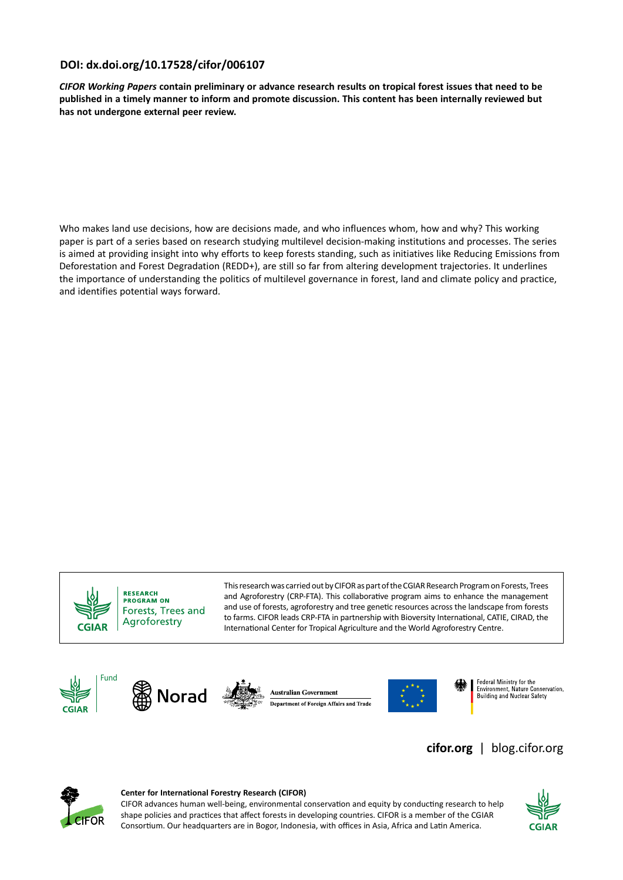**DOI: dx.doi.org/10.17528/cifor/006107**

***CIFOR Working Papers*** **contain preliminary or advance research results on tropical forest issues that need to be published in a timely manner to inform and promote discussion. This content has been internally reviewed but has not undergone external peer review.**

Who makes land use decisions, how are decisions made, and who influences whom, how and why? This working paper is part of a series based on research studying multilevel decision-making institutions and processes. The series is aimed at providing insight into why efforts to keep forests standing, such as initiatives like Reducing Emissions from Deforestation and Forest Degradation (REDD+), are still so far from altering development trajectories. It underlines the importance of understanding the politics of multilevel governance in forest, land and climate policy and practice, and identifies potential ways forward.

RESEARCH PROGRAM ON Forests, Trees and Agroforestry

This research was carried out by CIFOR as part of the CGIAR Research Program on Forests, Trees and Agroforestry (CRP-FTA). This collaborative program aims to enhance the management and use of forests, agroforestry and tree genetic resources across the landscape from forests to farms. CIFOR leads CRP-FTA in partnership with Bioversity International, CATIE, CIRAD, the International Center for Tropical Agriculture and the World Agroforestry Centre.

CGIAR Fund

Norad

Australian Government
Department of Foreign Affairs and Trade

Federal Ministry for the Environment, Nature Conservation, Building and Nuclear Safety

**cifor.org** | blog.cifor.org

**Center for International Forestry Research (CIFOR)**
CIFOR advances human well-being, environmental conservation and equity by conducting research to help shape policies and practices that affect forests in developing countries. CIFOR is a member of the CGIAR Consortium. Our headquarters are in Bogor, Indonesia, with offices in Asia, Africa and Latin America.